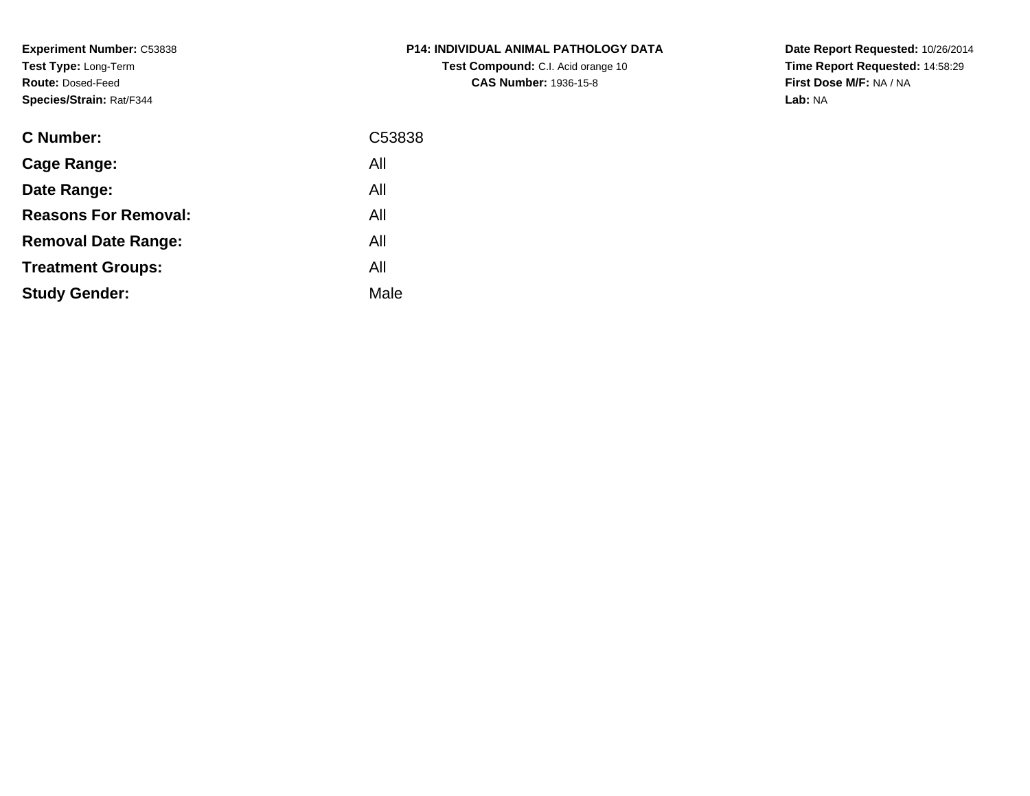**Experiment Number:** C53838
**Test Type:** Long-Term
**Route:** Dosed-Feed
**Species/Strain:** Rat/F344

**P14: INDIVIDUAL ANIMAL PATHOLOGY DATA**
**Test Compound:** C.I. Acid orange 10
**CAS Number:** 1936-15-8

**Date Report Requested:** 10/26/2014
**Time Report Requested:** 14:58:29
**First Dose M/F:** NA / NA
**Lab:** NA

| | |
|---|---|
| **C Number:** | C53838 |
| **Cage Range:** | All |
| **Date Range:** | All |
| **Reasons For Removal:** | All |
| **Removal Date Range:** | All |
| **Treatment Groups:** | All |
| **Study Gender:** | Male |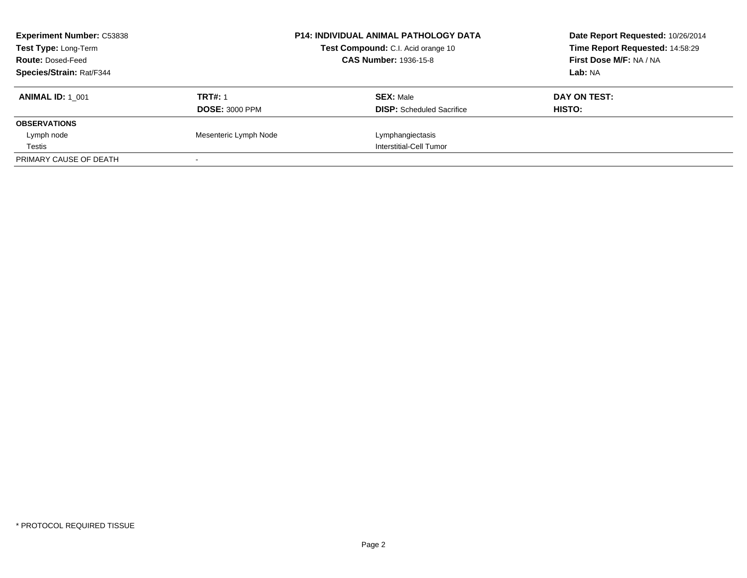**Experiment Number:** C53838
**Test Type:** Long-Term
**Route:** Dosed-Feed
**Species/Strain:** Rat/F344

**P14: INDIVIDUAL ANIMAL PATHOLOGY DATA**
**Test Compound:** C.I. Acid orange 10
**CAS Number:** 1936-15-8

**Date Report Requested:** 10/26/2014
**Time Report Requested:** 14:58:29
**First Dose M/F:** NA / NA
**Lab:** NA

| **ANIMAL ID:** 1_001 | **TRT#:** 1 | **SEX:** Male | **DAY ON TEST:** |
|---|---|---|---|
| | **DOSE:** 3000 PPM | **DISP:** Scheduled Sacrifice | **HISTO:** |
| **OBSERVATIONS** | | | |
| Lymph node | Mesenteric Lymph Node | Lymphangiectasis | |
| Testis | | Interstitial-Cell Tumor | |
| PRIMARY CAUSE OF DEATH | - | | |

\* PROTOCOL REQUIRED TISSUE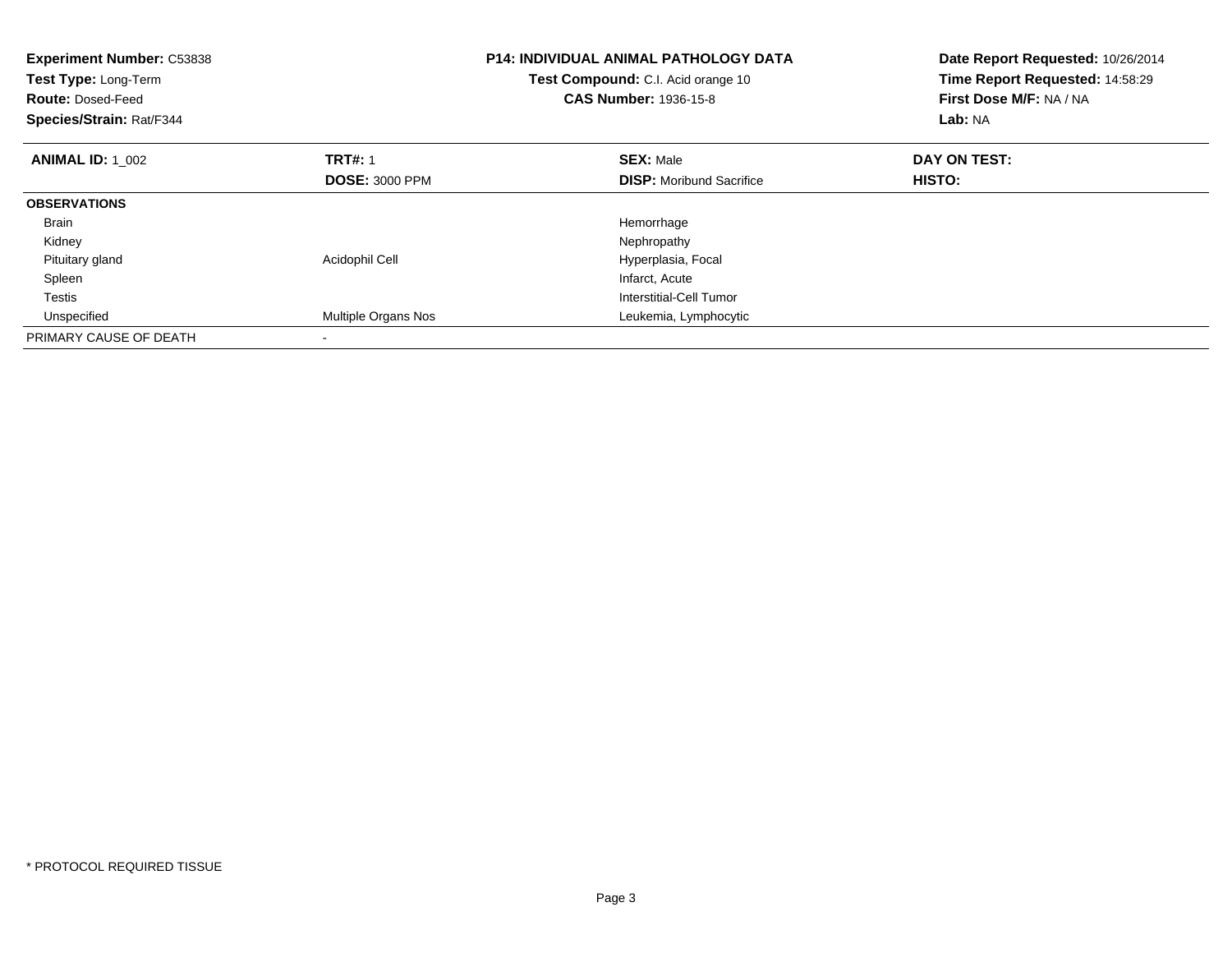**Experiment Number:** C53838
**Test Type:** Long-Term
**Route:** Dosed-Feed
**Species/Strain:** Rat/F344

**P14: INDIVIDUAL ANIMAL PATHOLOGY DATA**
**Test Compound:** C.I. Acid orange 10
**CAS Number:** 1936-15-8

**Date Report Requested:** 10/26/2014
**Time Report Requested:** 14:58:29
**First Dose M/F:** NA / NA
**Lab:** NA

| **ANIMAL ID:** 1_002 | **TRT#:** 1 | **SEX:** Male | **DAY ON TEST:** |
|---|---|---|---|
| | **DOSE:** 3000 PPM | **DISP:** Moribund Sacrifice | **HISTO:** |
| **OBSERVATIONS** | | | |
| Brain | | Hemorrhage | |
| Kidney | | Nephropathy | |
| Pituitary gland | Acidophil Cell | Hyperplasia, Focal | |
| Spleen | | Infarct, Acute | |
| Testis | | Interstitial-Cell Tumor | |
| Unspecified | Multiple Organs Nos | Leukemia, Lymphocytic | |
| PRIMARY CAUSE OF DEATH | - | | |

* PROTOCOL REQUIRED TISSUE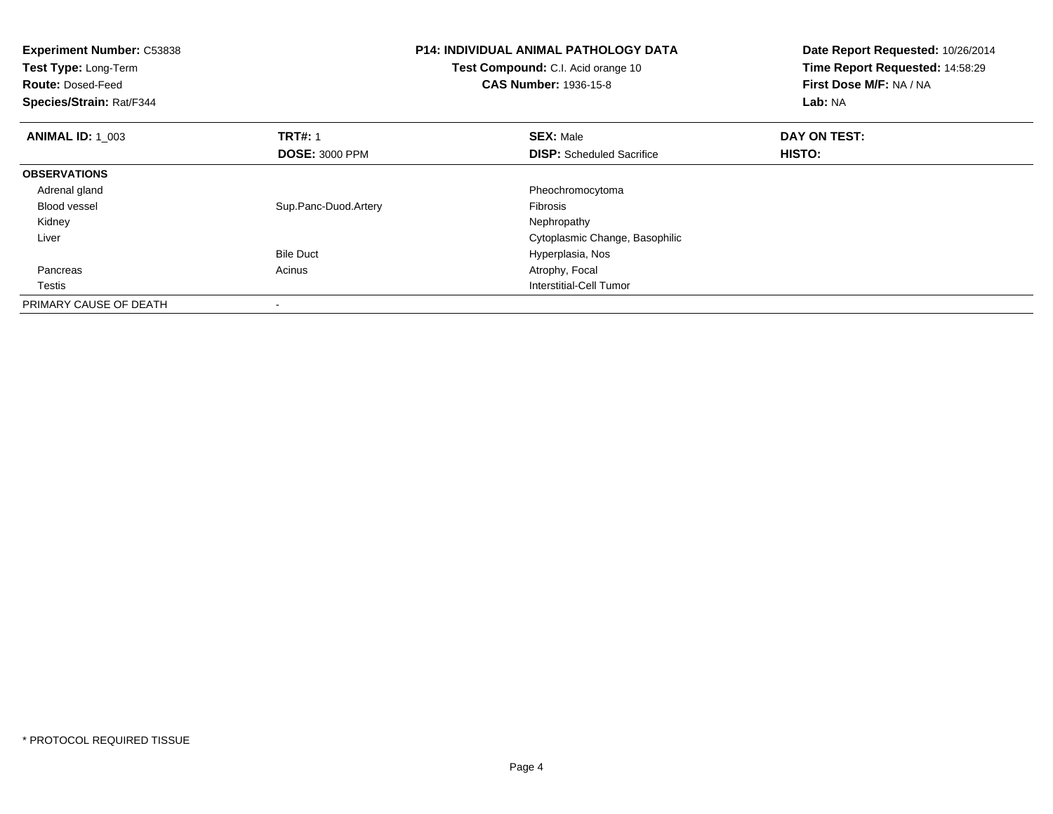**Experiment Number:** C53838
**Test Type:** Long-Term
**Route:** Dosed-Feed
**Species/Strain:** Rat/F344

**P14: INDIVIDUAL ANIMAL PATHOLOGY DATA**
**Test Compound:** C.I. Acid orange 10
**CAS Number:** 1936-15-8

**Date Report Requested:** 10/26/2014
**Time Report Requested:** 14:58:29
**First Dose M/F:** NA / NA
**Lab:** NA

| **ANIMAL ID:** 1_003 | **TRT#:** 1 | **SEX:** Male | **DAY ON TEST:** |
|---|---|---|---|
| | **DOSE:** 3000 PPM | **DISP:** Scheduled Sacrifice | **HISTO:** |
| **OBSERVATIONS** | | | |
| Adrenal gland | | Pheochromocytoma | |
| Blood vessel | Sup.Panc-Duod.Artery | Fibrosis | |
| Kidney | | Nephropathy | |
| Liver | | Cytoplasmic Change, Basophilic | |
| | Bile Duct | Hyperplasia, Nos | |
| Pancreas | Acinus | Atrophy, Focal | |
| Testis | | Interstitial-Cell Tumor | |
| PRIMARY CAUSE OF DEATH | - | | |

* PROTOCOL REQUIRED TISSUE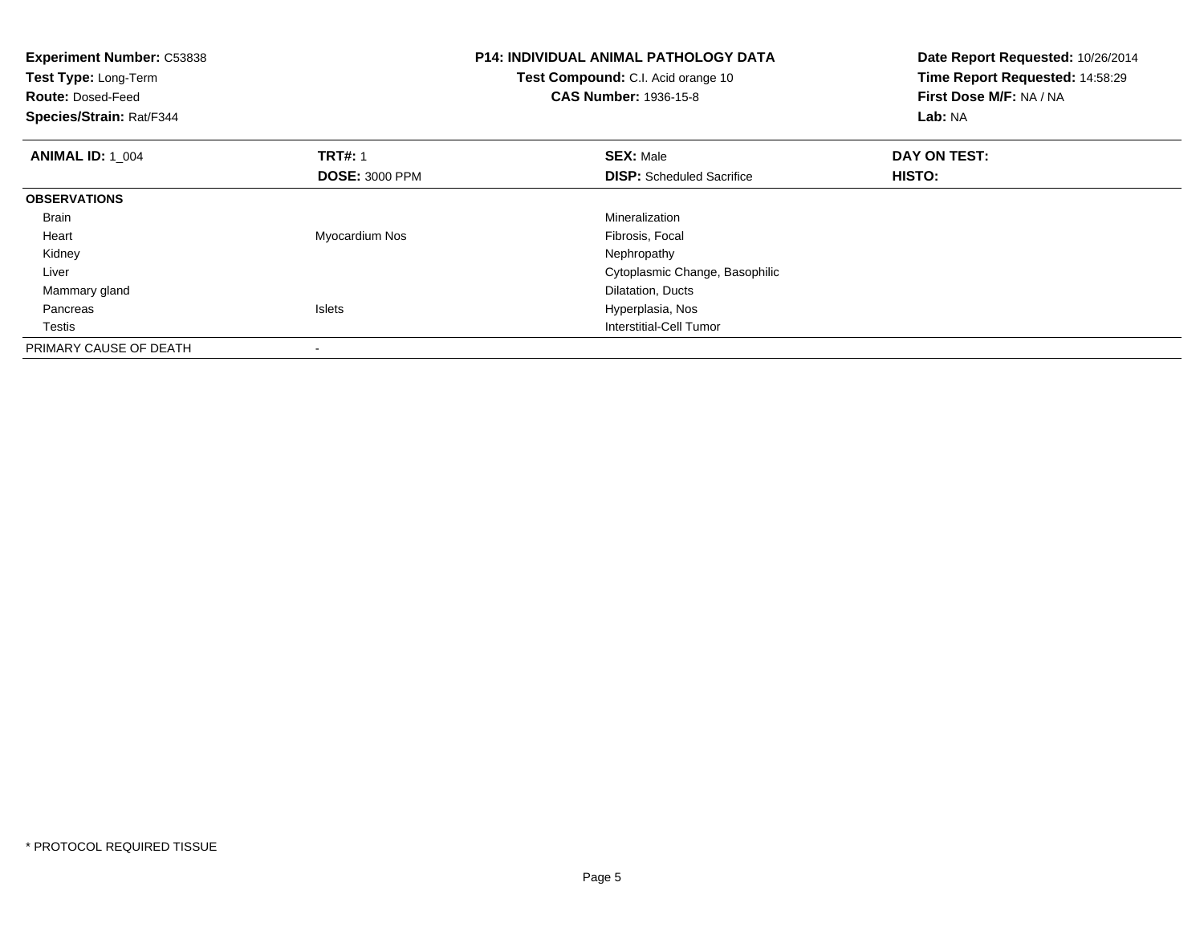**Experiment Number:** C53838
**Test Type:** Long-Term
**Route:** Dosed-Feed
**Species/Strain:** Rat/F344

**P14: INDIVIDUAL ANIMAL PATHOLOGY DATA**
**Test Compound:** C.I. Acid orange 10
**CAS Number:** 1936-15-8

**Date Report Requested:** 10/26/2014
**Time Report Requested:** 14:58:29
**First Dose M/F:** NA / NA
**Lab:** NA

| **ANIMAL ID:** 1_004 | **TRT#:** 1 | **SEX:** Male | **DAY ON TEST:** |
|---|---|---|---|
| | **DOSE:** 3000 PPM | **DISP:** Scheduled Sacrifice | **HISTO:** |
| **OBSERVATIONS** | | | |
| Brain | | Mineralization | |
| Heart | Myocardium Nos | Fibrosis, Focal | |
| Kidney | | Nephropathy | |
| Liver | | Cytoplasmic Change, Basophilic | |
| Mammary gland | | Dilatation, Ducts | |
| Pancreas | Islets | Hyperplasia, Nos | |
| Testis | | Interstitial-Cell Tumor | |
| PRIMARY CAUSE OF DEATH | - | | |

* PROTOCOL REQUIRED TISSUE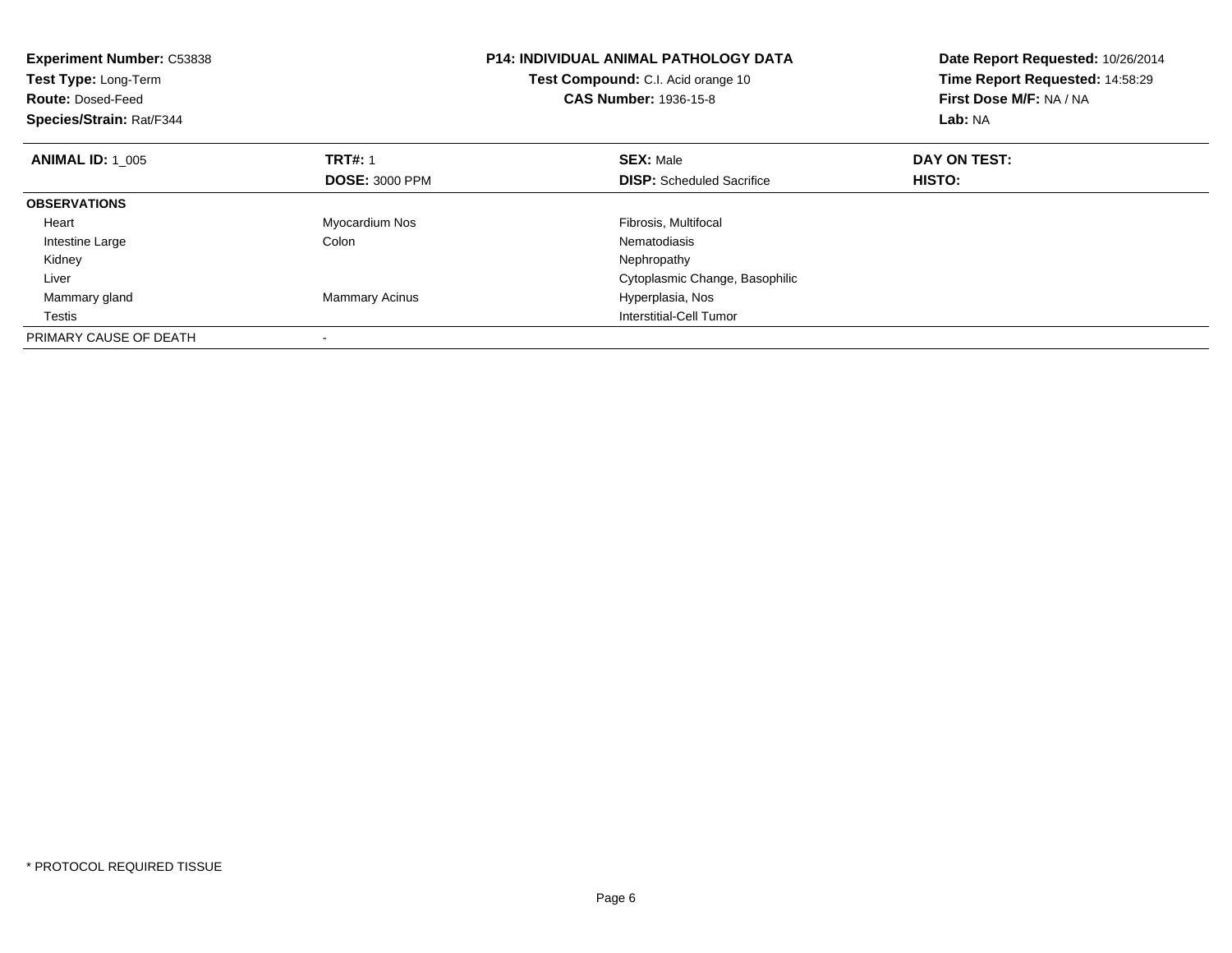**Experiment Number:** C53838
**Test Type:** Long-Term
**Route:** Dosed-Feed
**Species/Strain:** Rat/F344

**P14: INDIVIDUAL ANIMAL PATHOLOGY DATA**
**Test Compound:** C.I. Acid orange 10
**CAS Number:** 1936-15-8

**Date Report Requested:** 10/26/2014
**Time Report Requested:** 14:58:29
**First Dose M/F:** NA / NA
**Lab:** NA

| **ANIMAL ID:** 1_005 | **TRT#:** 1 | **SEX:** Male | **DAY ON TEST:** |
|---|---|---|---|
| | **DOSE:** 3000 PPM | **DISP:** Scheduled Sacrifice | **HISTO:** |
| **OBSERVATIONS** | | | |
| Heart | Myocardium Nos | Fibrosis, Multifocal | |
| Intestine Large | Colon | Nematodiasis | |
| Kidney | | Nephropathy | |
| Liver | | Cytoplasmic Change, Basophilic | |
| Mammary gland | Mammary Acinus | Hyperplasia, Nos | |
| Testis | | Interstitial-Cell Tumor | |
| PRIMARY CAUSE OF DEATH | - | | |

* PROTOCOL REQUIRED TISSUE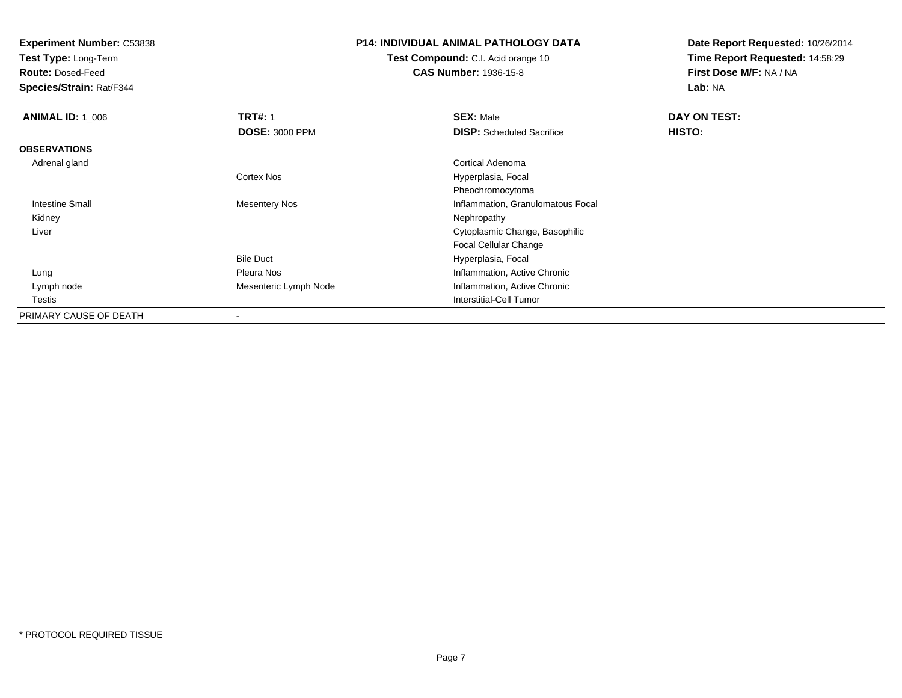**Experiment Number:** C53838
**Test Type:** Long-Term
**Route:** Dosed-Feed
**Species/Strain:** Rat/F344

**P14: INDIVIDUAL ANIMAL PATHOLOGY DATA**
**Test Compound:** C.I. Acid orange 10
**CAS Number:** 1936-15-8

**Date Report Requested:** 10/26/2014
**Time Report Requested:** 14:58:29
**First Dose M/F:** NA / NA
**Lab:** NA

| **ANIMAL ID:** 1_006 | **TRT#:** 1 | **SEX:** Male | **DAY ON TEST:** |
|---|---|---|---|
| | **DOSE:** 3000 PPM | **DISP:** Scheduled Sacrifice | **HISTO:** |
| **OBSERVATIONS** | | | |
| Adrenal gland | | Cortical Adenoma | |
| | Cortex Nos | Hyperplasia, Focal | |
| | | Pheochromocytoma | |
| Intestine Small | Mesentery Nos | Inflammation, Granulomatous Focal | |
| Kidney | | Nephropathy | |
| Liver | | Cytoplasmic Change, Basophilic | |
| | | Focal Cellular Change | |
| | Bile Duct | Hyperplasia, Focal | |
| Lung | Pleura Nos | Inflammation, Active Chronic | |
| Lymph node | Mesenteric Lymph Node | Inflammation, Active Chronic | |
| Testis | | Interstitial-Cell Tumor | |
| PRIMARY CAUSE OF DEATH | - | | |

* PROTOCOL REQUIRED TISSUE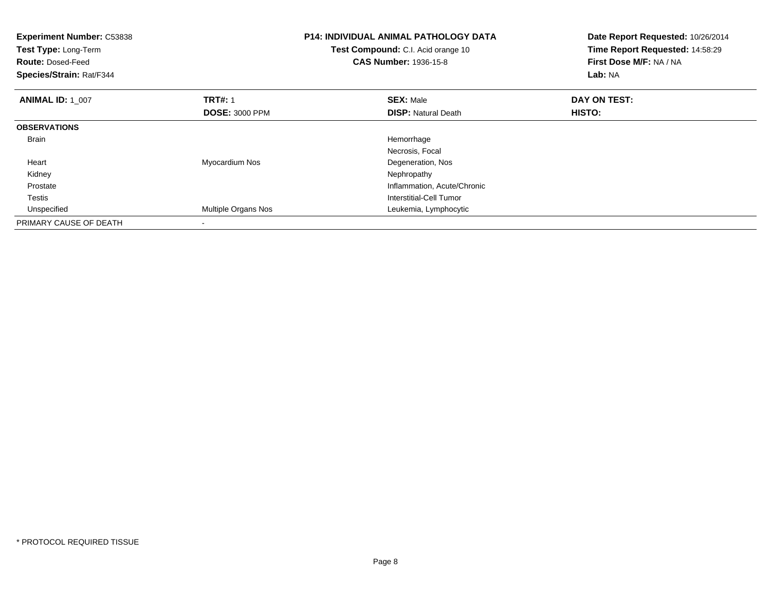**Experiment Number:** C53838
**Test Type:** Long-Term
**Route:** Dosed-Feed
**Species/Strain:** Rat/F344

**P14: INDIVIDUAL ANIMAL PATHOLOGY DATA**
**Test Compound:** C.I. Acid orange 10
**CAS Number:** 1936-15-8

**Date Report Requested:** 10/26/2014
**Time Report Requested:** 14:58:29
**First Dose M/F:** NA / NA
**Lab:** NA

| **ANIMAL ID:** 1_007 | **TRT#:** 1 | **SEX:** Male | **DAY ON TEST:** |
|---|---|---|---|
| | **DOSE:** 3000 PPM | **DISP:** Natural Death | **HISTO:** |
| **OBSERVATIONS** | | | |
| Brain | | Hemorrhage | |
| | | Necrosis, Focal | |
| Heart | Myocardium Nos | Degeneration, Nos | |
| Kidney | | Nephropathy | |
| Prostate | | Inflammation, Acute/Chronic | |
| Testis | | Interstitial-Cell Tumor | |
| Unspecified | Multiple Organs Nos | Leukemia, Lymphocytic | |
| PRIMARY CAUSE OF DEATH | - | | |

* PROTOCOL REQUIRED TISSUE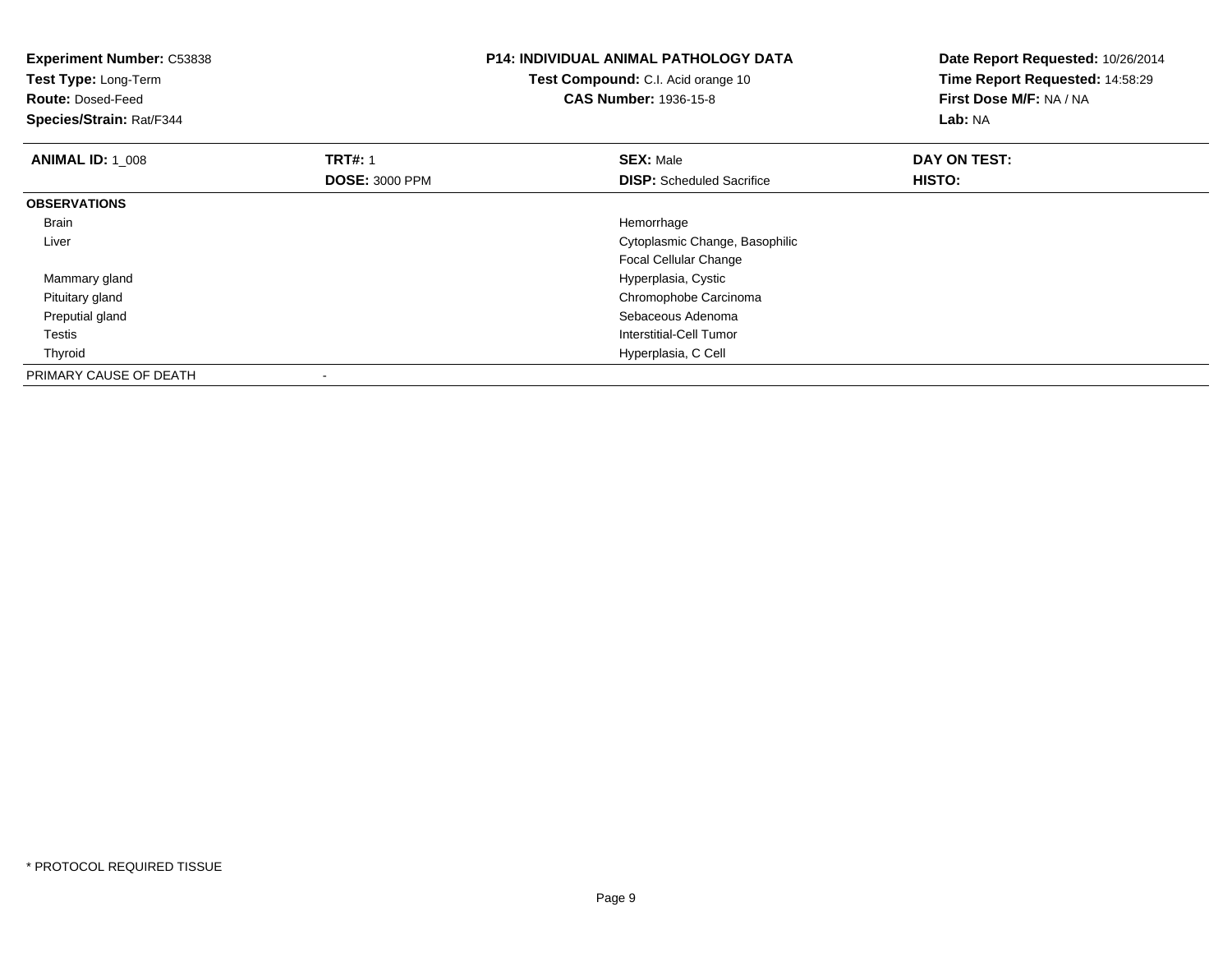**Experiment Number:** C53838
**Test Type:** Long-Term
**Route:** Dosed-Feed
**Species/Strain:** Rat/F344

**P14: INDIVIDUAL ANIMAL PATHOLOGY DATA**
**Test Compound:** C.I. Acid orange 10
**CAS Number:** 1936-15-8

**Date Report Requested:** 10/26/2014
**Time Report Requested:** 14:58:29
**First Dose M/F:** NA / NA
**Lab:** NA

| **ANIMAL ID:** 1_008 | **TRT#:** 1 | **SEX:** Male | **DAY ON TEST:** |
|---|---|---|---|
| | **DOSE:** 3000 PPM | **DISP:** Scheduled Sacrifice | **HISTO:** |
| **OBSERVATIONS** | | | |
| Brain | | Hemorrhage | |
| Liver | | Cytoplasmic Change, Basophilic | |
| | | Focal Cellular Change | |
| Mammary gland | | Hyperplasia, Cystic | |
| Pituitary gland | | Chromophobe Carcinoma | |
| Preputial gland | | Sebaceous Adenoma | |
| Testis | | Interstitial-Cell Tumor | |
| Thyroid | | Hyperplasia, C Cell | |
| PRIMARY CAUSE OF DEATH | - | | |

* PROTOCOL REQUIRED TISSUE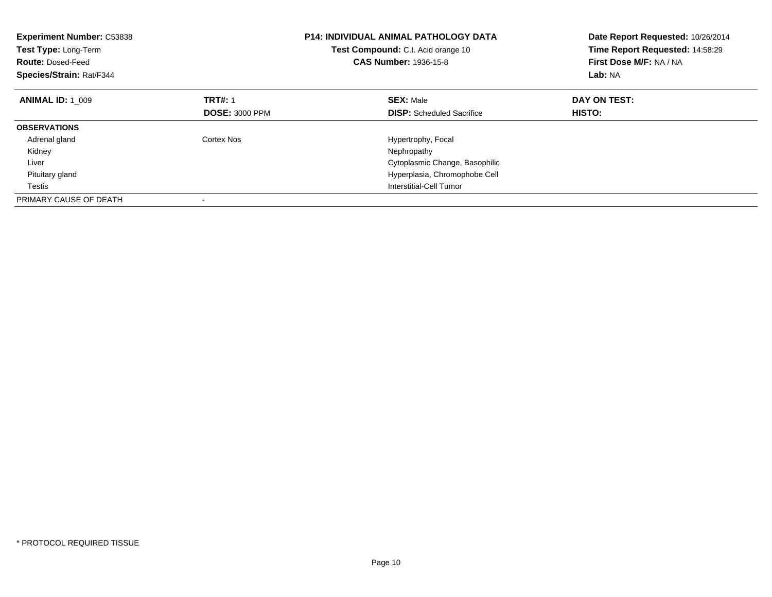**Experiment Number:** C53838
**Test Type:** Long-Term
**Route:** Dosed-Feed
**Species/Strain:** Rat/F344

**P14: INDIVIDUAL ANIMAL PATHOLOGY DATA**
**Test Compound:** C.I. Acid orange 10
**CAS Number:** 1936-15-8

**Date Report Requested:** 10/26/2014
**Time Report Requested:** 14:58:29
**First Dose M/F:** NA / NA
**Lab:** NA

| **ANIMAL ID:** 1_009 | **TRT#:** 1 | **SEX:** Male | **DAY ON TEST:** |
|---|---|---|---|
| | **DOSE:** 3000 PPM | **DISP:** Scheduled Sacrifice | **HISTO:** |
| **OBSERVATIONS** | | | |
| Adrenal gland | Cortex Nos | Hypertrophy, Focal | |
| Kidney | | Nephropathy | |
| Liver | | Cytoplasmic Change, Basophilic | |
| Pituitary gland | | Hyperplasia, Chromophobe Cell | |
| Testis | | Interstitial-Cell Tumor | |
| PRIMARY CAUSE OF DEATH | - | | |

* PROTOCOL REQUIRED TISSUE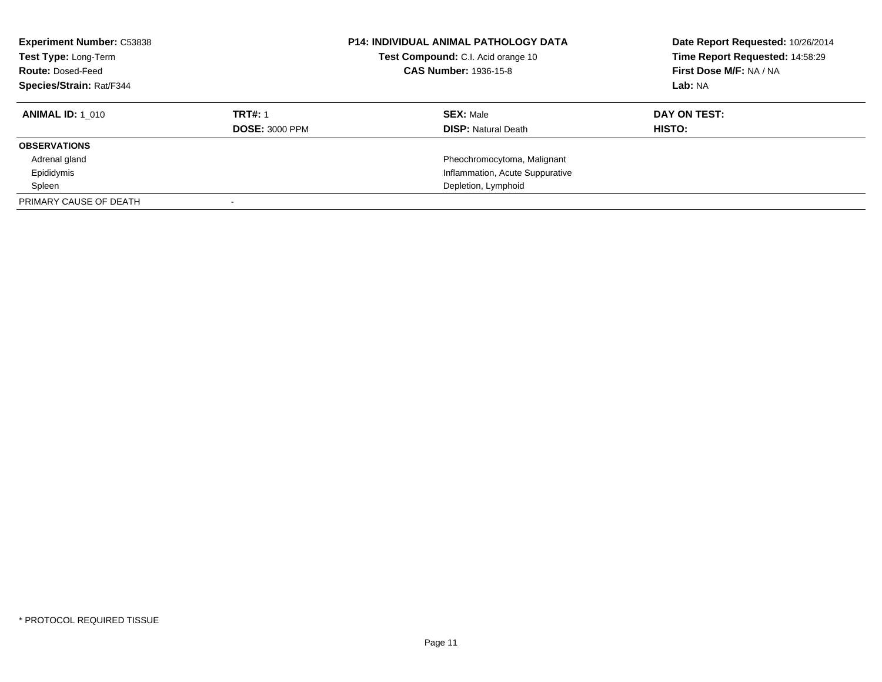**Experiment Number:** C53838
**Test Type:** Long-Term
**Route:** Dosed-Feed
**Species/Strain:** Rat/F344

**P14: INDIVIDUAL ANIMAL PATHOLOGY DATA**
**Test Compound:** C.I. Acid orange 10
**CAS Number:** 1936-15-8

**Date Report Requested:** 10/26/2014
**Time Report Requested:** 14:58:29
**First Dose M/F:** NA / NA
**Lab:** NA

| **ANIMAL ID:** 1_010 | **TRT#:** 1 | **SEX:** Male | **DAY ON TEST:** |
|---|---|---|---|
| | **DOSE:** 3000 PPM | **DISP:** Natural Death | **HISTO:** |
| **OBSERVATIONS** | | | |
| Adrenal gland | | Pheochromocytoma, Malignant | |
| Epididymis | | Inflammation, Acute Suppurative | |
| Spleen | | Depletion, Lymphoid | |
| PRIMARY CAUSE OF DEATH | - | | |

* PROTOCOL REQUIRED TISSUE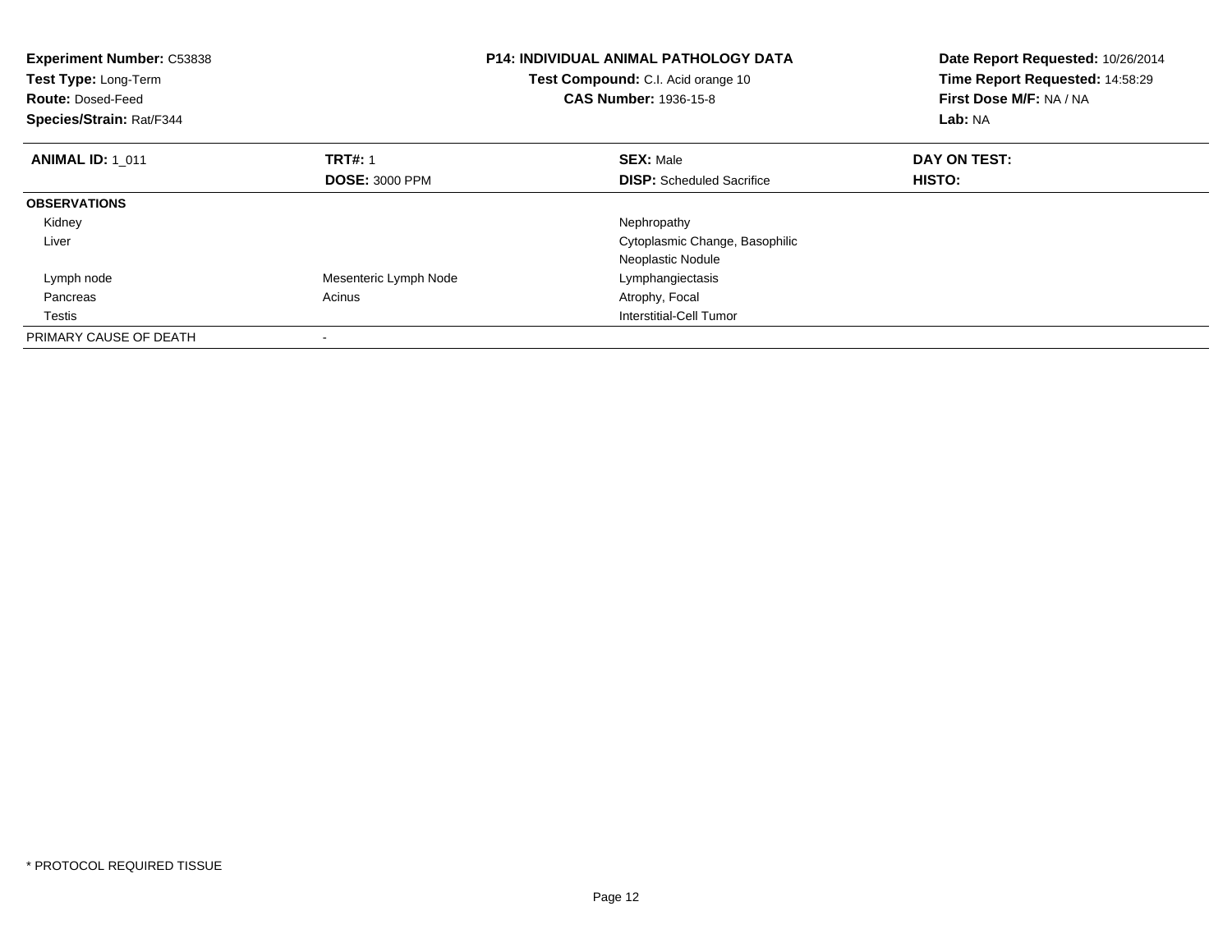**Experiment Number:** C53838
**Test Type:** Long-Term
**Route:** Dosed-Feed
**Species/Strain:** Rat/F344

**P14: INDIVIDUAL ANIMAL PATHOLOGY DATA**
**Test Compound:** C.I. Acid orange 10
**CAS Number:** 1936-15-8

**Date Report Requested:** 10/26/2014
**Time Report Requested:** 14:58:29
**First Dose M/F:** NA / NA
**Lab:** NA

| **ANIMAL ID:** 1_011 | **TRT#:** 1 | **SEX:** Male | **DAY ON TEST:** |
|---|---|---|---|
| | **DOSE:** 3000 PPM | **DISP:** Scheduled Sacrifice | **HISTO:** |
| **OBSERVATIONS** | | | |
| Kidney | | Nephropathy | |
| Liver | | Cytoplasmic Change, Basophilic | |
| | | Neoplastic Nodule | |
| Lymph node | Mesenteric Lymph Node | Lymphangiectasis | |
| Pancreas | Acinus | Atrophy, Focal | |
| Testis | | Interstitial-Cell Tumor | |
| PRIMARY CAUSE OF DEATH | - | | |

* PROTOCOL REQUIRED TISSUE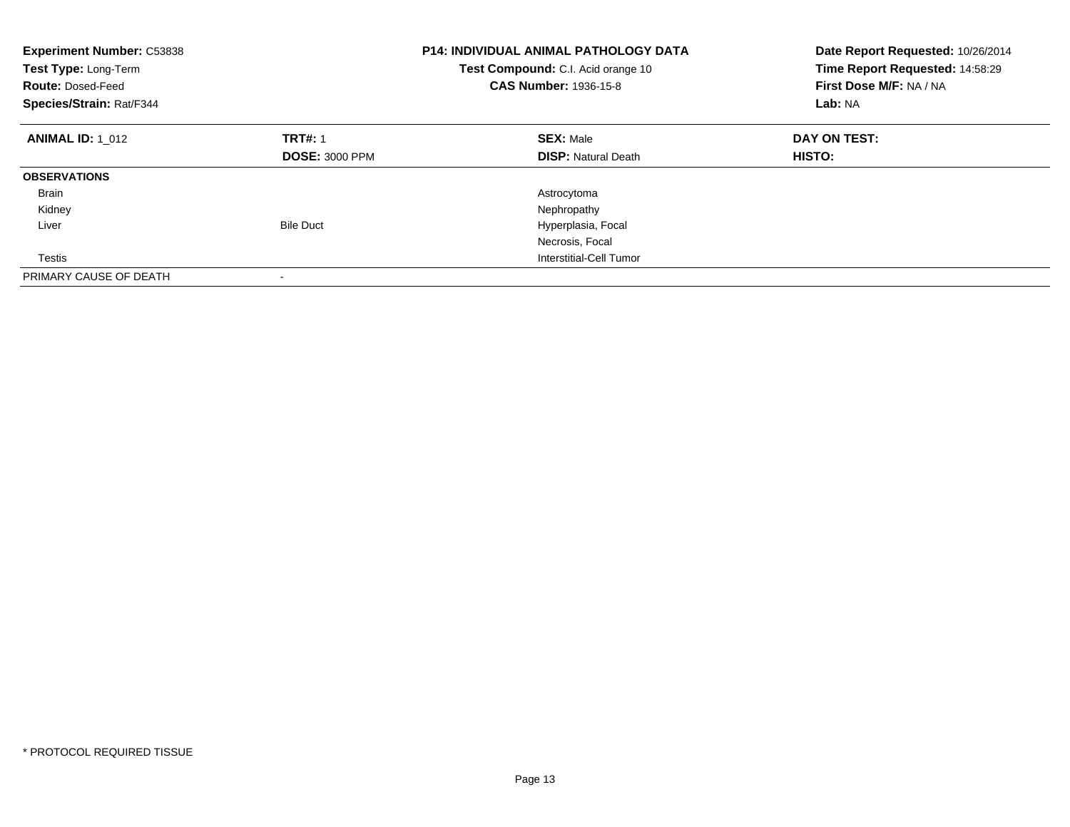**Experiment Number:** C53838
**Test Type:** Long-Term
**Route:** Dosed-Feed
**Species/Strain:** Rat/F344

**P14: INDIVIDUAL ANIMAL PATHOLOGY DATA**
**Test Compound:** C.I. Acid orange 10
**CAS Number:** 1936-15-8

**Date Report Requested:** 10/26/2014
**Time Report Requested:** 14:58:29
**First Dose M/F:** NA / NA
**Lab:** NA

| **ANIMAL ID:** 1_012 | **TRT#:** 1 | **SEX:** Male | **DAY ON TEST:** |
|---|---|---|---|
| | **DOSE:** 3000 PPM | **DISP:** Natural Death | **HISTO:** |
| **OBSERVATIONS** | | | |
| Brain | | Astrocytoma | |
| Kidney | | Nephropathy | |
| Liver | Bile Duct | Hyperplasia, Focal | |
| | | Necrosis, Focal | |
| Testis | | Interstitial-Cell Tumor | |
| PRIMARY CAUSE OF DEATH | - | | |

* PROTOCOL REQUIRED TISSUE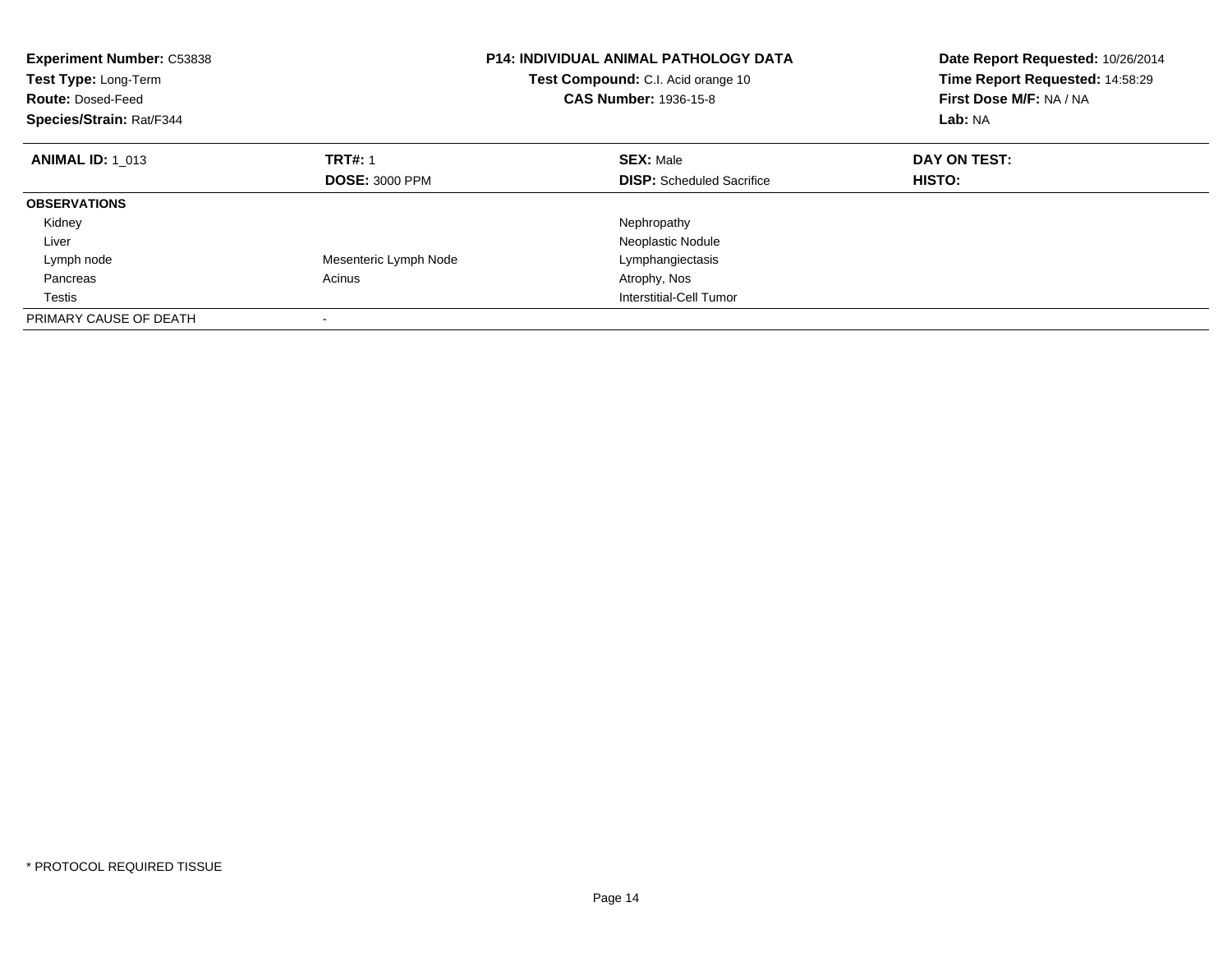**Experiment Number:** C53838
**Test Type:** Long-Term
**Route:** Dosed-Feed
**Species/Strain:** Rat/F344

**P14: INDIVIDUAL ANIMAL PATHOLOGY DATA**
**Test Compound:** C.I. Acid orange 10
**CAS Number:** 1936-15-8

**Date Report Requested:** 10/26/2014
**Time Report Requested:** 14:58:29
**First Dose M/F:** NA / NA
**Lab:** NA

| **ANIMAL ID:** 1_013 | **TRT#:** 1 | **SEX:** Male | **DAY ON TEST:** |
|---|---|---|---|
| | **DOSE:** 3000 PPM | **DISP:** Scheduled Sacrifice | **HISTO:** |
| **OBSERVATIONS** | | | |
| Kidney | | Nephropathy | |
| Liver | | Neoplastic Nodule | |
| Lymph node | Mesenteric Lymph Node | Lymphangiectasis | |
| Pancreas | Acinus | Atrophy, Nos | |
| Testis | | Interstitial-Cell Tumor | |
| PRIMARY CAUSE OF DEATH | - | | |

* PROTOCOL REQUIRED TISSUE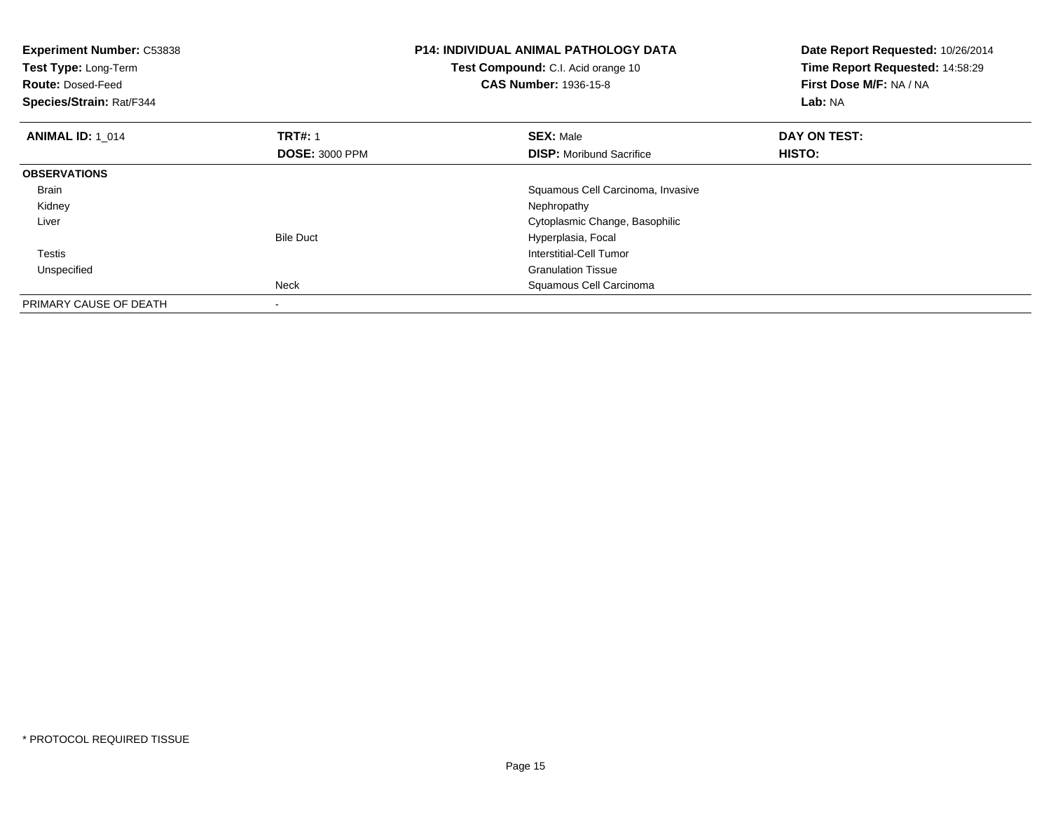**Experiment Number:** C53838
**Test Type:** Long-Term
**Route:** Dosed-Feed
**Species/Strain:** Rat/F344

**P14: INDIVIDUAL ANIMAL PATHOLOGY DATA**
**Test Compound:** C.I. Acid orange 10
**CAS Number:** 1936-15-8

**Date Report Requested:** 10/26/2014
**Time Report Requested:** 14:58:29
**First Dose M/F:** NA / NA
**Lab:** NA

| **ANIMAL ID:** 1_014 | **TRT#:** 1 | **SEX:** Male | **DAY ON TEST:** |
|---|---|---|---|
| | **DOSE:** 3000 PPM | **DISP:** Moribund Sacrifice | **HISTO:** |
| **OBSERVATIONS** | | | |
| Brain | | Squamous Cell Carcinoma, Invasive | |
| Kidney | | Nephropathy | |
| Liver | | Cytoplasmic Change, Basophilic | |
| | Bile Duct | Hyperplasia, Focal | |
| Testis | | Interstitial-Cell Tumor | |
| Unspecified | | Granulation Tissue | |
| | Neck | Squamous Cell Carcinoma | |
| PRIMARY CAUSE OF DEATH | - | | |

* PROTOCOL REQUIRED TISSUE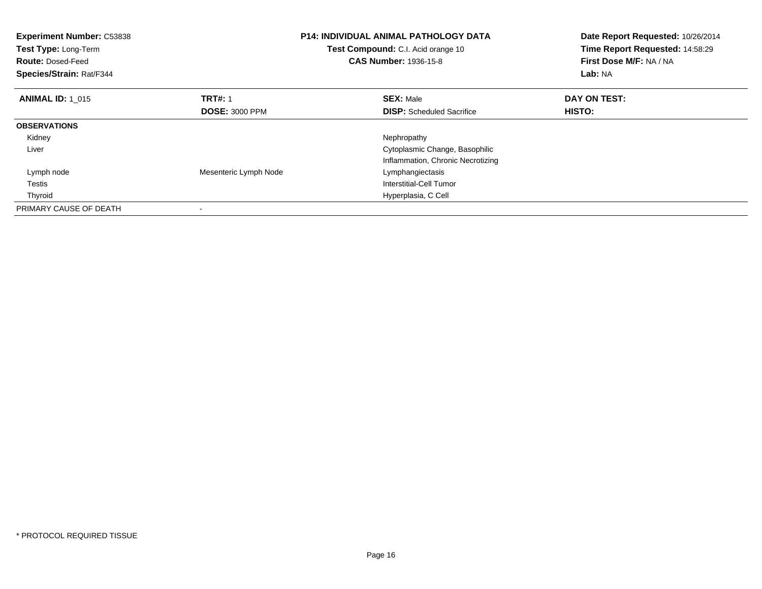**Experiment Number:** C53838
**Test Type:** Long-Term
**Route:** Dosed-Feed
**Species/Strain:** Rat/F344

**P14: INDIVIDUAL ANIMAL PATHOLOGY DATA**
**Test Compound:** C.I. Acid orange 10
**CAS Number:** 1936-15-8

**Date Report Requested:** 10/26/2014
**Time Report Requested:** 14:58:29
**First Dose M/F:** NA / NA
**Lab:** NA

| **ANIMAL ID:** 1_015 | **TRT#:** 1 | **SEX:** Male | **DAY ON TEST:** |
|---|---|---|---|
| | **DOSE:** 3000 PPM | **DISP:** Scheduled Sacrifice | **HISTO:** |
| **OBSERVATIONS** | | | |
| Kidney | | Nephropathy | |
| Liver | | Cytoplasmic Change, Basophilic | |
| | | Inflammation, Chronic Necrotizing | |
| Lymph node | Mesenteric Lymph Node | Lymphangiectasis | |
| Testis | | Interstitial-Cell Tumor | |
| Thyroid | | Hyperplasia, C Cell | |
| PRIMARY CAUSE OF DEATH | - | | |

* PROTOCOL REQUIRED TISSUE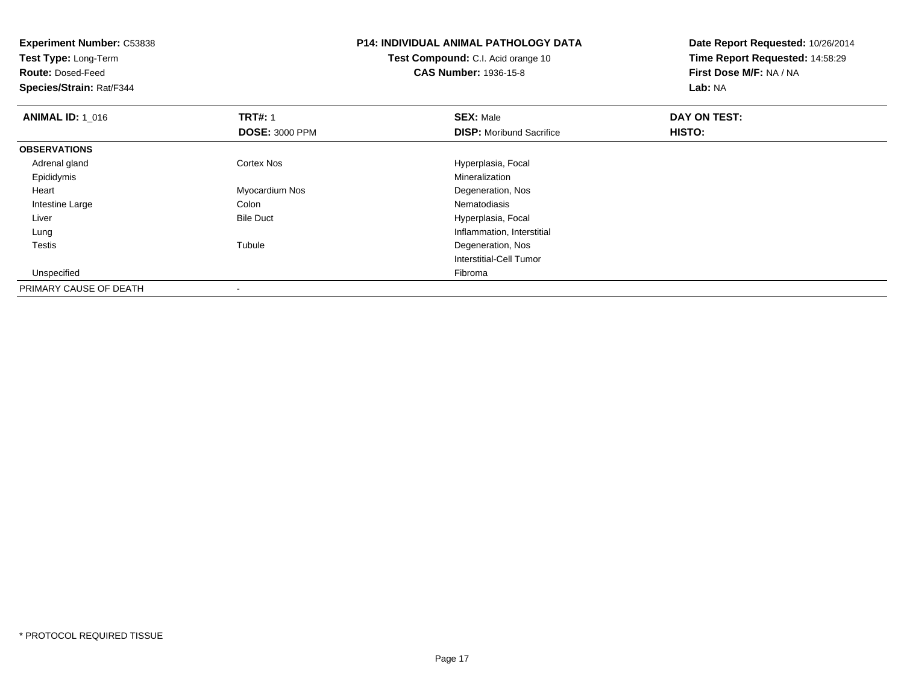**Experiment Number:** C53838
**Test Type:** Long-Term
**Route:** Dosed-Feed
**Species/Strain:** Rat/F344

**P14: INDIVIDUAL ANIMAL PATHOLOGY DATA**
**Test Compound:** C.I. Acid orange 10
**CAS Number:** 1936-15-8

**Date Report Requested:** 10/26/2014
**Time Report Requested:** 14:58:29
**First Dose M/F:** NA / NA
**Lab:** NA

| **ANIMAL ID:** 1_016 | **TRT#:** 1 | **SEX:** Male | **DAY ON TEST:** |
|---|---|---|---|
| | **DOSE:** 3000 PPM | **DISP:** Moribund Sacrifice | **HISTO:** |
| **OBSERVATIONS** | | | |
| Adrenal gland | Cortex Nos | Hyperplasia, Focal | |
| Epididymis | | Mineralization | |
| Heart | Myocardium Nos | Degeneration, Nos | |
| Intestine Large | Colon | Nematodiasis | |
| Liver | Bile Duct | Hyperplasia, Focal | |
| Lung | | Inflammation, Interstitial | |
| Testis | Tubule | Degeneration, Nos | |
| | | Interstitial-Cell Tumor | |
| Unspecified | | Fibroma | |
| PRIMARY CAUSE OF DEATH | - | | |

* PROTOCOL REQUIRED TISSUE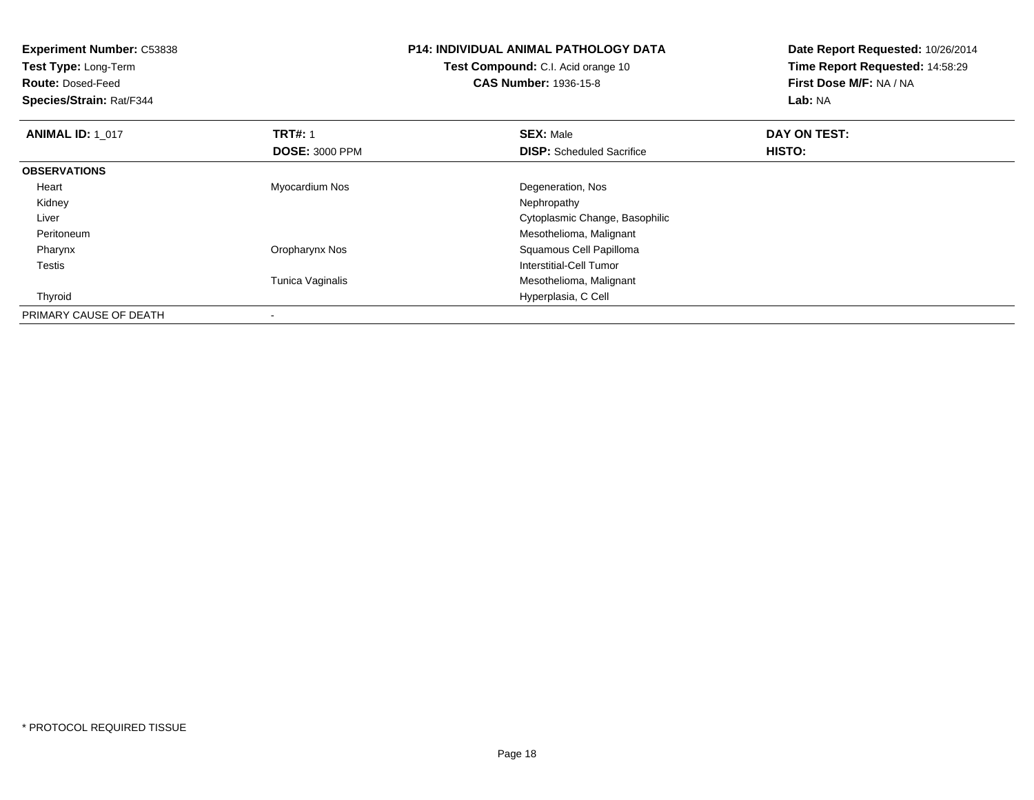**Experiment Number:** C53838
**Test Type:** Long-Term
**Route:** Dosed-Feed
**Species/Strain:** Rat/F344

**P14: INDIVIDUAL ANIMAL PATHOLOGY DATA**
**Test Compound:** C.I. Acid orange 10
**CAS Number:** 1936-15-8

**Date Report Requested:** 10/26/2014
**Time Report Requested:** 14:58:29
**First Dose M/F:** NA / NA
**Lab:** NA

| **ANIMAL ID:** 1_017 | **TRT#:** 1 | **SEX:** Male | **DAY ON TEST:** |
|---|---|---|---|
| | **DOSE:** 3000 PPM | **DISP:** Scheduled Sacrifice | **HISTO:** |
| **OBSERVATIONS** | | | |
| Heart | Myocardium Nos | Degeneration, Nos | |
| Kidney | | Nephropathy | |
| Liver | | Cytoplasmic Change, Basophilic | |
| Peritoneum | | Mesothelioma, Malignant | |
| Pharynx | Oropharynx Nos | Squamous Cell Papilloma | |
| Testis | | Interstitial-Cell Tumor | |
| | Tunica Vaginalis | Mesothelioma, Malignant | |
| Thyroid | | Hyperplasia, C Cell | |
| PRIMARY CAUSE OF DEATH | - | | |

* PROTOCOL REQUIRED TISSUE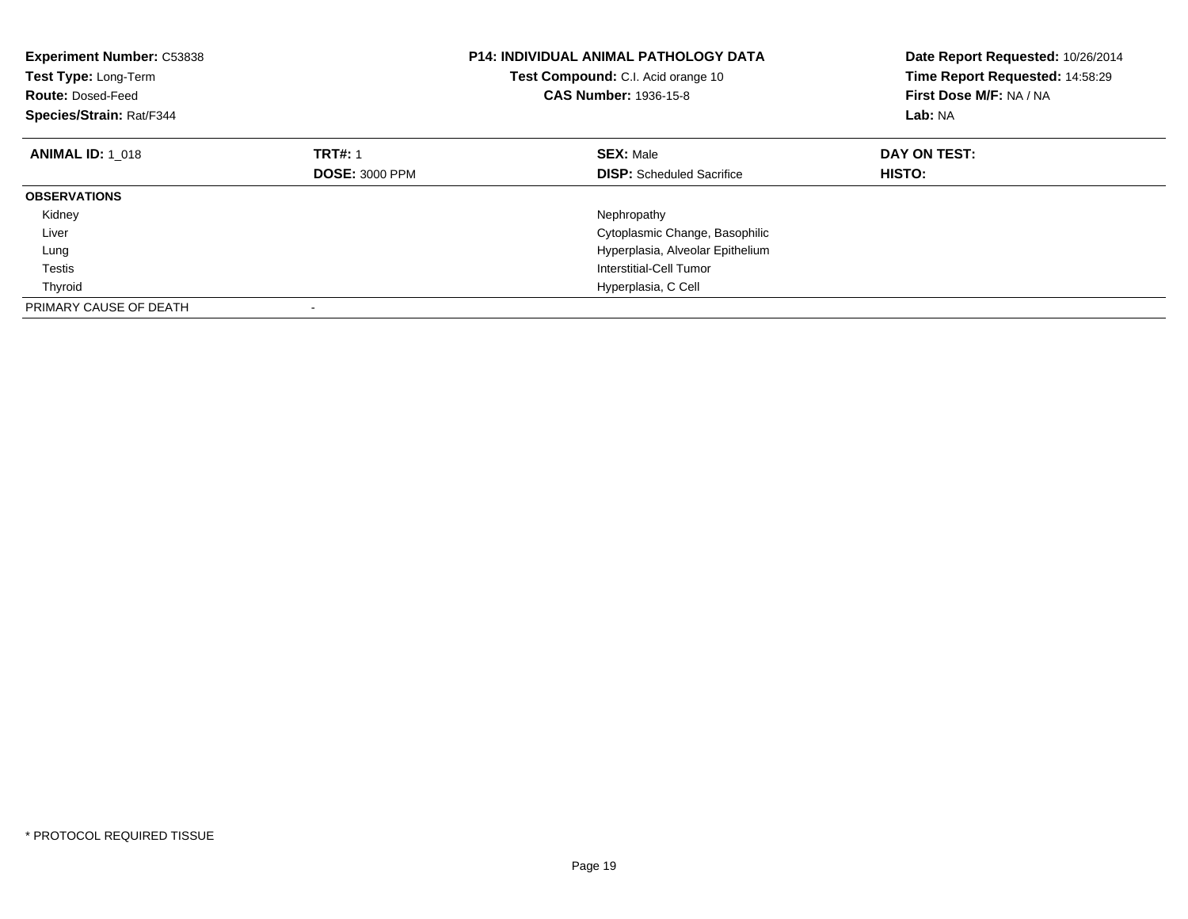**Experiment Number:** C53838
**Test Type:** Long-Term
**Route:** Dosed-Feed
**Species/Strain:** Rat/F344

**P14: INDIVIDUAL ANIMAL PATHOLOGY DATA**
**Test Compound:** C.I. Acid orange 10
**CAS Number:** 1936-15-8

**Date Report Requested:** 10/26/2014
**Time Report Requested:** 14:58:29
**First Dose M/F:** NA / NA
**Lab:** NA

| **ANIMAL ID:** 1_018 | **TRT#:** 1 | **SEX:** Male | **DAY ON TEST:** |
|---|---|---|---|
| | **DOSE:** 3000 PPM | **DISP:** Scheduled Sacrifice | **HISTO:** |
| **OBSERVATIONS** | | | |
| Kidney | | Nephropathy | |
| Liver | | Cytoplasmic Change, Basophilic | |
| Lung | | Hyperplasia, Alveolar Epithelium | |
| Testis | | Interstitial-Cell Tumor | |
| Thyroid | | Hyperplasia, C Cell | |
| PRIMARY CAUSE OF DEATH | - | | |

* PROTOCOL REQUIRED TISSUE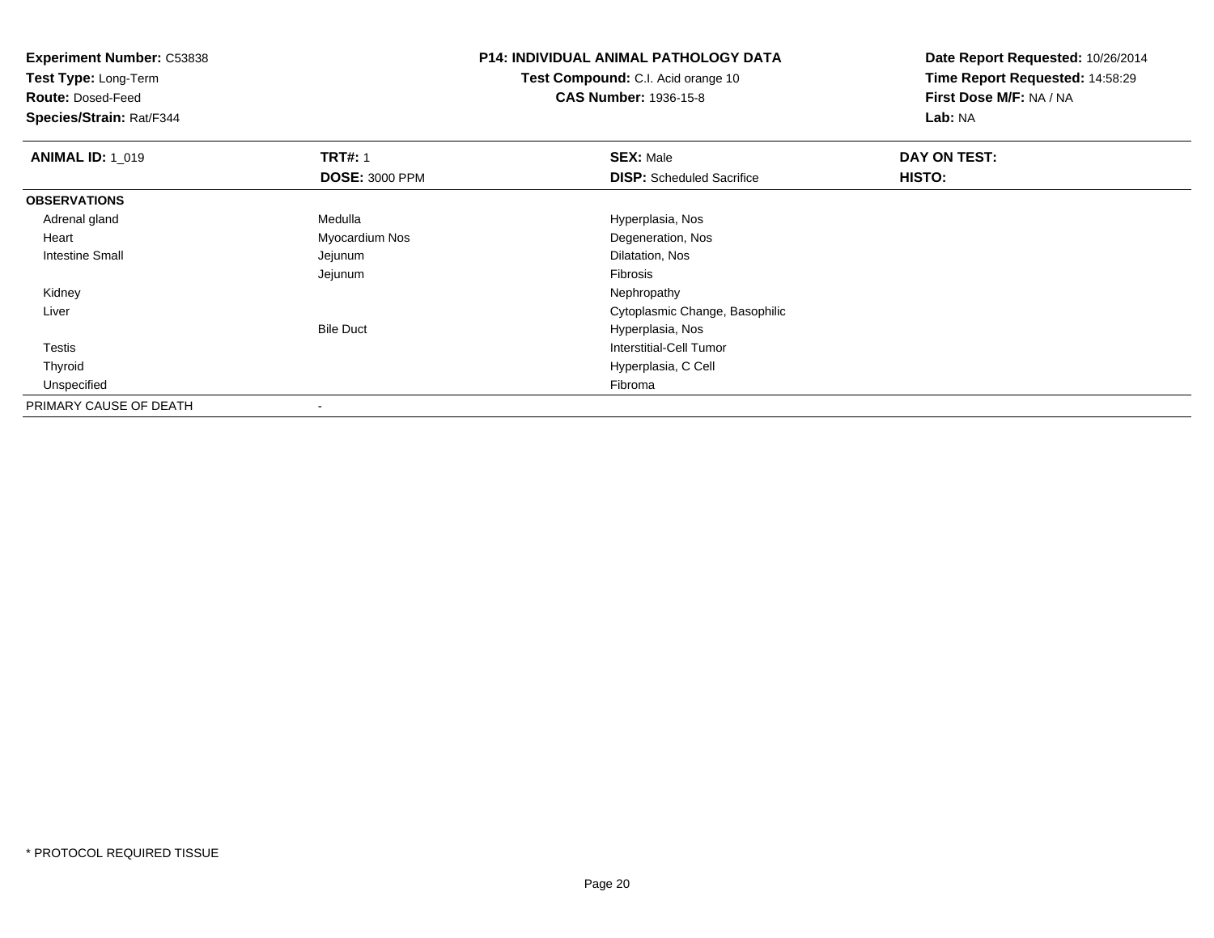**Experiment Number:** C53838
**Test Type:** Long-Term
**Route:** Dosed-Feed
**Species/Strain:** Rat/F344

**P14: INDIVIDUAL ANIMAL PATHOLOGY DATA**
**Test Compound:** C.I. Acid orange 10
**CAS Number:** 1936-15-8

**Date Report Requested:** 10/26/2014
**Time Report Requested:** 14:58:29
**First Dose M/F:** NA / NA
**Lab:** NA

| **ANIMAL ID:** 1_019 | **TRT#:** 1 | **SEX:** Male | **DAY ON TEST:** |
|---|---|---|---|
| | **DOSE:** 3000 PPM | **DISP:** Scheduled Sacrifice | **HISTO:** |
| **OBSERVATIONS** | | | |
| Adrenal gland | Medulla | Hyperplasia, Nos | |
| Heart | Myocardium Nos | Degeneration, Nos | |
| Intestine Small | Jejunum | Dilatation, Nos | |
| | Jejunum | Fibrosis | |
| Kidney | | Nephropathy | |
| Liver | | Cytoplasmic Change, Basophilic | |
| | Bile Duct | Hyperplasia, Nos | |
| Testis | | Interstitial-Cell Tumor | |
| Thyroid | | Hyperplasia, C Cell | |
| Unspecified | | Fibroma | |
| PRIMARY CAUSE OF DEATH | - | | |

* PROTOCOL REQUIRED TISSUE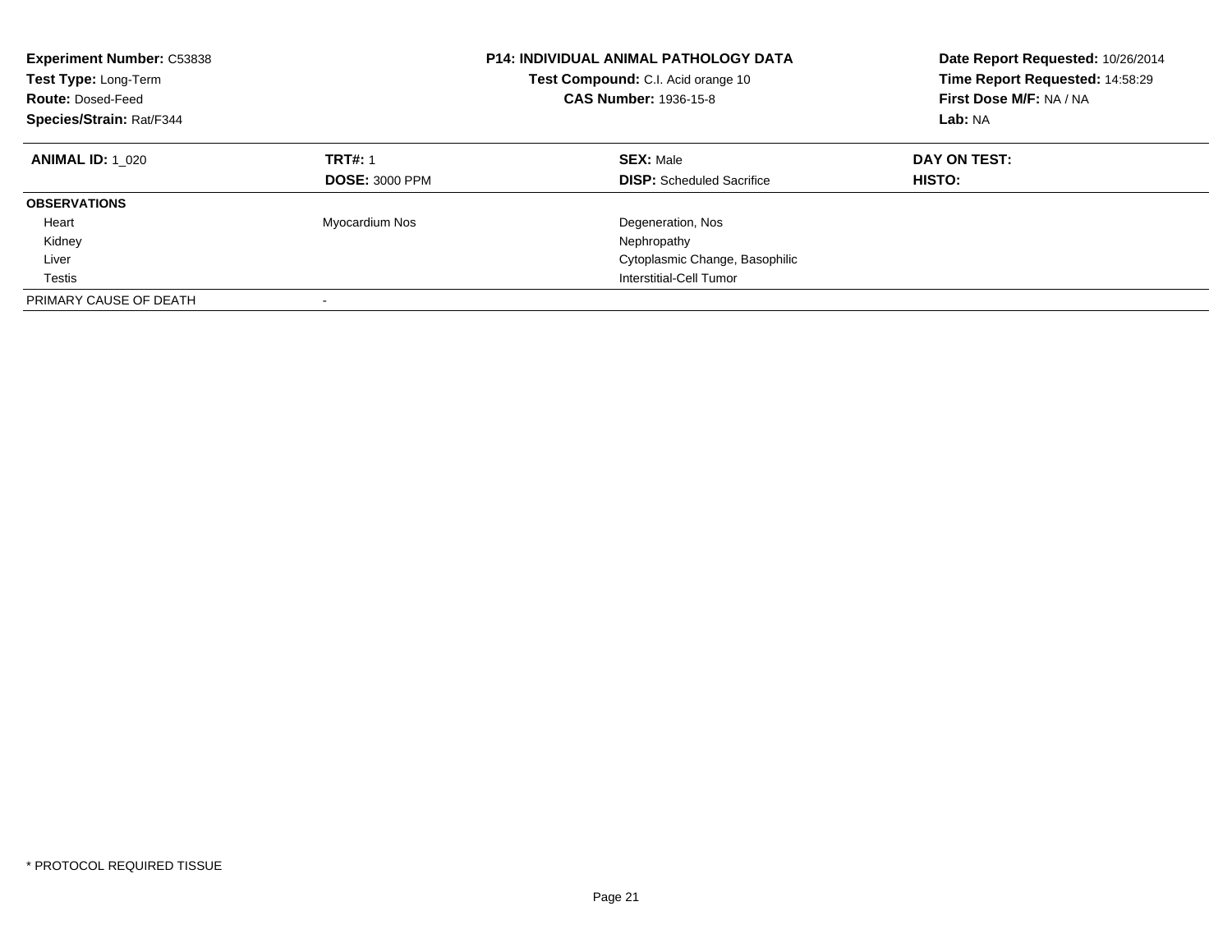**Experiment Number:** C53838
**Test Type:** Long-Term
**Route:** Dosed-Feed
**Species/Strain:** Rat/F344

**P14: INDIVIDUAL ANIMAL PATHOLOGY DATA**
**Test Compound:** C.I. Acid orange 10
**CAS Number:** 1936-15-8

**Date Report Requested:** 10/26/2014
**Time Report Requested:** 14:58:29
**First Dose M/F:** NA / NA
**Lab:** NA

| **ANIMAL ID:** 1_020 | **TRT#:** 1 | **SEX:** Male | **DAY ON TEST:** |
|---|---|---|---|
| | **DOSE:** 3000 PPM | **DISP:** Scheduled Sacrifice | **HISTO:** |
| **OBSERVATIONS** | | | |
| Heart | Myocardium Nos | Degeneration, Nos | |
| Kidney | | Nephropathy | |
| Liver | | Cytoplasmic Change, Basophilic | |
| Testis | | Interstitial-Cell Tumor | |
| PRIMARY CAUSE OF DEATH | - | | |

* PROTOCOL REQUIRED TISSUE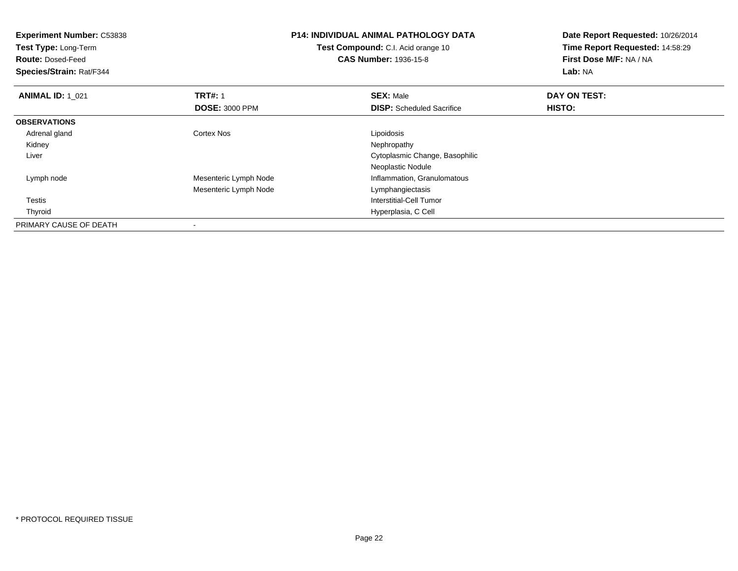**Experiment Number:** C53838
**Test Type:** Long-Term
**Route:** Dosed-Feed
**Species/Strain:** Rat/F344

**P14: INDIVIDUAL ANIMAL PATHOLOGY DATA**
**Test Compound:** C.I. Acid orange 10
**CAS Number:** 1936-15-8

**Date Report Requested:** 10/26/2014
**Time Report Requested:** 14:58:29
**First Dose M/F:** NA / NA
**Lab:** NA

| **ANIMAL ID:** 1_021 | **TRT#:** 1 | **SEX:** Male | **DAY ON TEST:** |
|---|---|---|---|
| | **DOSE:** 3000 PPM | **DISP:** Scheduled Sacrifice | **HISTO:** |
| **OBSERVATIONS** | | | |
| Adrenal gland | Cortex Nos | Lipoidosis | |
| Kidney | | Nephropathy | |
| Liver | | Cytoplasmic Change, Basophilic | |
| | | Neoplastic Nodule | |
| Lymph node | Mesenteric Lymph Node | Inflammation, Granulomatous | |
| | Mesenteric Lymph Node | Lymphangiectasis | |
| Testis | | Interstitial-Cell Tumor | |
| Thyroid | | Hyperplasia, C Cell | |
| PRIMARY CAUSE OF DEATH | - | | |

* PROTOCOL REQUIRED TISSUE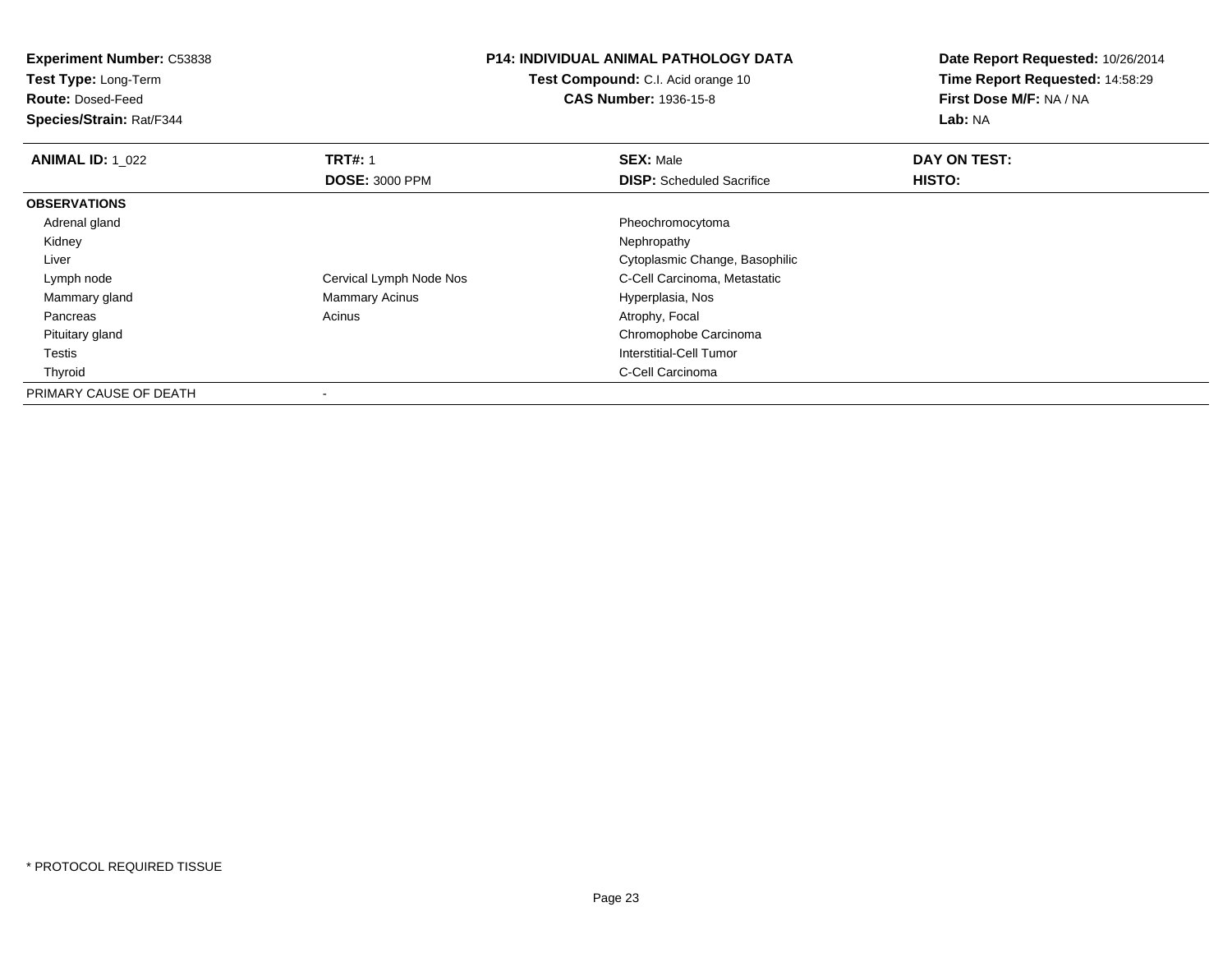**Experiment Number:** C53838
**Test Type:** Long-Term
**Route:** Dosed-Feed
**Species/Strain:** Rat/F344

**P14: INDIVIDUAL ANIMAL PATHOLOGY DATA**
**Test Compound:** C.I. Acid orange 10
**CAS Number:** 1936-15-8

**Date Report Requested:** 10/26/2014
**Time Report Requested:** 14:58:29
**First Dose M/F:** NA / NA
**Lab:** NA

| **ANIMAL ID:** 1_022 | **TRT#:** 1 | **SEX:** Male | **DAY ON TEST:** |
|---|---|---|---|
| | **DOSE:** 3000 PPM | **DISP:** Scheduled Sacrifice | **HISTO:** |
| **OBSERVATIONS** | | | |
| Adrenal gland | | Pheochromocytoma | |
| Kidney | | Nephropathy | |
| Liver | | Cytoplasmic Change, Basophilic | |
| Lymph node | Cervical Lymph Node Nos | C-Cell Carcinoma, Metastatic | |
| Mammary gland | Mammary Acinus | Hyperplasia, Nos | |
| Pancreas | Acinus | Atrophy, Focal | |
| Pituitary gland | | Chromophobe Carcinoma | |
| Testis | | Interstitial-Cell Tumor | |
| Thyroid | | C-Cell Carcinoma | |
| PRIMARY CAUSE OF DEATH | - | | |

* PROTOCOL REQUIRED TISSUE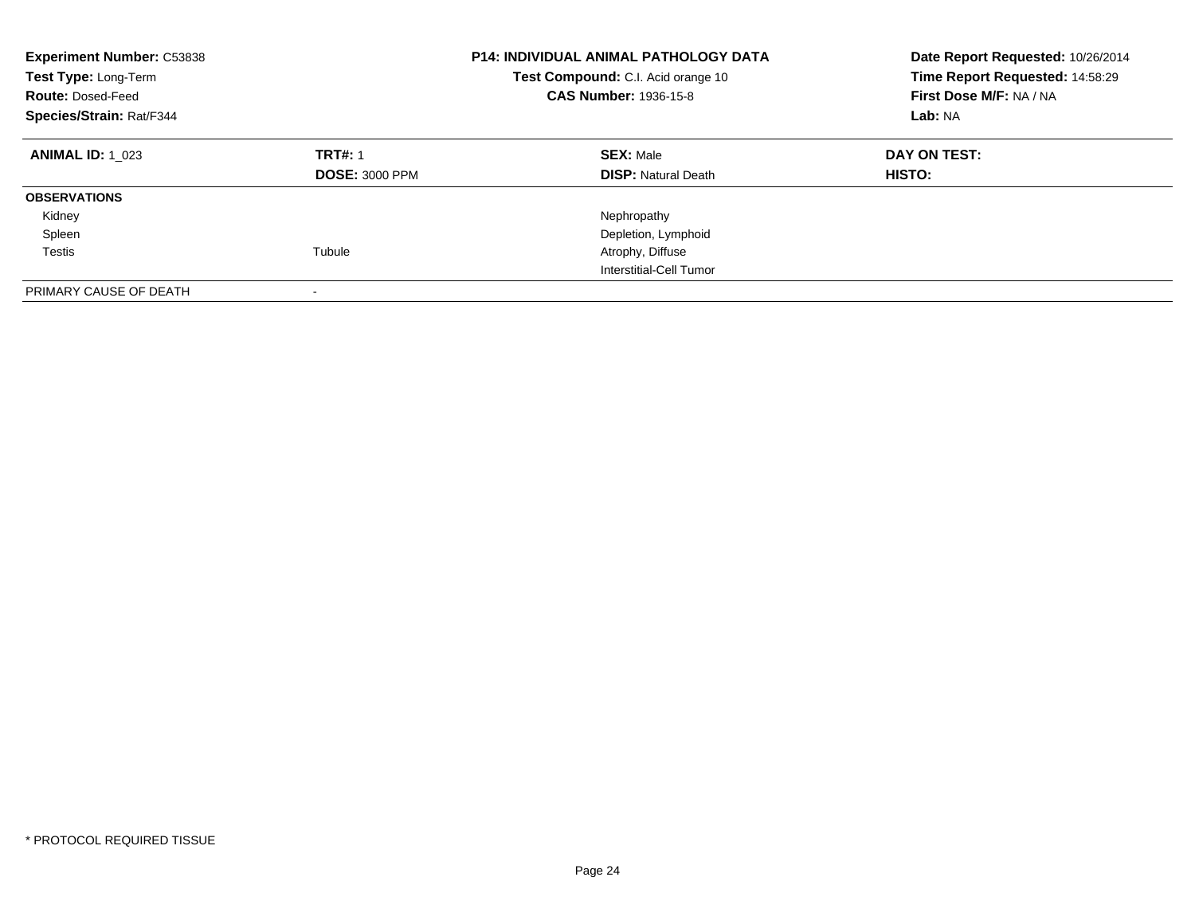**Experiment Number:** C53838
**Test Type:** Long-Term
**Route:** Dosed-Feed
**Species/Strain:** Rat/F344

**P14: INDIVIDUAL ANIMAL PATHOLOGY DATA**
**Test Compound:** C.I. Acid orange 10
**CAS Number:** 1936-15-8

**Date Report Requested:** 10/26/2014
**Time Report Requested:** 14:58:29
**First Dose M/F:** NA / NA
**Lab:** NA

| **ANIMAL ID:** 1_023 | **TRT#:** 1 | **SEX:** Male | **DAY ON TEST:** |
|---|---|---|---|
| | **DOSE:** 3000 PPM | **DISP:** Natural Death | **HISTO:** |
| **OBSERVATIONS** | | | |
| Kidney | | Nephropathy | |
| Spleen | | Depletion, Lymphoid | |
| Testis | Tubule | Atrophy, Diffuse | |
| | | Interstitial-Cell Tumor | |
| PRIMARY CAUSE OF DEATH | - | | |

* PROTOCOL REQUIRED TISSUE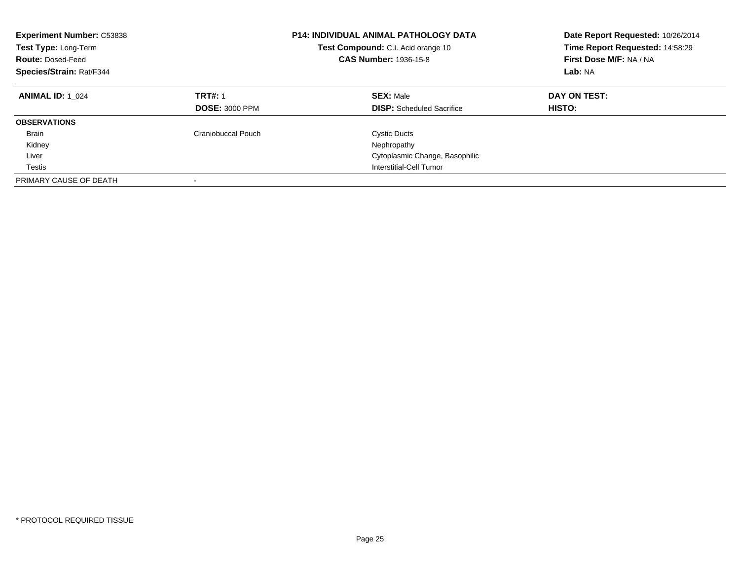**Experiment Number:** C53838
**Test Type:** Long-Term
**Route:** Dosed-Feed
**Species/Strain:** Rat/F344

**P14: INDIVIDUAL ANIMAL PATHOLOGY DATA**
**Test Compound:** C.I. Acid orange 10
**CAS Number:** 1936-15-8

**Date Report Requested:** 10/26/2014
**Time Report Requested:** 14:58:29
**First Dose M/F:** NA / NA
**Lab:** NA

| **ANIMAL ID:** 1_024 | **TRT#:** 1 | **SEX:** Male | **DAY ON TEST:** |
|---|---|---|---|
| | **DOSE:** 3000 PPM | **DISP:** Scheduled Sacrifice | **HISTO:** |
| **OBSERVATIONS** | | | |
| Brain | Craniobuccal Pouch | Cystic Ducts | |
| Kidney | | Nephropathy | |
| Liver | | Cytoplasmic Change, Basophilic | |
| Testis | | Interstitial-Cell Tumor | |
| PRIMARY CAUSE OF DEATH | - | | |

* PROTOCOL REQUIRED TISSUE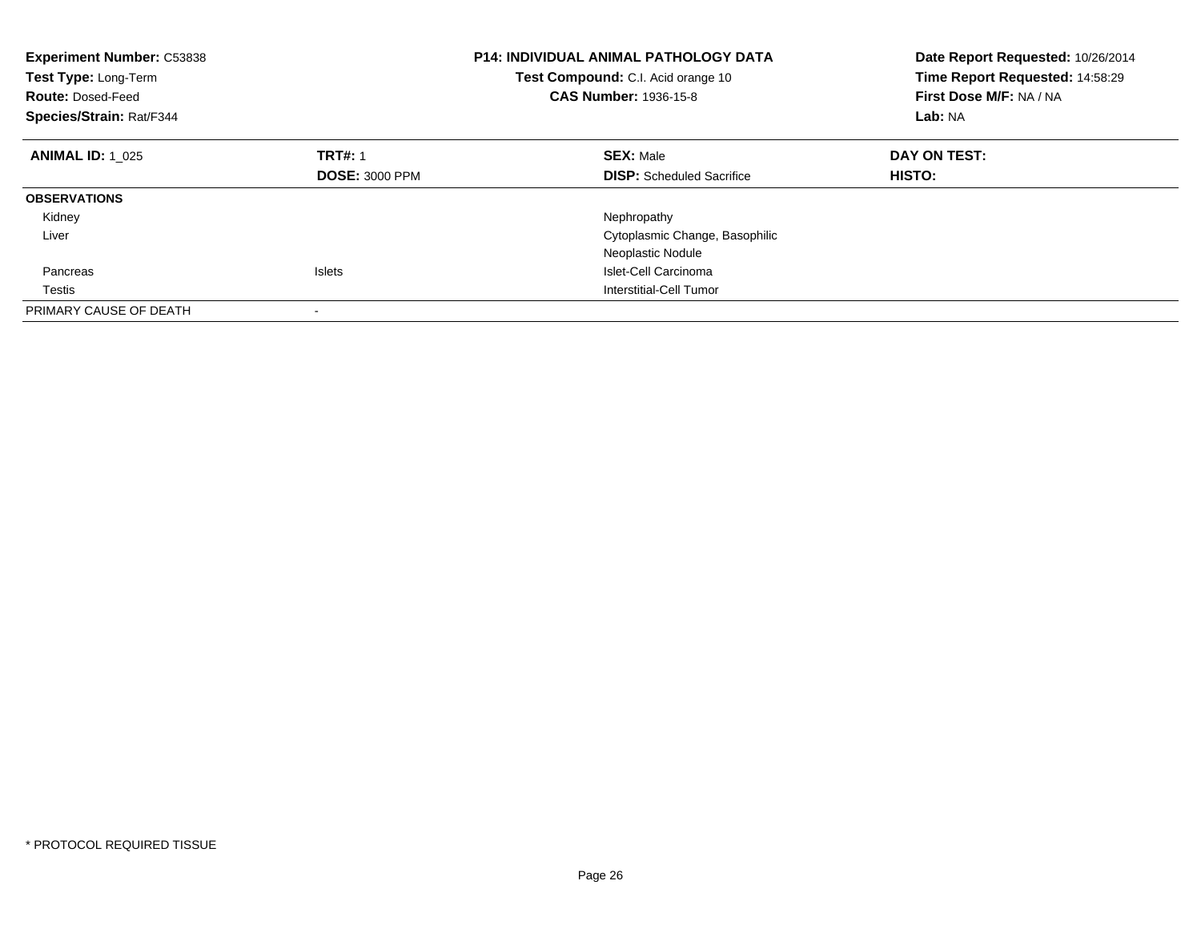**Experiment Number:** C53838
**Test Type:** Long-Term
**Route:** Dosed-Feed
**Species/Strain:** Rat/F344

**P14: INDIVIDUAL ANIMAL PATHOLOGY DATA**
**Test Compound:** C.I. Acid orange 10
**CAS Number:** 1936-15-8

**Date Report Requested:** 10/26/2014
**Time Report Requested:** 14:58:29
**First Dose M/F:** NA / NA
**Lab:** NA

| **ANIMAL ID:** 1_025 | **TRT#:** 1 | **SEX:** Male | **DAY ON TEST:** |
|---|---|---|---|
| | **DOSE:** 3000 PPM | **DISP:** Scheduled Sacrifice | **HISTO:** |
| **OBSERVATIONS** | | | |
| Kidney | | Nephropathy | |
| Liver | | Cytoplasmic Change, Basophilic | |
| | | Neoplastic Nodule | |
| Pancreas | Islets | Islet-Cell Carcinoma | |
| Testis | | Interstitial-Cell Tumor | |
| PRIMARY CAUSE OF DEATH | - | | |

* PROTOCOL REQUIRED TISSUE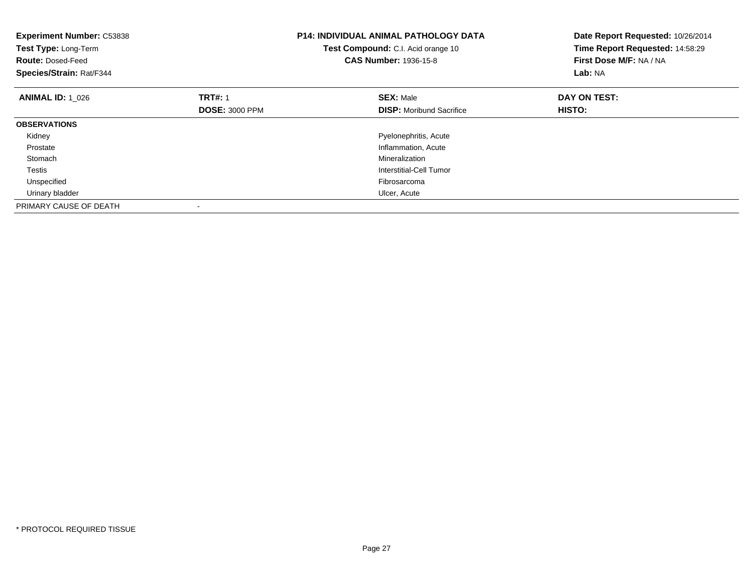**Experiment Number:** C53838
**Test Type:** Long-Term
**Route:** Dosed-Feed
**Species/Strain:** Rat/F344

**P14: INDIVIDUAL ANIMAL PATHOLOGY DATA**
**Test Compound:** C.I. Acid orange 10
**CAS Number:** 1936-15-8

**Date Report Requested:** 10/26/2014
**Time Report Requested:** 14:58:29
**First Dose M/F:** NA / NA
**Lab:** NA

| **ANIMAL ID:** 1_026 | **TRT#:** 1 | **SEX:** Male | **DAY ON TEST:** |
|---|---|---|---|
| | **DOSE:** 3000 PPM | **DISP:** Moribund Sacrifice | **HISTO:** |
| **OBSERVATIONS** | | | |
| Kidney | | Pyelonephritis, Acute | |
| Prostate | | Inflammation, Acute | |
| Stomach | | Mineralization | |
| Testis | | Interstitial-Cell Tumor | |
| Unspecified | | Fibrosarcoma | |
| Urinary bladder | | Ulcer, Acute | |
| PRIMARY CAUSE OF DEATH | - | | |

* PROTOCOL REQUIRED TISSUE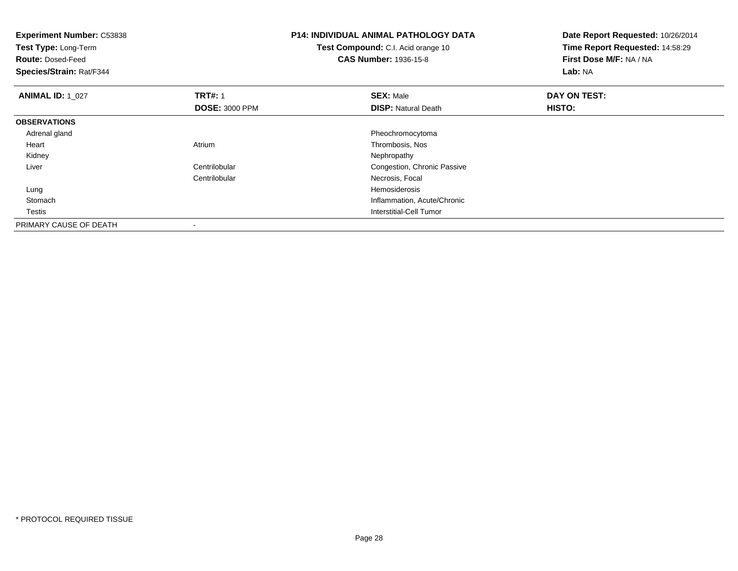**Experiment Number:** C53838
**Test Type:** Long-Term
**Route:** Dosed-Feed
**Species/Strain:** Rat/F344

**P14: INDIVIDUAL ANIMAL PATHOLOGY DATA**
**Test Compound:** C.I. Acid orange 10
**CAS Number:** 1936-15-8

**Date Report Requested:** 10/26/2014
**Time Report Requested:** 14:58:29
**First Dose M/F:** NA / NA
**Lab:** NA

| **ANIMAL ID:** 1_027 | **TRT#:** 1 | **SEX:** Male | **DAY ON TEST:** |
|---|---|---|---|
| | **DOSE:** 3000 PPM | **DISP:** Natural Death | **HISTO:** |
| **OBSERVATIONS** | | | |
| Adrenal gland | | Pheochromocytoma | |
| Heart | Atrium | Thrombosis, Nos | |
| Kidney | | Nephropathy | |
| Liver | Centrilobular | Congestion, Chronic Passive | |
| | Centrilobular | Necrosis, Focal | |
| Lung | | Hemosiderosis | |
| Stomach | | Inflammation, Acute/Chronic | |
| Testis | | Interstitial-Cell Tumor | |
| PRIMARY CAUSE OF DEATH | - | | |

* PROTOCOL REQUIRED TISSUE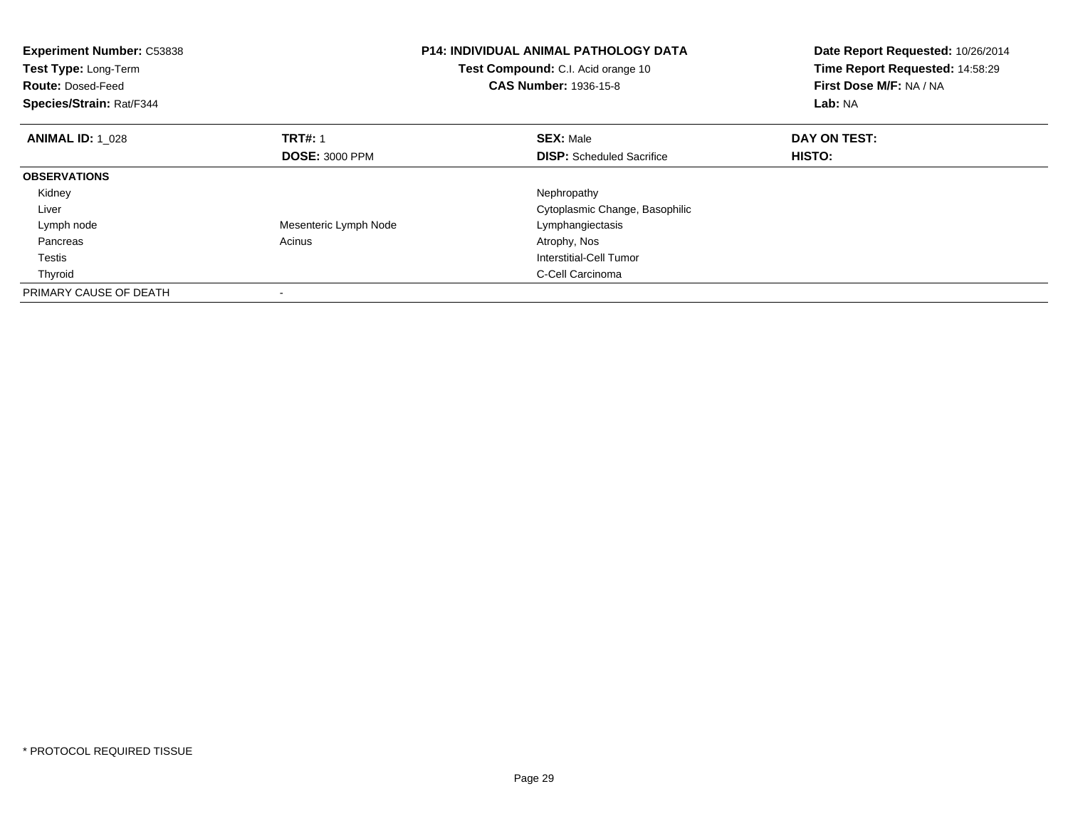**Experiment Number:** C53838
**Test Type:** Long-Term
**Route:** Dosed-Feed
**Species/Strain:** Rat/F344

**P14: INDIVIDUAL ANIMAL PATHOLOGY DATA**
**Test Compound:** C.I. Acid orange 10
**CAS Number:** 1936-15-8

**Date Report Requested:** 10/26/2014
**Time Report Requested:** 14:58:29
**First Dose M/F:** NA / NA
**Lab:** NA

| **ANIMAL ID:** 1_028 | **TRT#:** 1 | **SEX:** Male | **DAY ON TEST:** |
|---|---|---|---|
| | **DOSE:** 3000 PPM | **DISP:** Scheduled Sacrifice | **HISTO:** |
| **OBSERVATIONS** | | | |
| Kidney | | Nephropathy | |
| Liver | | Cytoplasmic Change, Basophilic | |
| Lymph node | Mesenteric Lymph Node | Lymphangiectasis | |
| Pancreas | Acinus | Atrophy, Nos | |
| Testis | | Interstitial-Cell Tumor | |
| Thyroid | | C-Cell Carcinoma | |
| PRIMARY CAUSE OF DEATH | - | | |

* PROTOCOL REQUIRED TISSUE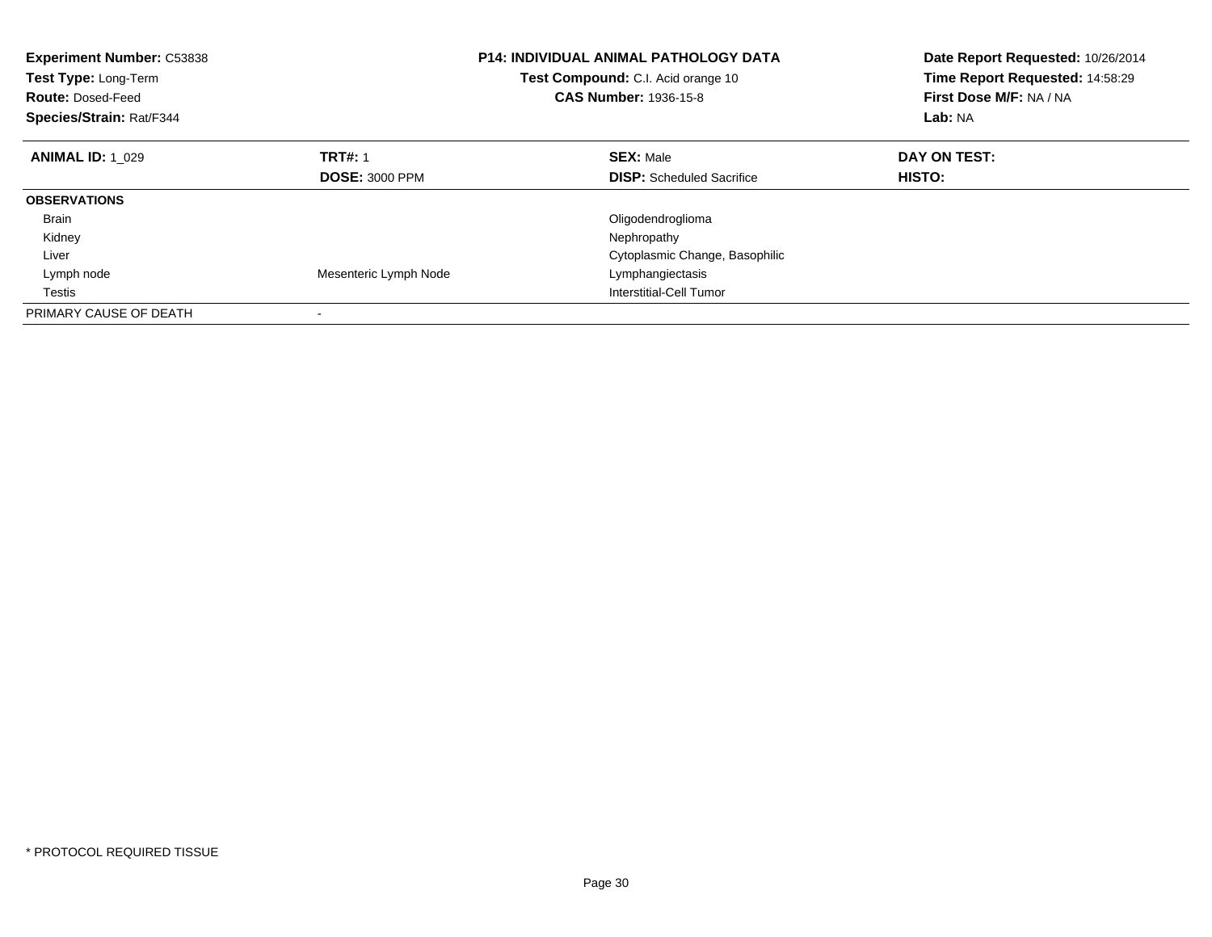**Experiment Number:** C53838
**Test Type:** Long-Term
**Route:** Dosed-Feed
**Species/Strain:** Rat/F344

**P14: INDIVIDUAL ANIMAL PATHOLOGY DATA**
**Test Compound:** C.I. Acid orange 10
**CAS Number:** 1936-15-8

**Date Report Requested:** 10/26/2014
**Time Report Requested:** 14:58:29
**First Dose M/F:** NA / NA
**Lab:** NA

| **ANIMAL ID:** 1_029 | **TRT#:** 1 | **SEX:** Male | **DAY ON TEST:** |
|---|---|---|---|
| | **DOSE:** 3000 PPM | **DISP:** Scheduled Sacrifice | **HISTO:** |
| **OBSERVATIONS** | | | |
| Brain | | Oligodendroglioma | |
| Kidney | | Nephropathy | |
| Liver | | Cytoplasmic Change, Basophilic | |
| Lymph node | Mesenteric Lymph Node | Lymphangiectasis | |
| Testis | | Interstitial-Cell Tumor | |
| PRIMARY CAUSE OF DEATH | - | | |

* PROTOCOL REQUIRED TISSUE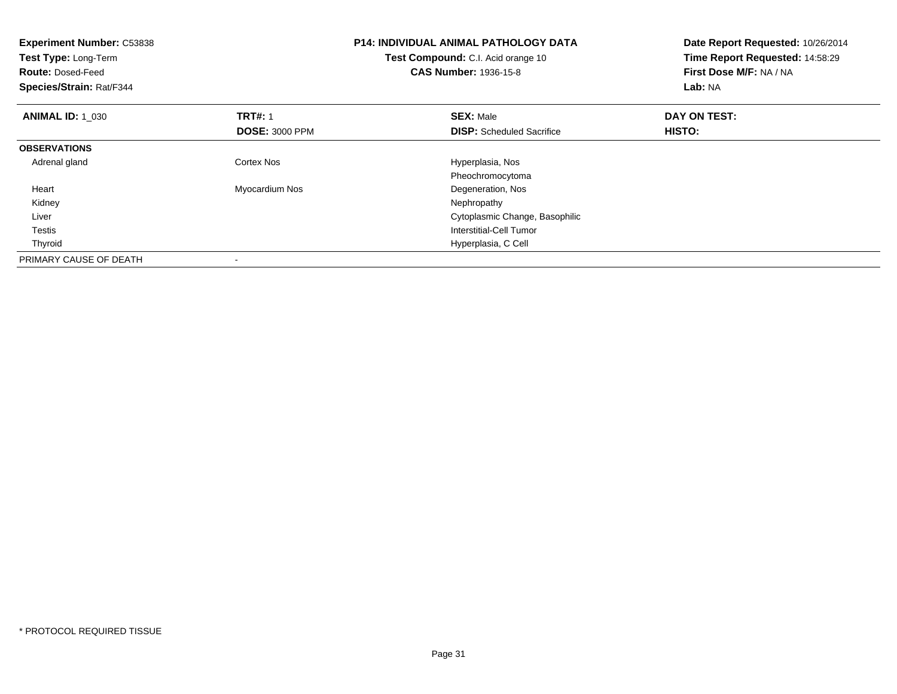**Experiment Number:** C53838
**Test Type:** Long-Term
**Route:** Dosed-Feed
**Species/Strain:** Rat/F344

**P14: INDIVIDUAL ANIMAL PATHOLOGY DATA**
**Test Compound:** C.I. Acid orange 10
**CAS Number:** 1936-15-8

**Date Report Requested:** 10/26/2014
**Time Report Requested:** 14:58:29
**First Dose M/F:** NA / NA
**Lab:** NA

| **ANIMAL ID:** 1_030 | **TRT#:** 1 | **SEX:** Male | **DAY ON TEST:** |
|---|---|---|---|
| | **DOSE:** 3000 PPM | **DISP:** Scheduled Sacrifice | **HISTO:** |
| **OBSERVATIONS** | | | |
| Adrenal gland | Cortex Nos | Hyperplasia, Nos | |
| | | Pheochromocytoma | |
| Heart | Myocardium Nos | Degeneration, Nos | |
| Kidney | | Nephropathy | |
| Liver | | Cytoplasmic Change, Basophilic | |
| Testis | | Interstitial-Cell Tumor | |
| Thyroid | | Hyperplasia, C Cell | |
| PRIMARY CAUSE OF DEATH | - | | |

\* PROTOCOL REQUIRED TISSUE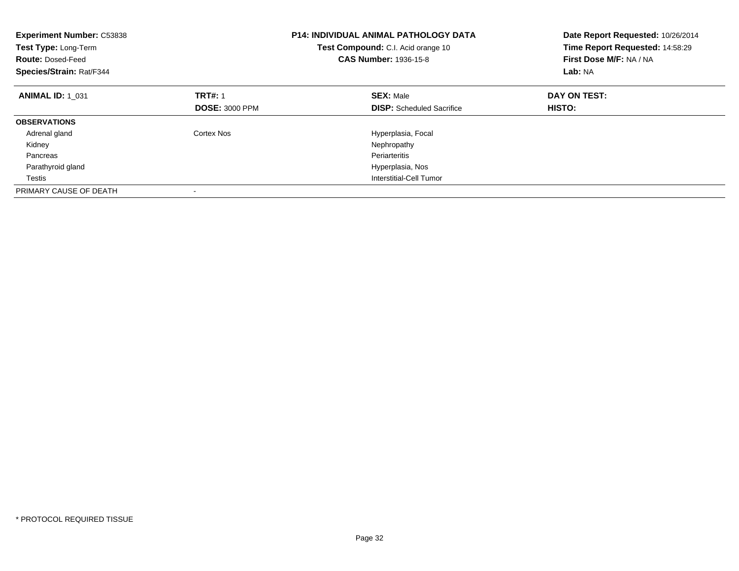**Experiment Number:** C53838
**Test Type:** Long-Term
**Route:** Dosed-Feed
**Species/Strain:** Rat/F344

**P14: INDIVIDUAL ANIMAL PATHOLOGY DATA**
**Test Compound:** C.I. Acid orange 10
**CAS Number:** 1936-15-8

**Date Report Requested:** 10/26/2014
**Time Report Requested:** 14:58:29
**First Dose M/F:** NA / NA
**Lab:** NA

| **ANIMAL ID:** 1_031 | **TRT#:** 1 | **SEX:** Male | **DAY ON TEST:** |
|---|---|---|---|
| | **DOSE:** 3000 PPM | **DISP:** Scheduled Sacrifice | **HISTO:** |
| **OBSERVATIONS** | | | |
| Adrenal gland | Cortex Nos | Hyperplasia, Focal | |
| Kidney | | Nephropathy | |
| Pancreas | | Periarteritis | |
| Parathyroid gland | | Hyperplasia, Nos | |
| Testis | | Interstitial-Cell Tumor | |
| PRIMARY CAUSE OF DEATH | - | | |

* PROTOCOL REQUIRED TISSUE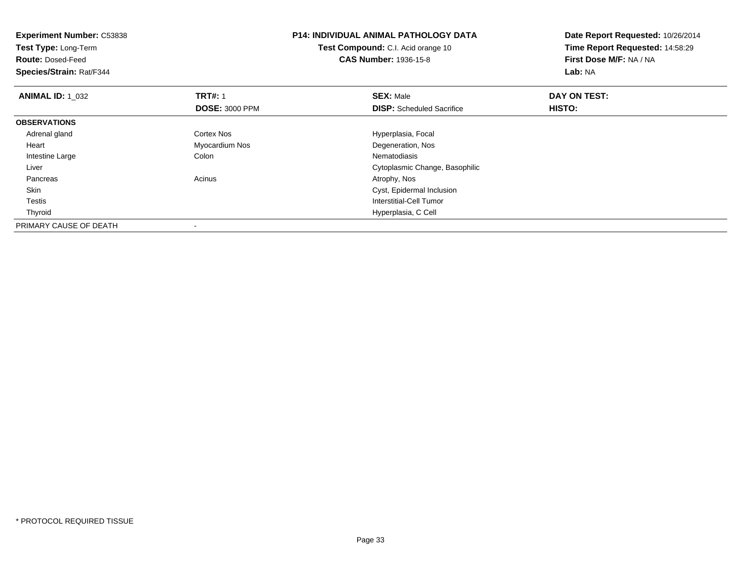**Experiment Number:** C53838
**Test Type:** Long-Term
**Route:** Dosed-Feed
**Species/Strain:** Rat/F344

**P14: INDIVIDUAL ANIMAL PATHOLOGY DATA**
**Test Compound:** C.I. Acid orange 10
**CAS Number:** 1936-15-8

**Date Report Requested:** 10/26/2014
**Time Report Requested:** 14:58:29
**First Dose M/F:** NA / NA
**Lab:** NA

| **ANIMAL ID:** 1_032 | **TRT#:** 1 | **SEX:** Male | **DAY ON TEST:** |
|---|---|---|---|
| | **DOSE:** 3000 PPM | **DISP:** Scheduled Sacrifice | **HISTO:** |
| **OBSERVATIONS** | | | |
| Adrenal gland | Cortex Nos | Hyperplasia, Focal | |
| Heart | Myocardium Nos | Degeneration, Nos | |
| Intestine Large | Colon | Nematodiasis | |
| Liver | | Cytoplasmic Change, Basophilic | |
| Pancreas | Acinus | Atrophy, Nos | |
| Skin | | Cyst, Epidermal Inclusion | |
| Testis | | Interstitial-Cell Tumor | |
| Thyroid | | Hyperplasia, C Cell | |
| PRIMARY CAUSE OF DEATH | - | | |

* PROTOCOL REQUIRED TISSUE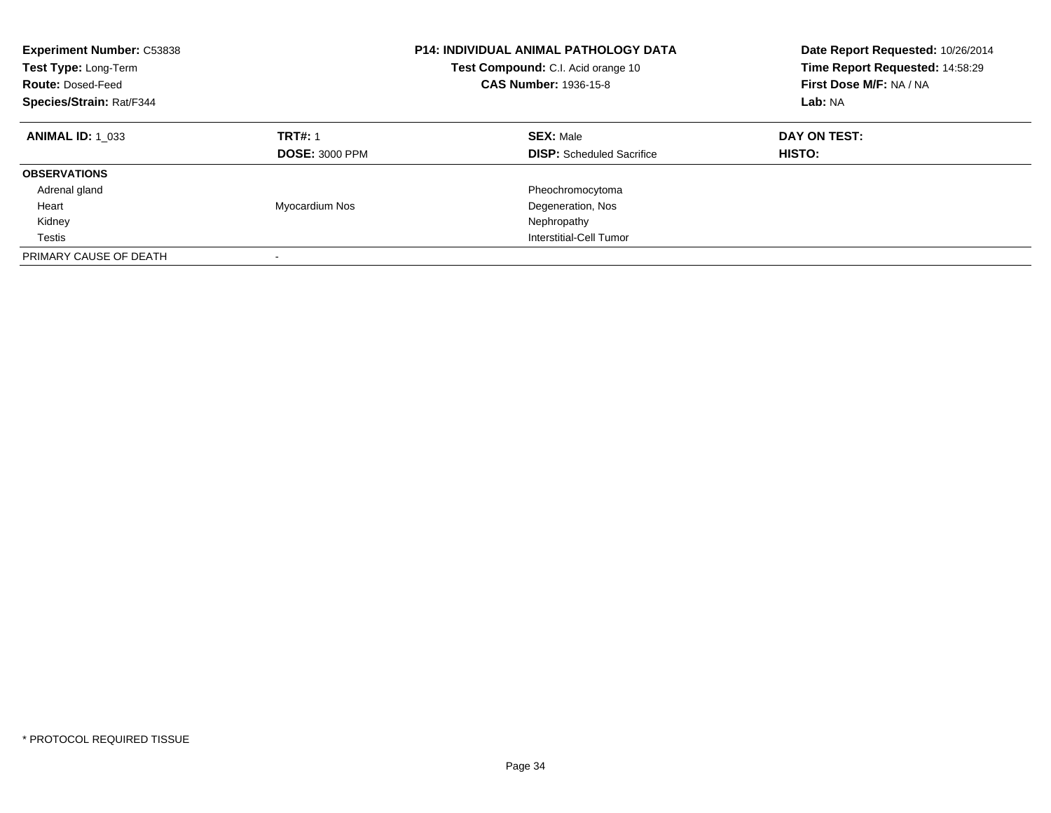**Experiment Number:** C53838
**Test Type:** Long-Term
**Route:** Dosed-Feed
**Species/Strain:** Rat/F344

**P14: INDIVIDUAL ANIMAL PATHOLOGY DATA**
**Test Compound:** C.I. Acid orange 10
**CAS Number:** 1936-15-8

**Date Report Requested:** 10/26/2014
**Time Report Requested:** 14:58:29
**First Dose M/F:** NA / NA
**Lab:** NA

| **ANIMAL ID:** 1_033 | **TRT#:** 1 | **SEX:** Male | **DAY ON TEST:** |
|---|---|---|---|
| | **DOSE:** 3000 PPM | **DISP:** Scheduled Sacrifice | **HISTO:** |
| **OBSERVATIONS** | | | |
| Adrenal gland | | Pheochromocytoma | |
| Heart | Myocardium Nos | Degeneration, Nos | |
| Kidney | | Nephropathy | |
| Testis | | Interstitial-Cell Tumor | |
| PRIMARY CAUSE OF DEATH | - | | |

* PROTOCOL REQUIRED TISSUE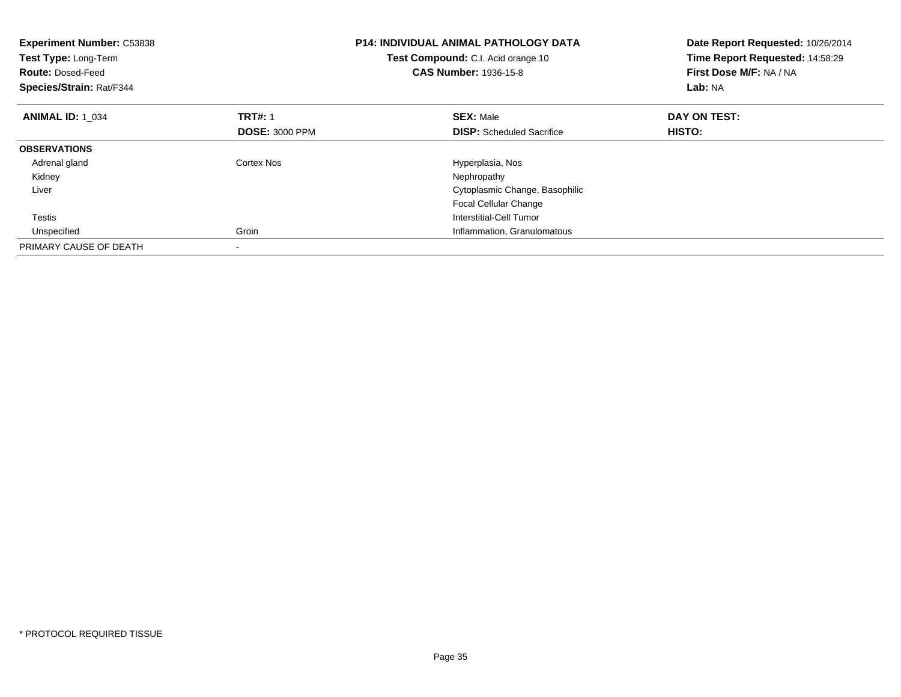**Experiment Number:** C53838
**Test Type:** Long-Term
**Route:** Dosed-Feed
**Species/Strain:** Rat/F344

**P14: INDIVIDUAL ANIMAL PATHOLOGY DATA**
**Test Compound:** C.I. Acid orange 10
**CAS Number:** 1936-15-8

**Date Report Requested:** 10/26/2014
**Time Report Requested:** 14:58:29
**First Dose M/F:** NA / NA
**Lab:** NA

| **ANIMAL ID:** 1_034 | **TRT#:** 1 | **SEX:** Male | **DAY ON TEST:** |
|---|---|---|---|
| | **DOSE:** 3000 PPM | **DISP:** Scheduled Sacrifice | **HISTO:** |
| **OBSERVATIONS** | | | |
| Adrenal gland | Cortex Nos | Hyperplasia, Nos | |
| Kidney | | Nephropathy | |
| Liver | | Cytoplasmic Change, Basophilic | |
| | | Focal Cellular Change | |
| Testis | | Interstitial-Cell Tumor | |
| Unspecified | Groin | Inflammation, Granulomatous | |
| PRIMARY CAUSE OF DEATH | - | | |

* PROTOCOL REQUIRED TISSUE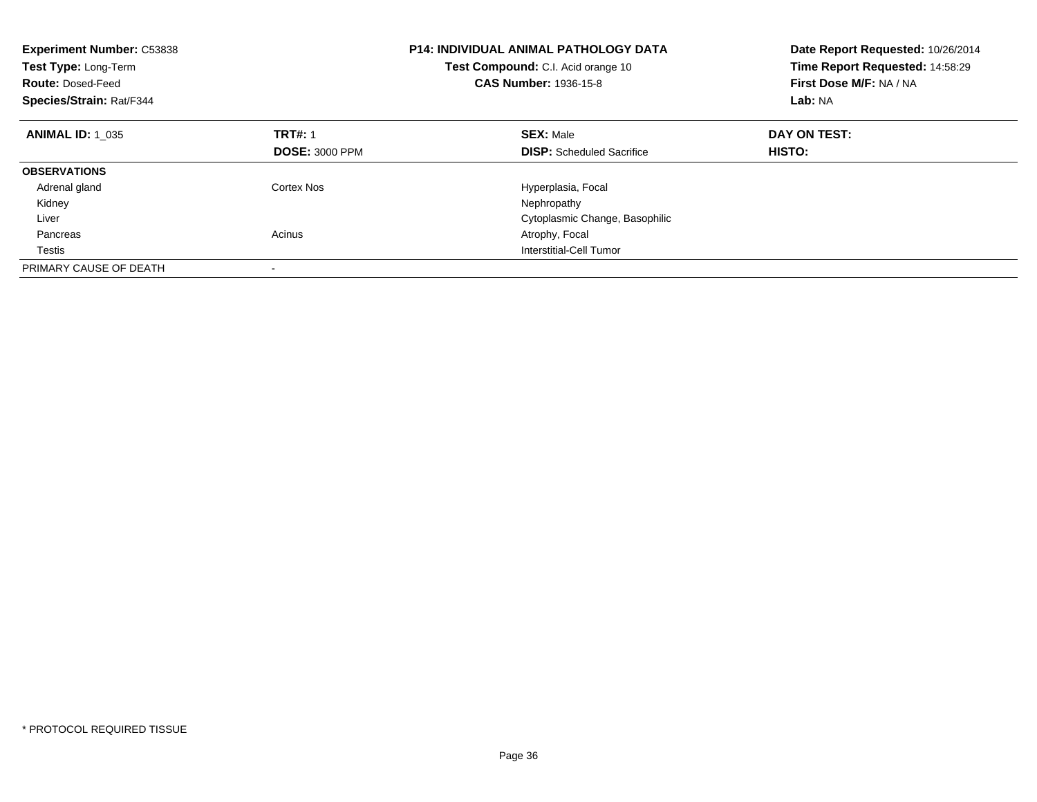**Experiment Number:** C53838
**Test Type:** Long-Term
**Route:** Dosed-Feed
**Species/Strain:** Rat/F344

**P14: INDIVIDUAL ANIMAL PATHOLOGY DATA**
**Test Compound:** C.I. Acid orange 10
**CAS Number:** 1936-15-8

**Date Report Requested:** 10/26/2014
**Time Report Requested:** 14:58:29
**First Dose M/F:** NA / NA
**Lab:** NA

| **ANIMAL ID:** 1_035 | **TRT#:** 1 | **SEX:** Male | **DAY ON TEST:** |
|---|---|---|---|
| | **DOSE:** 3000 PPM | **DISP:** Scheduled Sacrifice | **HISTO:** |
| **OBSERVATIONS** | | | |
| Adrenal gland | Cortex Nos | Hyperplasia, Focal | |
| Kidney | | Nephropathy | |
| Liver | | Cytoplasmic Change, Basophilic | |
| Pancreas | Acinus | Atrophy, Focal | |
| Testis | | Interstitial-Cell Tumor | |
| PRIMARY CAUSE OF DEATH | - | | |

* PROTOCOL REQUIRED TISSUE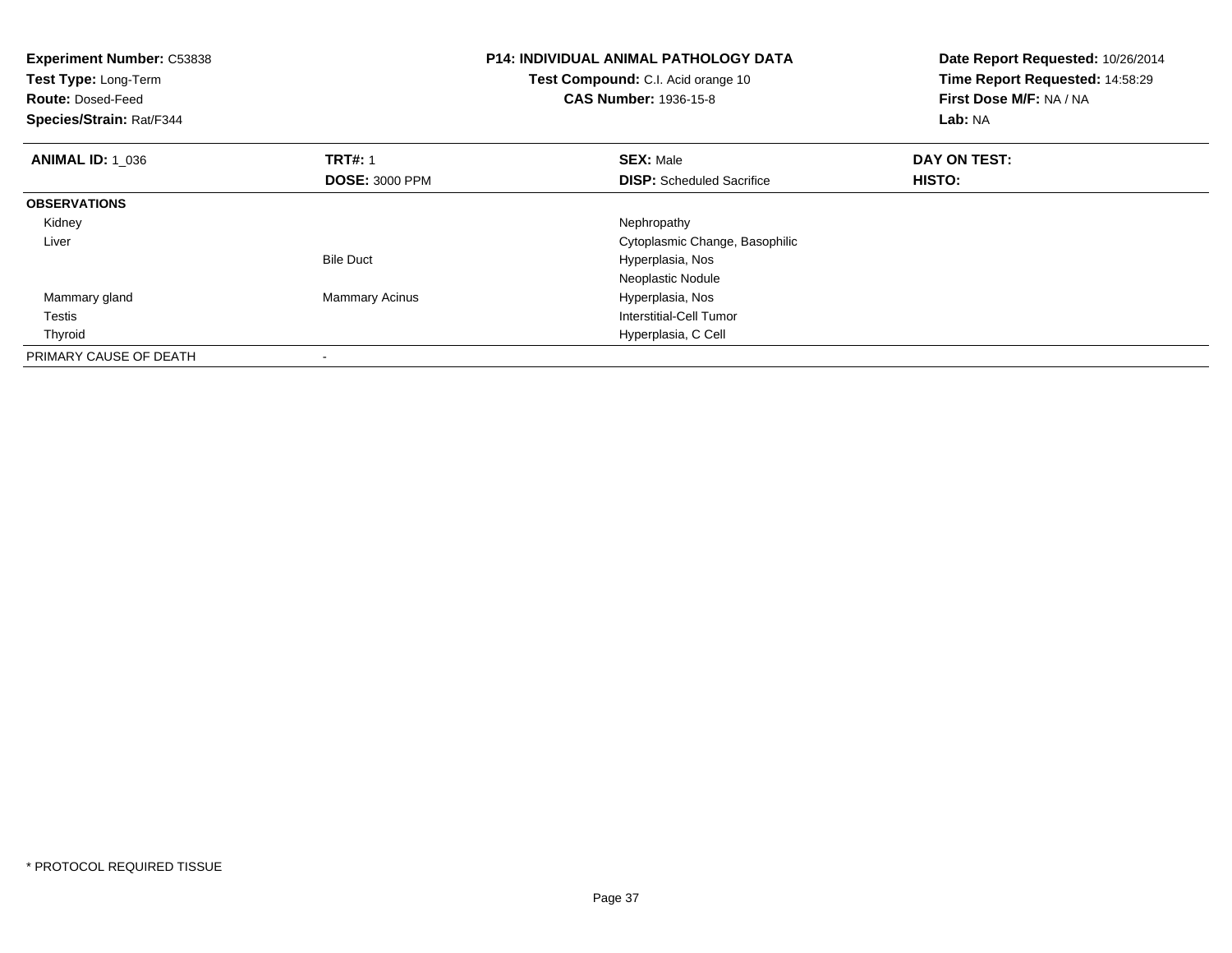**Experiment Number:** C53838
**Test Type:** Long-Term
**Route:** Dosed-Feed
**Species/Strain:** Rat/F344

**P14: INDIVIDUAL ANIMAL PATHOLOGY DATA**
**Test Compound:** C.I. Acid orange 10
**CAS Number:** 1936-15-8

**Date Report Requested:** 10/26/2014
**Time Report Requested:** 14:58:29
**First Dose M/F:** NA / NA
**Lab:** NA

| **ANIMAL ID:** 1_036 | **TRT#:** 1 | **SEX:** Male | **DAY ON TEST:** |
|---|---|---|---|
| | **DOSE:** 3000 PPM | **DISP:** Scheduled Sacrifice | **HISTO:** |
| **OBSERVATIONS** | | | |
| Kidney | | Nephropathy | |
| Liver | | Cytoplasmic Change, Basophilic | |
| | Bile Duct | Hyperplasia, Nos | |
| | | Neoplastic Nodule | |
| Mammary gland | Mammary Acinus | Hyperplasia, Nos | |
| Testis | | Interstitial-Cell Tumor | |
| Thyroid | | Hyperplasia, C Cell | |
| PRIMARY CAUSE OF DEATH | - | | |

* PROTOCOL REQUIRED TISSUE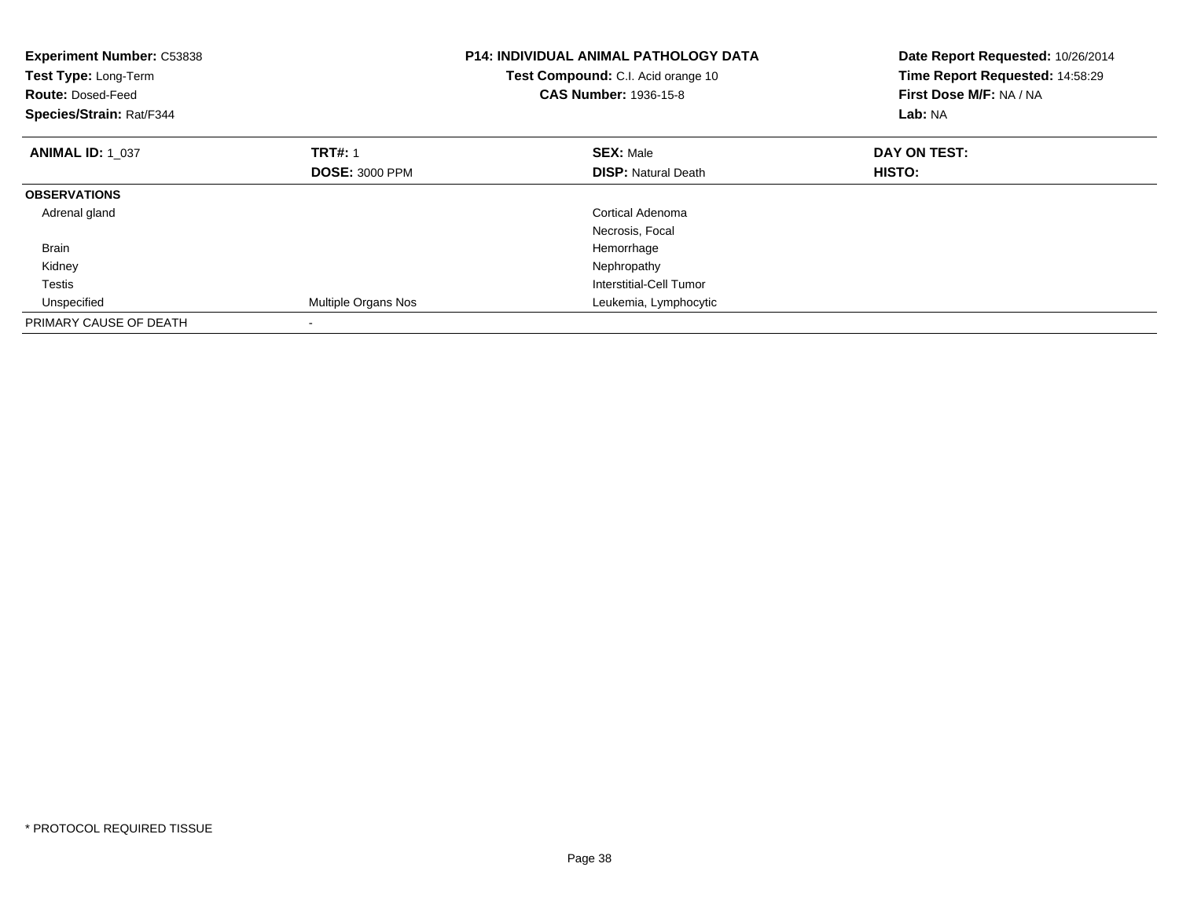**Experiment Number:** C53838
**Test Type:** Long-Term
**Route:** Dosed-Feed
**Species/Strain:** Rat/F344

**P14: INDIVIDUAL ANIMAL PATHOLOGY DATA**
**Test Compound:** C.I. Acid orange 10
**CAS Number:** 1936-15-8

**Date Report Requested:** 10/26/2014
**Time Report Requested:** 14:58:29
**First Dose M/F:** NA / NA
**Lab:** NA

| **ANIMAL ID:** 1_037 | **TRT#:** 1 | **SEX:** Male | **DAY ON TEST:** |
|---|---|---|---|
| | **DOSE:** 3000 PPM | **DISP:** Natural Death | **HISTO:** |
| **OBSERVATIONS** | | | |
| Adrenal gland | | Cortical Adenoma | |
| | | Necrosis, Focal | |
| Brain | | Hemorrhage | |
| Kidney | | Nephropathy | |
| Testis | | Interstitial-Cell Tumor | |
| Unspecified | Multiple Organs Nos | Leukemia, Lymphocytic | |
| PRIMARY CAUSE OF DEATH | - | | |

* PROTOCOL REQUIRED TISSUE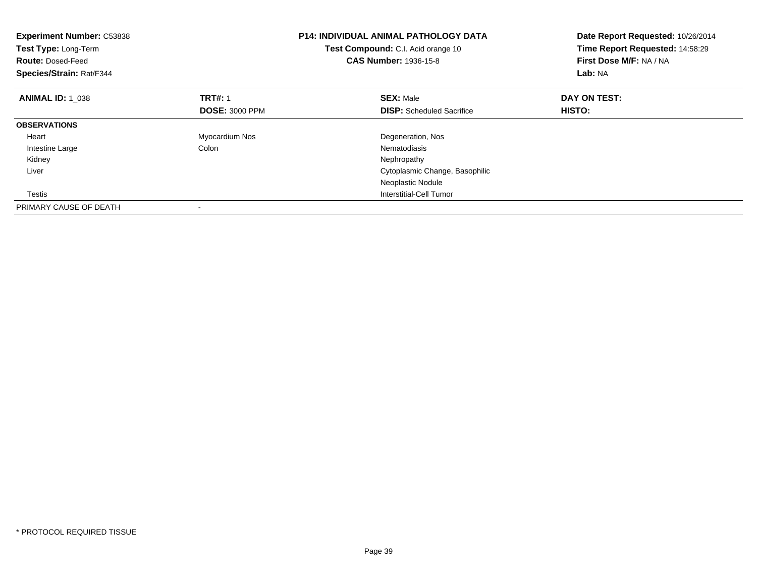**Experiment Number:** C53838
**Test Type:** Long-Term
**Route:** Dosed-Feed
**Species/Strain:** Rat/F344

**P14: INDIVIDUAL ANIMAL PATHOLOGY DATA**
**Test Compound:** C.I. Acid orange 10
**CAS Number:** 1936-15-8

**Date Report Requested:** 10/26/2014
**Time Report Requested:** 14:58:29
**First Dose M/F:** NA / NA
**Lab:** NA

| **ANIMAL ID:** 1_038 | **TRT#:** 1 | **SEX:** Male | **DAY ON TEST:** |
|---|---|---|---|
| | **DOSE:** 3000 PPM | **DISP:** Scheduled Sacrifice | **HISTO:** |
| **OBSERVATIONS** | | | |
| Heart | Myocardium Nos | Degeneration, Nos | |
| Intestine Large | Colon | Nematodiasis | |
| Kidney | | Nephropathy | |
| Liver | | Cytoplasmic Change, Basophilic | |
| | | Neoplastic Nodule | |
| Testis | | Interstitial-Cell Tumor | |
| PRIMARY CAUSE OF DEATH | - | | |

\* PROTOCOL REQUIRED TISSUE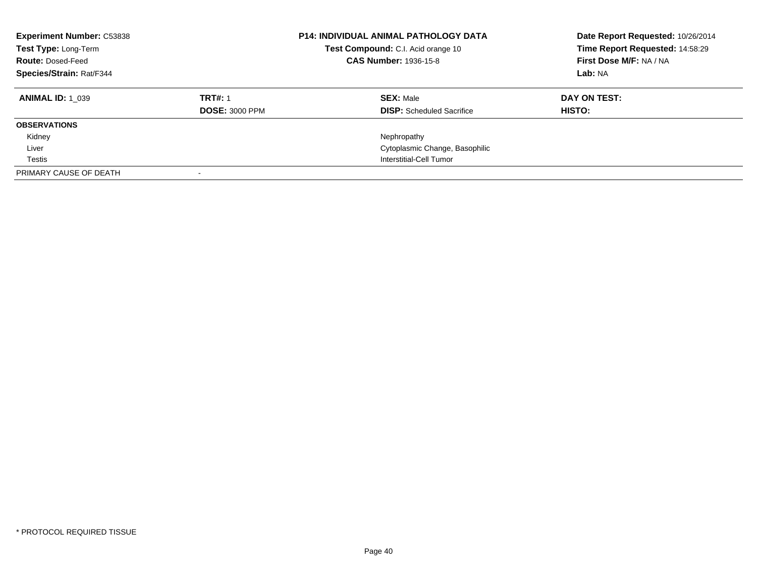| **Experiment Number:** C53838 | **P14: INDIVIDUAL ANIMAL PATHOLOGY DATA** | **Date Report Requested:** 10/26/2014 |
|---|---|---|
| **Test Type:** Long-Term | **Test Compound:** C.I. Acid orange 10 | **Time Report Requested:** 14:58:29 |
| **Route:** Dosed-Feed | **CAS Number:** 1936-15-8 | **First Dose M/F:** NA / NA |
| **Species/Strain:** Rat/F344 | | **Lab:** NA |

| **ANIMAL ID:** 1_039 | **TRT#:** 1 | **SEX:** Male | **DAY ON TEST:** |
|---|---|---|---|
| | **DOSE:** 3000 PPM | **DISP:** Scheduled Sacrifice | **HISTO:** |
| **OBSERVATIONS** | | | |
| Kidney | | Nephropathy | |
| Liver | | Cytoplasmic Change, Basophilic | |
| Testis | | Interstitial-Cell Tumor | |
| PRIMARY CAUSE OF DEATH | - | | |

* PROTOCOL REQUIRED TISSUE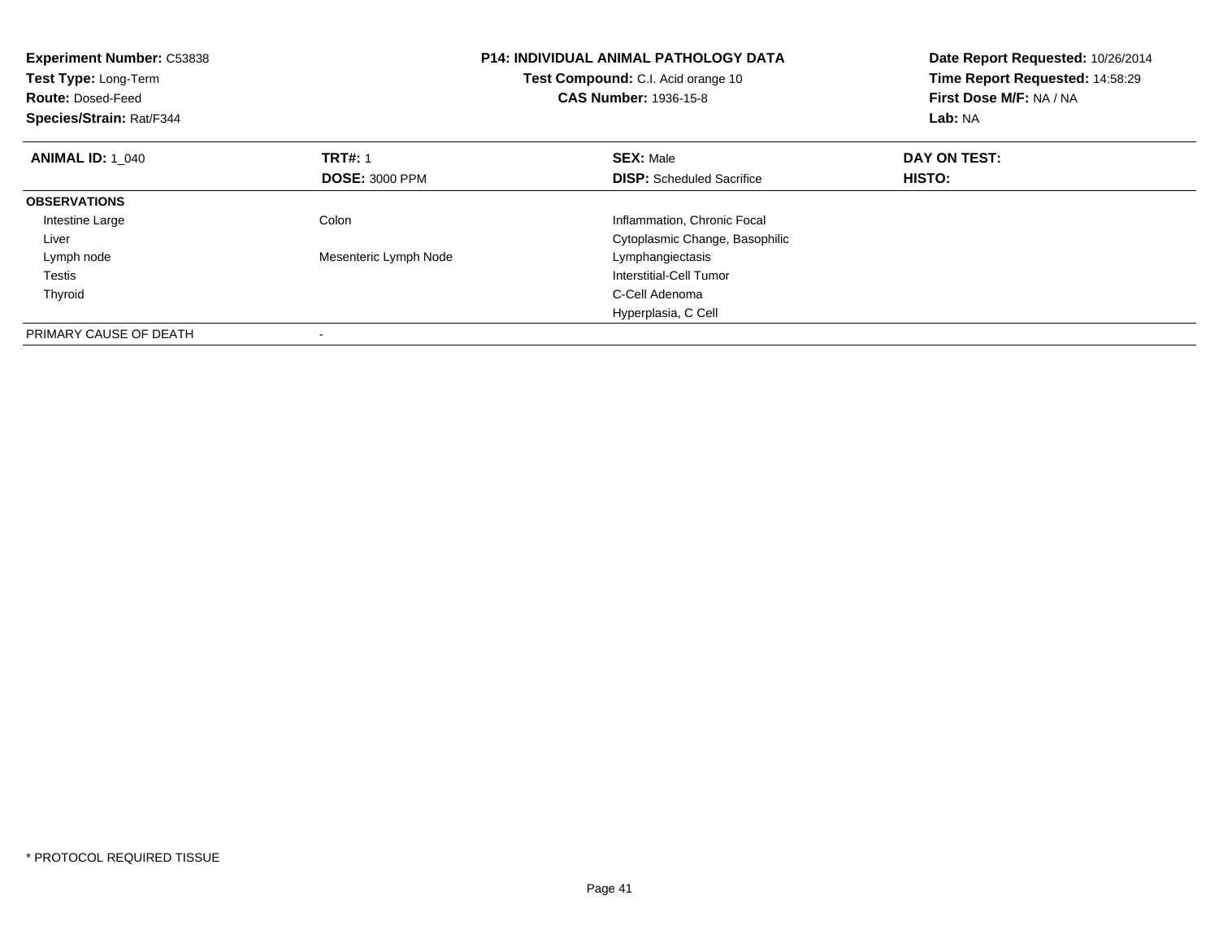**Experiment Number:** C53838
**Test Type:** Long-Term
**Route:** Dosed-Feed
**Species/Strain:** Rat/F344

**P14: INDIVIDUAL ANIMAL PATHOLOGY DATA**
**Test Compound:** C.I. Acid orange 10
**CAS Number:** 1936-15-8

**Date Report Requested:** 10/26/2014
**Time Report Requested:** 14:58:29
**First Dose M/F:** NA / NA
**Lab:** NA

| **ANIMAL ID:** 1_040 | **TRT#:** 1 | **SEX:** Male | **DAY ON TEST:** |
|---|---|---|---|
| | **DOSE:** 3000 PPM | **DISP:** Scheduled Sacrifice | **HISTO:** |
| **OBSERVATIONS** | | | |
| Intestine Large | Colon | Inflammation, Chronic Focal | |
| Liver | | Cytoplasmic Change, Basophilic | |
| Lymph node | Mesenteric Lymph Node | Lymphangiectasis | |
| Testis | | Interstitial-Cell Tumor | |
| Thyroid | | C-Cell Adenoma | |
| | | Hyperplasia, C Cell | |
| PRIMARY CAUSE OF DEATH | - | | |

* PROTOCOL REQUIRED TISSUE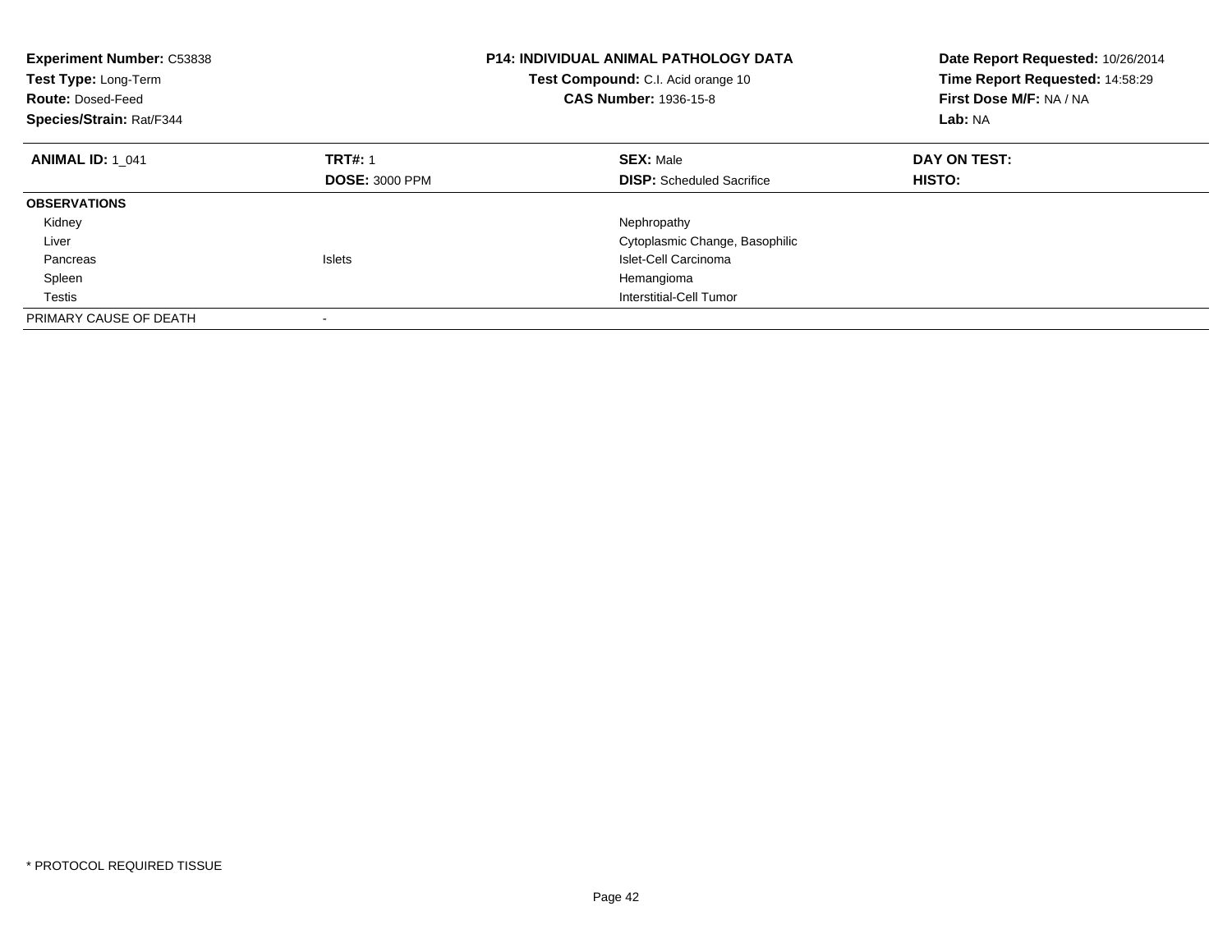**Experiment Number:** C53838
**Test Type:** Long-Term
**Route:** Dosed-Feed
**Species/Strain:** Rat/F344

**P14: INDIVIDUAL ANIMAL PATHOLOGY DATA**
**Test Compound:** C.I. Acid orange 10
**CAS Number:** 1936-15-8

**Date Report Requested:** 10/26/2014
**Time Report Requested:** 14:58:29
**First Dose M/F:** NA / NA
**Lab:** NA

| **ANIMAL ID:** 1_041 | **TRT#:** 1 | **SEX:** Male | **DAY ON TEST:** |
|---|---|---|---|
| | **DOSE:** 3000 PPM | **DISP:** Scheduled Sacrifice | **HISTO:** |
| **OBSERVATIONS** | | | |
| Kidney | | Nephropathy | |
| Liver | | Cytoplasmic Change, Basophilic | |
| Pancreas | Islets | Islet-Cell Carcinoma | |
| Spleen | | Hemangioma | |
| Testis | | Interstitial-Cell Tumor | |
| PRIMARY CAUSE OF DEATH | - | | |

* PROTOCOL REQUIRED TISSUE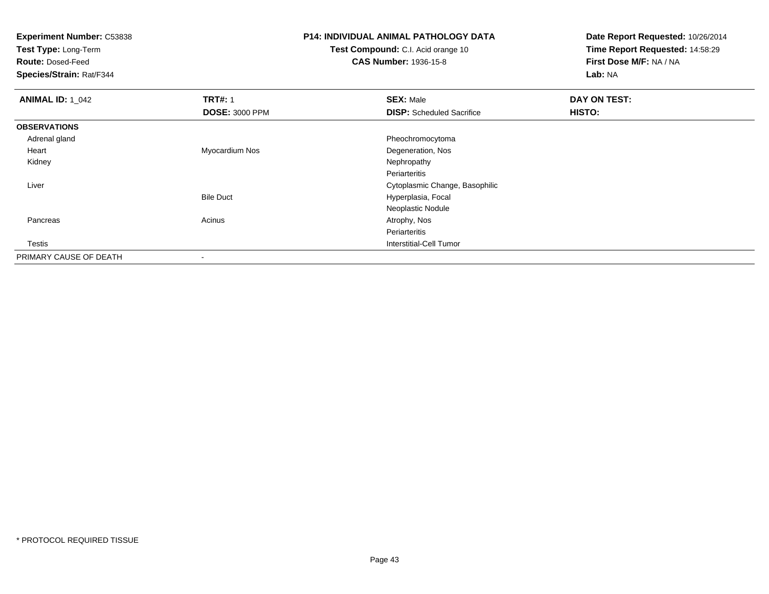**Experiment Number:** C53838
**Test Type:** Long-Term
**Route:** Dosed-Feed
**Species/Strain:** Rat/F344

**P14: INDIVIDUAL ANIMAL PATHOLOGY DATA**
**Test Compound:** C.I. Acid orange 10
**CAS Number:** 1936-15-8

**Date Report Requested:** 10/26/2014
**Time Report Requested:** 14:58:29
**First Dose M/F:** NA / NA
**Lab:** NA

| **ANIMAL ID:** 1_042 | **TRT#:** 1 | **SEX:** Male | **DAY ON TEST:** |
|---|---|---|---|
| | **DOSE:** 3000 PPM | **DISP:** Scheduled Sacrifice | **HISTO:** |
| **OBSERVATIONS** | | | |
| Adrenal gland | | Pheochromocytoma | |
| Heart | Myocardium Nos | Degeneration, Nos | |
| Kidney | | Nephropathy | |
| | | Periarteritis | |
| Liver | | Cytoplasmic Change, Basophilic | |
| | Bile Duct | Hyperplasia, Focal | |
| | | Neoplastic Nodule | |
| Pancreas | Acinus | Atrophy, Nos | |
| | | Periarteritis | |
| Testis | | Interstitial-Cell Tumor | |
| PRIMARY CAUSE OF DEATH | - | | |

* PROTOCOL REQUIRED TISSUE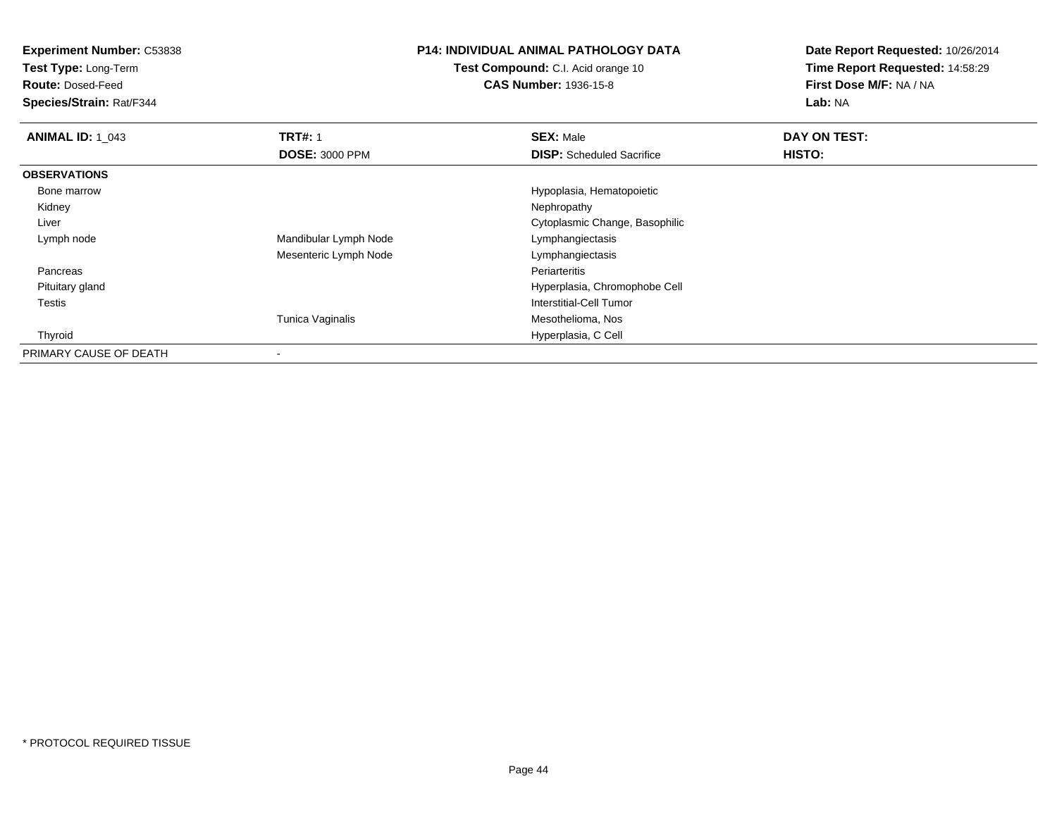**Experiment Number:** C53838
**Test Type:** Long-Term
**Route:** Dosed-Feed
**Species/Strain:** Rat/F344

**P14: INDIVIDUAL ANIMAL PATHOLOGY DATA**
**Test Compound:** C.I. Acid orange 10
**CAS Number:** 1936-15-8

**Date Report Requested:** 10/26/2014
**Time Report Requested:** 14:58:29
**First Dose M/F:** NA / NA
**Lab:** NA

| **ANIMAL ID:** 1_043 | **TRT#:** 1 | **SEX:** Male | **DAY ON TEST:** |
|---|---|---|---|
| | **DOSE:** 3000 PPM | **DISP:** Scheduled Sacrifice | **HISTO:** |
| **OBSERVATIONS** | | | |
| Bone marrow | | Hypoplasia, Hematopoietic | |
| Kidney | | Nephropathy | |
| Liver | | Cytoplasmic Change, Basophilic | |
| Lymph node | Mandibular Lymph Node | Lymphangiectasis | |
| | Mesenteric Lymph Node | Lymphangiectasis | |
| Pancreas | | Periarteritis | |
| Pituitary gland | | Hyperplasia, Chromophobe Cell | |
| Testis | | Interstitial-Cell Tumor | |
| | Tunica Vaginalis | Mesothelioma, Nos | |
| Thyroid | | Hyperplasia, C Cell | |
| PRIMARY CAUSE OF DEATH | - | | |

* PROTOCOL REQUIRED TISSUE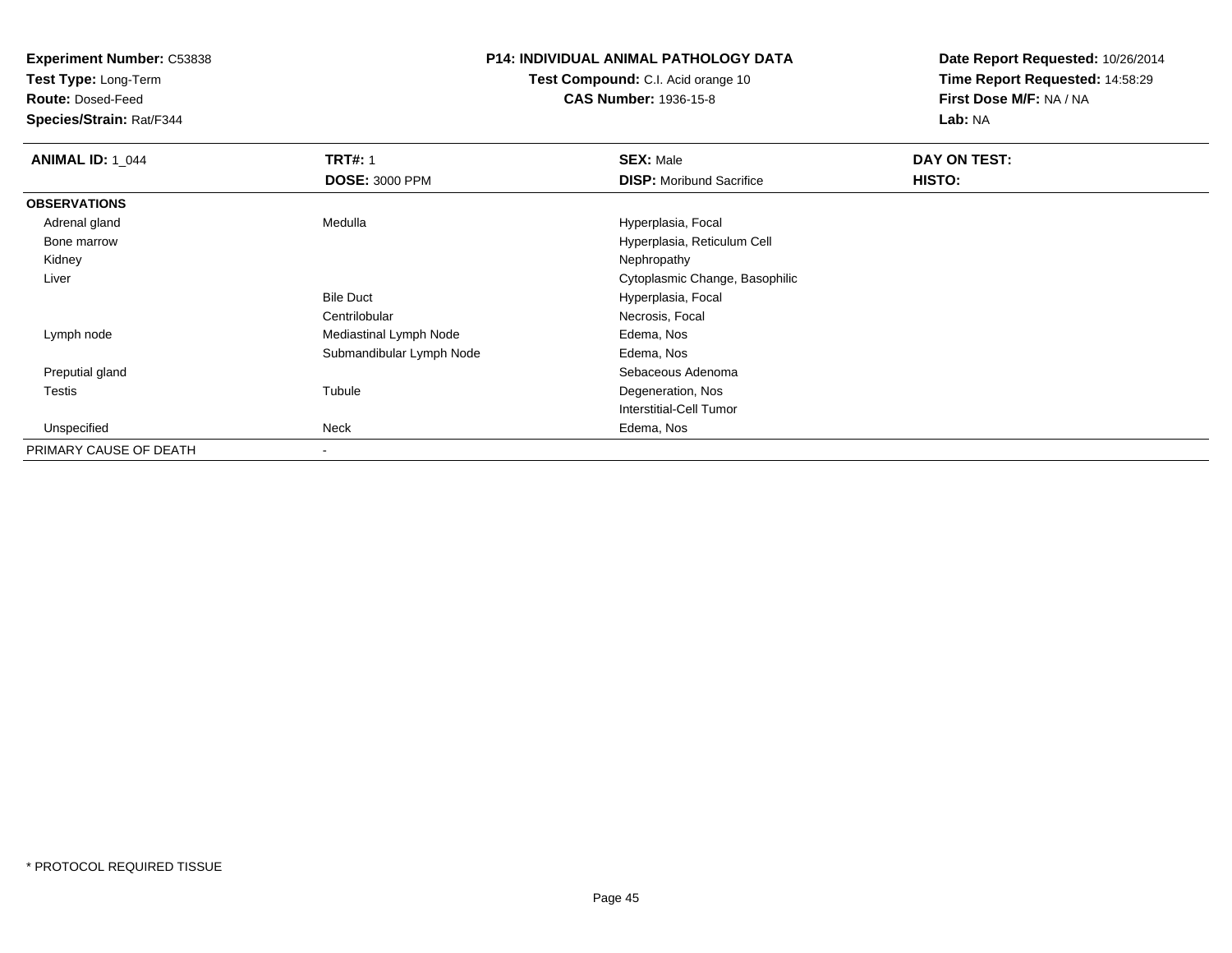**Experiment Number:** C53838
**Test Type:** Long-Term
**Route:** Dosed-Feed
**Species/Strain:** Rat/F344

**P14: INDIVIDUAL ANIMAL PATHOLOGY DATA**
**Test Compound:** C.I. Acid orange 10
**CAS Number:** 1936-15-8

**Date Report Requested:** 10/26/2014
**Time Report Requested:** 14:58:29
**First Dose M/F:** NA / NA
**Lab:** NA

| **ANIMAL ID:** 1_044 | **TRT#:** 1 | **SEX:** Male | **DAY ON TEST:** |
|---|---|---|---|
| | **DOSE:** 3000 PPM | **DISP:** Moribund Sacrifice | **HISTO:** |
| **OBSERVATIONS** | | | |
| Adrenal gland | Medulla | Hyperplasia, Focal | |
| Bone marrow | | Hyperplasia, Reticulum Cell | |
| Kidney | | Nephropathy | |
| Liver | | Cytoplasmic Change, Basophilic | |
| | Bile Duct | Hyperplasia, Focal | |
| | Centrilobular | Necrosis, Focal | |
| Lymph node | Mediastinal Lymph Node | Edema, Nos | |
| | Submandibular Lymph Node | Edema, Nos | |
| Preputial gland | | Sebaceous Adenoma | |
| Testis | Tubule | Degeneration, Nos | |
| | | Interstitial-Cell Tumor | |
| Unspecified | Neck | Edema, Nos | |
| PRIMARY CAUSE OF DEATH | - | | |

* PROTOCOL REQUIRED TISSUE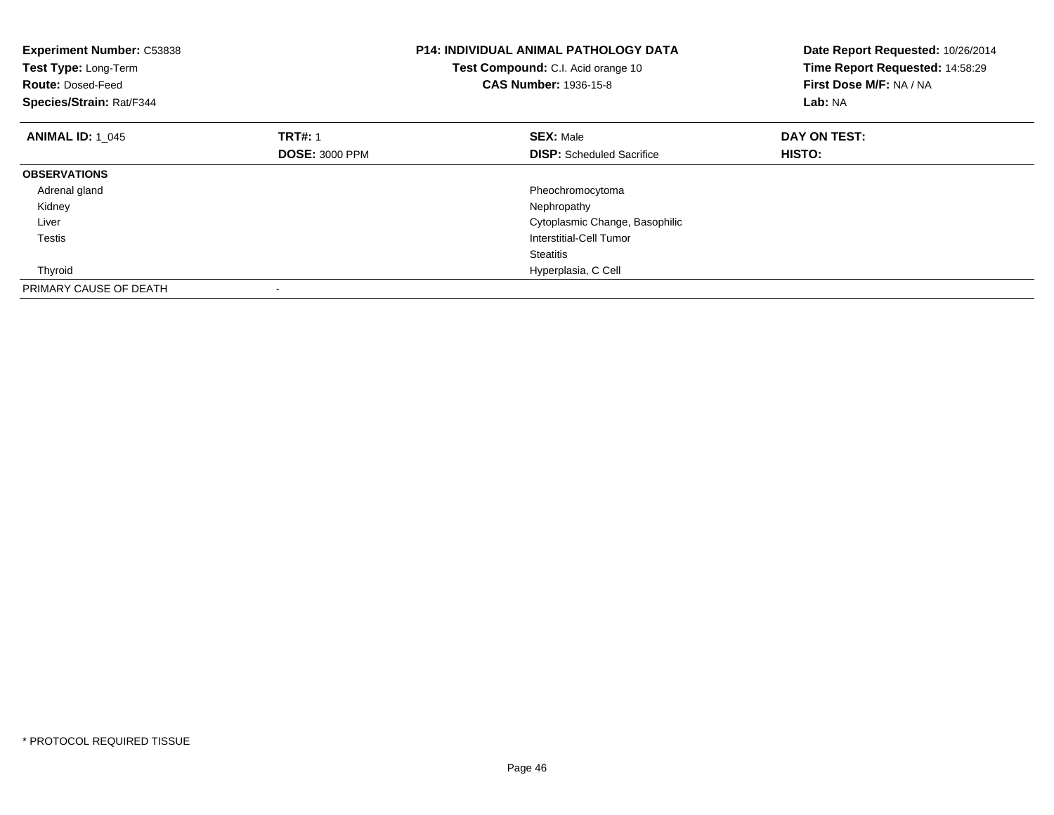**Experiment Number:** C53838
**Test Type:** Long-Term
**Route:** Dosed-Feed
**Species/Strain:** Rat/F344

**P14: INDIVIDUAL ANIMAL PATHOLOGY DATA**
**Test Compound:** C.I. Acid orange 10
**CAS Number:** 1936-15-8

**Date Report Requested:** 10/26/2014
**Time Report Requested:** 14:58:29
**First Dose M/F:** NA / NA
**Lab:** NA

| **ANIMAL ID:** 1_045 | **TRT#:** 1 | **SEX:** Male | **DAY ON TEST:** |
|---|---|---|---|
| | **DOSE:** 3000 PPM | **DISP:** Scheduled Sacrifice | **HISTO:** |
| **OBSERVATIONS** | | | |
| Adrenal gland | | Pheochromocytoma | |
| Kidney | | Nephropathy | |
| Liver | | Cytoplasmic Change, Basophilic | |
| Testis | | Interstitial-Cell Tumor | |
| | | Steatitis | |
| Thyroid | | Hyperplasia, C Cell | |
| PRIMARY CAUSE OF DEATH | - | | |

* PROTOCOL REQUIRED TISSUE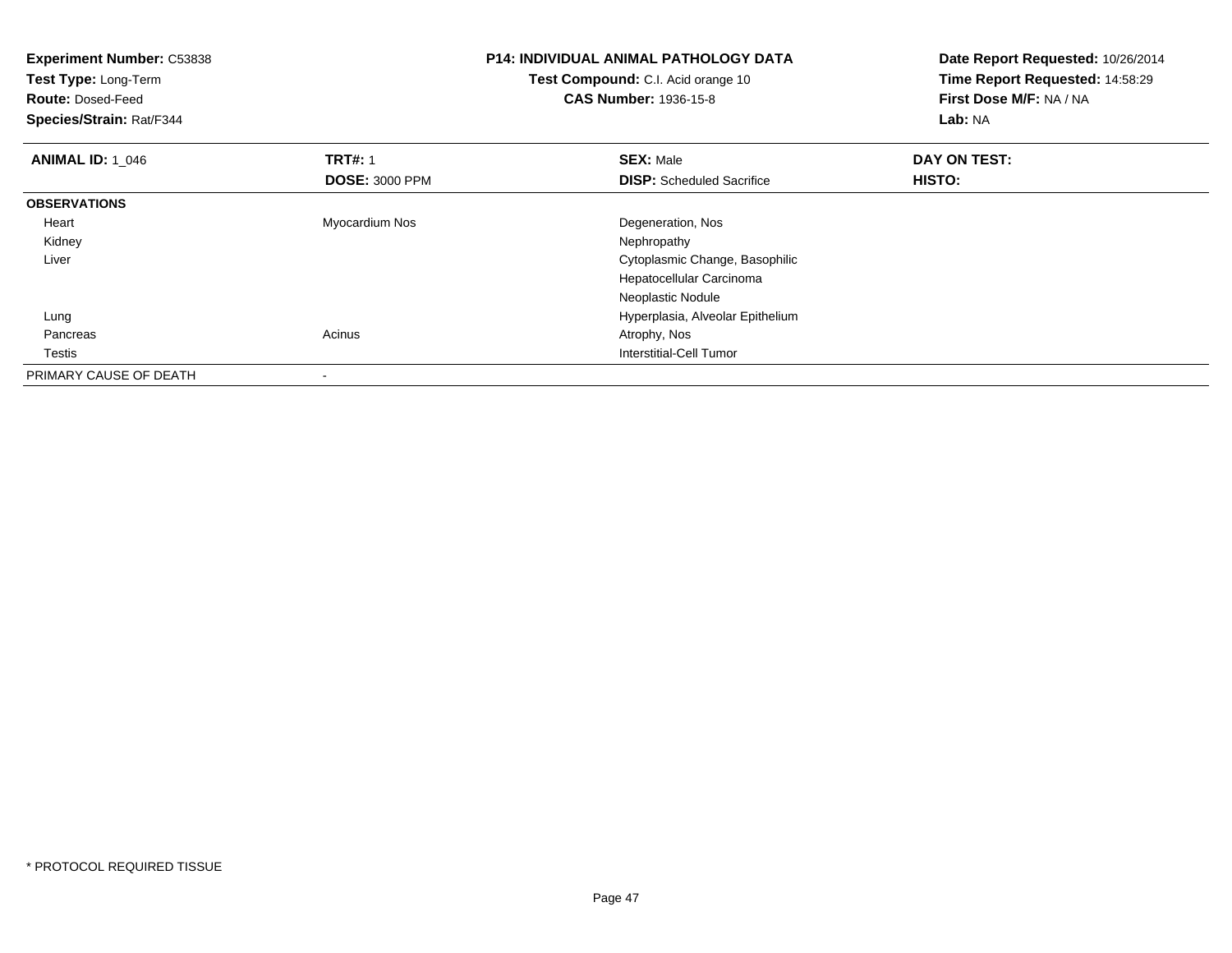**Experiment Number:** C53838
**Test Type:** Long-Term
**Route:** Dosed-Feed
**Species/Strain:** Rat/F344

**P14: INDIVIDUAL ANIMAL PATHOLOGY DATA**
**Test Compound:** C.I. Acid orange 10
**CAS Number:** 1936-15-8

**Date Report Requested:** 10/26/2014
**Time Report Requested:** 14:58:29
**First Dose M/F:** NA / NA
**Lab:** NA

| **ANIMAL ID:** 1_046 | **TRT#:** 1 | **SEX:** Male | **DAY ON TEST:** |
|---|---|---|---|
| | **DOSE:** 3000 PPM | **DISP:** Scheduled Sacrifice | **HISTO:** |
| **OBSERVATIONS** | | | |
| Heart | Myocardium Nos | Degeneration, Nos | |
| Kidney | | Nephropathy | |
| Liver | | Cytoplasmic Change, Basophilic | |
| | | Hepatocellular Carcinoma | |
| | | Neoplastic Nodule | |
| Lung | | Hyperplasia, Alveolar Epithelium | |
| Pancreas | Acinus | Atrophy, Nos | |
| Testis | | Interstitial-Cell Tumor | |
| PRIMARY CAUSE OF DEATH | - | | |

* PROTOCOL REQUIRED TISSUE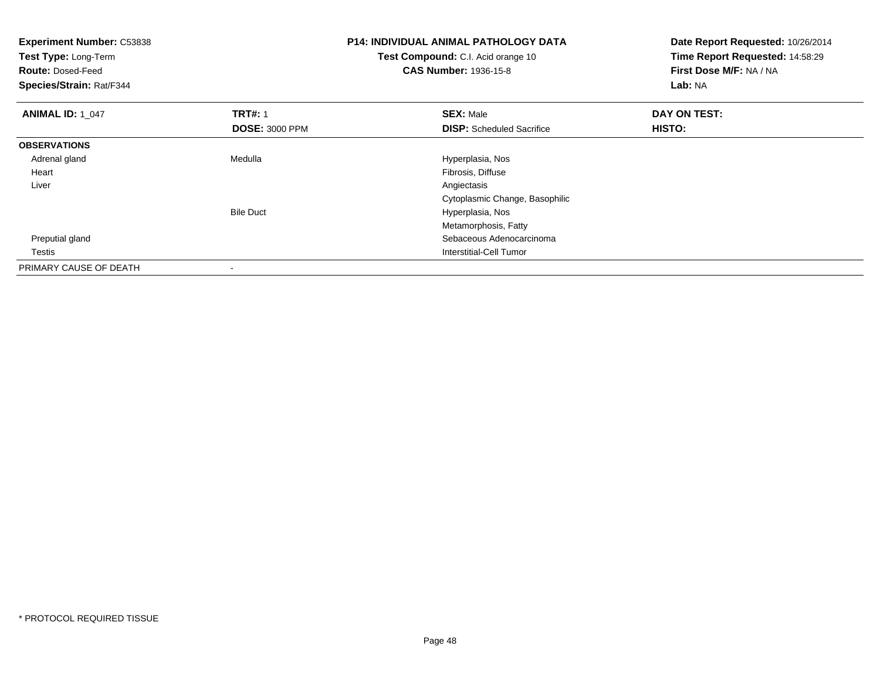**Experiment Number:** C53838
**Test Type:** Long-Term
**Route:** Dosed-Feed
**Species/Strain:** Rat/F344

**P14: INDIVIDUAL ANIMAL PATHOLOGY DATA**
**Test Compound:** C.I. Acid orange 10
**CAS Number:** 1936-15-8

**Date Report Requested:** 10/26/2014
**Time Report Requested:** 14:58:29
**First Dose M/F:** NA / NA
**Lab:** NA

| **ANIMAL ID:** 1_047 | **TRT#:** 1 | **SEX:** Male | **DAY ON TEST:** |
|---|---|---|---|
| | **DOSE:** 3000 PPM | **DISP:** Scheduled Sacrifice | **HISTO:** |
| **OBSERVATIONS** | | | |
| Adrenal gland | Medulla | Hyperplasia, Nos | |
| Heart | | Fibrosis, Diffuse | |
| Liver | | Angiectasis | |
| | | Cytoplasmic Change, Basophilic | |
| | Bile Duct | Hyperplasia, Nos | |
| | | Metamorphosis, Fatty | |
| Preputial gland | | Sebaceous Adenocarcinoma | |
| Testis | | Interstitial-Cell Tumor | |
| PRIMARY CAUSE OF DEATH | - | | |

\* PROTOCOL REQUIRED TISSUE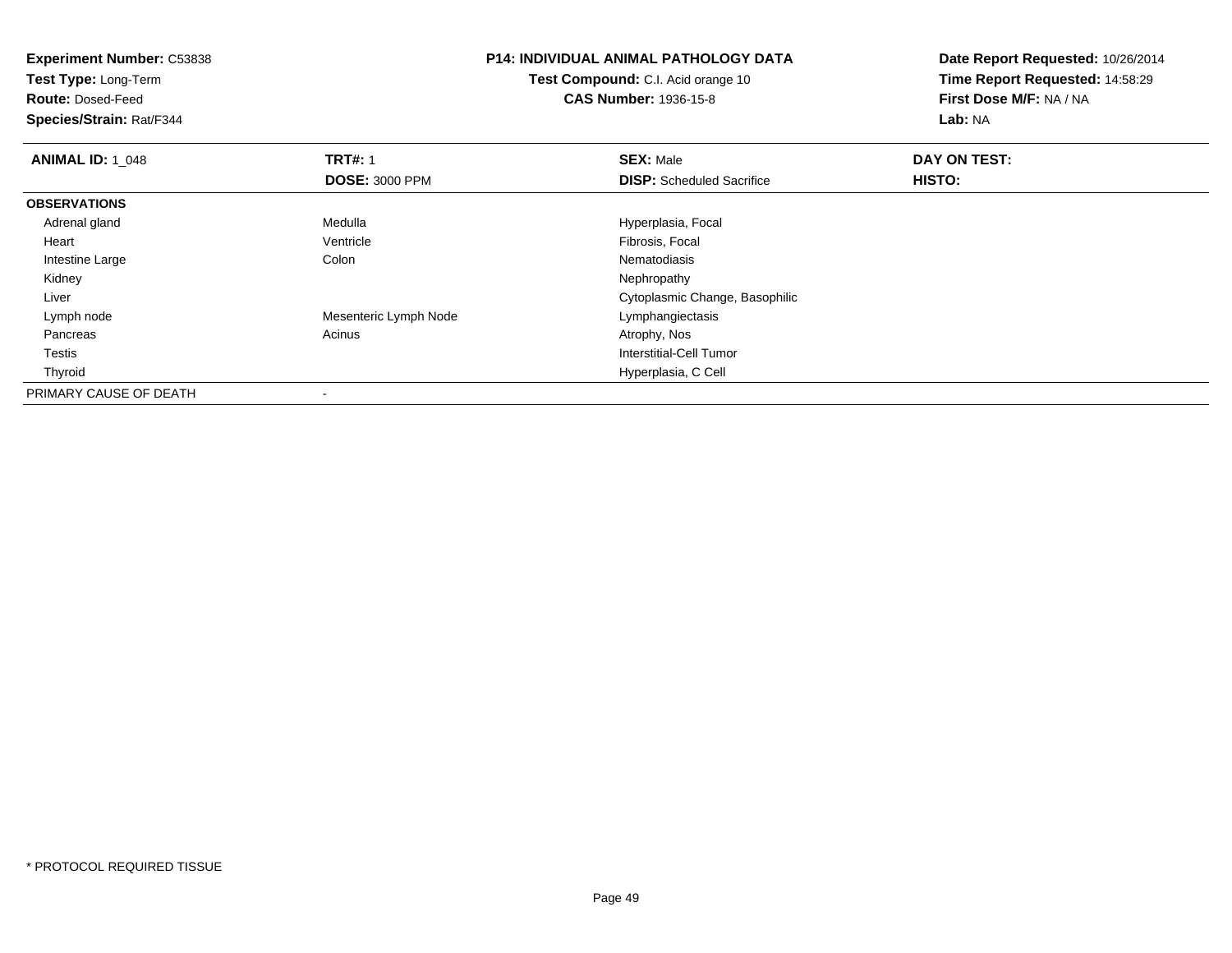**Experiment Number:** C53838
**Test Type:** Long-Term
**Route:** Dosed-Feed
**Species/Strain:** Rat/F344

**P14: INDIVIDUAL ANIMAL PATHOLOGY DATA**
**Test Compound:** C.I. Acid orange 10
**CAS Number:** 1936-15-8

**Date Report Requested:** 10/26/2014
**Time Report Requested:** 14:58:29
**First Dose M/F:** NA / NA
**Lab:** NA

| **ANIMAL ID:** 1_048 | **TRT#:** 1 | **SEX:** Male | **DAY ON TEST:** |
|---|---|---|---|
| | **DOSE:** 3000 PPM | **DISP:** Scheduled Sacrifice | **HISTO:** |
| **OBSERVATIONS** | | | |
| Adrenal gland | Medulla | Hyperplasia, Focal | |
| Heart | Ventricle | Fibrosis, Focal | |
| Intestine Large | Colon | Nematodiasis | |
| Kidney | | Nephropathy | |
| Liver | | Cytoplasmic Change, Basophilic | |
| Lymph node | Mesenteric Lymph Node | Lymphangiectasis | |
| Pancreas | Acinus | Atrophy, Nos | |
| Testis | | Interstitial-Cell Tumor | |
| Thyroid | | Hyperplasia, C Cell | |
| PRIMARY CAUSE OF DEATH | - | | |

\* PROTOCOL REQUIRED TISSUE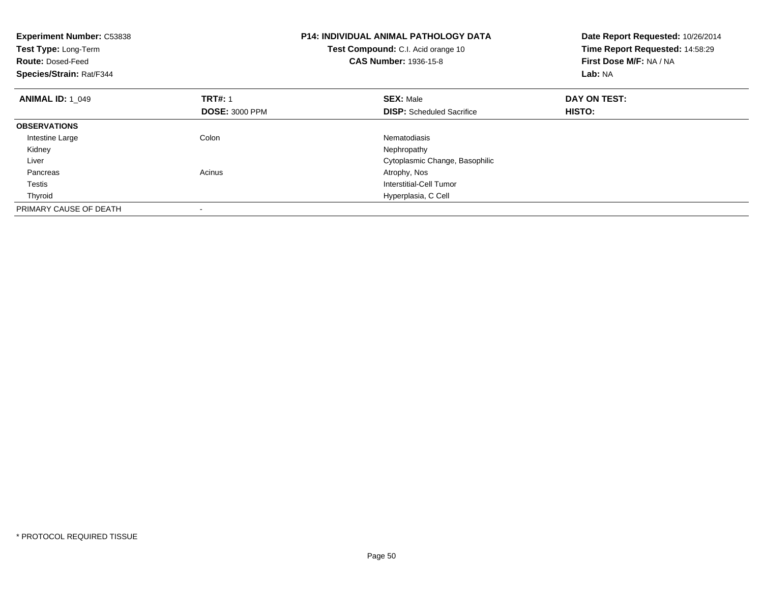**Experiment Number:** C53838
**Test Type:** Long-Term
**Route:** Dosed-Feed
**Species/Strain:** Rat/F344

**P14: INDIVIDUAL ANIMAL PATHOLOGY DATA**
**Test Compound:** C.I. Acid orange 10
**CAS Number:** 1936-15-8

**Date Report Requested:** 10/26/2014
**Time Report Requested:** 14:58:29
**First Dose M/F:** NA / NA
**Lab:** NA

| **ANIMAL ID:** 1_049 | **TRT#:** 1 | **SEX:** Male | **DAY ON TEST:** |
|---|---|---|---|
| | **DOSE:** 3000 PPM | **DISP:** Scheduled Sacrifice | **HISTO:** |
| **OBSERVATIONS** | | | |
| Intestine Large | Colon | Nematodiasis | |
| Kidney | | Nephropathy | |
| Liver | | Cytoplasmic Change, Basophilic | |
| Pancreas | Acinus | Atrophy, Nos | |
| Testis | | Interstitial-Cell Tumor | |
| Thyroid | | Hyperplasia, C Cell | |
| PRIMARY CAUSE OF DEATH | - | | |

* PROTOCOL REQUIRED TISSUE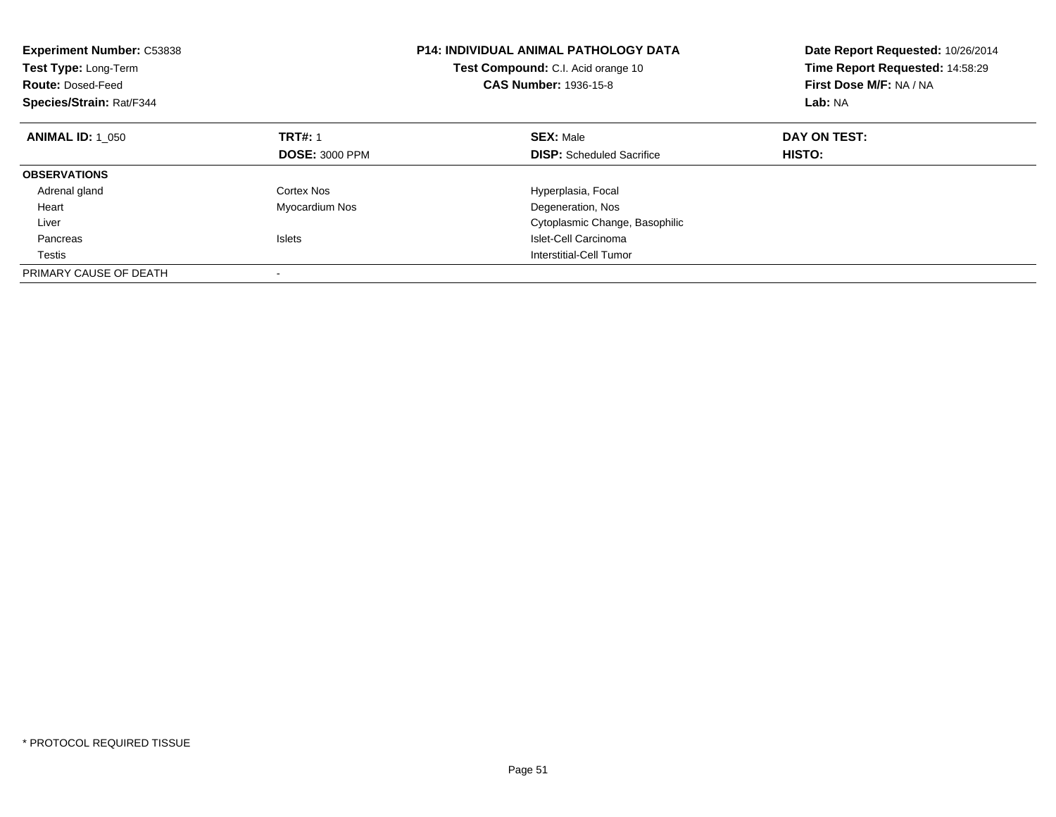**Experiment Number:** C53838
**Test Type:** Long-Term
**Route:** Dosed-Feed
**Species/Strain:** Rat/F344

**P14: INDIVIDUAL ANIMAL PATHOLOGY DATA**
**Test Compound:** C.I. Acid orange 10
**CAS Number:** 1936-15-8

**Date Report Requested:** 10/26/2014
**Time Report Requested:** 14:58:29
**First Dose M/F:** NA / NA
**Lab:** NA

| **ANIMAL ID:** 1_050 | **TRT#:** 1 | **SEX:** Male | **DAY ON TEST:** |
|---|---|---|---|
| | **DOSE:** 3000 PPM | **DISP:** Scheduled Sacrifice | **HISTO:** |
| **OBSERVATIONS** | | | |
| Adrenal gland | Cortex Nos | Hyperplasia, Focal | |
| Heart | Myocardium Nos | Degeneration, Nos | |
| Liver | | Cytoplasmic Change, Basophilic | |
| Pancreas | Islets | Islet-Cell Carcinoma | |
| Testis | | Interstitial-Cell Tumor | |
| PRIMARY CAUSE OF DEATH | - | | |

* PROTOCOL REQUIRED TISSUE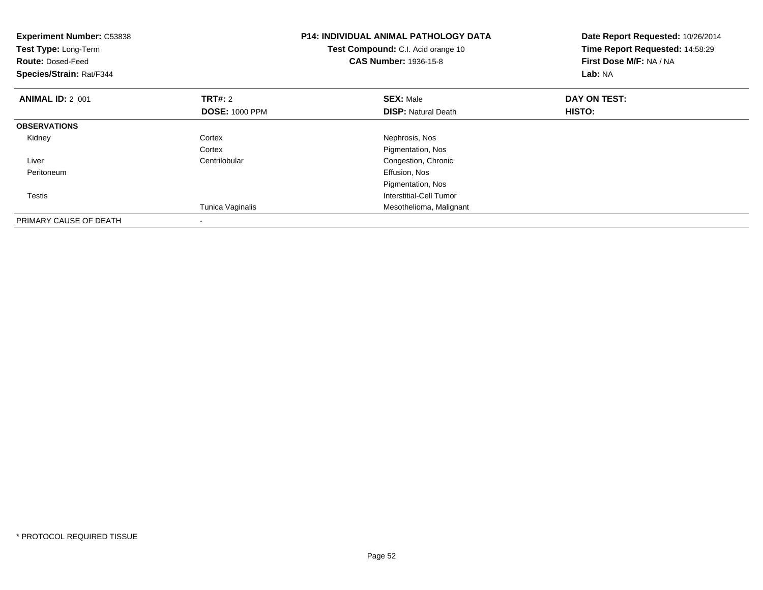**Experiment Number:** C53838
**Test Type:** Long-Term
**Route:** Dosed-Feed
**Species/Strain:** Rat/F344

**P14: INDIVIDUAL ANIMAL PATHOLOGY DATA**
**Test Compound:** C.I. Acid orange 10
**CAS Number:** 1936-15-8

**Date Report Requested:** 10/26/2014
**Time Report Requested:** 14:58:29
**First Dose M/F:** NA / NA
**Lab:** NA

| **ANIMAL ID:** 2_001 | **TRT#:** 2 | **SEX:** Male | **DAY ON TEST:** |
|---|---|---|---|
| | **DOSE:** 1000 PPM | **DISP:** Natural Death | **HISTO:** |
| **OBSERVATIONS** | | | |
| Kidney | Cortex | Nephrosis, Nos | |
| | Cortex | Pigmentation, Nos | |
| Liver | Centrilobular | Congestion, Chronic | |
| Peritoneum | | Effusion, Nos | |
| | | Pigmentation, Nos | |
| Testis | | Interstitial-Cell Tumor | |
| | Tunica Vaginalis | Mesothelioma, Malignant | |
| PRIMARY CAUSE OF DEATH | - | | |

* PROTOCOL REQUIRED TISSUE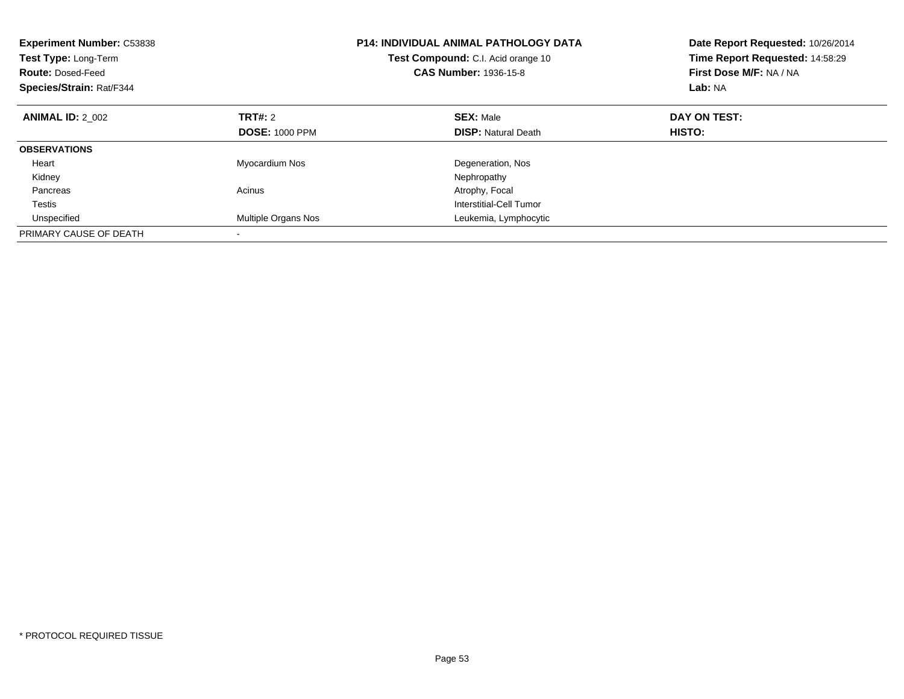**Experiment Number:** C53838
**Test Type:** Long-Term
**Route:** Dosed-Feed
**Species/Strain:** Rat/F344

**P14: INDIVIDUAL ANIMAL PATHOLOGY DATA**
**Test Compound:** C.I. Acid orange 10
**CAS Number:** 1936-15-8

**Date Report Requested:** 10/26/2014
**Time Report Requested:** 14:58:29
**First Dose M/F:** NA / NA
**Lab:** NA

| **ANIMAL ID:** 2_002 | **TRT#:** 2 | **SEX:** Male | **DAY ON TEST:** |
|---|---|---|---|
| | **DOSE:** 1000 PPM | **DISP:** Natural Death | **HISTO:** |
| **OBSERVATIONS** | | | |
| Heart | Myocardium Nos | Degeneration, Nos | |
| Kidney | | Nephropathy | |
| Pancreas | Acinus | Atrophy, Focal | |
| Testis | | Interstitial-Cell Tumor | |
| Unspecified | Multiple Organs Nos | Leukemia, Lymphocytic | |
| PRIMARY CAUSE OF DEATH | - | | |

* PROTOCOL REQUIRED TISSUE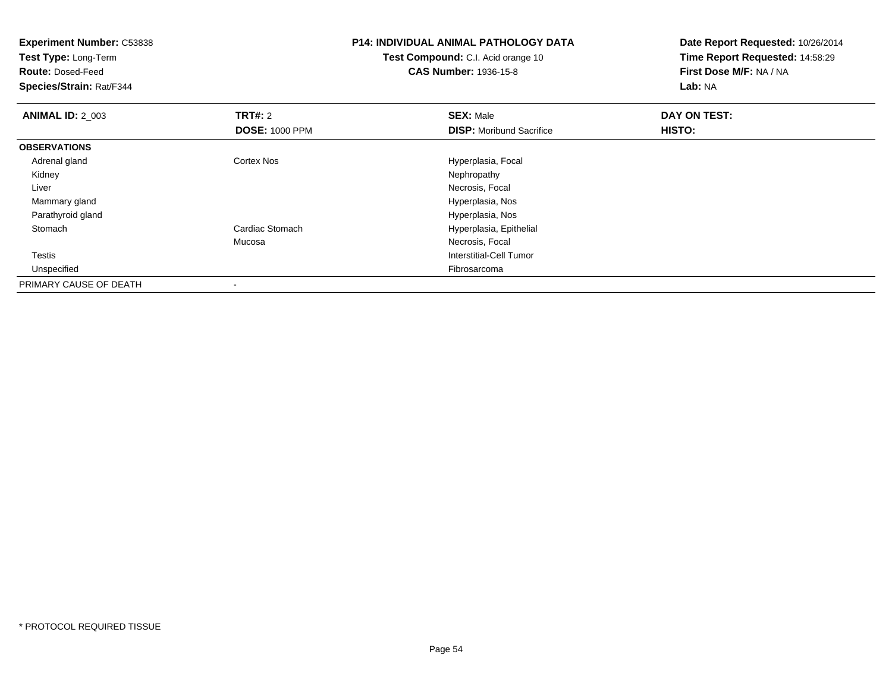**Experiment Number:** C53838
**Test Type:** Long-Term
**Route:** Dosed-Feed
**Species/Strain:** Rat/F344

**P14: INDIVIDUAL ANIMAL PATHOLOGY DATA**
**Test Compound:** C.I. Acid orange 10
**CAS Number:** 1936-15-8

**Date Report Requested:** 10/26/2014
**Time Report Requested:** 14:58:29
**First Dose M/F:** NA / NA
**Lab:** NA

| **ANIMAL ID:** 2_003 | **TRT#:** 2 | **SEX:** Male | **DAY ON TEST:** |
|---|---|---|---|
| | **DOSE:** 1000 PPM | **DISP:** Moribund Sacrifice | **HISTO:** |
| **OBSERVATIONS** | | | |
| Adrenal gland | Cortex Nos | Hyperplasia, Focal | |
| Kidney | | Nephropathy | |
| Liver | | Necrosis, Focal | |
| Mammary gland | | Hyperplasia, Nos | |
| Parathyroid gland | | Hyperplasia, Nos | |
| Stomach | Cardiac Stomach | Hyperplasia, Epithelial | |
| | Mucosa | Necrosis, Focal | |
| Testis | | Interstitial-Cell Tumor | |
| Unspecified | | Fibrosarcoma | |
| PRIMARY CAUSE OF DEATH | - | | |

* PROTOCOL REQUIRED TISSUE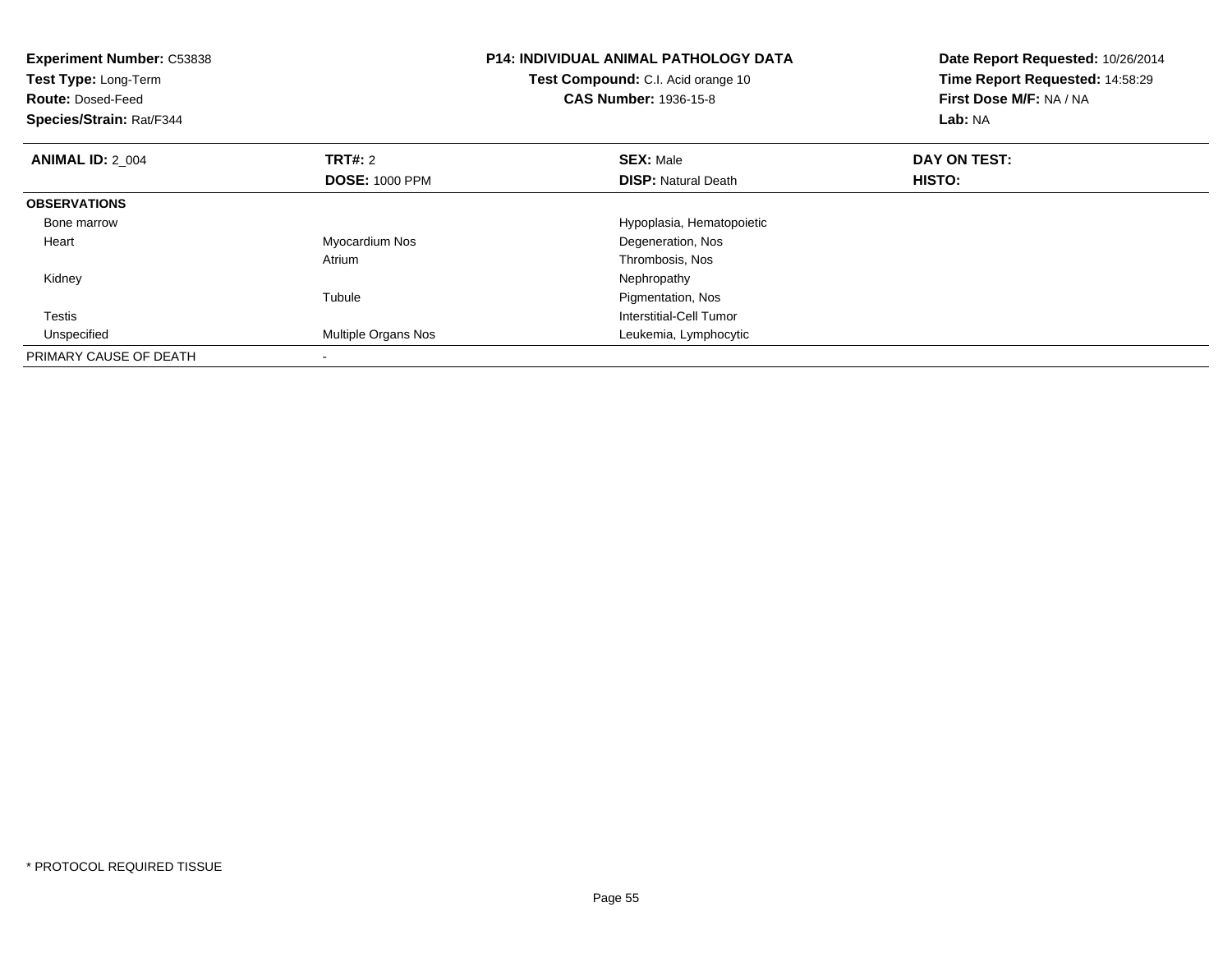**Experiment Number:** C53838
**Test Type:** Long-Term
**Route:** Dosed-Feed
**Species/Strain:** Rat/F344

**P14: INDIVIDUAL ANIMAL PATHOLOGY DATA**
**Test Compound:** C.I. Acid orange 10
**CAS Number:** 1936-15-8

**Date Report Requested:** 10/26/2014
**Time Report Requested:** 14:58:29
**First Dose M/F:** NA / NA
**Lab:** NA

| **ANIMAL ID:** 2_004 | **TRT#:** 2 | **SEX:** Male | **DAY ON TEST:** |
|---|---|---|---|
| | **DOSE:** 1000 PPM | **DISP:** Natural Death | **HISTO:** |
| **OBSERVATIONS** | | | |
| Bone marrow | | Hypoplasia, Hematopoietic | |
| Heart | Myocardium Nos | Degeneration, Nos | |
| | Atrium | Thrombosis, Nos | |
| Kidney | | Nephropathy | |
| | Tubule | Pigmentation, Nos | |
| Testis | | Interstitial-Cell Tumor | |
| Unspecified | Multiple Organs Nos | Leukemia, Lymphocytic | |
| PRIMARY CAUSE OF DEATH | - | | |

* PROTOCOL REQUIRED TISSUE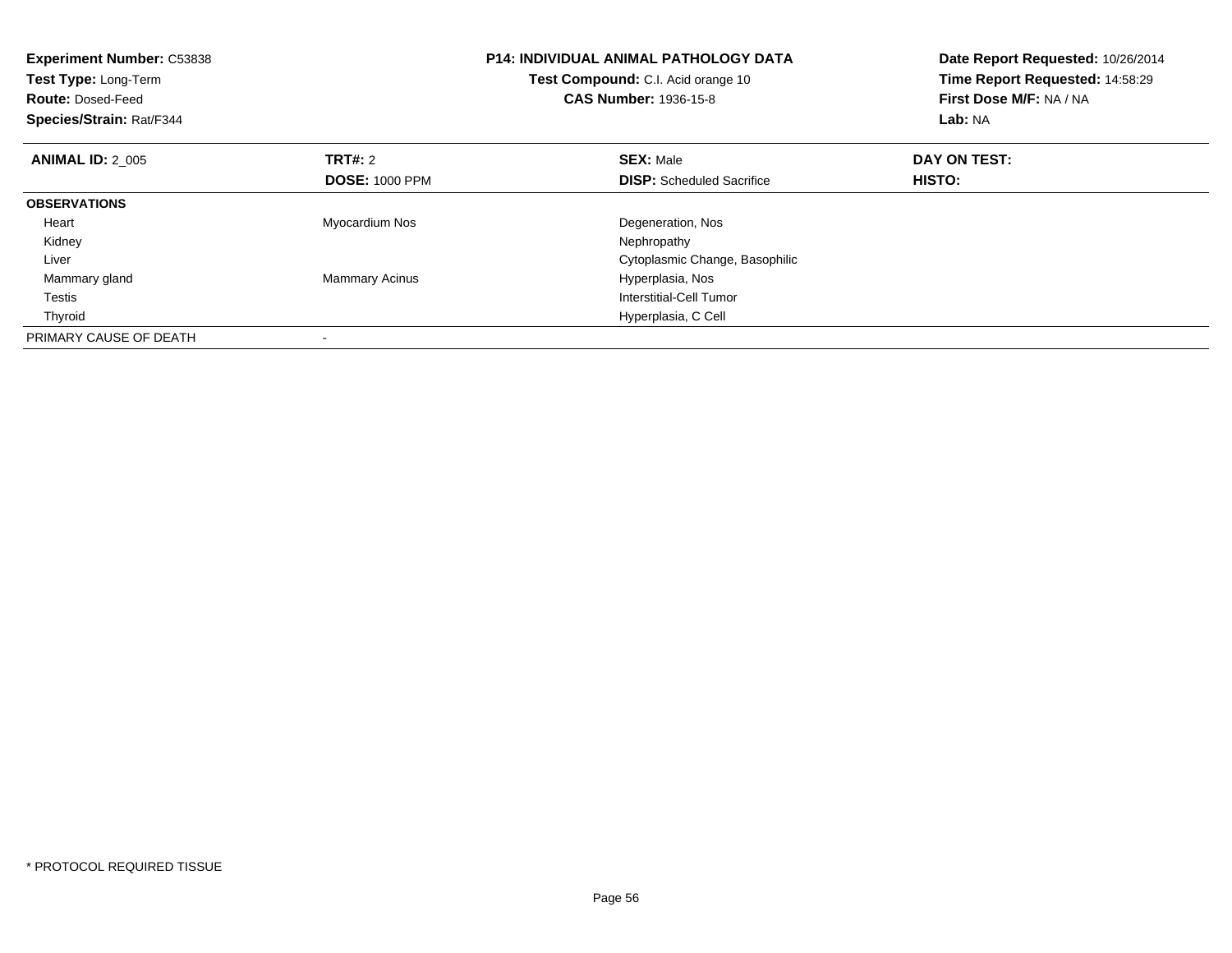**Experiment Number:** C53838
**Test Type:** Long-Term
**Route:** Dosed-Feed
**Species/Strain:** Rat/F344

**P14: INDIVIDUAL ANIMAL PATHOLOGY DATA**
**Test Compound:** C.I. Acid orange 10
**CAS Number:** 1936-15-8

**Date Report Requested:** 10/26/2014
**Time Report Requested:** 14:58:29
**First Dose M/F:** NA / NA
**Lab:** NA

| **ANIMAL ID:** 2_005 | **TRT#:** 2 | **SEX:** Male | **DAY ON TEST:** |
|---|---|---|---|
| | **DOSE:** 1000 PPM | **DISP:** Scheduled Sacrifice | **HISTO:** |
| **OBSERVATIONS** | | | |
| Heart | Myocardium Nos | Degeneration, Nos | |
| Kidney | | Nephropathy | |
| Liver | | Cytoplasmic Change, Basophilic | |
| Mammary gland | Mammary Acinus | Hyperplasia, Nos | |
| Testis | | Interstitial-Cell Tumor | |
| Thyroid | | Hyperplasia, C Cell | |
| PRIMARY CAUSE OF DEATH | - | | |

* PROTOCOL REQUIRED TISSUE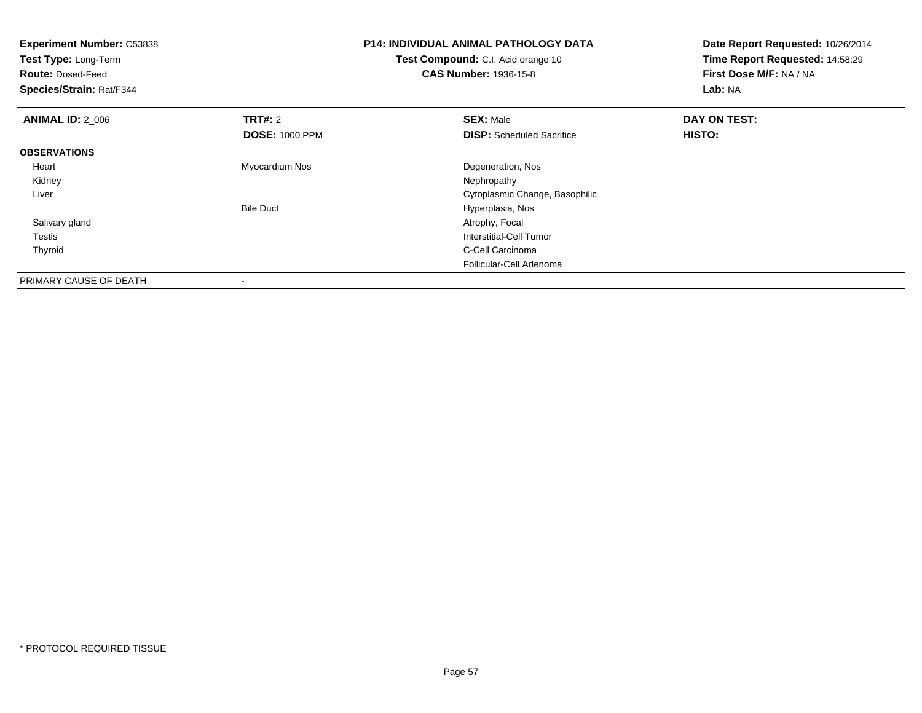**Experiment Number:** C53838
**Test Type:** Long-Term
**Route:** Dosed-Feed
**Species/Strain:** Rat/F344

**P14: INDIVIDUAL ANIMAL PATHOLOGY DATA**
**Test Compound:** C.I. Acid orange 10
**CAS Number:** 1936-15-8

**Date Report Requested:** 10/26/2014
**Time Report Requested:** 14:58:29
**First Dose M/F:** NA / NA
**Lab:** NA

| **ANIMAL ID:** 2_006 | **TRT#:** 2 | **SEX:** Male | **DAY ON TEST:** |
|---|---|---|---|
| | **DOSE:** 1000 PPM | **DISP:** Scheduled Sacrifice | **HISTO:** |
| **OBSERVATIONS** | | | |
| Heart | Myocardium Nos | Degeneration, Nos | |
| Kidney | | Nephropathy | |
| Liver | | Cytoplasmic Change, Basophilic | |
| | Bile Duct | Hyperplasia, Nos | |
| Salivary gland | | Atrophy, Focal | |
| Testis | | Interstitial-Cell Tumor | |
| Thyroid | | C-Cell Carcinoma | |
| | | Follicular-Cell Adenoma | |
| PRIMARY CAUSE OF DEATH | - | | |

\* PROTOCOL REQUIRED TISSUE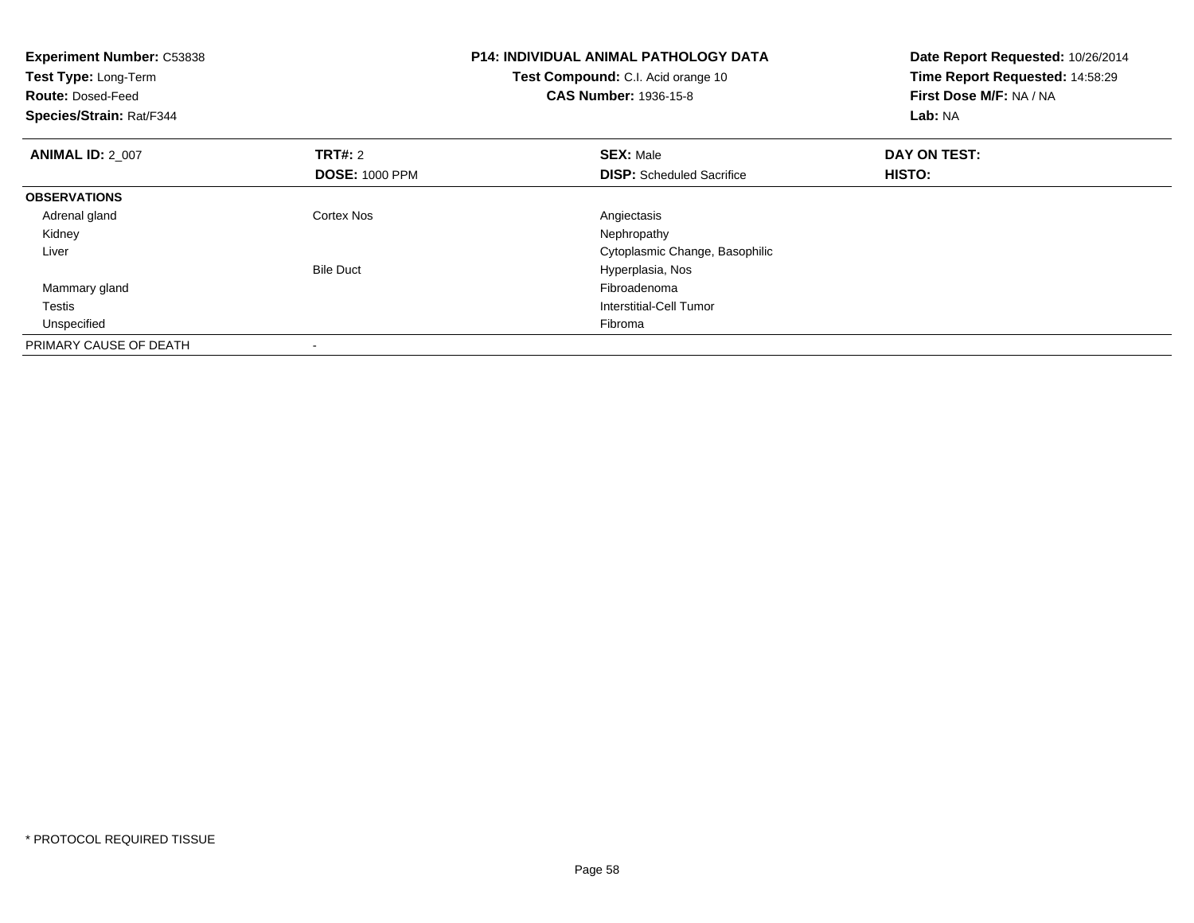**Experiment Number:** C53838
**Test Type:** Long-Term
**Route:** Dosed-Feed
**Species/Strain:** Rat/F344

**P14: INDIVIDUAL ANIMAL PATHOLOGY DATA**
**Test Compound:** C.I. Acid orange 10
**CAS Number:** 1936-15-8

**Date Report Requested:** 10/26/2014
**Time Report Requested:** 14:58:29
**First Dose M/F:** NA / NA
**Lab:** NA

| **ANIMAL ID:** 2_007 | **TRT#:** 2 | **SEX:** Male | **DAY ON TEST:** |
|---|---|---|---|
| | **DOSE:** 1000 PPM | **DISP:** Scheduled Sacrifice | **HISTO:** |
| **OBSERVATIONS** | | | |
| Adrenal gland | Cortex Nos | Angiectasis | |
| Kidney | | Nephropathy | |
| Liver | | Cytoplasmic Change, Basophilic | |
| | Bile Duct | Hyperplasia, Nos | |
| Mammary gland | | Fibroadenoma | |
| Testis | | Interstitial-Cell Tumor | |
| Unspecified | | Fibroma | |
| PRIMARY CAUSE OF DEATH | - | | |

* PROTOCOL REQUIRED TISSUE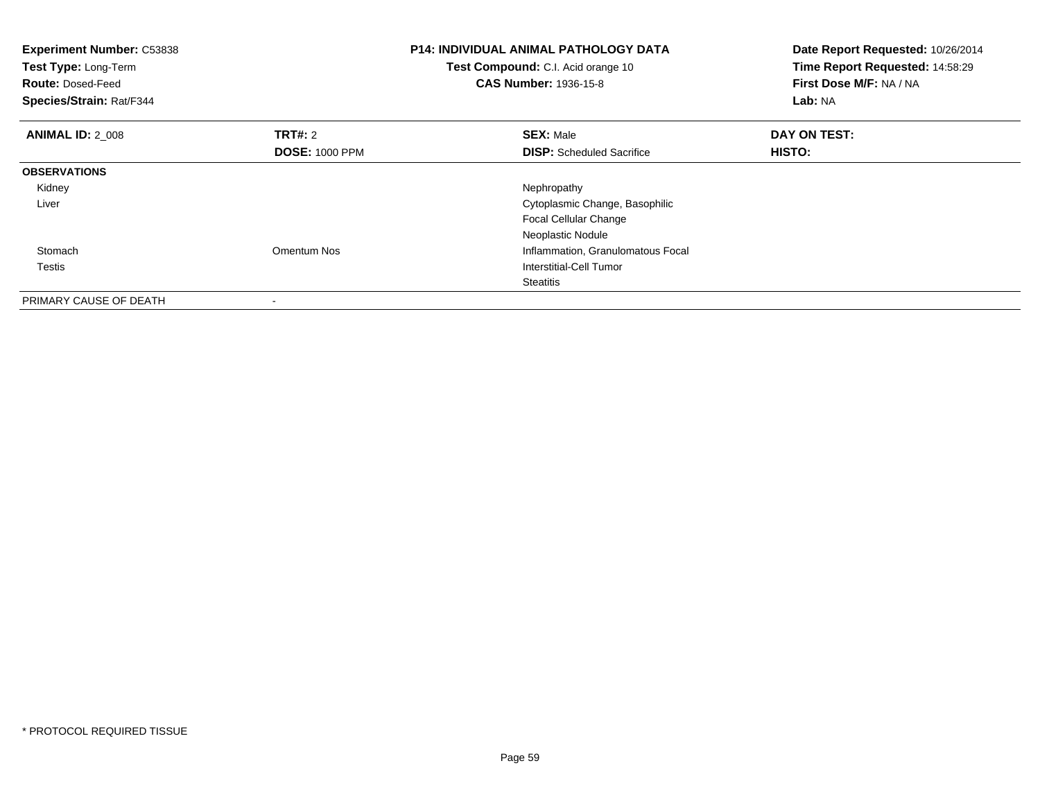**Experiment Number:** C53838
**Test Type:** Long-Term
**Route:** Dosed-Feed
**Species/Strain:** Rat/F344

**P14: INDIVIDUAL ANIMAL PATHOLOGY DATA**
**Test Compound:** C.I. Acid orange 10
**CAS Number:** 1936-15-8

**Date Report Requested:** 10/26/2014
**Time Report Requested:** 14:58:29
**First Dose M/F:** NA / NA
**Lab:** NA

| **ANIMAL ID:** 2_008 | **TRT#:** 2 | **SEX:** Male | **DAY ON TEST:** |
|---|---|---|---|
| | **DOSE:** 1000 PPM | **DISP:** Scheduled Sacrifice | **HISTO:** |
| **OBSERVATIONS** | | | |
| Kidney | | Nephropathy | |
| Liver | | Cytoplasmic Change, Basophilic | |
| | | Focal Cellular Change | |
| | | Neoplastic Nodule | |
| Stomach | Omentum Nos | Inflammation, Granulomatous Focal | |
| Testis | | Interstitial-Cell Tumor | |
| | | Steatitis | |
| PRIMARY CAUSE OF DEATH | - | | |

* PROTOCOL REQUIRED TISSUE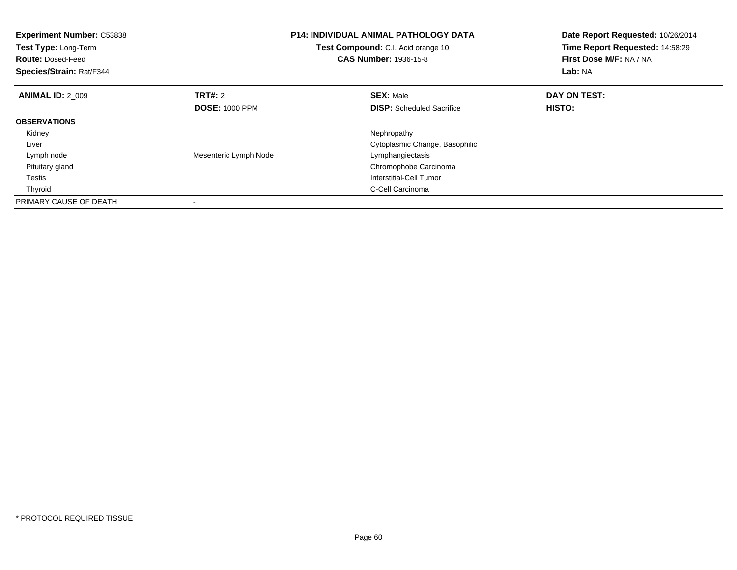**Experiment Number:** C53838
**Test Type:** Long-Term
**Route:** Dosed-Feed
**Species/Strain:** Rat/F344

**P14: INDIVIDUAL ANIMAL PATHOLOGY DATA**
**Test Compound:** C.I. Acid orange 10
**CAS Number:** 1936-15-8

**Date Report Requested:** 10/26/2014
**Time Report Requested:** 14:58:29
**First Dose M/F:** NA / NA
**Lab:** NA

| **ANIMAL ID:** 2_009 | **TRT#:** 2 | **SEX:** Male | **DAY ON TEST:** |
|---|---|---|---|
| | **DOSE:** 1000 PPM | **DISP:** Scheduled Sacrifice | **HISTO:** |
| **OBSERVATIONS** | | | |
| Kidney | | Nephropathy | |
| Liver | | Cytoplasmic Change, Basophilic | |
| Lymph node | Mesenteric Lymph Node | Lymphangiectasis | |
| Pituitary gland | | Chromophobe Carcinoma | |
| Testis | | Interstitial-Cell Tumor | |
| Thyroid | | C-Cell Carcinoma | |
| PRIMARY CAUSE OF DEATH | - | | |

* PROTOCOL REQUIRED TISSUE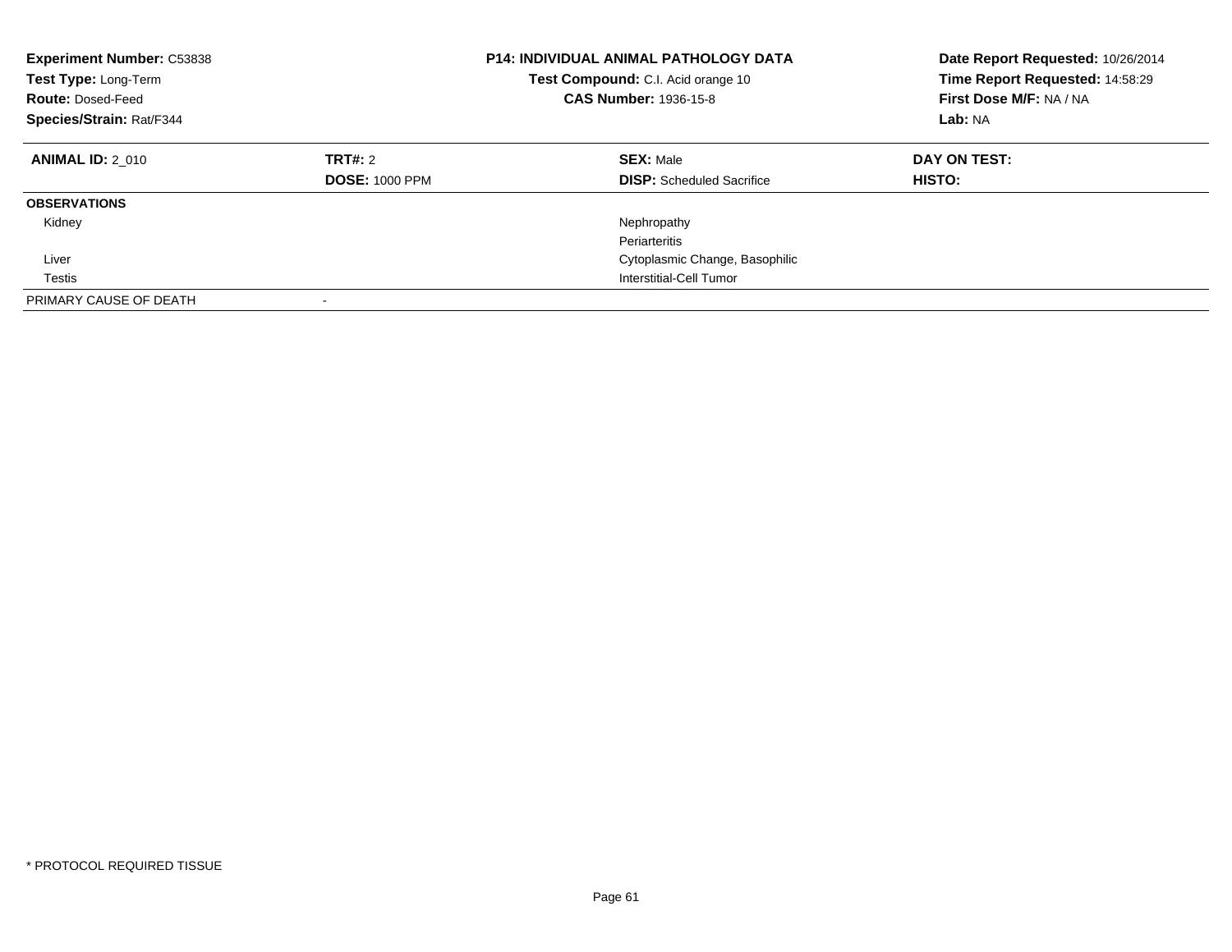**Experiment Number:** C53838
**Test Type:** Long-Term
**Route:** Dosed-Feed
**Species/Strain:** Rat/F344

**P14: INDIVIDUAL ANIMAL PATHOLOGY DATA**
**Test Compound:** C.I. Acid orange 10
**CAS Number:** 1936-15-8

**Date Report Requested:** 10/26/2014
**Time Report Requested:** 14:58:29
**First Dose M/F:** NA / NA
**Lab:** NA

| **ANIMAL ID:** 2_010 | **TRT#:** 2 | **SEX:** Male | **DAY ON TEST:** |
|---|---|---|---|
| | **DOSE:** 1000 PPM | **DISP:** Scheduled Sacrifice | **HISTO:** |
| **OBSERVATIONS** | | | |
| Kidney | | Nephropathy | |
| | | Periarteritis | |
| Liver | | Cytoplasmic Change, Basophilic | |
| Testis | | Interstitial-Cell Tumor | |
| PRIMARY CAUSE OF DEATH | - | | |

* PROTOCOL REQUIRED TISSUE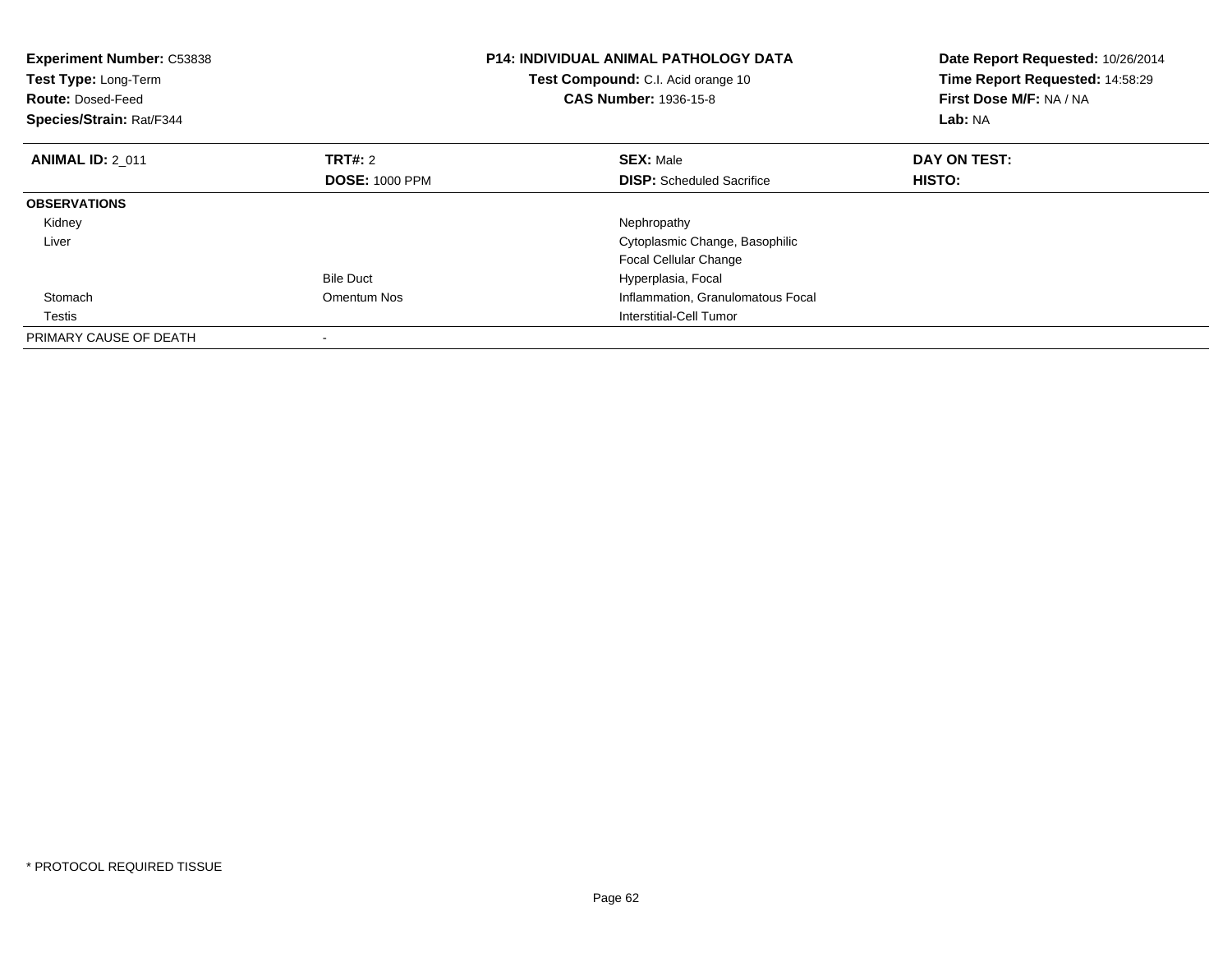**Experiment Number:** C53838
**Test Type:** Long-Term
**Route:** Dosed-Feed
**Species/Strain:** Rat/F344

**P14: INDIVIDUAL ANIMAL PATHOLOGY DATA**
**Test Compound:** C.I. Acid orange 10
**CAS Number:** 1936-15-8

**Date Report Requested:** 10/26/2014
**Time Report Requested:** 14:58:29
**First Dose M/F:** NA / NA
**Lab:** NA

| **ANIMAL ID:** 2_011 | **TRT#:** 2 | **SEX:** Male | **DAY ON TEST:** |
|---|---|---|---|
| | **DOSE:** 1000 PPM | **DISP:** Scheduled Sacrifice | **HISTO:** |
| **OBSERVATIONS** | | | |
| Kidney | | Nephropathy | |
| Liver | | Cytoplasmic Change, Basophilic | |
| | | Focal Cellular Change | |
| | Bile Duct | Hyperplasia, Focal | |
| Stomach | Omentum Nos | Inflammation, Granulomatous Focal | |
| Testis | | Interstitial-Cell Tumor | |
| PRIMARY CAUSE OF DEATH | - | | |

* PROTOCOL REQUIRED TISSUE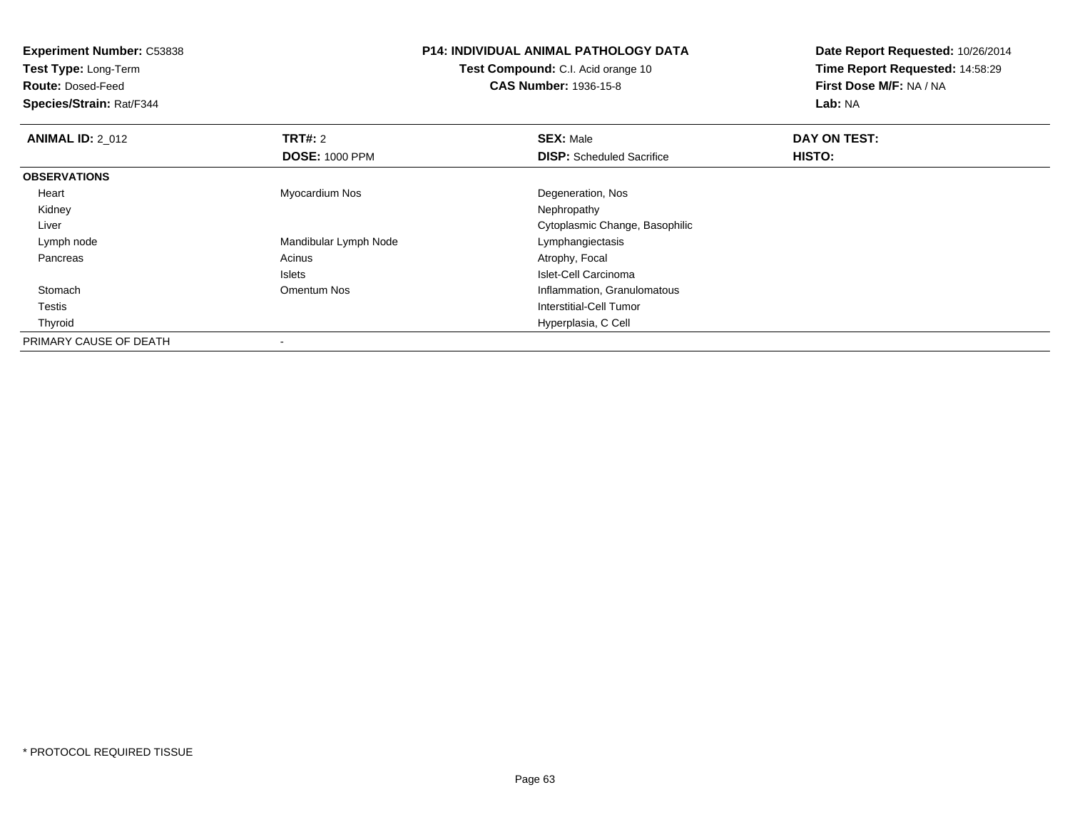**Experiment Number:** C53838
**Test Type:** Long-Term
**Route:** Dosed-Feed
**Species/Strain:** Rat/F344

**P14: INDIVIDUAL ANIMAL PATHOLOGY DATA**
**Test Compound:** C.I. Acid orange 10
**CAS Number:** 1936-15-8

**Date Report Requested:** 10/26/2014
**Time Report Requested:** 14:58:29
**First Dose M/F:** NA / NA
**Lab:** NA

| **ANIMAL ID:** 2_012 | **TRT#:** 2 | **SEX:** Male | **DAY ON TEST:** |
|---|---|---|---|
| | **DOSE:** 1000 PPM | **DISP:** Scheduled Sacrifice | **HISTO:** |
| **OBSERVATIONS** | | | |
| Heart | Myocardium Nos | Degeneration, Nos | |
| Kidney | | Nephropathy | |
| Liver | | Cytoplasmic Change, Basophilic | |
| Lymph node | Mandibular Lymph Node | Lymphangiectasis | |
| Pancreas | Acinus | Atrophy, Focal | |
| | Islets | Islet-Cell Carcinoma | |
| Stomach | Omentum Nos | Inflammation, Granulomatous | |
| Testis | | Interstitial-Cell Tumor | |
| Thyroid | | Hyperplasia, C Cell | |
| PRIMARY CAUSE OF DEATH | - | | |

* PROTOCOL REQUIRED TISSUE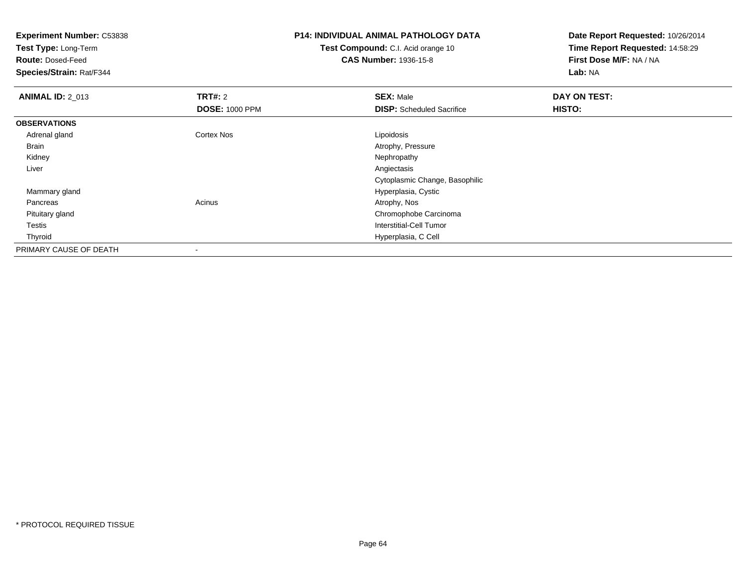**Experiment Number:** C53838
**Test Type:** Long-Term
**Route:** Dosed-Feed
**Species/Strain:** Rat/F344

**P14: INDIVIDUAL ANIMAL PATHOLOGY DATA**
**Test Compound:** C.I. Acid orange 10
**CAS Number:** 1936-15-8

**Date Report Requested:** 10/26/2014
**Time Report Requested:** 14:58:29
**First Dose M/F:** NA / NA
**Lab:** NA

| **ANIMAL ID:** 2_013 | **TRT#:** 2 | **SEX:** Male | **DAY ON TEST:** |
|---|---|---|---|
| | **DOSE:** 1000 PPM | **DISP:** Scheduled Sacrifice | **HISTO:** |
| **OBSERVATIONS** | | | |
| Adrenal gland | Cortex Nos | Lipoidosis | |
| Brain | | Atrophy, Pressure | |
| Kidney | | Nephropathy | |
| Liver | | Angiectasis | |
| | | Cytoplasmic Change, Basophilic | |
| Mammary gland | | Hyperplasia, Cystic | |
| Pancreas | Acinus | Atrophy, Nos | |
| Pituitary gland | | Chromophobe Carcinoma | |
| Testis | | Interstitial-Cell Tumor | |
| Thyroid | | Hyperplasia, C Cell | |
| PRIMARY CAUSE OF DEATH | - | | |

\* PROTOCOL REQUIRED TISSUE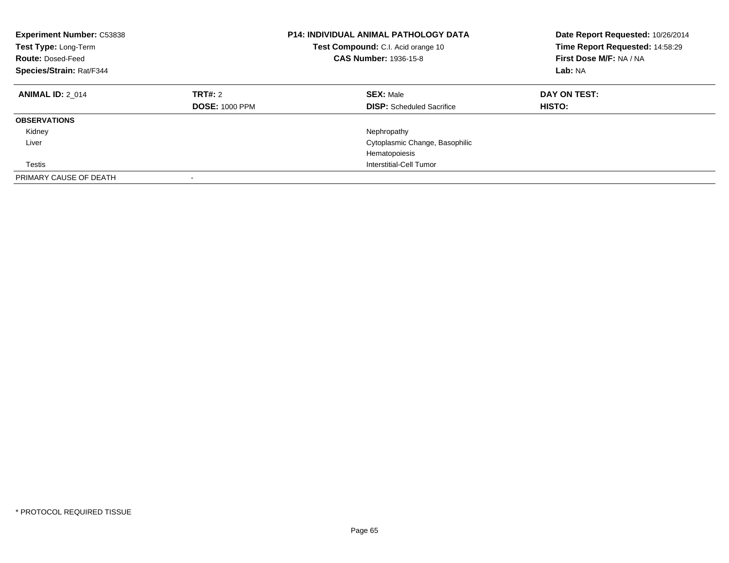**Experiment Number:** C53838
**Test Type:** Long-Term
**Route:** Dosed-Feed
**Species/Strain:** Rat/F344

**P14: INDIVIDUAL ANIMAL PATHOLOGY DATA**
**Test Compound:** C.I. Acid orange 10
**CAS Number:** 1936-15-8

**Date Report Requested:** 10/26/2014
**Time Report Requested:** 14:58:29
**First Dose M/F:** NA / NA
**Lab:** NA

| **ANIMAL ID:** 2_014 | **TRT#:** 2 | **SEX:** Male | **DAY ON TEST:** |
|---|---|---|---|
| | **DOSE:** 1000 PPM | **DISP:** Scheduled Sacrifice | **HISTO:** |
| **OBSERVATIONS** | | | |
| Kidney | | Nephropathy | |
| Liver | | Cytoplasmic Change, Basophilic | |
| | | Hematopoiesis | |
| Testis | | Interstitial-Cell Tumor | |
| PRIMARY CAUSE OF DEATH | - | | |

* PROTOCOL REQUIRED TISSUE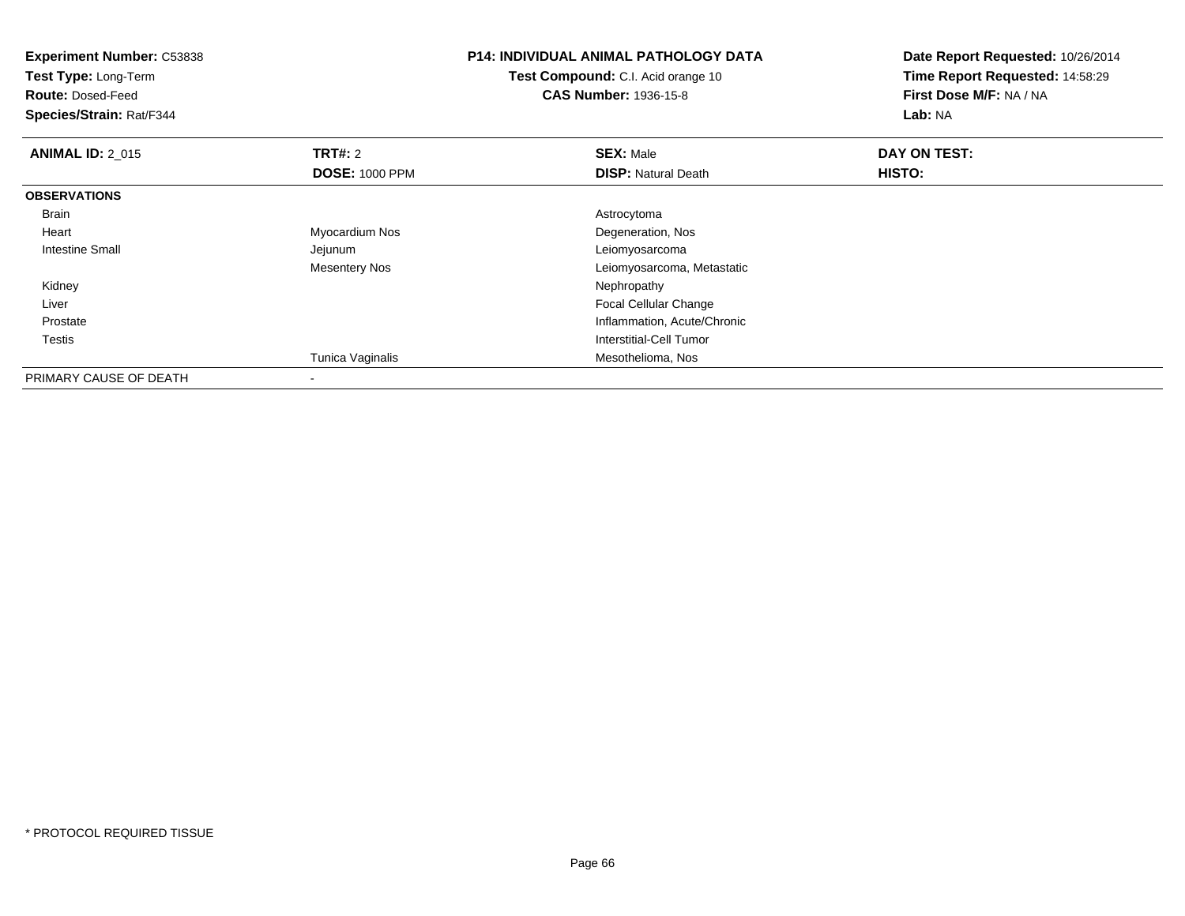**Experiment Number:** C53838
**Test Type:** Long-Term
**Route:** Dosed-Feed
**Species/Strain:** Rat/F344

**P14: INDIVIDUAL ANIMAL PATHOLOGY DATA**
**Test Compound:** C.I. Acid orange 10
**CAS Number:** 1936-15-8

**Date Report Requested:** 10/26/2014
**Time Report Requested:** 14:58:29
**First Dose M/F:** NA / NA
**Lab:** NA

| **ANIMAL ID:** 2_015 | **TRT#:** 2 | **SEX:** Male | **DAY ON TEST:** |
|---|---|---|---|
| | **DOSE:** 1000 PPM | **DISP:** Natural Death | **HISTO:** |
| **OBSERVATIONS** | | | |
| Brain | | Astrocytoma | |
| Heart | Myocardium Nos | Degeneration, Nos | |
| Intestine Small | Jejunum | Leiomyosarcoma | |
| | Mesentery Nos | Leiomyosarcoma, Metastatic | |
| Kidney | | Nephropathy | |
| Liver | | Focal Cellular Change | |
| Prostate | | Inflammation, Acute/Chronic | |
| Testis | | Interstitial-Cell Tumor | |
| | Tunica Vaginalis | Mesothelioma, Nos | |
| PRIMARY CAUSE OF DEATH | - | | |

* PROTOCOL REQUIRED TISSUE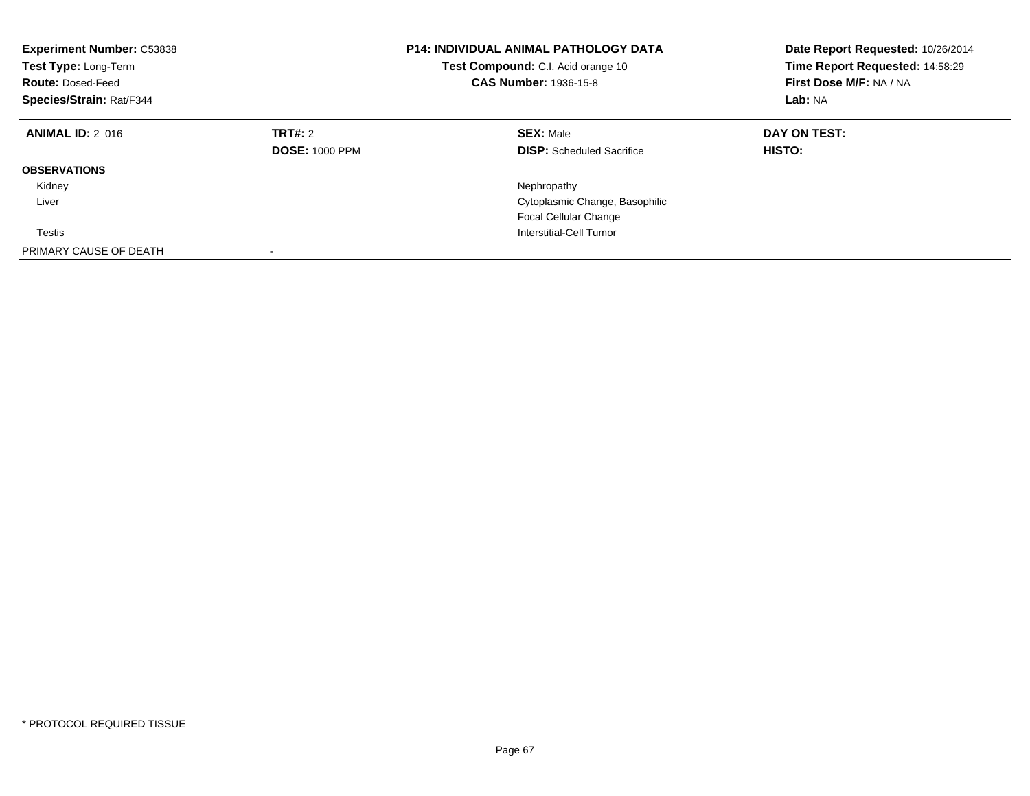**Experiment Number:** C53838
**Test Type:** Long-Term
**Route:** Dosed-Feed
**Species/Strain:** Rat/F344

**P14: INDIVIDUAL ANIMAL PATHOLOGY DATA**
**Test Compound:** C.I. Acid orange 10
**CAS Number:** 1936-15-8

**Date Report Requested:** 10/26/2014
**Time Report Requested:** 14:58:29
**First Dose M/F:** NA / NA
**Lab:** NA

| **ANIMAL ID:** 2_016 | **TRT#:** 2 | **SEX:** Male | **DAY ON TEST:** |
|---|---|---|---|
| | **DOSE:** 1000 PPM | **DISP:** Scheduled Sacrifice | **HISTO:** |
| **OBSERVATIONS** | | | |
| Kidney | | Nephropathy | |
| Liver | | Cytoplasmic Change, Basophilic | |
| | | Focal Cellular Change | |
| Testis | | Interstitial-Cell Tumor | |
| PRIMARY CAUSE OF DEATH | - | | |

* PROTOCOL REQUIRED TISSUE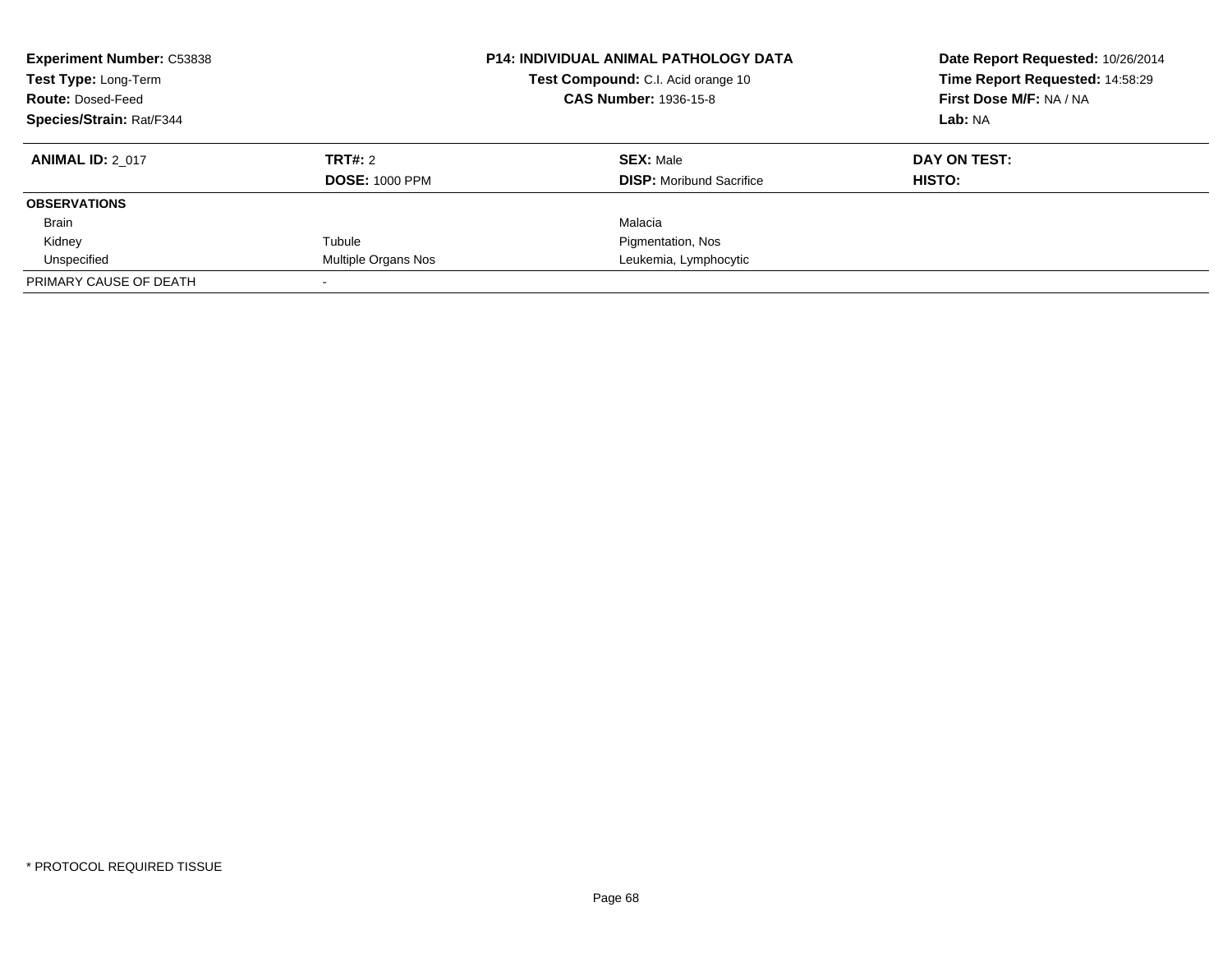**Experiment Number:** C53838
**Test Type:** Long-Term
**Route:** Dosed-Feed
**Species/Strain:** Rat/F344

**P14: INDIVIDUAL ANIMAL PATHOLOGY DATA**
**Test Compound:** C.I. Acid orange 10
**CAS Number:** 1936-15-8

**Date Report Requested:** 10/26/2014
**Time Report Requested:** 14:58:29
**First Dose M/F:** NA / NA
**Lab:** NA

| **ANIMAL ID:** 2_017 | **TRT#:** 2 | **SEX:** Male | **DAY ON TEST:** |
|---|---|---|---|
| | **DOSE:** 1000 PPM | **DISP:** Moribund Sacrifice | **HISTO:** |
| **OBSERVATIONS** | | | |
| Brain | | Malacia | |
| Kidney | Tubule | Pigmentation, Nos | |
| Unspecified | Multiple Organs Nos | Leukemia, Lymphocytic | |
| PRIMARY CAUSE OF DEATH | - | | |

* PROTOCOL REQUIRED TISSUE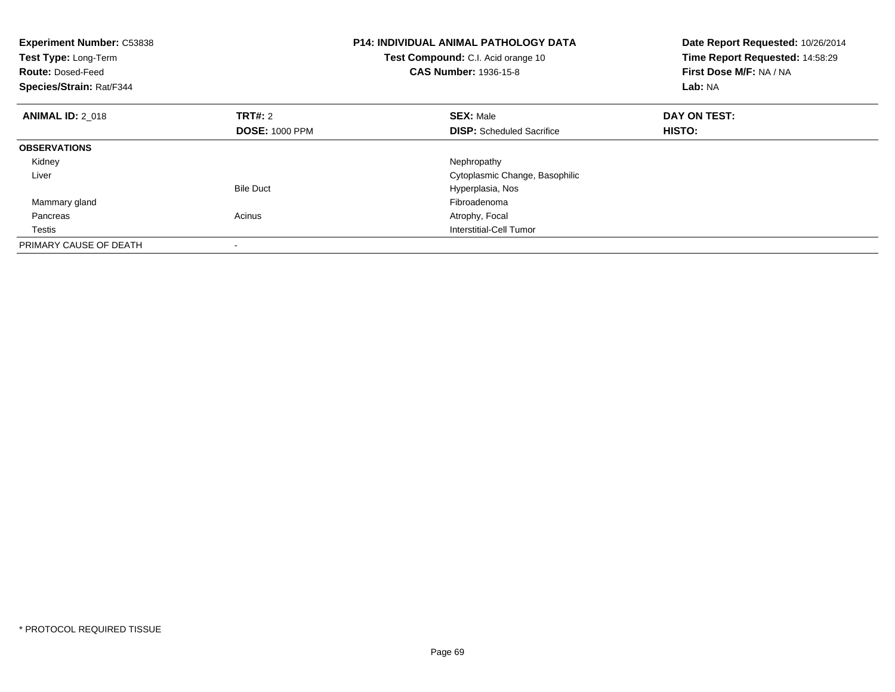**Experiment Number:** C53838
**Test Type:** Long-Term
**Route:** Dosed-Feed
**Species/Strain:** Rat/F344

**P14: INDIVIDUAL ANIMAL PATHOLOGY DATA**
**Test Compound:** C.I. Acid orange 10
**CAS Number:** 1936-15-8

**Date Report Requested:** 10/26/2014
**Time Report Requested:** 14:58:29
**First Dose M/F:** NA / NA
**Lab:** NA

| **ANIMAL ID:** 2_018 | **TRT#:** 2 | **SEX:** Male | **DAY ON TEST:** |
|---|---|---|---|
| | **DOSE:** 1000 PPM | **DISP:** Scheduled Sacrifice | **HISTO:** |
| **OBSERVATIONS** | | | |
| Kidney | | Nephropathy | |
| Liver | | Cytoplasmic Change, Basophilic | |
| | Bile Duct | Hyperplasia, Nos | |
| Mammary gland | | Fibroadenoma | |
| Pancreas | Acinus | Atrophy, Focal | |
| Testis | | Interstitial-Cell Tumor | |
| PRIMARY CAUSE OF DEATH | - | | |

* PROTOCOL REQUIRED TISSUE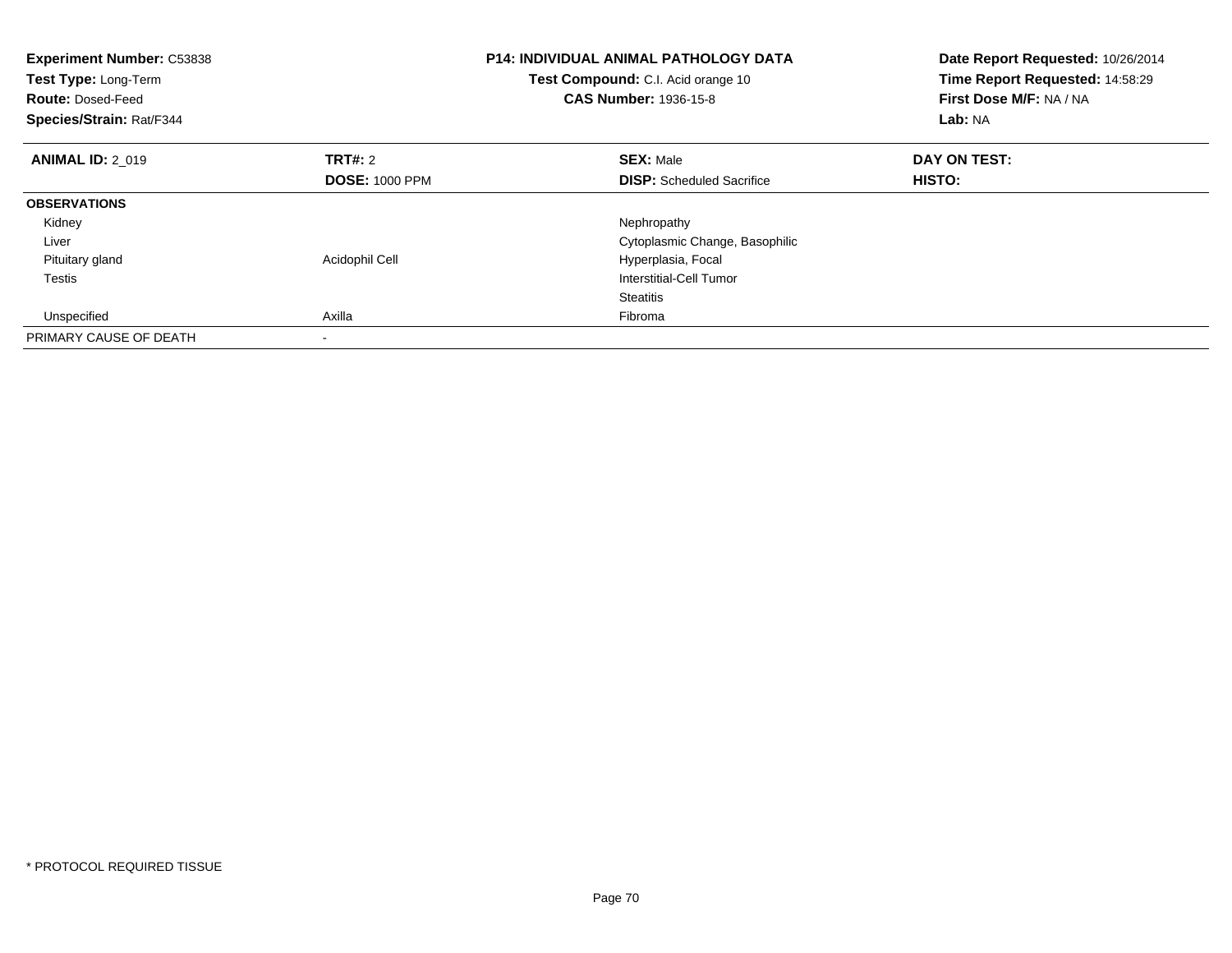**Experiment Number:** C53838
**Test Type:** Long-Term
**Route:** Dosed-Feed
**Species/Strain:** Rat/F344

**P14: INDIVIDUAL ANIMAL PATHOLOGY DATA**
**Test Compound:** C.I. Acid orange 10
**CAS Number:** 1936-15-8

**Date Report Requested:** 10/26/2014
**Time Report Requested:** 14:58:29
**First Dose M/F:** NA / NA
**Lab:** NA

| **ANIMAL ID:** 2_019 | **TRT#:** 2 | **SEX:** Male | **DAY ON TEST:** |
|---|---|---|---|
| | **DOSE:** 1000 PPM | **DISP:** Scheduled Sacrifice | **HISTO:** |
| **OBSERVATIONS** | | | |
| Kidney | | Nephropathy | |
| Liver | | Cytoplasmic Change, Basophilic | |
| Pituitary gland | Acidophil Cell | Hyperplasia, Focal | |
| Testis | | Interstitial-Cell Tumor | |
| | | Steatitis | |
| Unspecified | Axilla | Fibroma | |
| PRIMARY CAUSE OF DEATH | - | | |

* PROTOCOL REQUIRED TISSUE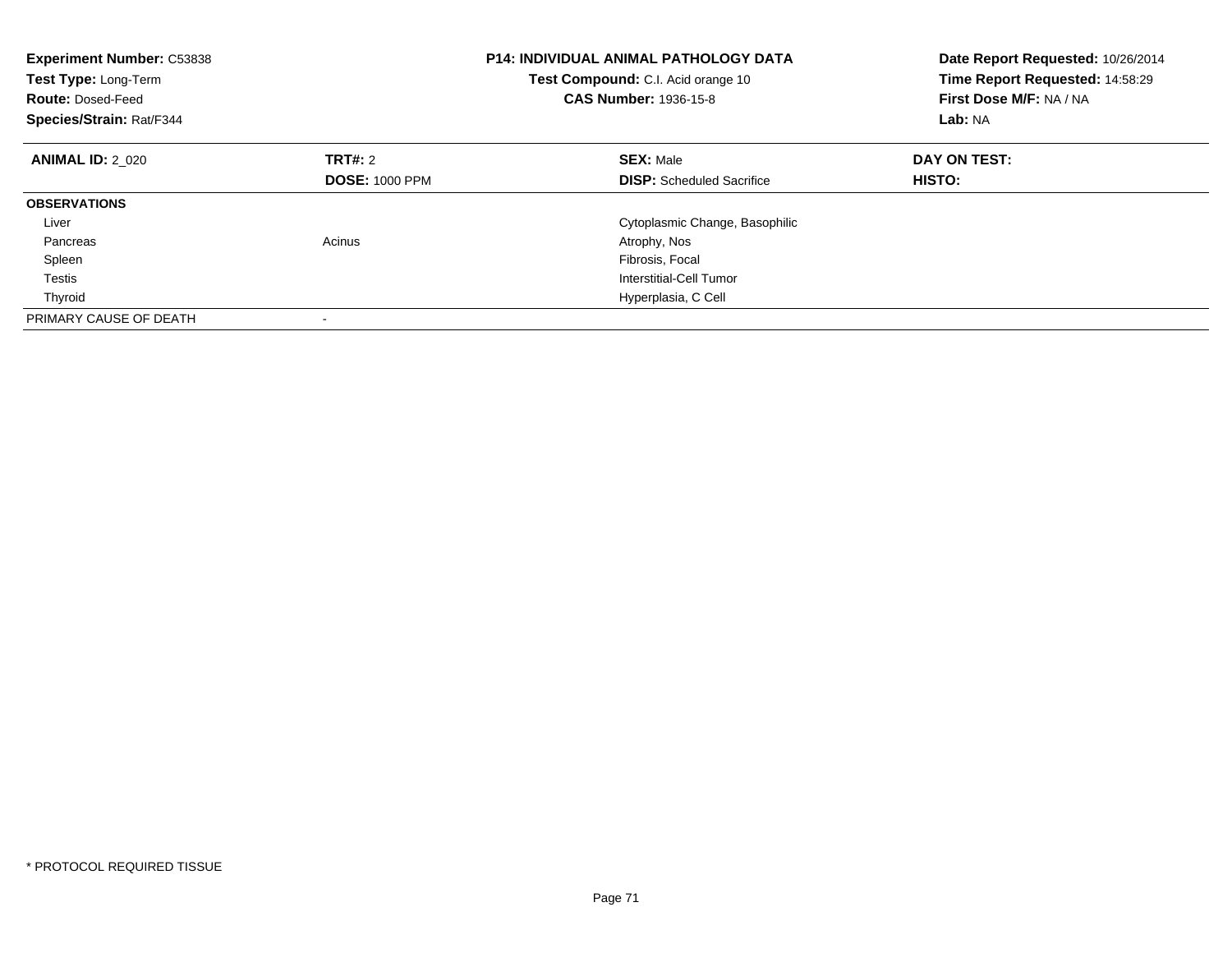**Experiment Number:** C53838
**Test Type:** Long-Term
**Route:** Dosed-Feed
**Species/Strain:** Rat/F344

**P14: INDIVIDUAL ANIMAL PATHOLOGY DATA**
**Test Compound:** C.I. Acid orange 10
**CAS Number:** 1936-15-8

**Date Report Requested:** 10/26/2014
**Time Report Requested:** 14:58:29
**First Dose M/F:** NA / NA
**Lab:** NA

| **ANIMAL ID:** 2_020 | **TRT#:** 2 | **SEX:** Male | **DAY ON TEST:** |
|---|---|---|---|
| | **DOSE:** 1000 PPM | **DISP:** Scheduled Sacrifice | **HISTO:** |
| **OBSERVATIONS** | | | |
| Liver | | Cytoplasmic Change, Basophilic | |
| Pancreas | Acinus | Atrophy, Nos | |
| Spleen | | Fibrosis, Focal | |
| Testis | | Interstitial-Cell Tumor | |
| Thyroid | | Hyperplasia, C Cell | |
| PRIMARY CAUSE OF DEATH | - | | |

* PROTOCOL REQUIRED TISSUE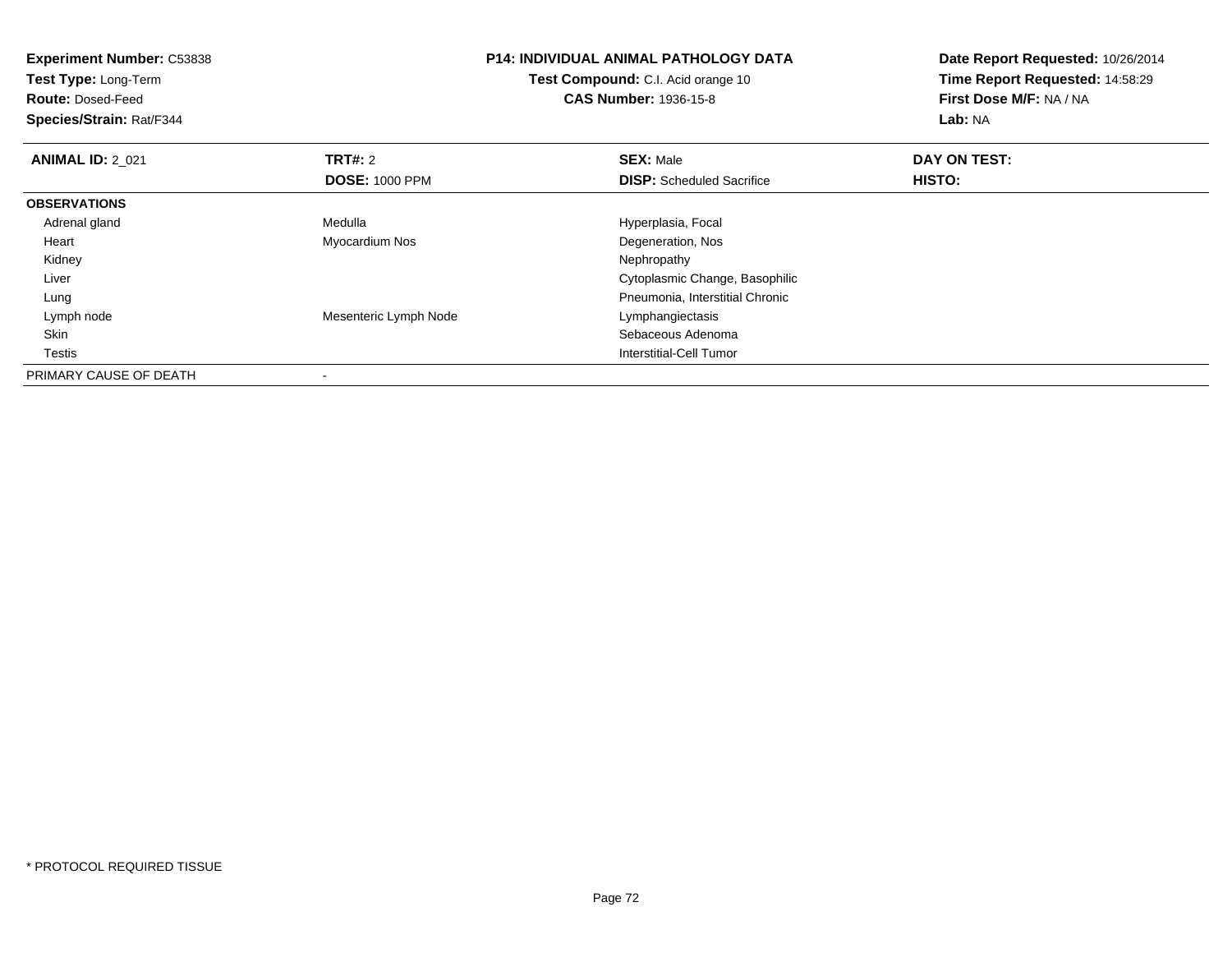**Experiment Number:** C53838
**Test Type:** Long-Term
**Route:** Dosed-Feed
**Species/Strain:** Rat/F344

**P14: INDIVIDUAL ANIMAL PATHOLOGY DATA**
**Test Compound:** C.I. Acid orange 10
**CAS Number:** 1936-15-8

**Date Report Requested:** 10/26/2014
**Time Report Requested:** 14:58:29
**First Dose M/F:** NA / NA
**Lab:** NA

| **ANIMAL ID:** 2_021 | **TRT#:** 2 | **SEX:** Male | **DAY ON TEST:** |
|---|---|---|---|
| | **DOSE:** 1000 PPM | **DISP:** Scheduled Sacrifice | **HISTO:** |
| **OBSERVATIONS** | | | |
| Adrenal gland | Medulla | Hyperplasia, Focal | |
| Heart | Myocardium Nos | Degeneration, Nos | |
| Kidney | | Nephropathy | |
| Liver | | Cytoplasmic Change, Basophilic | |
| Lung | | Pneumonia, Interstitial Chronic | |
| Lymph node | Mesenteric Lymph Node | Lymphangiectasis | |
| Skin | | Sebaceous Adenoma | |
| Testis | | Interstitial-Cell Tumor | |
| PRIMARY CAUSE OF DEATH | - | | |

* PROTOCOL REQUIRED TISSUE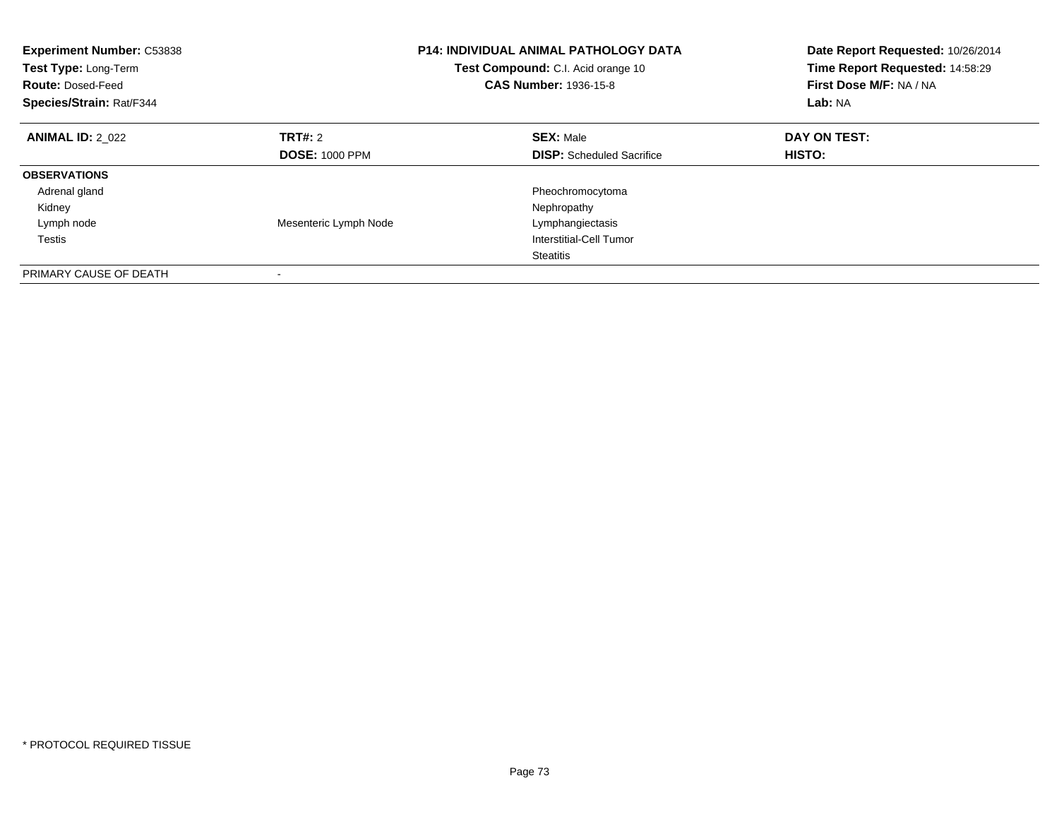**Experiment Number:** C53838
**Test Type:** Long-Term
**Route:** Dosed-Feed
**Species/Strain:** Rat/F344

**P14: INDIVIDUAL ANIMAL PATHOLOGY DATA**
**Test Compound:** C.I. Acid orange 10
**CAS Number:** 1936-15-8

**Date Report Requested:** 10/26/2014
**Time Report Requested:** 14:58:29
**First Dose M/F:** NA / NA
**Lab:** NA

| **ANIMAL ID:** 2_022 | **TRT#:** 2 | **SEX:** Male | **DAY ON TEST:** |
|---|---|---|---|
| | **DOSE:** 1000 PPM | **DISP:** Scheduled Sacrifice | **HISTO:** |
| **OBSERVATIONS** | | | |
| Adrenal gland | | Pheochromocytoma | |
| Kidney | | Nephropathy | |
| Lymph node | Mesenteric Lymph Node | Lymphangiectasis | |
| Testis | | Interstitial-Cell Tumor | |
| | | Steatitis | |
| PRIMARY CAUSE OF DEATH | - | | |

* PROTOCOL REQUIRED TISSUE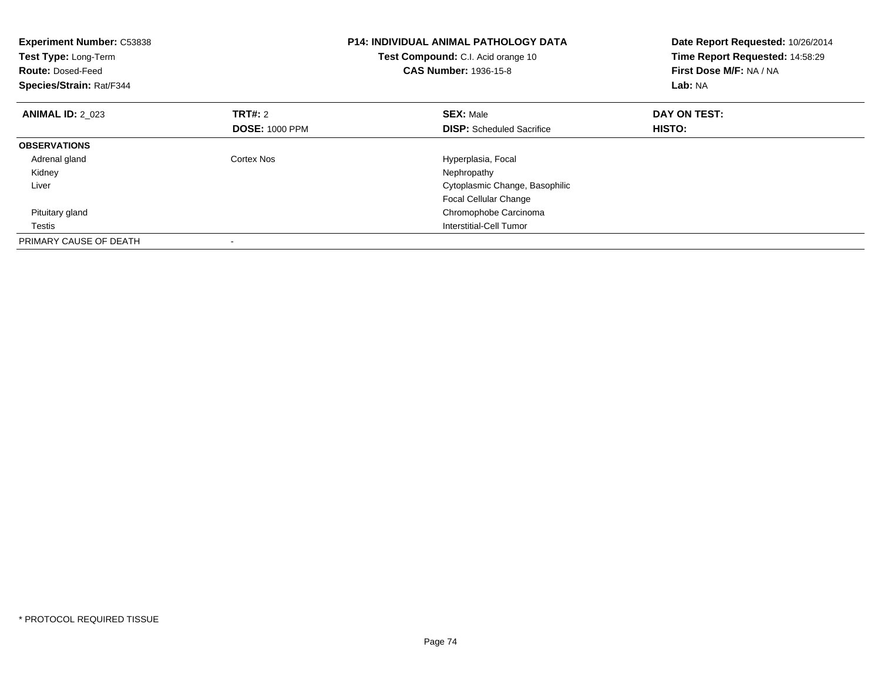**Experiment Number:** C53838
**Test Type:** Long-Term
**Route:** Dosed-Feed
**Species/Strain:** Rat/F344

**P14: INDIVIDUAL ANIMAL PATHOLOGY DATA**
**Test Compound:** C.I. Acid orange 10
**CAS Number:** 1936-15-8

**Date Report Requested:** 10/26/2014
**Time Report Requested:** 14:58:29
**First Dose M/F:** NA / NA
**Lab:** NA

| **ANIMAL ID:** 2_023 | **TRT#:** 2 | **SEX:** Male | **DAY ON TEST:** |
|---|---|---|---|
| | **DOSE:** 1000 PPM | **DISP:** Scheduled Sacrifice | **HISTO:** |
| **OBSERVATIONS** | | | |
| Adrenal gland | Cortex Nos | Hyperplasia, Focal | |
| Kidney | | Nephropathy | |
| Liver | | Cytoplasmic Change, Basophilic | |
| | | Focal Cellular Change | |
| Pituitary gland | | Chromophobe Carcinoma | |
| Testis | | Interstitial-Cell Tumor | |
| PRIMARY CAUSE OF DEATH | - | | |

* PROTOCOL REQUIRED TISSUE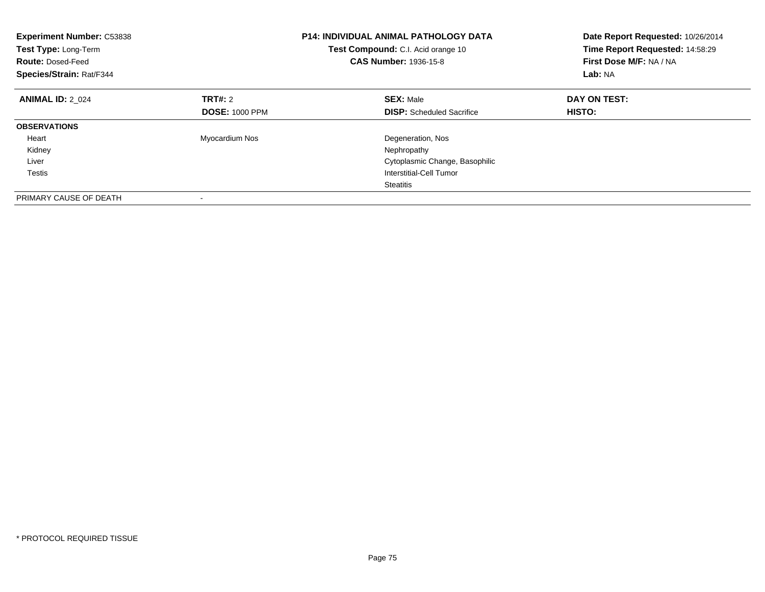**Experiment Number:** C53838
**Test Type:** Long-Term
**Route:** Dosed-Feed
**Species/Strain:** Rat/F344

**P14: INDIVIDUAL ANIMAL PATHOLOGY DATA**
**Test Compound:** C.I. Acid orange 10
**CAS Number:** 1936-15-8

**Date Report Requested:** 10/26/2014
**Time Report Requested:** 14:58:29
**First Dose M/F:** NA / NA
**Lab:** NA

| **ANIMAL ID:** 2_024 | **TRT#:** 2 | **SEX:** Male | **DAY ON TEST:** |
|---|---|---|---|
| | **DOSE:** 1000 PPM | **DISP:** Scheduled Sacrifice | **HISTO:** |
| **OBSERVATIONS** | | | |
| Heart | Myocardium Nos | Degeneration, Nos | |
| Kidney | | Nephropathy | |
| Liver | | Cytoplasmic Change, Basophilic | |
| Testis | | Interstitial-Cell Tumor | |
| | | Steatitis | |
| PRIMARY CAUSE OF DEATH | - | | |

* PROTOCOL REQUIRED TISSUE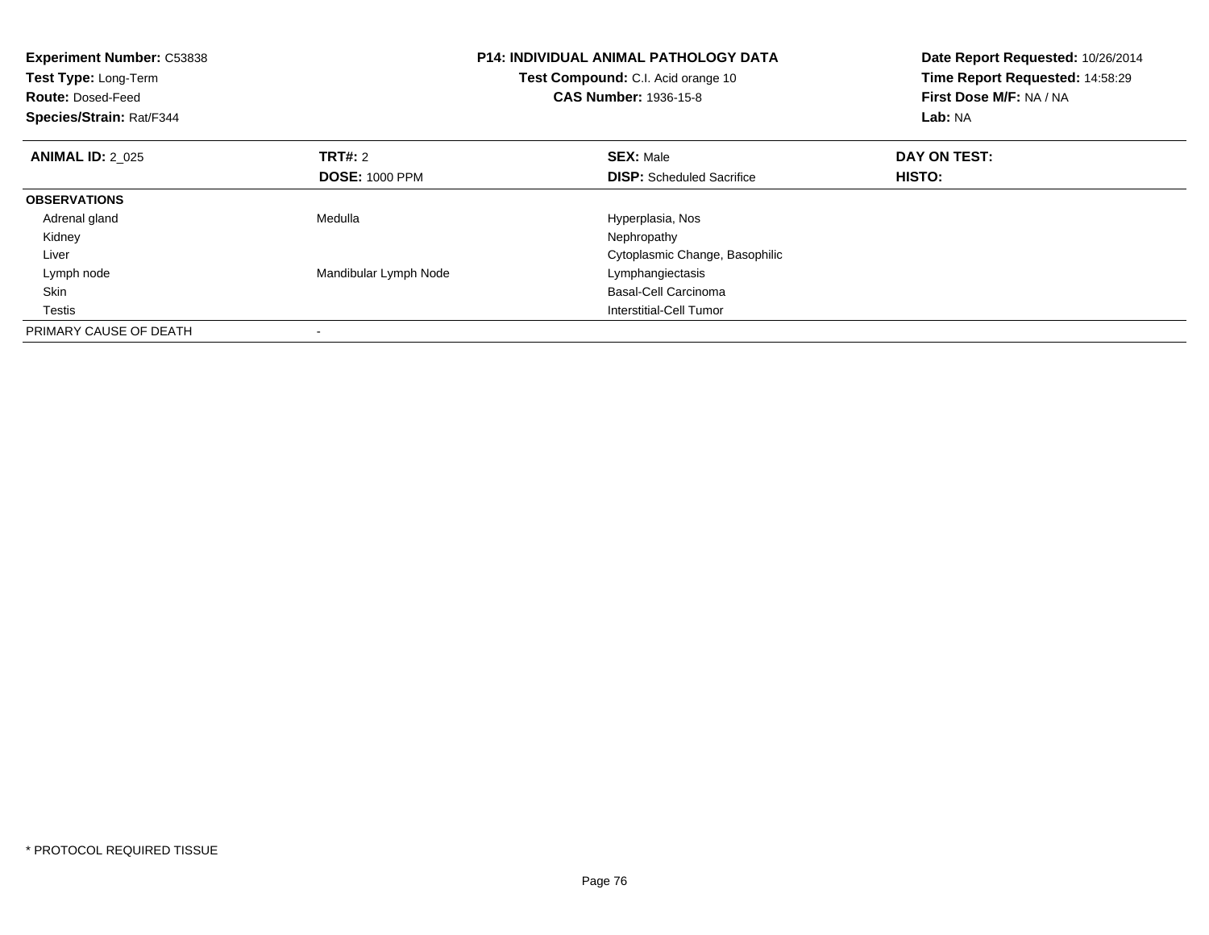**Experiment Number:** C53838
**Test Type:** Long-Term
**Route:** Dosed-Feed
**Species/Strain:** Rat/F344

**P14: INDIVIDUAL ANIMAL PATHOLOGY DATA**
**Test Compound:** C.I. Acid orange 10
**CAS Number:** 1936-15-8

**Date Report Requested:** 10/26/2014
**Time Report Requested:** 14:58:29
**First Dose M/F:** NA / NA
**Lab:** NA

| **ANIMAL ID:** 2_025 | **TRT#:** 2 | **SEX:** Male | **DAY ON TEST:** |
|---|---|---|---|
| | **DOSE:** 1000 PPM | **DISP:** Scheduled Sacrifice | **HISTO:** |
| **OBSERVATIONS** | | | |
| Adrenal gland | Medulla | Hyperplasia, Nos | |
| Kidney | | Nephropathy | |
| Liver | | Cytoplasmic Change, Basophilic | |
| Lymph node | Mandibular Lymph Node | Lymphangiectasis | |
| Skin | | Basal-Cell Carcinoma | |
| Testis | | Interstitial-Cell Tumor | |
| PRIMARY CAUSE OF DEATH | - | | |

* PROTOCOL REQUIRED TISSUE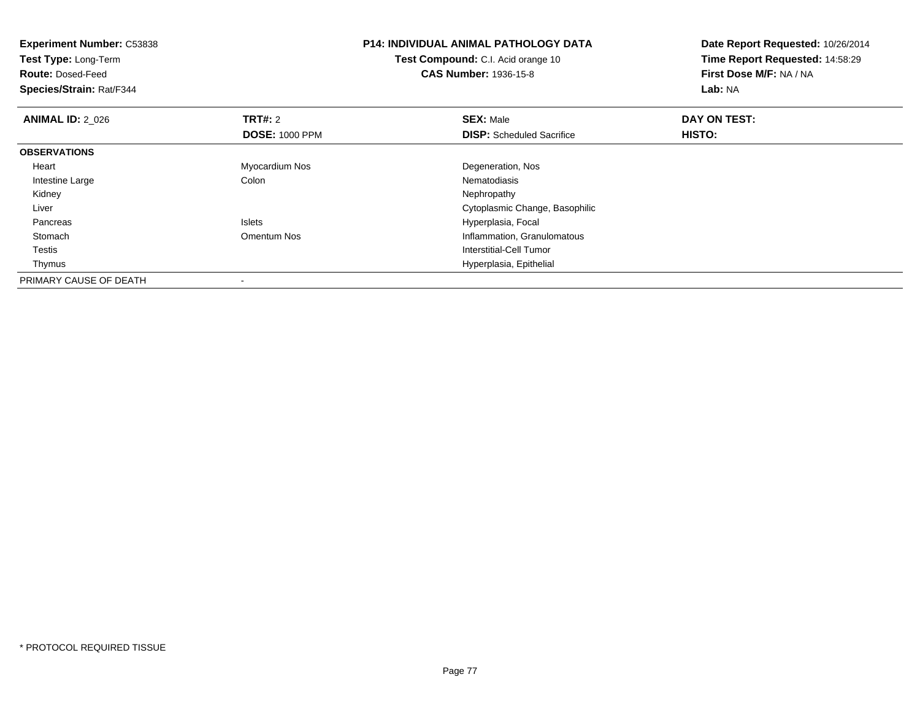**Experiment Number:** C53838
**Test Type:** Long-Term
**Route:** Dosed-Feed
**Species/Strain:** Rat/F344

**P14: INDIVIDUAL ANIMAL PATHOLOGY DATA**
**Test Compound:** C.I. Acid orange 10
**CAS Number:** 1936-15-8

**Date Report Requested:** 10/26/2014
**Time Report Requested:** 14:58:29
**First Dose M/F:** NA / NA
**Lab:** NA

| **ANIMAL ID:** 2_026 | **TRT#:** 2 | **SEX:** Male | **DAY ON TEST:** |
|---|---|---|---|
| | **DOSE:** 1000 PPM | **DISP:** Scheduled Sacrifice | **HISTO:** |
| **OBSERVATIONS** | | | |
| Heart | Myocardium Nos | Degeneration, Nos | |
| Intestine Large | Colon | Nematodiasis | |
| Kidney | | Nephropathy | |
| Liver | | Cytoplasmic Change, Basophilic | |
| Pancreas | Islets | Hyperplasia, Focal | |
| Stomach | Omentum Nos | Inflammation, Granulomatous | |
| Testis | | Interstitial-Cell Tumor | |
| Thymus | | Hyperplasia, Epithelial | |
| PRIMARY CAUSE OF DEATH | - | | |

* PROTOCOL REQUIRED TISSUE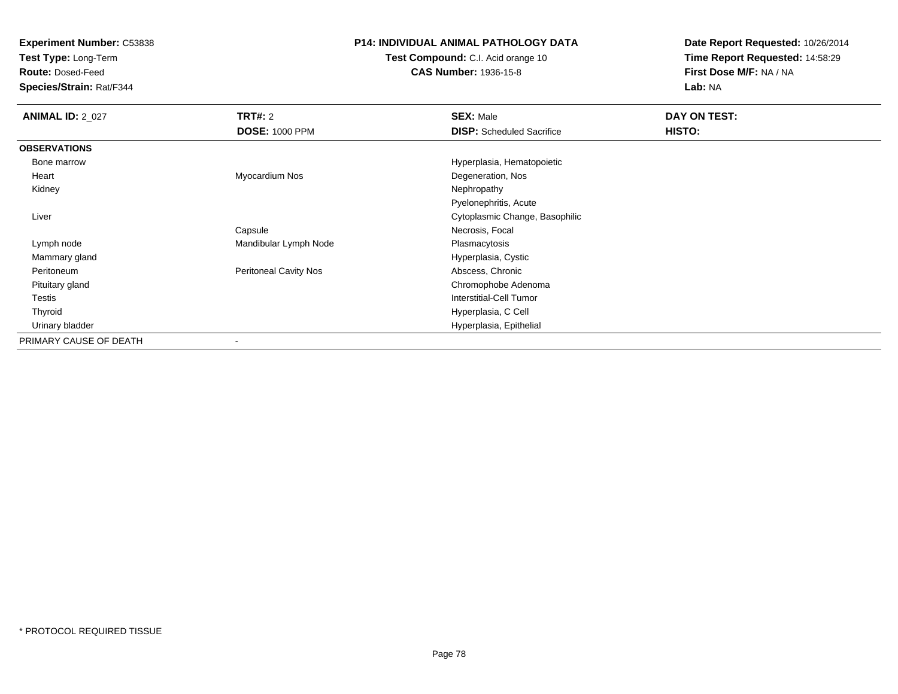**Experiment Number:** C53838
**Test Type:** Long-Term
**Route:** Dosed-Feed
**Species/Strain:** Rat/F344

**P14: INDIVIDUAL ANIMAL PATHOLOGY DATA**
**Test Compound:** C.I. Acid orange 10
**CAS Number:** 1936-15-8

**Date Report Requested:** 10/26/2014
**Time Report Requested:** 14:58:29
**First Dose M/F:** NA / NA
**Lab:** NA

| **ANIMAL ID:** 2_027 | **TRT#:** 2 | **SEX:** Male | **DAY ON TEST:** |
|---|---|---|---|
| | **DOSE:** 1000 PPM | **DISP:** Scheduled Sacrifice | **HISTO:** |
| **OBSERVATIONS** | | | |
| Bone marrow | | Hyperplasia, Hematopoietic | |
| Heart | Myocardium Nos | Degeneration, Nos | |
| Kidney | | Nephropathy | |
| | | Pyelonephritis, Acute | |
| Liver | | Cytoplasmic Change, Basophilic | |
| | Capsule | Necrosis, Focal | |
| Lymph node | Mandibular Lymph Node | Plasmacytosis | |
| Mammary gland | | Hyperplasia, Cystic | |
| Peritoneum | Peritoneal Cavity Nos | Abscess, Chronic | |
| Pituitary gland | | Chromophobe Adenoma | |
| Testis | | Interstitial-Cell Tumor | |
| Thyroid | | Hyperplasia, C Cell | |
| Urinary bladder | | Hyperplasia, Epithelial | |
| PRIMARY CAUSE OF DEATH | - | | |

* PROTOCOL REQUIRED TISSUE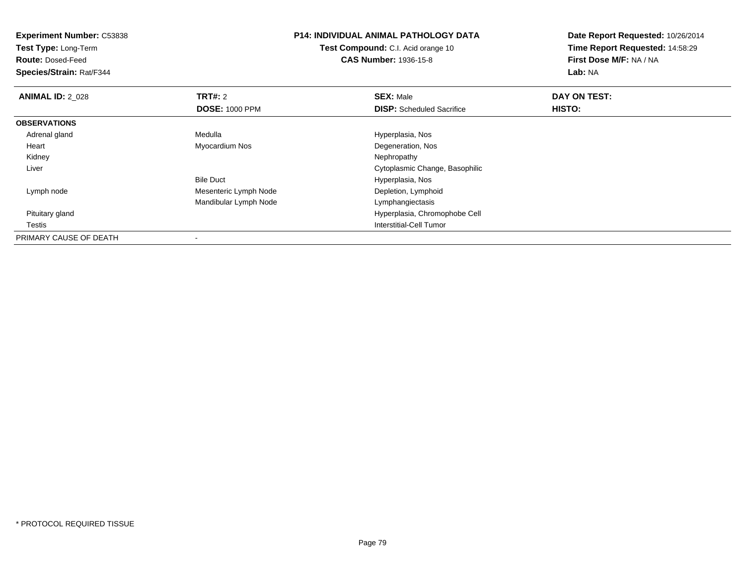**Experiment Number:** C53838
**Test Type:** Long-Term
**Route:** Dosed-Feed
**Species/Strain:** Rat/F344

**P14: INDIVIDUAL ANIMAL PATHOLOGY DATA**
**Test Compound:** C.I. Acid orange 10
**CAS Number:** 1936-15-8

**Date Report Requested:** 10/26/2014
**Time Report Requested:** 14:58:29
**First Dose M/F:** NA / NA
**Lab:** NA

| **ANIMAL ID:** 2_028 | **TRT#:** 2 | **SEX:** Male | **DAY ON TEST:** |
|---|---|---|---|
| | **DOSE:** 1000 PPM | **DISP:** Scheduled Sacrifice | **HISTO:** |
| **OBSERVATIONS** | | | |
| Adrenal gland | Medulla | Hyperplasia, Nos | |
| Heart | Myocardium Nos | Degeneration, Nos | |
| Kidney | | Nephropathy | |
| Liver | | Cytoplasmic Change, Basophilic | |
| | Bile Duct | Hyperplasia, Nos | |
| Lymph node | Mesenteric Lymph Node | Depletion, Lymphoid | |
| | Mandibular Lymph Node | Lymphangiectasis | |
| Pituitary gland | | Hyperplasia, Chromophobe Cell | |
| Testis | | Interstitial-Cell Tumor | |
| PRIMARY CAUSE OF DEATH | - | | |

* PROTOCOL REQUIRED TISSUE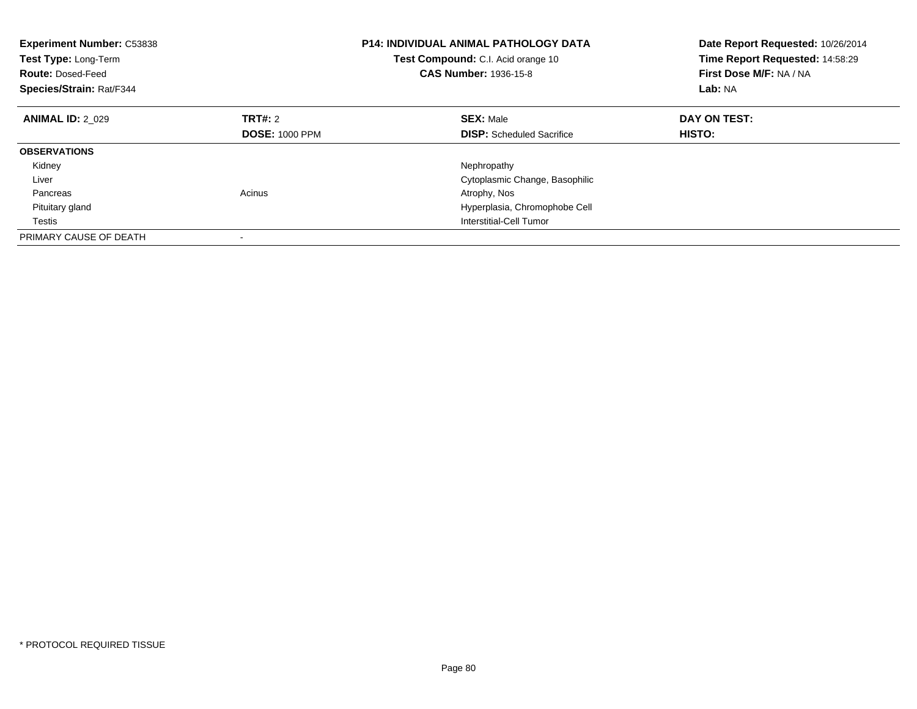**Experiment Number:** C53838
**Test Type:** Long-Term
**Route:** Dosed-Feed
**Species/Strain:** Rat/F344

**P14: INDIVIDUAL ANIMAL PATHOLOGY DATA**
**Test Compound:** C.I. Acid orange 10
**CAS Number:** 1936-15-8

**Date Report Requested:** 10/26/2014
**Time Report Requested:** 14:58:29
**First Dose M/F:** NA / NA
**Lab:** NA

| **ANIMAL ID:** 2_029 | **TRT#:** 2 | **SEX:** Male | **DAY ON TEST:** |
|---|---|---|---|
| | **DOSE:** 1000 PPM | **DISP:** Scheduled Sacrifice | **HISTO:** |
| **OBSERVATIONS** | | | |
| Kidney | | Nephropathy | |
| Liver | | Cytoplasmic Change, Basophilic | |
| Pancreas | Acinus | Atrophy, Nos | |
| Pituitary gland | | Hyperplasia, Chromophobe Cell | |
| Testis | | Interstitial-Cell Tumor | |
| PRIMARY CAUSE OF DEATH | - | | |

* PROTOCOL REQUIRED TISSUE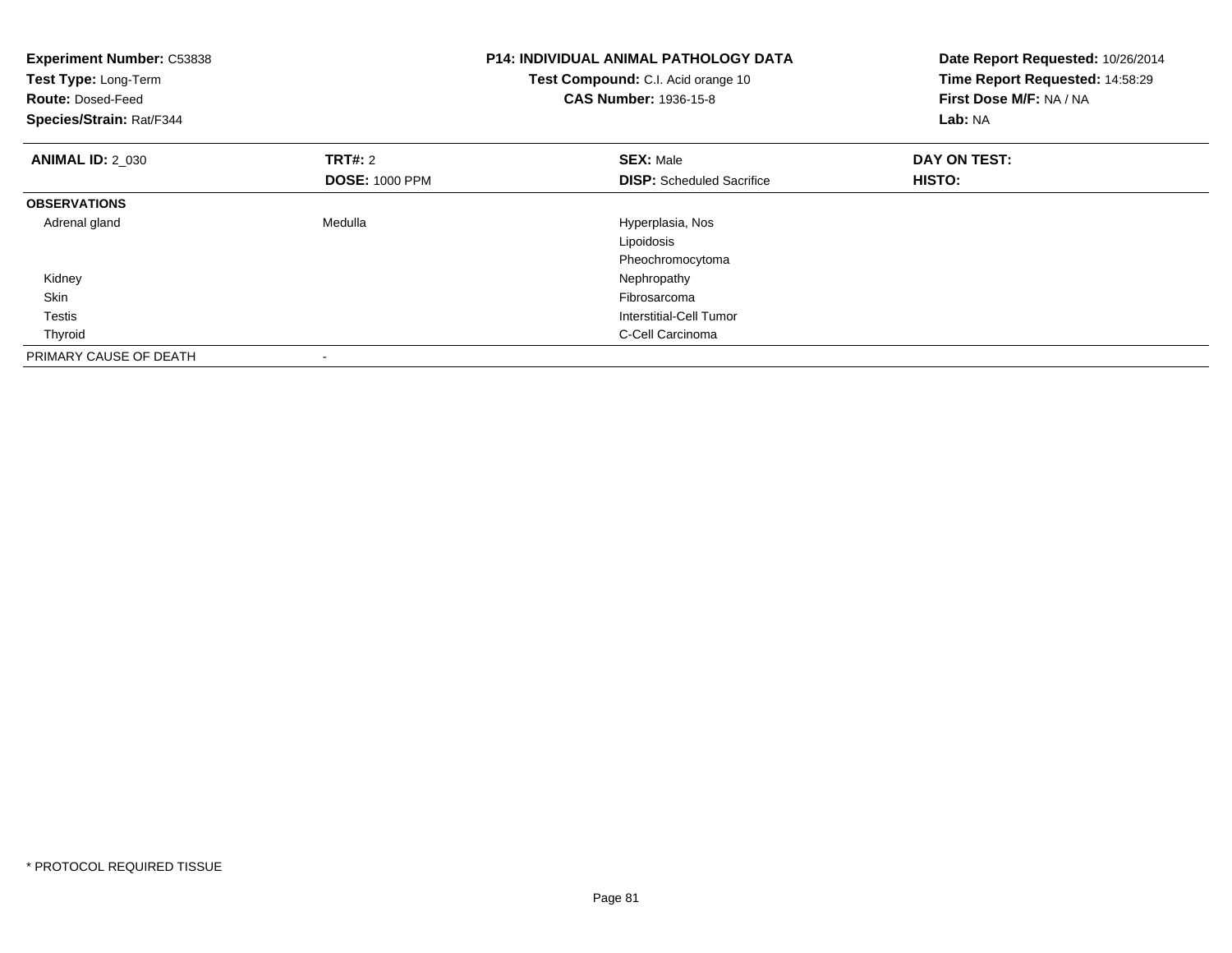**Experiment Number:** C53838
**Test Type:** Long-Term
**Route:** Dosed-Feed
**Species/Strain:** Rat/F344

**P14: INDIVIDUAL ANIMAL PATHOLOGY DATA**
**Test Compound:** C.I. Acid orange 10
**CAS Number:** 1936-15-8

**Date Report Requested:** 10/26/2014
**Time Report Requested:** 14:58:29
**First Dose M/F:** NA / NA
**Lab:** NA

| **ANIMAL ID:** 2_030 | **TRT#:** 2 | **SEX:** Male | **DAY ON TEST:** |
|---|---|---|---|
| | **DOSE:** 1000 PPM | **DISP:** Scheduled Sacrifice | **HISTO:** |
| **OBSERVATIONS** | | | |
| Adrenal gland | Medulla | Hyperplasia, Nos | |
| | | Lipoidosis | |
| | | Pheochromocytoma | |
| Kidney | | Nephropathy | |
| Skin | | Fibrosarcoma | |
| Testis | | Interstitial-Cell Tumor | |
| Thyroid | | C-Cell Carcinoma | |
| PRIMARY CAUSE OF DEATH | - | | |

* PROTOCOL REQUIRED TISSUE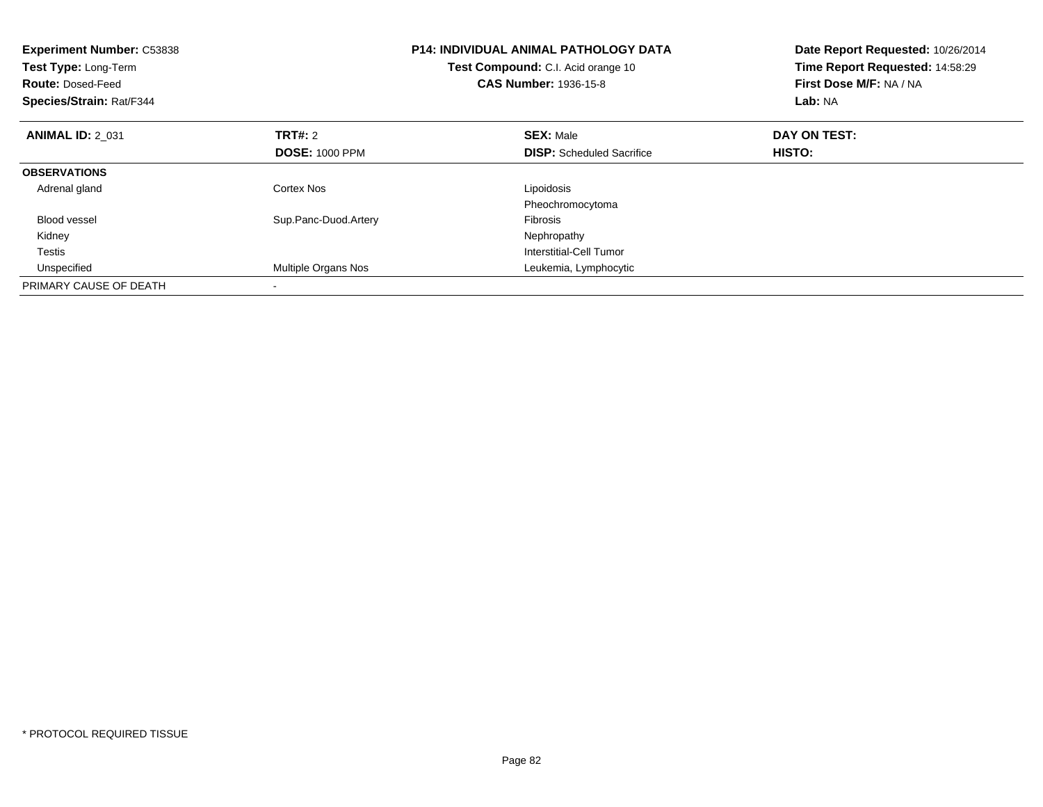**Experiment Number:** C53838
**Test Type:** Long-Term
**Route:** Dosed-Feed
**Species/Strain:** Rat/F344

**P14: INDIVIDUAL ANIMAL PATHOLOGY DATA**
**Test Compound:** C.I. Acid orange 10
**CAS Number:** 1936-15-8

**Date Report Requested:** 10/26/2014
**Time Report Requested:** 14:58:29
**First Dose M/F:** NA / NA
**Lab:** NA

| **ANIMAL ID:** 2_031 | **TRT#:** 2 | **SEX:** Male | **DAY ON TEST:** |
|---|---|---|---|
| | **DOSE:** 1000 PPM | **DISP:** Scheduled Sacrifice | **HISTO:** |
| **OBSERVATIONS** | | | |
| Adrenal gland | Cortex Nos | Lipoidosis | |
| | | Pheochromocytoma | |
| Blood vessel | Sup.Panc-Duod.Artery | Fibrosis | |
| Kidney | | Nephropathy | |
| Testis | | Interstitial-Cell Tumor | |
| Unspecified | Multiple Organs Nos | Leukemia, Lymphocytic | |
| PRIMARY CAUSE OF DEATH | - | | |

* PROTOCOL REQUIRED TISSUE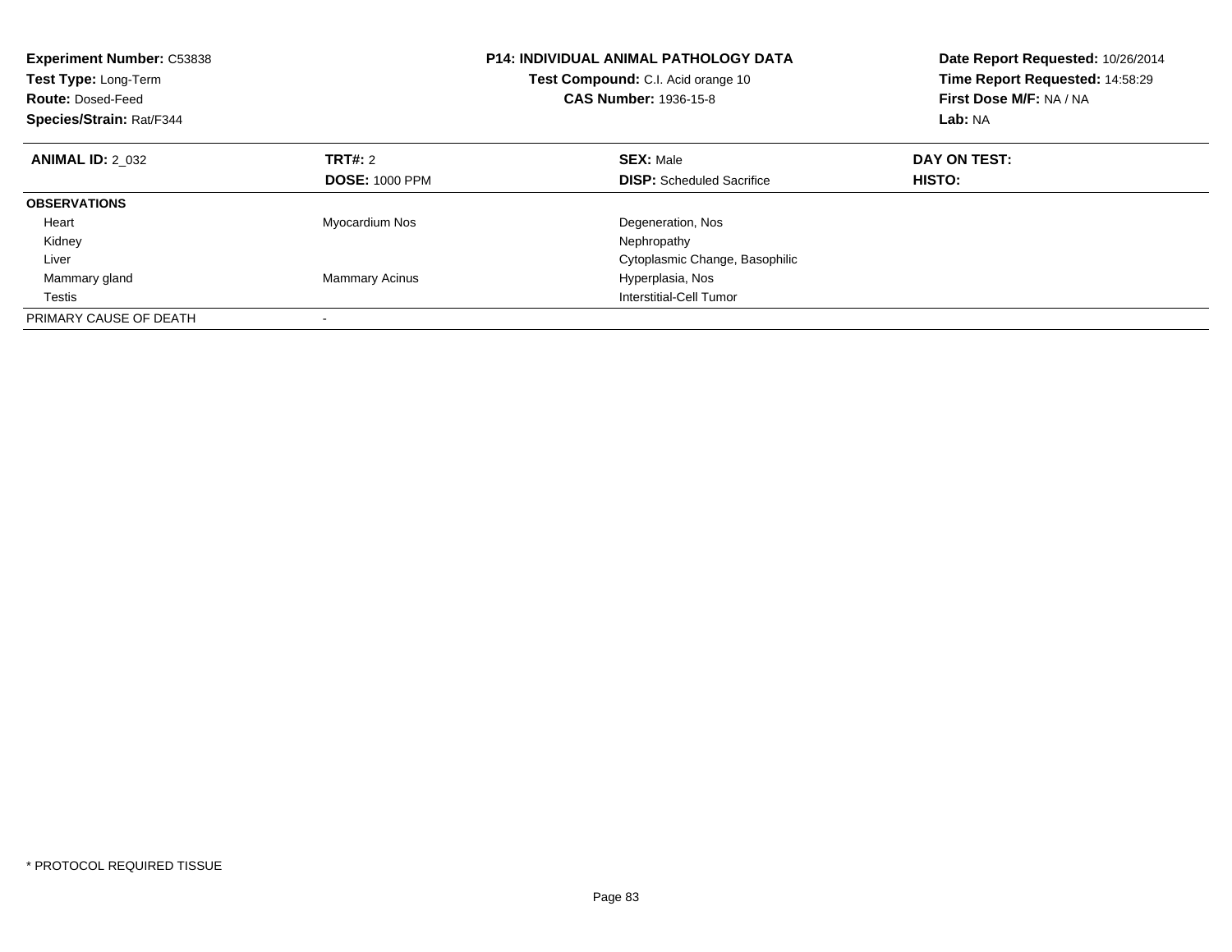**Experiment Number:** C53838
**Test Type:** Long-Term
**Route:** Dosed-Feed
**Species/Strain:** Rat/F344

**P14: INDIVIDUAL ANIMAL PATHOLOGY DATA**
**Test Compound:** C.I. Acid orange 10
**CAS Number:** 1936-15-8

**Date Report Requested:** 10/26/2014
**Time Report Requested:** 14:58:29
**First Dose M/F:** NA / NA
**Lab:** NA

| **ANIMAL ID:** 2_032 | **TRT#:** 2 | **SEX:** Male | **DAY ON TEST:** |
|---|---|---|---|
| | **DOSE:** 1000 PPM | **DISP:** Scheduled Sacrifice | **HISTO:** |
| **OBSERVATIONS** | | | |
| Heart | Myocardium Nos | Degeneration, Nos | |
| Kidney | | Nephropathy | |
| Liver | | Cytoplasmic Change, Basophilic | |
| Mammary gland | Mammary Acinus | Hyperplasia, Nos | |
| Testis | | Interstitial-Cell Tumor | |
| PRIMARY CAUSE OF DEATH | - | | |

* PROTOCOL REQUIRED TISSUE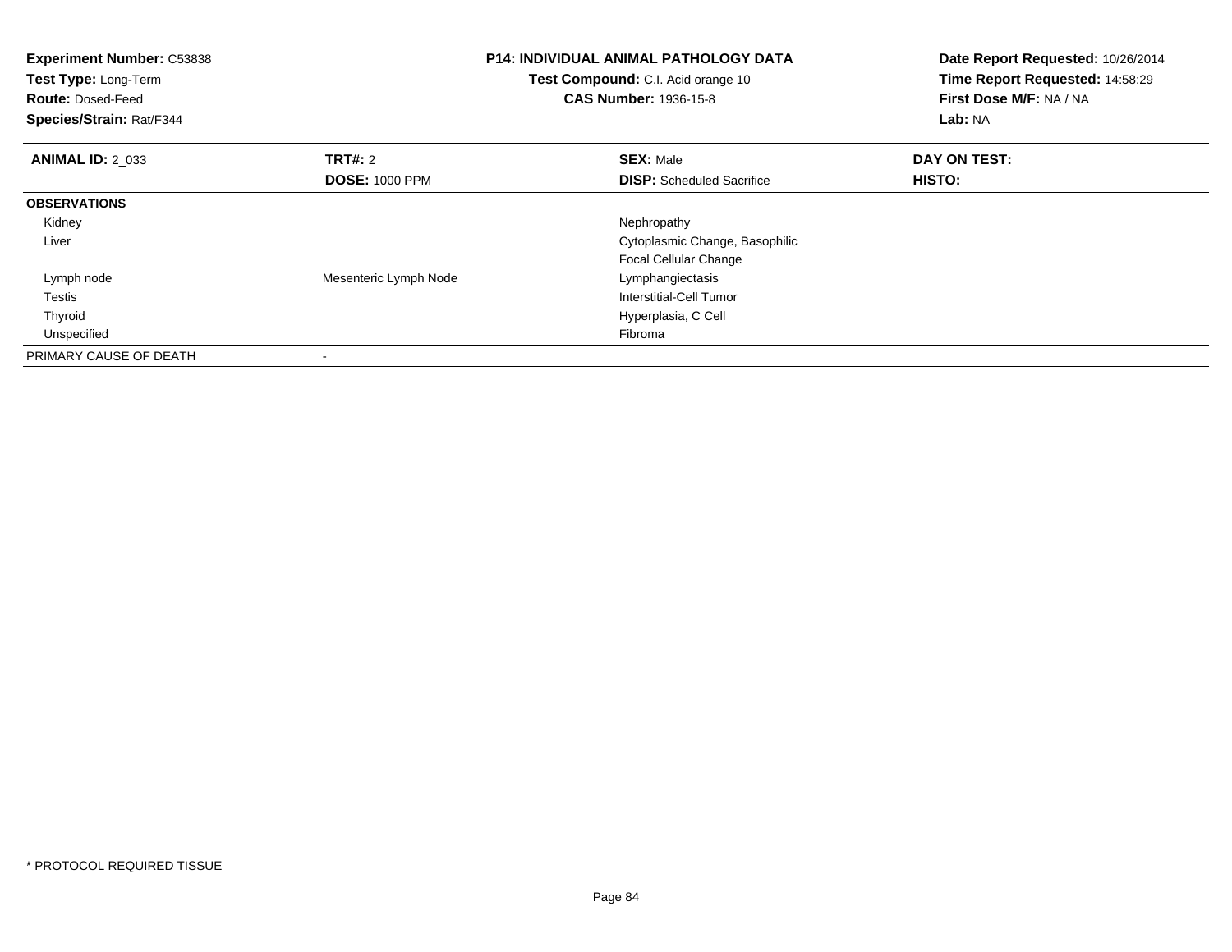**Experiment Number:** C53838
**Test Type:** Long-Term
**Route:** Dosed-Feed
**Species/Strain:** Rat/F344

**P14: INDIVIDUAL ANIMAL PATHOLOGY DATA**
**Test Compound:** C.I. Acid orange 10
**CAS Number:** 1936-15-8

**Date Report Requested:** 10/26/2014
**Time Report Requested:** 14:58:29
**First Dose M/F:** NA / NA
**Lab:** NA

| **ANIMAL ID:** 2_033 | **TRT#:** 2 | **SEX:** Male | **DAY ON TEST:** |
|---|---|---|---|
| | **DOSE:** 1000 PPM | **DISP:** Scheduled Sacrifice | **HISTO:** |
| **OBSERVATIONS** | | | |
| Kidney | | Nephropathy | |
| Liver | | Cytoplasmic Change, Basophilic | |
| | | Focal Cellular Change | |
| Lymph node | Mesenteric Lymph Node | Lymphangiectasis | |
| Testis | | Interstitial-Cell Tumor | |
| Thyroid | | Hyperplasia, C Cell | |
| Unspecified | | Fibroma | |
| PRIMARY CAUSE OF DEATH | - | | |

* PROTOCOL REQUIRED TISSUE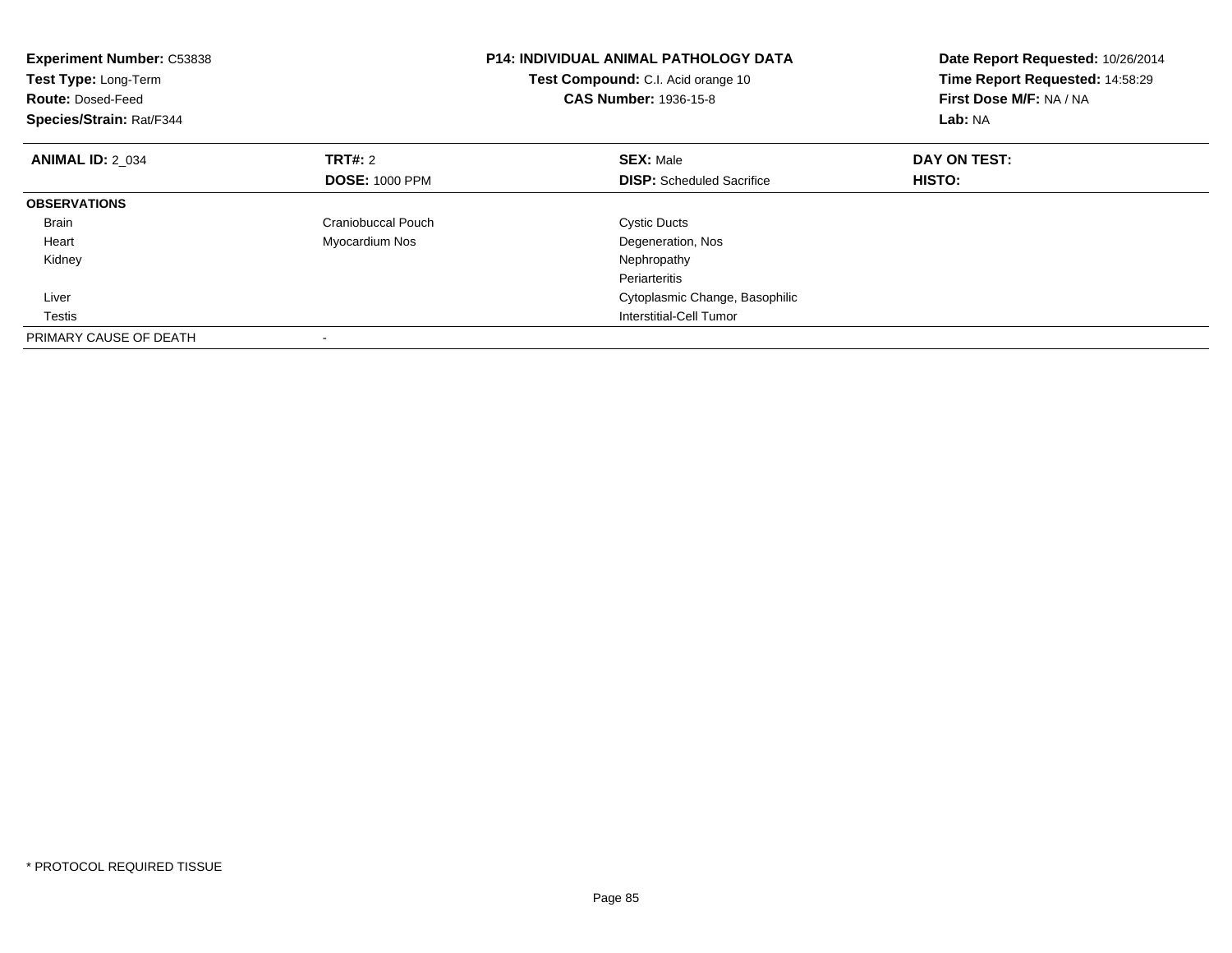**Experiment Number:** C53838
**Test Type:** Long-Term
**Route:** Dosed-Feed
**Species/Strain:** Rat/F344

**P14: INDIVIDUAL ANIMAL PATHOLOGY DATA**
**Test Compound:** C.I. Acid orange 10
**CAS Number:** 1936-15-8

**Date Report Requested:** 10/26/2014
**Time Report Requested:** 14:58:29
**First Dose M/F:** NA / NA
**Lab:** NA

| **ANIMAL ID:** 2_034 | **TRT#:** 2 | **SEX:** Male | **DAY ON TEST:** |
|---|---|---|---|
| | **DOSE:** 1000 PPM | **DISP:** Scheduled Sacrifice | **HISTO:** |
| **OBSERVATIONS** | | | |
| Brain | Craniobuccal Pouch | Cystic Ducts | |
| Heart | Myocardium Nos | Degeneration, Nos | |
| Kidney | | Nephropathy | |
| | | Periarteritis | |
| Liver | | Cytoplasmic Change, Basophilic | |
| Testis | | Interstitial-Cell Tumor | |
| PRIMARY CAUSE OF DEATH | - | | |

* PROTOCOL REQUIRED TISSUE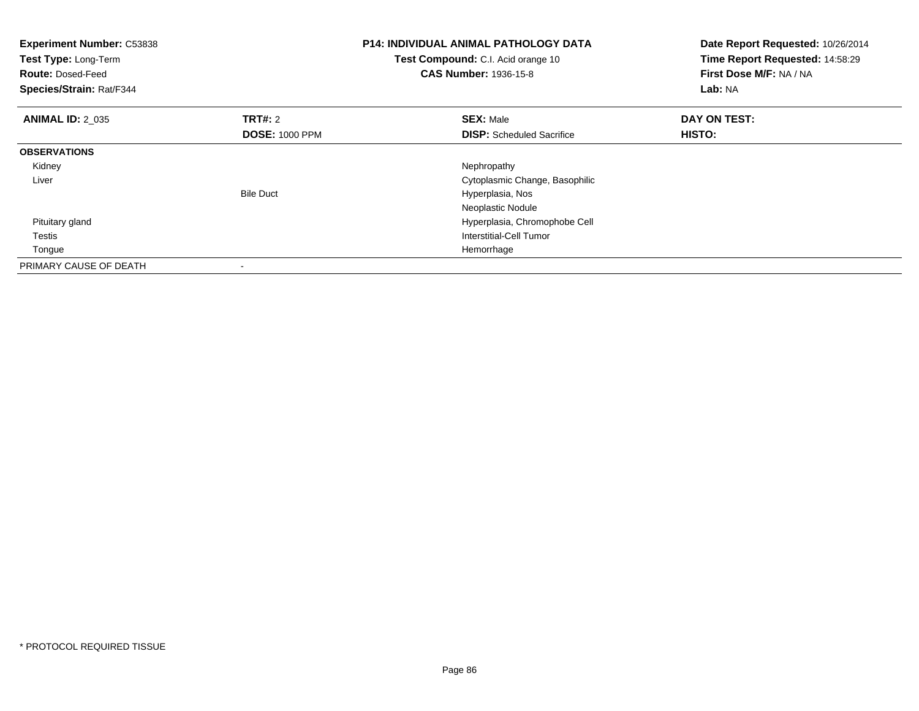**Experiment Number:** C53838
**Test Type:** Long-Term
**Route:** Dosed-Feed
**Species/Strain:** Rat/F344

**P14: INDIVIDUAL ANIMAL PATHOLOGY DATA**
**Test Compound:** C.I. Acid orange 10
**CAS Number:** 1936-15-8

**Date Report Requested:** 10/26/2014
**Time Report Requested:** 14:58:29
**First Dose M/F:** NA / NA
**Lab:** NA

| **ANIMAL ID:** 2_035 | **TRT#:** 2 | **SEX:** Male | **DAY ON TEST:** |
|---|---|---|---|
| | **DOSE:** 1000 PPM | **DISP:** Scheduled Sacrifice | **HISTO:** |
| **OBSERVATIONS** | | | |
| Kidney | | Nephropathy | |
| Liver | | Cytoplasmic Change, Basophilic | |
| | Bile Duct | Hyperplasia, Nos | |
| | | Neoplastic Nodule | |
| Pituitary gland | | Hyperplasia, Chromophobe Cell | |
| Testis | | Interstitial-Cell Tumor | |
| Tongue | | Hemorrhage | |
| PRIMARY CAUSE OF DEATH | - | | |

* PROTOCOL REQUIRED TISSUE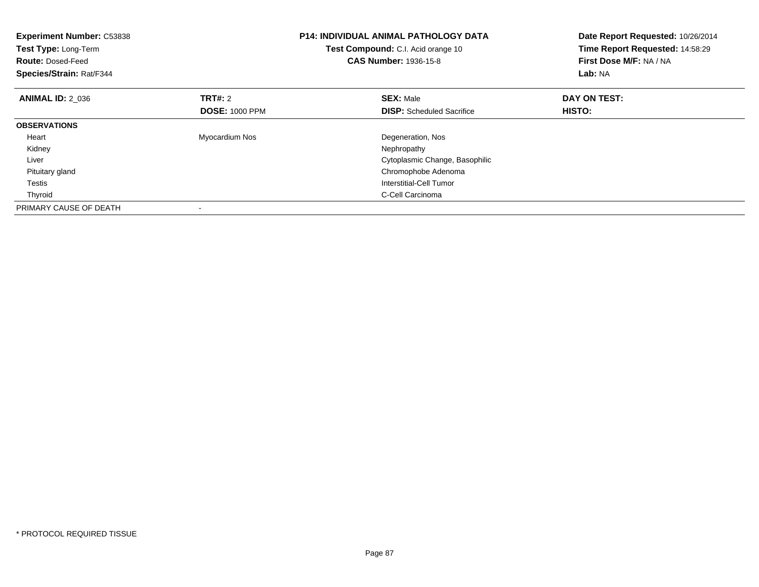**Experiment Number:** C53838
**Test Type:** Long-Term
**Route:** Dosed-Feed
**Species/Strain:** Rat/F344

**P14: INDIVIDUAL ANIMAL PATHOLOGY DATA**
**Test Compound:** C.I. Acid orange 10
**CAS Number:** 1936-15-8

**Date Report Requested:** 10/26/2014
**Time Report Requested:** 14:58:29
**First Dose M/F:** NA / NA
**Lab:** NA

| **ANIMAL ID:** 2_036 | **TRT#:** 2 | **SEX:** Male | **DAY ON TEST:** |
|---|---|---|---|
| | **DOSE:** 1000 PPM | **DISP:** Scheduled Sacrifice | **HISTO:** |
| **OBSERVATIONS** | | | |
| Heart | Myocardium Nos | Degeneration, Nos | |
| Kidney | | Nephropathy | |
| Liver | | Cytoplasmic Change, Basophilic | |
| Pituitary gland | | Chromophobe Adenoma | |
| Testis | | Interstitial-Cell Tumor | |
| Thyroid | | C-Cell Carcinoma | |
| PRIMARY CAUSE OF DEATH | - | | |

* PROTOCOL REQUIRED TISSUE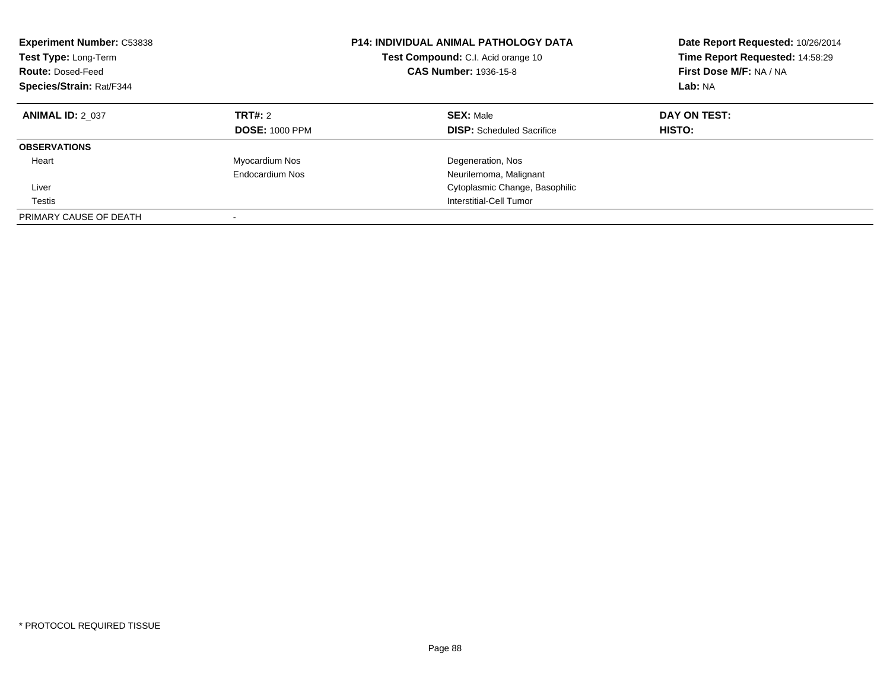**Experiment Number:** C53838
**Test Type:** Long-Term
**Route:** Dosed-Feed
**Species/Strain:** Rat/F344

**P14: INDIVIDUAL ANIMAL PATHOLOGY DATA**
**Test Compound:** C.I. Acid orange 10
**CAS Number:** 1936-15-8

**Date Report Requested:** 10/26/2014
**Time Report Requested:** 14:58:29
**First Dose M/F:** NA / NA
**Lab:** NA

| **ANIMAL ID:** 2_037 | **TRT#:** 2 | **SEX:** Male | **DAY ON TEST:** |
|---|---|---|---|
| | **DOSE:** 1000 PPM | **DISP:** Scheduled Sacrifice | **HISTO:** |
| **OBSERVATIONS** | | | |
| Heart | Myocardium Nos | Degeneration, Nos | |
| | Endocardium Nos | Neurilemoma, Malignant | |
| Liver | | Cytoplasmic Change, Basophilic | |
| Testis | | Interstitial-Cell Tumor | |
| PRIMARY CAUSE OF DEATH | - | | |

* PROTOCOL REQUIRED TISSUE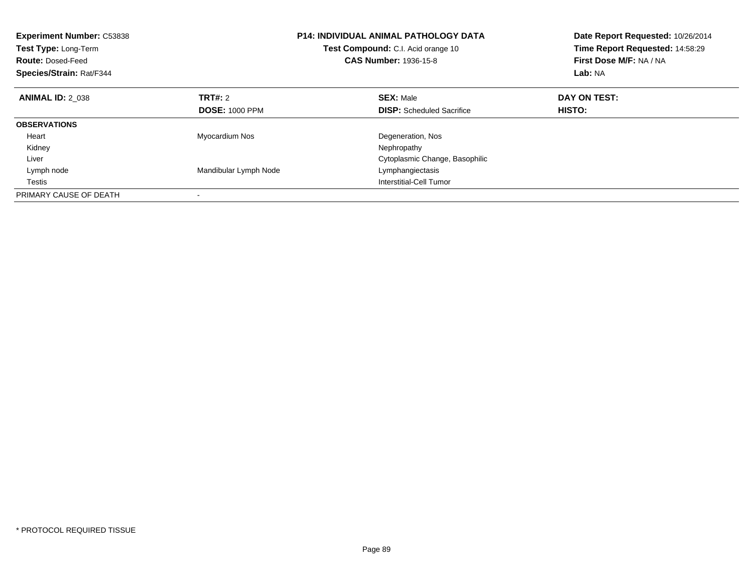**Experiment Number:** C53838
**Test Type:** Long-Term
**Route:** Dosed-Feed
**Species/Strain:** Rat/F344

**P14: INDIVIDUAL ANIMAL PATHOLOGY DATA**
**Test Compound:** C.I. Acid orange 10
**CAS Number:** 1936-15-8

**Date Report Requested:** 10/26/2014
**Time Report Requested:** 14:58:29
**First Dose M/F:** NA / NA
**Lab:** NA

| **ANIMAL ID:** 2_038 | **TRT#:** 2 | **SEX:** Male | **DAY ON TEST:** |
|---|---|---|---|
| | **DOSE:** 1000 PPM | **DISP:** Scheduled Sacrifice | **HISTO:** |
| **OBSERVATIONS** | | | |
| Heart | Myocardium Nos | Degeneration, Nos | |
| Kidney | | Nephropathy | |
| Liver | | Cytoplasmic Change, Basophilic | |
| Lymph node | Mandibular Lymph Node | Lymphangiectasis | |
| Testis | | Interstitial-Cell Tumor | |
| PRIMARY CAUSE OF DEATH | - | | |

\* PROTOCOL REQUIRED TISSUE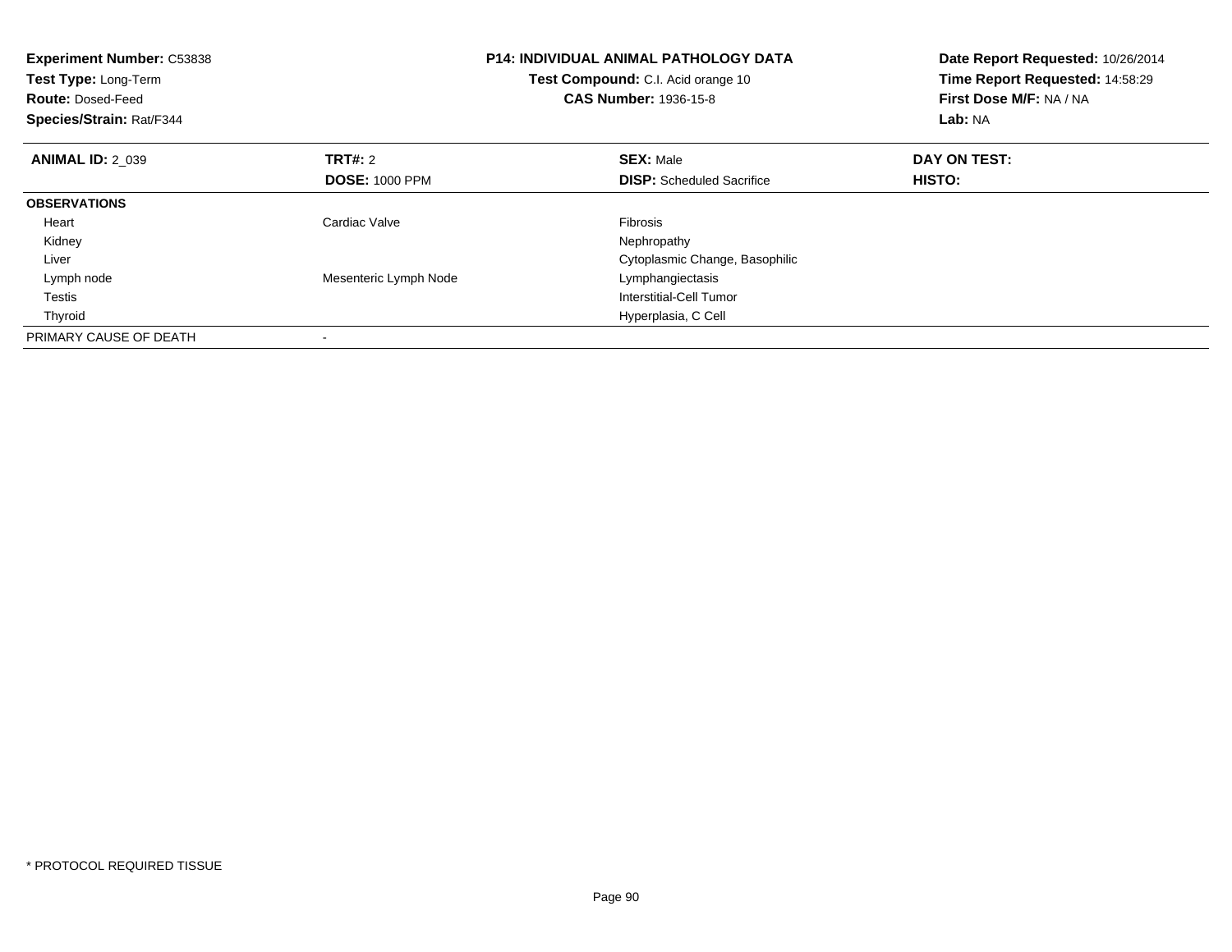**Experiment Number:** C53838
**Test Type:** Long-Term
**Route:** Dosed-Feed
**Species/Strain:** Rat/F344

**P14: INDIVIDUAL ANIMAL PATHOLOGY DATA**
**Test Compound:** C.I. Acid orange 10
**CAS Number:** 1936-15-8

**Date Report Requested:** 10/26/2014
**Time Report Requested:** 14:58:29
**First Dose M/F:** NA / NA
**Lab:** NA

| **ANIMAL ID:** 2_039 | **TRT#:** 2 | **SEX:** Male | **DAY ON TEST:** |
|---|---|---|---|
| | **DOSE:** 1000 PPM | **DISP:** Scheduled Sacrifice | **HISTO:** |
| **OBSERVATIONS** | | | |
| Heart | Cardiac Valve | Fibrosis | |
| Kidney | | Nephropathy | |
| Liver | | Cytoplasmic Change, Basophilic | |
| Lymph node | Mesenteric Lymph Node | Lymphangiectasis | |
| Testis | | Interstitial-Cell Tumor | |
| Thyroid | | Hyperplasia, C Cell | |
| PRIMARY CAUSE OF DEATH | - | | |

* PROTOCOL REQUIRED TISSUE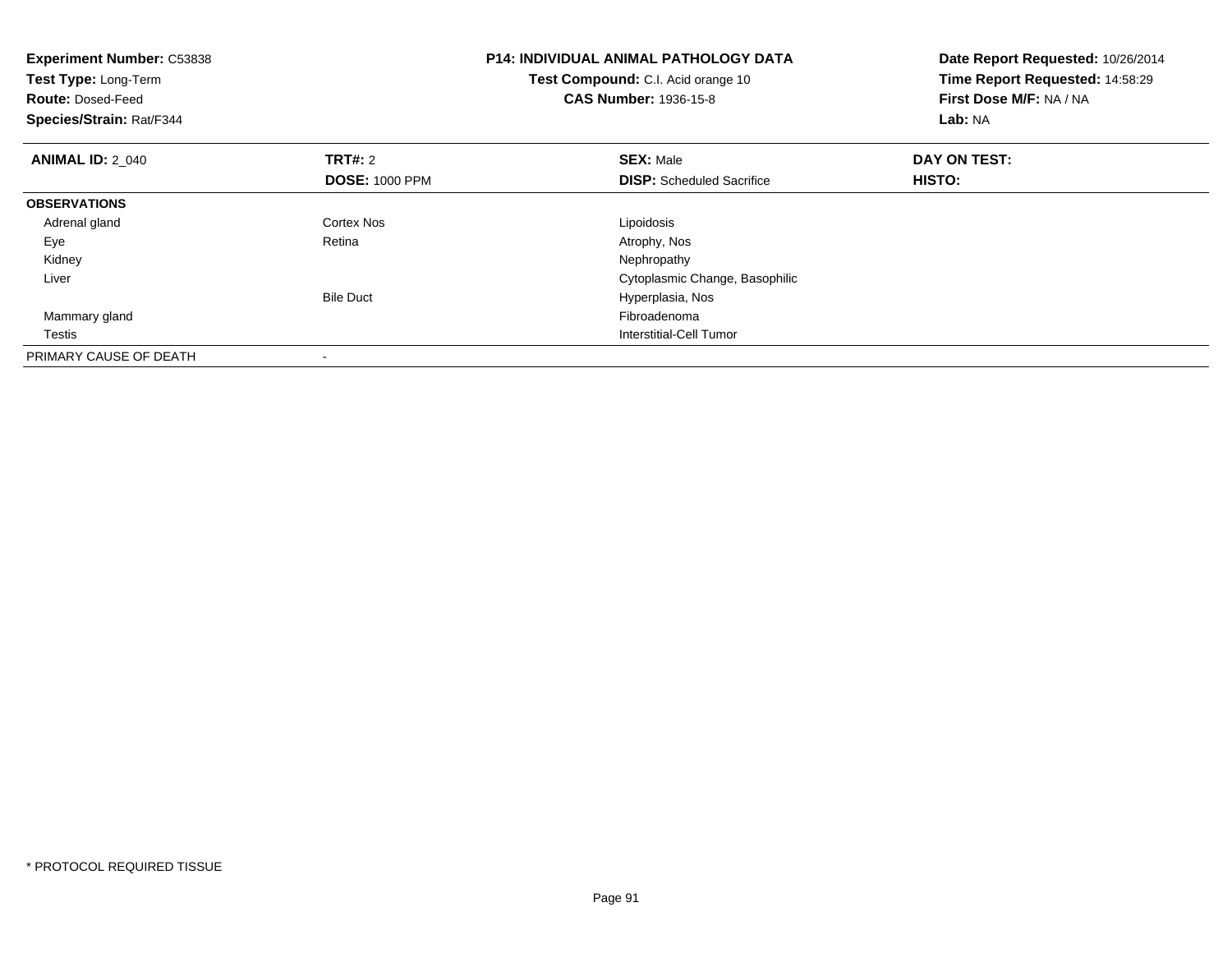**Experiment Number:** C53838
**Test Type:** Long-Term
**Route:** Dosed-Feed
**Species/Strain:** Rat/F344

**P14: INDIVIDUAL ANIMAL PATHOLOGY DATA**
**Test Compound:** C.I. Acid orange 10
**CAS Number:** 1936-15-8

**Date Report Requested:** 10/26/2014
**Time Report Requested:** 14:58:29
**First Dose M/F:** NA / NA
**Lab:** NA

| **ANIMAL ID:** 2_040 | **TRT#:** 2 | **SEX:** Male | **DAY ON TEST:** |
|---|---|---|---|
| | **DOSE:** 1000 PPM | **DISP:** Scheduled Sacrifice | **HISTO:** |
| **OBSERVATIONS** | | | |
| Adrenal gland | Cortex Nos | Lipoidosis | |
| Eye | Retina | Atrophy, Nos | |
| Kidney | | Nephropathy | |
| Liver | | Cytoplasmic Change, Basophilic | |
| | Bile Duct | Hyperplasia, Nos | |
| Mammary gland | | Fibroadenoma | |
| Testis | | Interstitial-Cell Tumor | |
| PRIMARY CAUSE OF DEATH | - | | |

* PROTOCOL REQUIRED TISSUE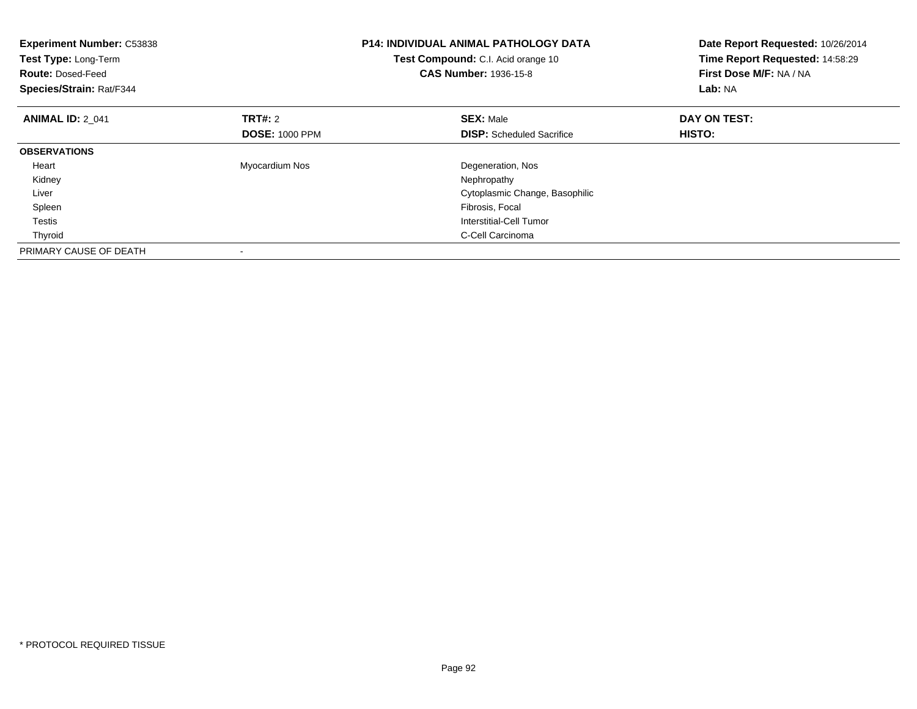**Experiment Number:** C53838
**Test Type:** Long-Term
**Route:** Dosed-Feed
**Species/Strain:** Rat/F344

**P14: INDIVIDUAL ANIMAL PATHOLOGY DATA**
**Test Compound:** C.I. Acid orange 10
**CAS Number:** 1936-15-8

**Date Report Requested:** 10/26/2014
**Time Report Requested:** 14:58:29
**First Dose M/F:** NA / NA
**Lab:** NA

| **ANIMAL ID:** 2_041 | **TRT#:** 2 | **SEX:** Male | **DAY ON TEST:** |
|---|---|---|---|
| | **DOSE:** 1000 PPM | **DISP:** Scheduled Sacrifice | **HISTO:** |
| **OBSERVATIONS** | | | |
| Heart | Myocardium Nos | Degeneration, Nos | |
| Kidney | | Nephropathy | |
| Liver | | Cytoplasmic Change, Basophilic | |
| Spleen | | Fibrosis, Focal | |
| Testis | | Interstitial-Cell Tumor | |
| Thyroid | | C-Cell Carcinoma | |
| PRIMARY CAUSE OF DEATH | - | | |

* PROTOCOL REQUIRED TISSUE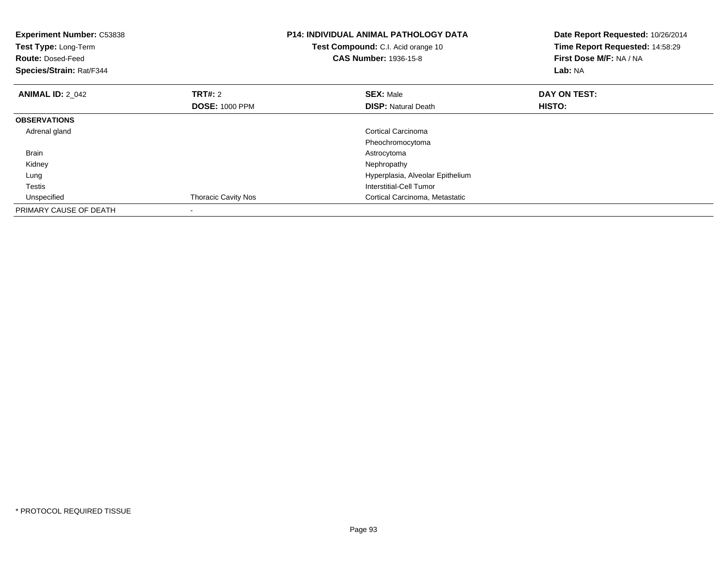**Experiment Number:** C53838
**Test Type:** Long-Term
**Route:** Dosed-Feed
**Species/Strain:** Rat/F344

**P14: INDIVIDUAL ANIMAL PATHOLOGY DATA**
**Test Compound:** C.I. Acid orange 10
**CAS Number:** 1936-15-8

**Date Report Requested:** 10/26/2014
**Time Report Requested:** 14:58:29
**First Dose M/F:** NA / NA
**Lab:** NA

| **ANIMAL ID:** 2_042 | **TRT#:** 2 | **SEX:** Male | **DAY ON TEST:** |
|---|---|---|---|
| | **DOSE:** 1000 PPM | **DISP:** Natural Death | **HISTO:** |
| **OBSERVATIONS** | | | |
| Adrenal gland | | Cortical Carcinoma | |
| | | Pheochromocytoma | |
| Brain | | Astrocytoma | |
| Kidney | | Nephropathy | |
| Lung | | Hyperplasia, Alveolar Epithelium | |
| Testis | | Interstitial-Cell Tumor | |
| Unspecified | Thoracic Cavity Nos | Cortical Carcinoma, Metastatic | |
| PRIMARY CAUSE OF DEATH | - | | |

* PROTOCOL REQUIRED TISSUE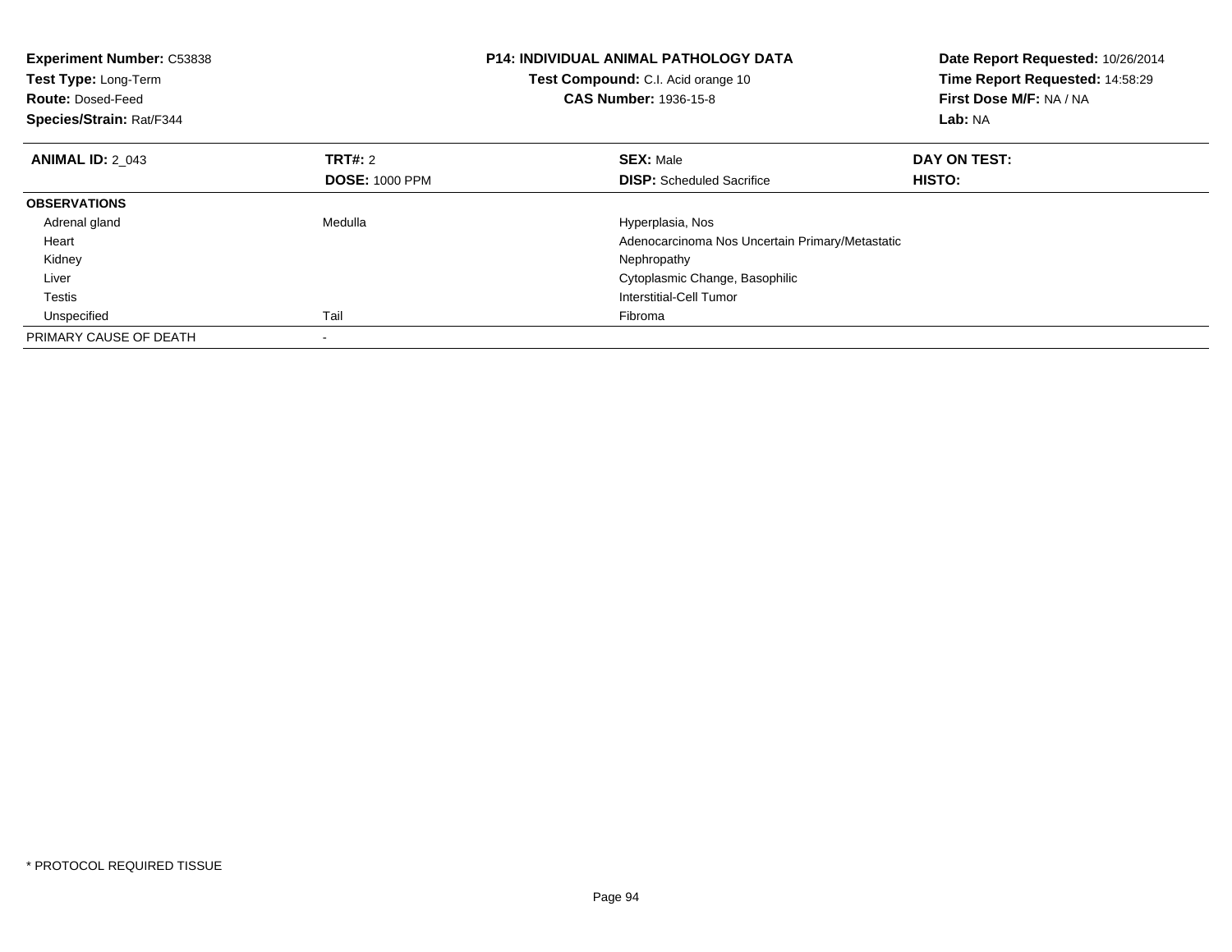**Experiment Number:** C53838
**Test Type:** Long-Term
**Route:** Dosed-Feed
**Species/Strain:** Rat/F344

**P14: INDIVIDUAL ANIMAL PATHOLOGY DATA**
**Test Compound:** C.I. Acid orange 10
**CAS Number:** 1936-15-8

**Date Report Requested:** 10/26/2014
**Time Report Requested:** 14:58:29
**First Dose M/F:** NA / NA
**Lab:** NA

| **ANIMAL ID:** 2_043 | **TRT#:** 2 | **SEX:** Male | **DAY ON TEST:** |
|---|---|---|---|
| | **DOSE:** 1000 PPM | **DISP:** Scheduled Sacrifice | **HISTO:** |
| **OBSERVATIONS** | | | |
| Adrenal gland | Medulla | Hyperplasia, Nos | |
| Heart | | Adenocarcinoma Nos Uncertain Primary/Metastatic | |
| Kidney | | Nephropathy | |
| Liver | | Cytoplasmic Change, Basophilic | |
| Testis | | Interstitial-Cell Tumor | |
| Unspecified | Tail | Fibroma | |
| PRIMARY CAUSE OF DEATH | - | | |

* PROTOCOL REQUIRED TISSUE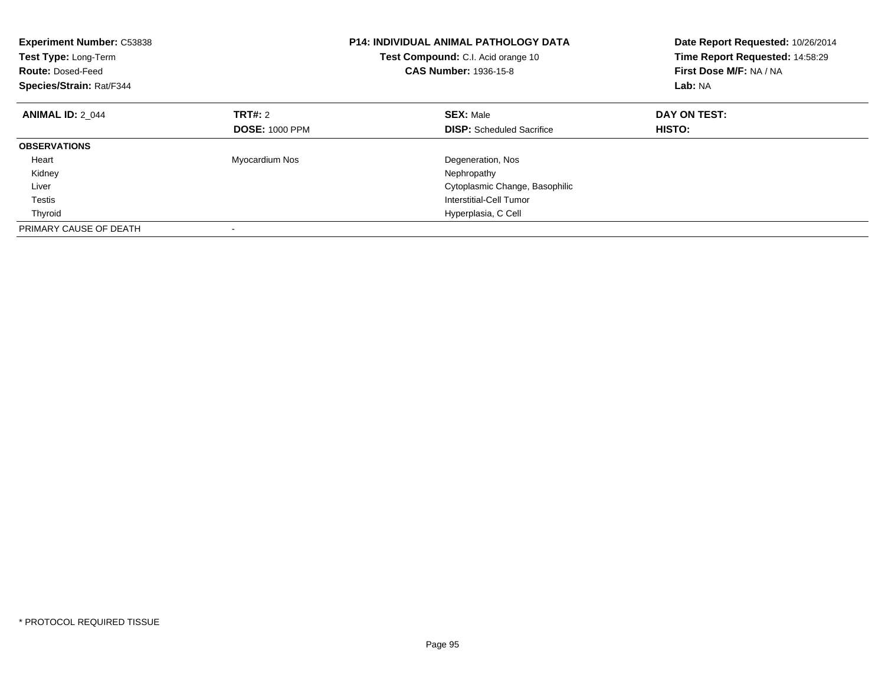**Experiment Number:** C53838
**Test Type:** Long-Term
**Route:** Dosed-Feed
**Species/Strain:** Rat/F344

**P14: INDIVIDUAL ANIMAL PATHOLOGY DATA**
**Test Compound:** C.I. Acid orange 10
**CAS Number:** 1936-15-8

**Date Report Requested:** 10/26/2014
**Time Report Requested:** 14:58:29
**First Dose M/F:** NA / NA
**Lab:** NA

| **ANIMAL ID:** 2_044 | **TRT#:** 2 | **SEX:** Male | **DAY ON TEST:** |
|---|---|---|---|
| | **DOSE:** 1000 PPM | **DISP:** Scheduled Sacrifice | **HISTO:** |
| **OBSERVATIONS** | | | |
| Heart | Myocardium Nos | Degeneration, Nos | |
| Kidney | | Nephropathy | |
| Liver | | Cytoplasmic Change, Basophilic | |
| Testis | | Interstitial-Cell Tumor | |
| Thyroid | | Hyperplasia, C Cell | |
| PRIMARY CAUSE OF DEATH | - | | |

* PROTOCOL REQUIRED TISSUE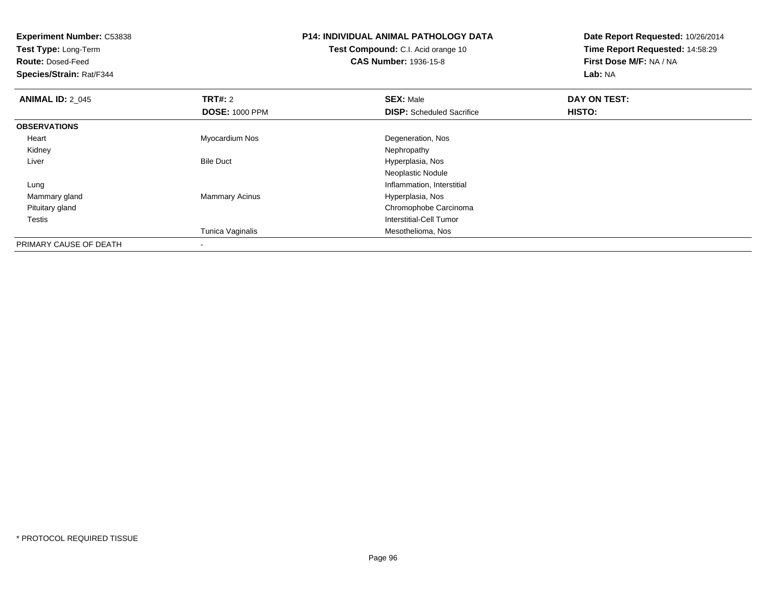**Experiment Number:** C53838
**Test Type:** Long-Term
**Route:** Dosed-Feed
**Species/Strain:** Rat/F344

**P14: INDIVIDUAL ANIMAL PATHOLOGY DATA**
**Test Compound:** C.I. Acid orange 10
**CAS Number:** 1936-15-8

**Date Report Requested:** 10/26/2014
**Time Report Requested:** 14:58:29
**First Dose M/F:** NA / NA
**Lab:** NA

| **ANIMAL ID:** 2_045 | **TRT#:** 2 | **SEX:** Male | **DAY ON TEST:** |
|---|---|---|---|
| | **DOSE:** 1000 PPM | **DISP:** Scheduled Sacrifice | **HISTO:** |
| **OBSERVATIONS** | | | |
| Heart | Myocardium Nos | Degeneration, Nos | |
| Kidney | | Nephropathy | |
| Liver | Bile Duct | Hyperplasia, Nos | |
| | | Neoplastic Nodule | |
| Lung | | Inflammation, Interstitial | |
| Mammary gland | Mammary Acinus | Hyperplasia, Nos | |
| Pituitary gland | | Chromophobe Carcinoma | |
| Testis | | Interstitial-Cell Tumor | |
| | Tunica Vaginalis | Mesothelioma, Nos | |
| PRIMARY CAUSE OF DEATH | - | | |

* PROTOCOL REQUIRED TISSUE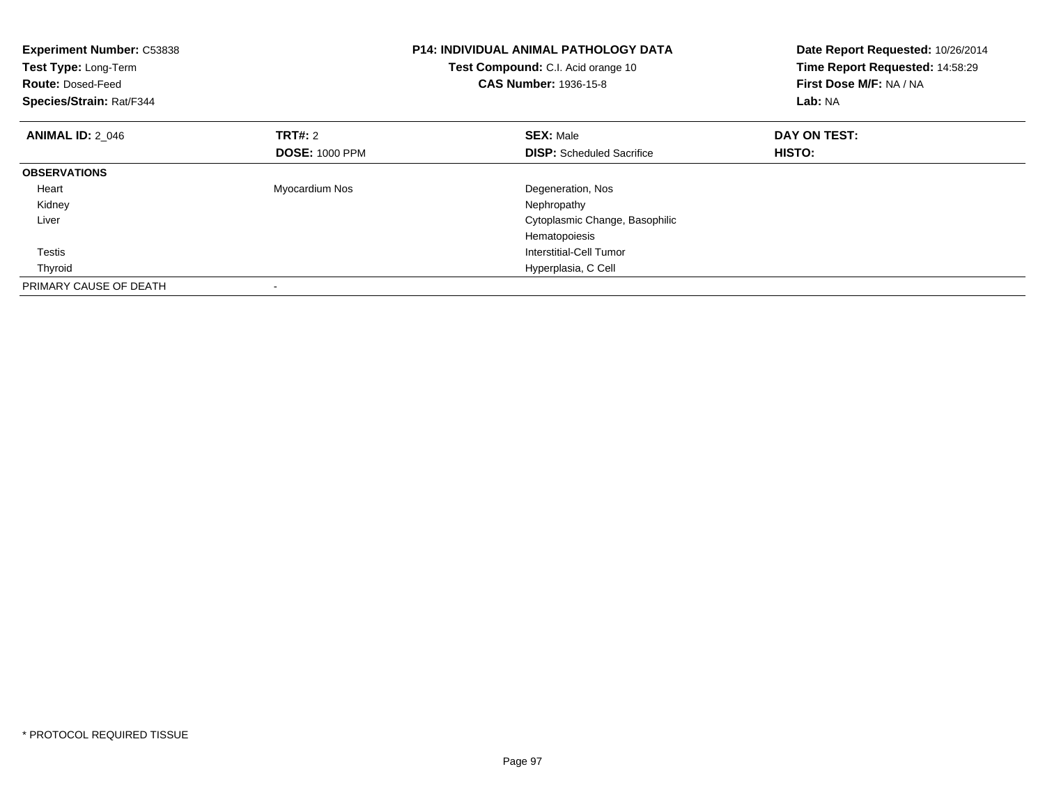**Experiment Number:** C53838
**Test Type:** Long-Term
**Route:** Dosed-Feed
**Species/Strain:** Rat/F344

**P14: INDIVIDUAL ANIMAL PATHOLOGY DATA**
**Test Compound:** C.I. Acid orange 10
**CAS Number:** 1936-15-8

**Date Report Requested:** 10/26/2014
**Time Report Requested:** 14:58:29
**First Dose M/F:** NA / NA
**Lab:** NA

| **ANIMAL ID:** 2_046 | **TRT#:** 2 | **SEX:** Male | **DAY ON TEST:** |
|---|---|---|---|
| | **DOSE:** 1000 PPM | **DISP:** Scheduled Sacrifice | **HISTO:** |
| **OBSERVATIONS** | | | |
| Heart | Myocardium Nos | Degeneration, Nos | |
| Kidney | | Nephropathy | |
| Liver | | Cytoplasmic Change, Basophilic | |
| | | Hematopoiesis | |
| Testis | | Interstitial-Cell Tumor | |
| Thyroid | | Hyperplasia, C Cell | |
| PRIMARY CAUSE OF DEATH | - | | |

* PROTOCOL REQUIRED TISSUE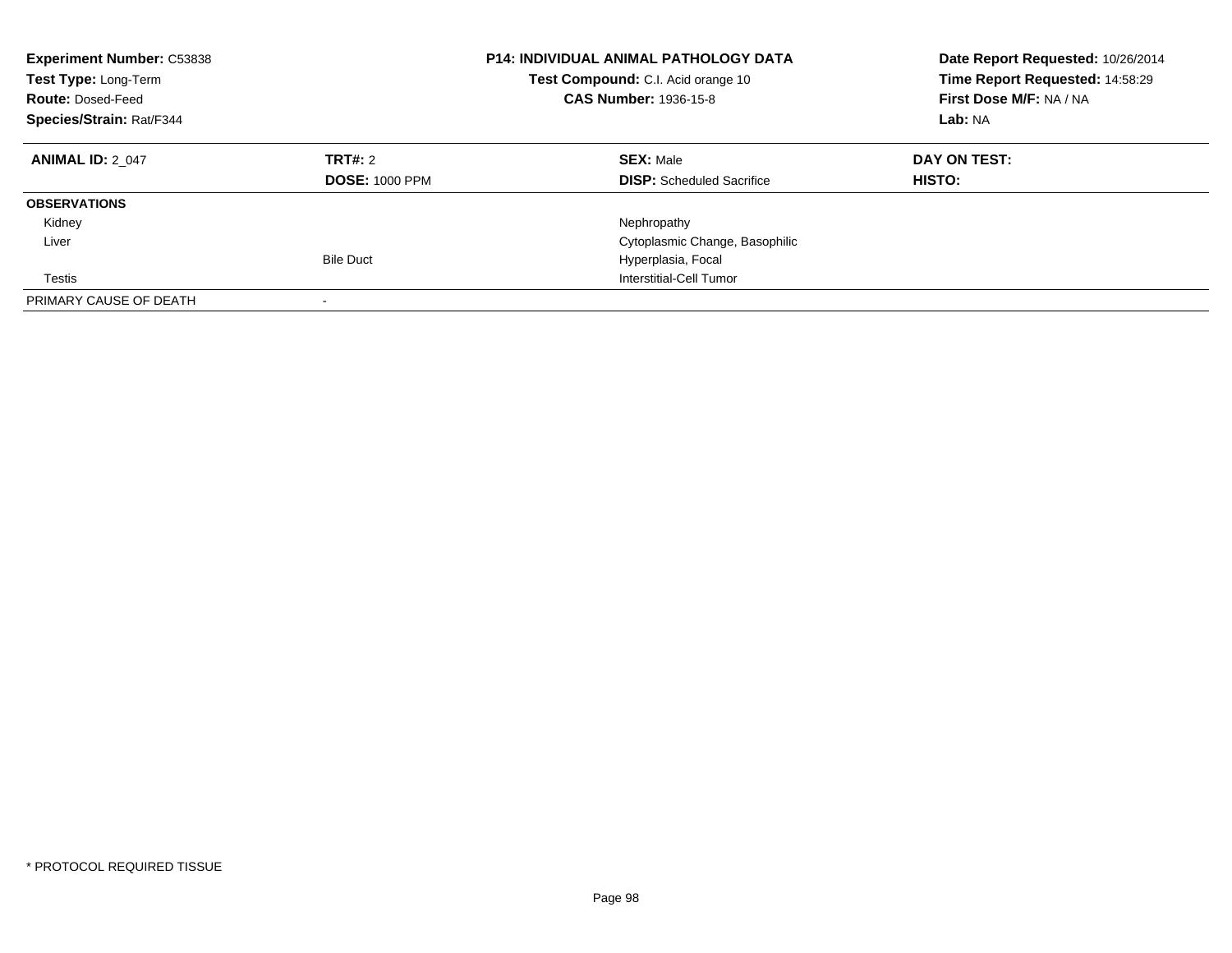**Experiment Number:** C53838
**Test Type:** Long-Term
**Route:** Dosed-Feed
**Species/Strain:** Rat/F344

**P14: INDIVIDUAL ANIMAL PATHOLOGY DATA**
**Test Compound:** C.I. Acid orange 10
**CAS Number:** 1936-15-8

**Date Report Requested:** 10/26/2014
**Time Report Requested:** 14:58:29
**First Dose M/F:** NA / NA
**Lab:** NA

| **ANIMAL ID:** 2_047 | **TRT#:** 2 | **SEX:** Male | **DAY ON TEST:** |
|---|---|---|---|
| | **DOSE:** 1000 PPM | **DISP:** Scheduled Sacrifice | **HISTO:** |
| **OBSERVATIONS** | | | |
| Kidney | | Nephropathy | |
| Liver | | Cytoplasmic Change, Basophilic | |
| | Bile Duct | Hyperplasia, Focal | |
| Testis | | Interstitial-Cell Tumor | |
| PRIMARY CAUSE OF DEATH | - | | |

* PROTOCOL REQUIRED TISSUE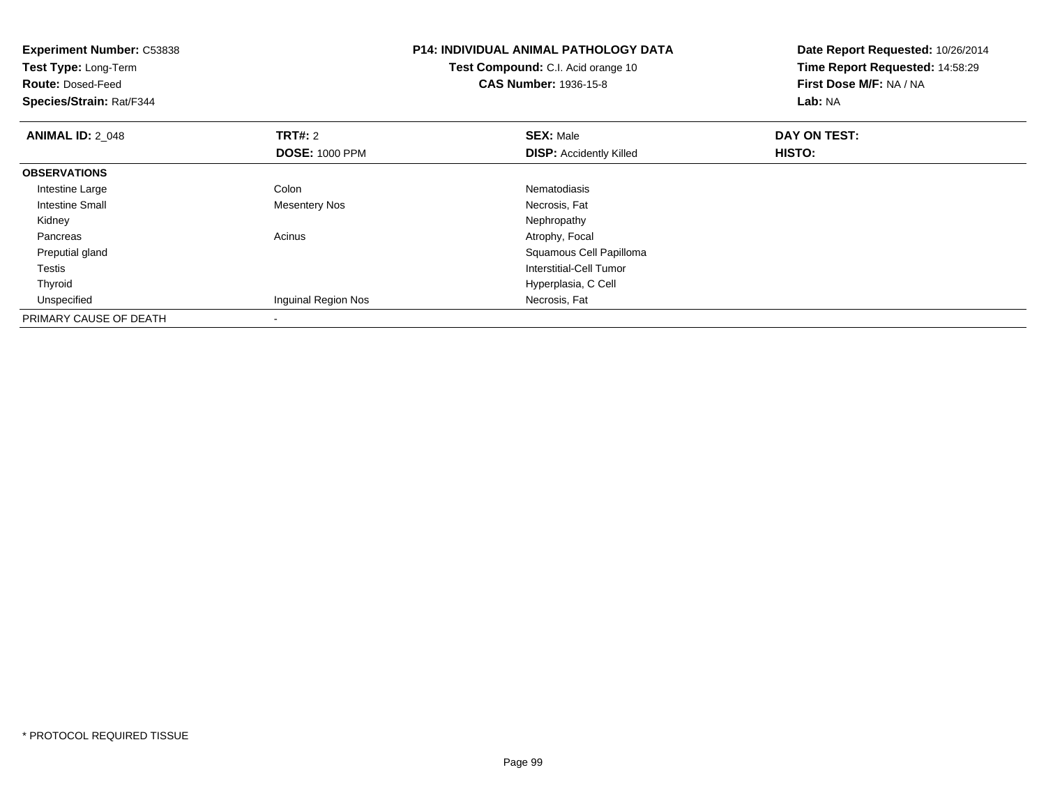**Experiment Number:** C53838
**Test Type:** Long-Term
**Route:** Dosed-Feed
**Species/Strain:** Rat/F344

**P14: INDIVIDUAL ANIMAL PATHOLOGY DATA**
**Test Compound:** C.I. Acid orange 10
**CAS Number:** 1936-15-8

**Date Report Requested:** 10/26/2014
**Time Report Requested:** 14:58:29
**First Dose M/F:** NA / NA
**Lab:** NA

| **ANIMAL ID:** 2_048 | **TRT#:** 2 | **SEX:** Male | **DAY ON TEST:** |
|---|---|---|---|
| | **DOSE:** 1000 PPM | **DISP:** Accidently Killed | **HISTO:** |
| **OBSERVATIONS** | | | |
| Intestine Large | Colon | Nematodiasis | |
| Intestine Small | Mesentery Nos | Necrosis, Fat | |
| Kidney | | Nephropathy | |
| Pancreas | Acinus | Atrophy, Focal | |
| Preputial gland | | Squamous Cell Papilloma | |
| Testis | | Interstitial-Cell Tumor | |
| Thyroid | | Hyperplasia, C Cell | |
| Unspecified | Inguinal Region Nos | Necrosis, Fat | |
| PRIMARY CAUSE OF DEATH | - | | |

* PROTOCOL REQUIRED TISSUE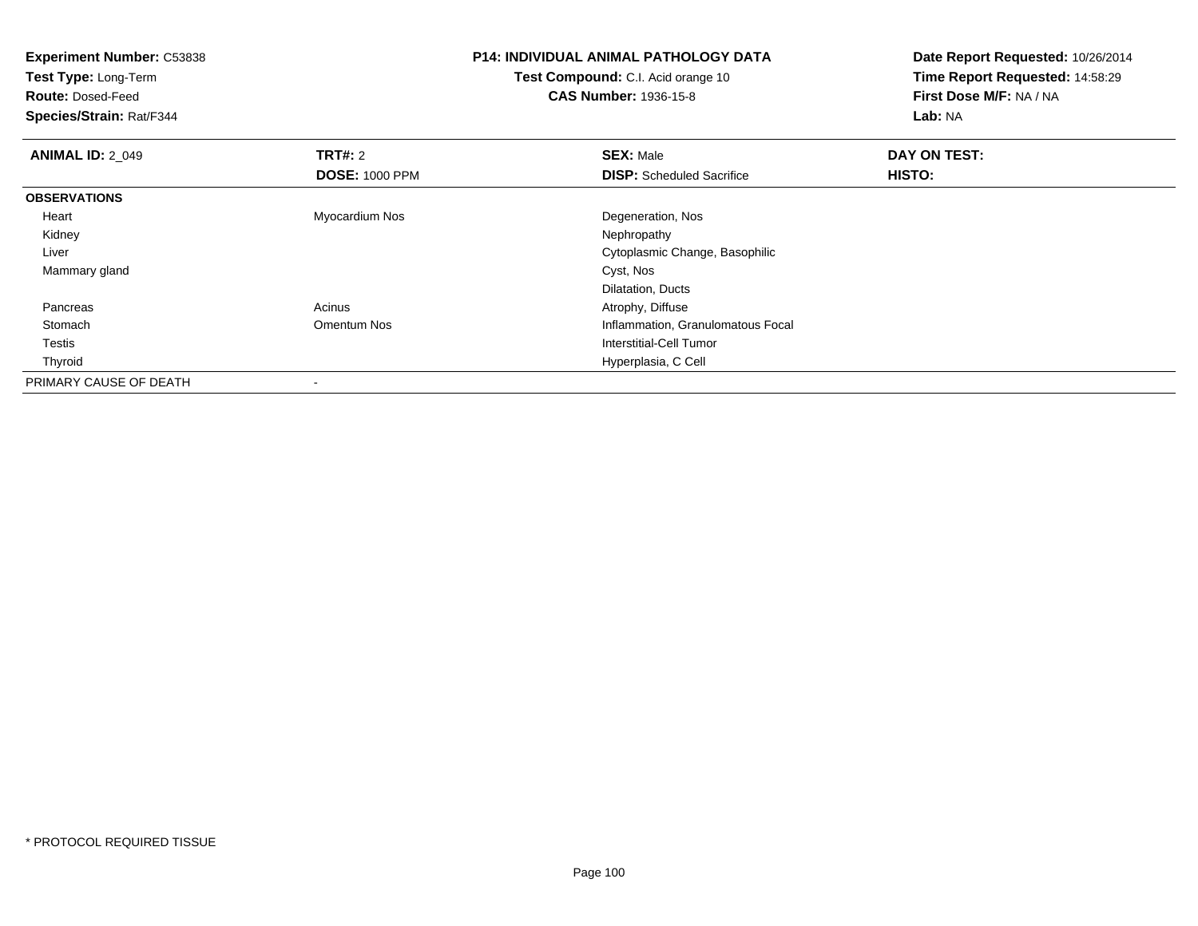**Experiment Number:** C53838
**Test Type:** Long-Term
**Route:** Dosed-Feed
**Species/Strain:** Rat/F344

**P14: INDIVIDUAL ANIMAL PATHOLOGY DATA**
**Test Compound:** C.I. Acid orange 10
**CAS Number:** 1936-15-8

**Date Report Requested:** 10/26/2014
**Time Report Requested:** 14:58:29
**First Dose M/F:** NA / NA
**Lab:** NA

| **ANIMAL ID:** 2_049 | **TRT#:** 2 | **SEX:** Male | **DAY ON TEST:** |
|---|---|---|---|
| | **DOSE:** 1000 PPM | **DISP:** Scheduled Sacrifice | **HISTO:** |
| **OBSERVATIONS** | | | |
| Heart | Myocardium Nos | Degeneration, Nos | |
| Kidney | | Nephropathy | |
| Liver | | Cytoplasmic Change, Basophilic | |
| Mammary gland | | Cyst, Nos | |
| | | Dilatation, Ducts | |
| Pancreas | Acinus | Atrophy, Diffuse | |
| Stomach | Omentum Nos | Inflammation, Granulomatous Focal | |
| Testis | | Interstitial-Cell Tumor | |
| Thyroid | | Hyperplasia, C Cell | |
| PRIMARY CAUSE OF DEATH | - | | |

\* PROTOCOL REQUIRED TISSUE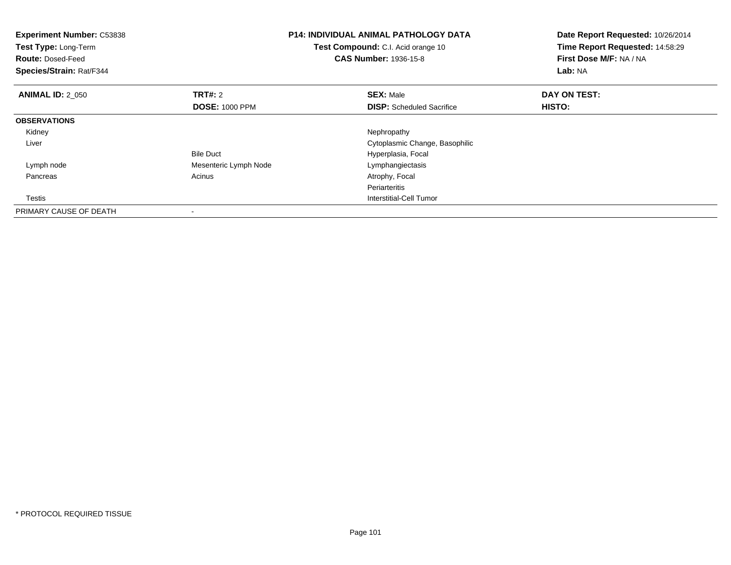**Experiment Number:** C53838
**Test Type:** Long-Term
**Route:** Dosed-Feed
**Species/Strain:** Rat/F344

**P14: INDIVIDUAL ANIMAL PATHOLOGY DATA**
**Test Compound:** C.I. Acid orange 10
**CAS Number:** 1936-15-8

**Date Report Requested:** 10/26/2014
**Time Report Requested:** 14:58:29
**First Dose M/F:** NA / NA
**Lab:** NA

| **ANIMAL ID:** 2_050 | **TRT#:** 2 | **SEX:** Male | **DAY ON TEST:** |
|---|---|---|---|
| | **DOSE:** 1000 PPM | **DISP:** Scheduled Sacrifice | **HISTO:** |
| **OBSERVATIONS** | | | |
| Kidney | | Nephropathy | |
| Liver | | Cytoplasmic Change, Basophilic | |
| | Bile Duct | Hyperplasia, Focal | |
| Lymph node | Mesenteric Lymph Node | Lymphangiectasis | |
| Pancreas | Acinus | Atrophy, Focal | |
| | | Periarteritis | |
| Testis | | Interstitial-Cell Tumor | |
| PRIMARY CAUSE OF DEATH | - | | |

* PROTOCOL REQUIRED TISSUE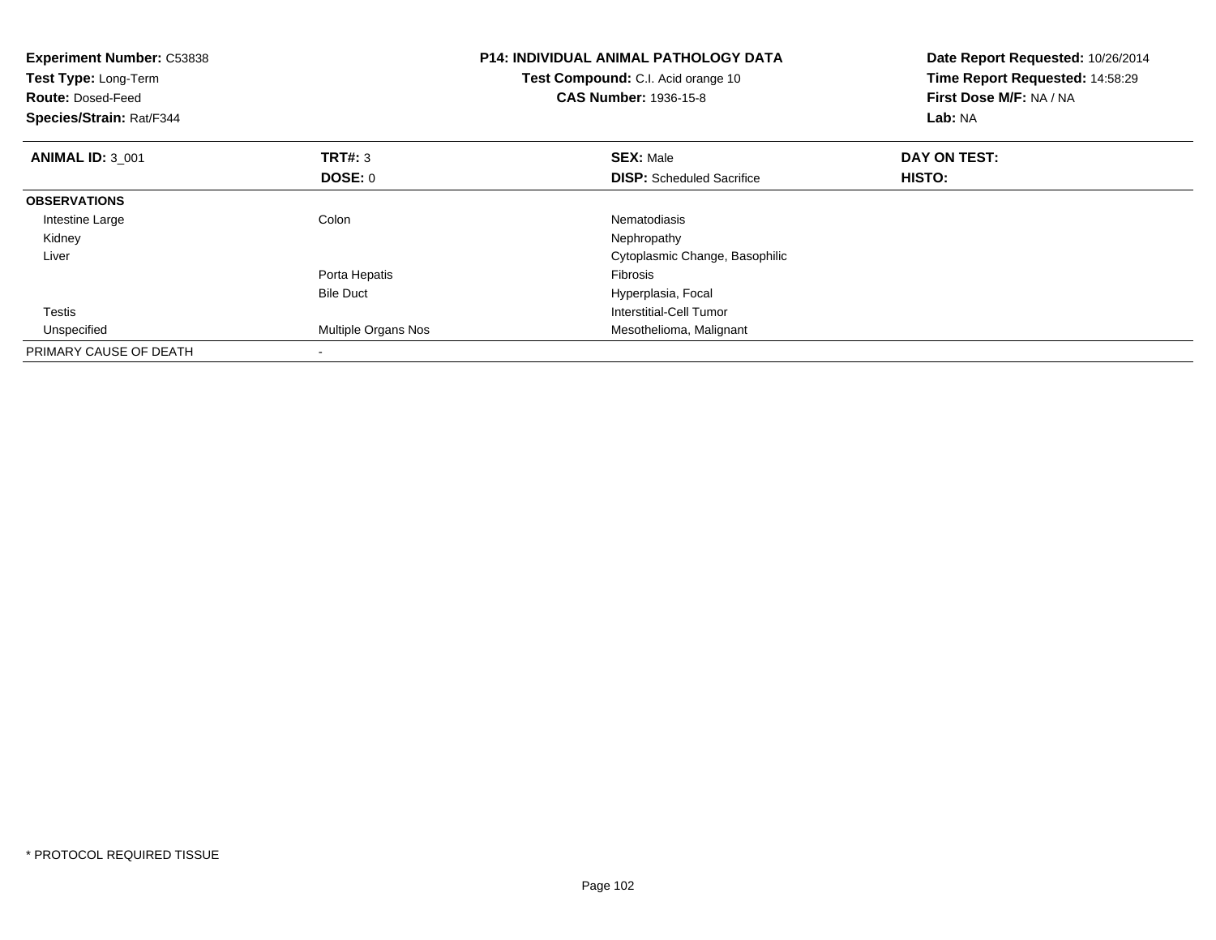**Experiment Number:** C53838
**Test Type:** Long-Term
**Route:** Dosed-Feed
**Species/Strain:** Rat/F344

**P14: INDIVIDUAL ANIMAL PATHOLOGY DATA**
**Test Compound:** C.I. Acid orange 10
**CAS Number:** 1936-15-8

**Date Report Requested:** 10/26/2014
**Time Report Requested:** 14:58:29
**First Dose M/F:** NA / NA
**Lab:** NA

| **ANIMAL ID:** 3_001 | **TRT#:** 3 | **SEX:** Male | **DAY ON TEST:** |
|---|---|---|---|
| | **DOSE:** 0 | **DISP:** Scheduled Sacrifice | **HISTO:** |
| **OBSERVATIONS** | | | |
| Intestine Large | Colon | Nematodiasis | |
| Kidney | | Nephropathy | |
| Liver | | Cytoplasmic Change, Basophilic | |
| | Porta Hepatis | Fibrosis | |
| | Bile Duct | Hyperplasia, Focal | |
| Testis | | Interstitial-Cell Tumor | |
| Unspecified | Multiple Organs Nos | Mesothelioma, Malignant | |
| PRIMARY CAUSE OF DEATH | - | | |

* PROTOCOL REQUIRED TISSUE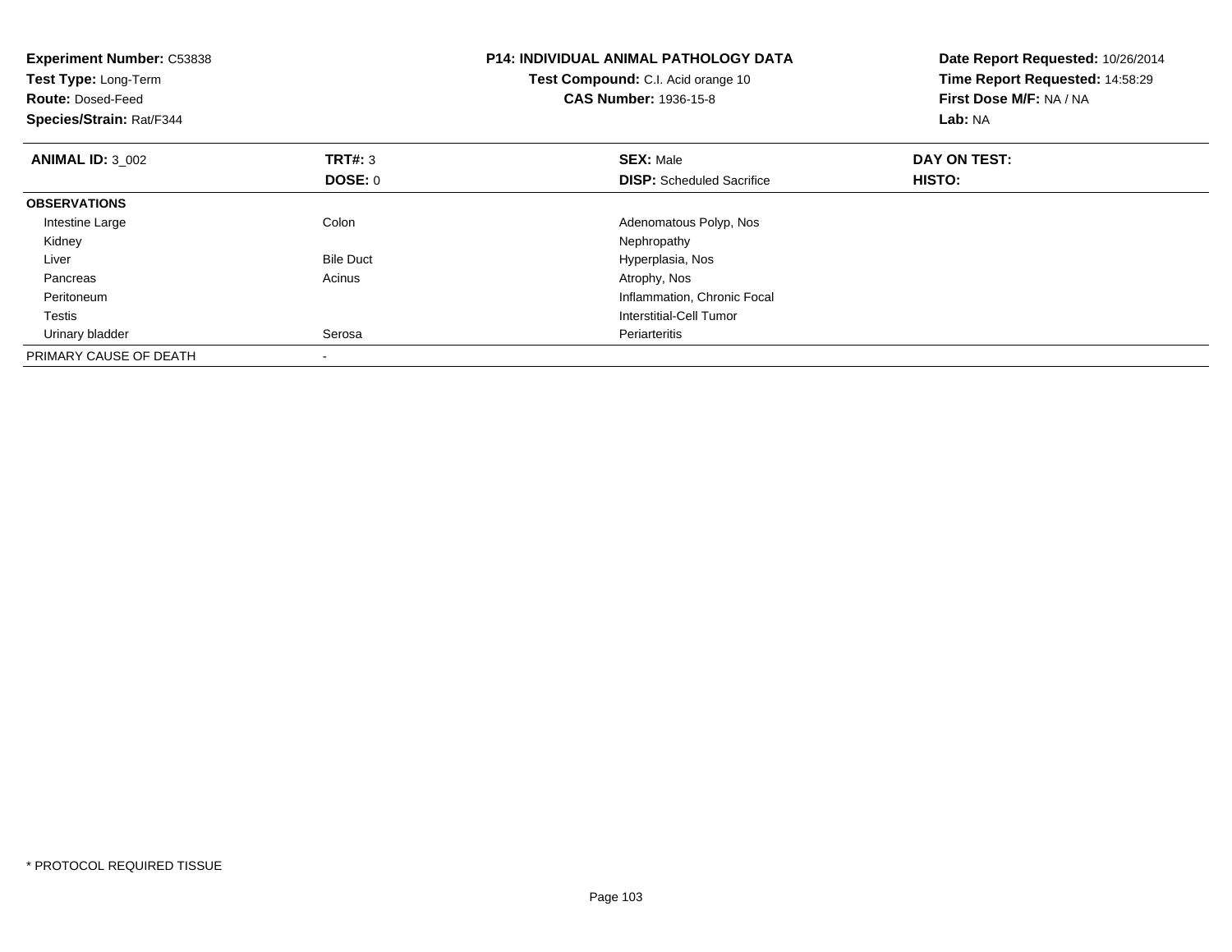**Experiment Number:** C53838
**Test Type:** Long-Term
**Route:** Dosed-Feed
**Species/Strain:** Rat/F344

**P14: INDIVIDUAL ANIMAL PATHOLOGY DATA**
**Test Compound:** C.I. Acid orange 10
**CAS Number:** 1936-15-8

**Date Report Requested:** 10/26/2014
**Time Report Requested:** 14:58:29
**First Dose M/F:** NA / NA
**Lab:** NA

| **ANIMAL ID:** 3_002 | **TRT#:** 3 | **SEX:** Male | **DAY ON TEST:** |
|---|---|---|---|
| | **DOSE:** 0 | **DISP:** Scheduled Sacrifice | **HISTO:** |
| **OBSERVATIONS** | | | |
| Intestine Large | Colon | Adenomatous Polyp, Nos | |
| Kidney | | Nephropathy | |
| Liver | Bile Duct | Hyperplasia, Nos | |
| Pancreas | Acinus | Atrophy, Nos | |
| Peritoneum | | Inflammation, Chronic Focal | |
| Testis | | Interstitial-Cell Tumor | |
| Urinary bladder | Serosa | Periarteritis | |
| PRIMARY CAUSE OF DEATH | - | | |

* PROTOCOL REQUIRED TISSUE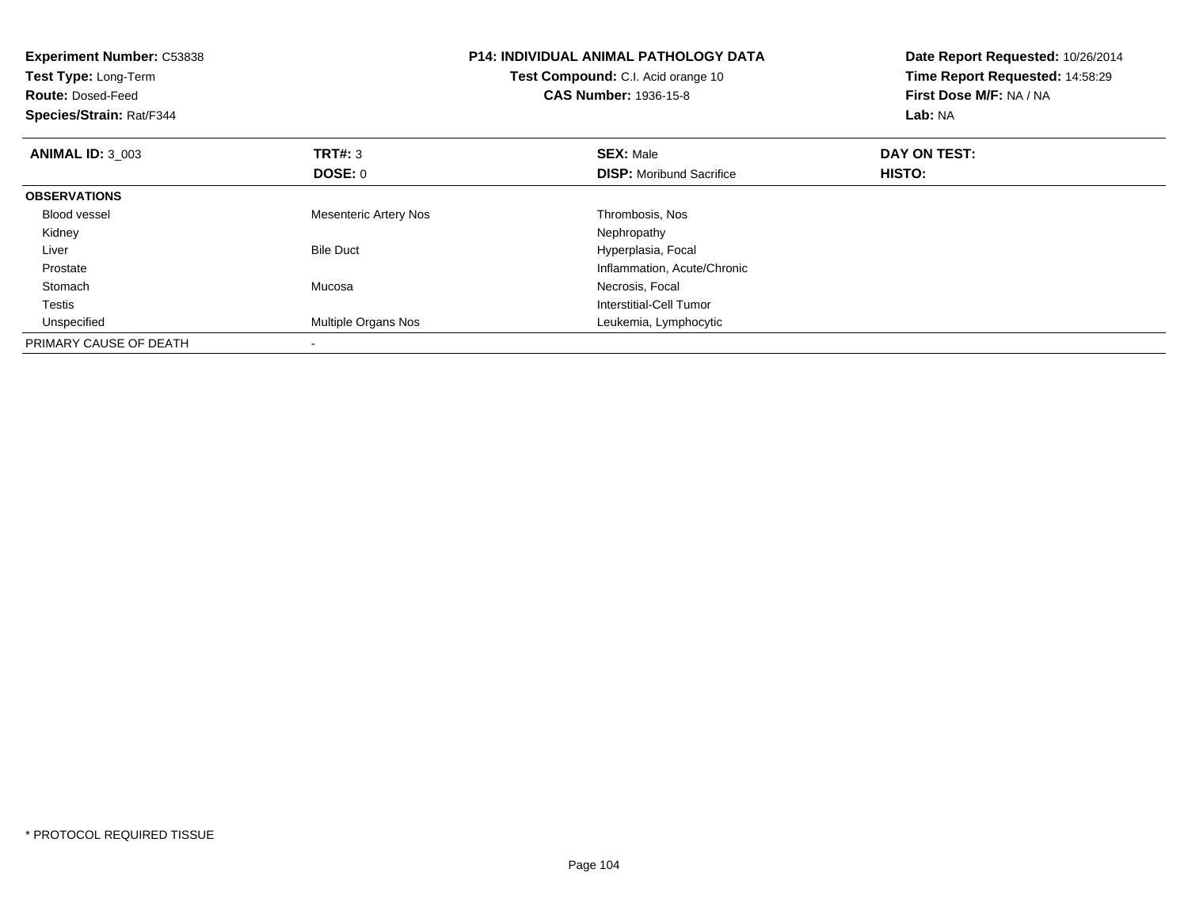**Experiment Number:** C53838
**Test Type:** Long-Term
**Route:** Dosed-Feed
**Species/Strain:** Rat/F344

**P14: INDIVIDUAL ANIMAL PATHOLOGY DATA**
**Test Compound:** C.I. Acid orange 10
**CAS Number:** 1936-15-8

**Date Report Requested:** 10/26/2014
**Time Report Requested:** 14:58:29
**First Dose M/F:** NA / NA
**Lab:** NA

| **ANIMAL ID:** 3_003 | **TRT#:** 3 | **SEX:** Male | **DAY ON TEST:** |
|---|---|---|---|
| | **DOSE:** 0 | **DISP:** Moribund Sacrifice | **HISTO:** |
| **OBSERVATIONS** | | | |
| Blood vessel | Mesenteric Artery Nos | Thrombosis, Nos | |
| Kidney | | Nephropathy | |
| Liver | Bile Duct | Hyperplasia, Focal | |
| Prostate | | Inflammation, Acute/Chronic | |
| Stomach | Mucosa | Necrosis, Focal | |
| Testis | | Interstitial-Cell Tumor | |
| Unspecified | Multiple Organs Nos | Leukemia, Lymphocytic | |
| PRIMARY CAUSE OF DEATH | - | | |

* PROTOCOL REQUIRED TISSUE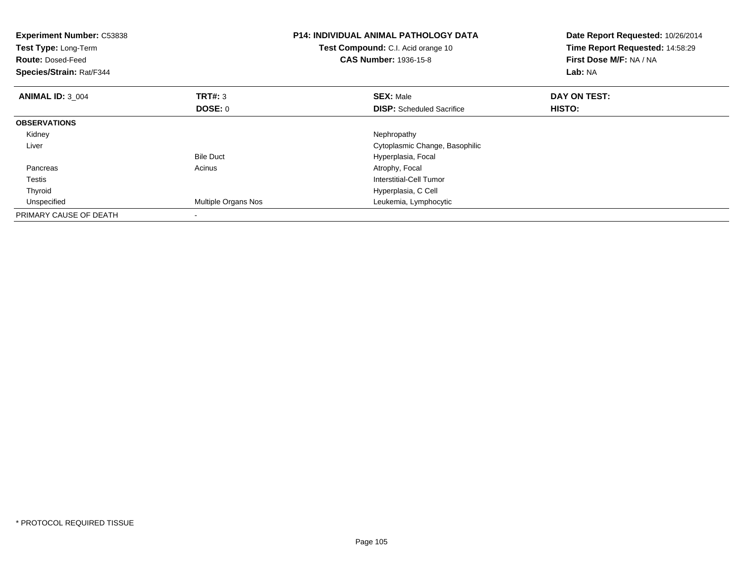**Experiment Number:** C53838
**Test Type:** Long-Term
**Route:** Dosed-Feed
**Species/Strain:** Rat/F344

**P14: INDIVIDUAL ANIMAL PATHOLOGY DATA**
**Test Compound:** C.I. Acid orange 10
**CAS Number:** 1936-15-8

**Date Report Requested:** 10/26/2014
**Time Report Requested:** 14:58:29
**First Dose M/F:** NA / NA
**Lab:** NA

| **ANIMAL ID:** 3_004 | **TRT#:** 3 | **SEX:** Male | **DAY ON TEST:** |
|---|---|---|---|
| | **DOSE:** 0 | **DISP:** Scheduled Sacrifice | **HISTO:** |
| **OBSERVATIONS** | | | |
| Kidney | | Nephropathy | |
| Liver | | Cytoplasmic Change, Basophilic | |
| | Bile Duct | Hyperplasia, Focal | |
| Pancreas | Acinus | Atrophy, Focal | |
| Testis | | Interstitial-Cell Tumor | |
| Thyroid | | Hyperplasia, C Cell | |
| Unspecified | Multiple Organs Nos | Leukemia, Lymphocytic | |
| PRIMARY CAUSE OF DEATH | - | | |

* PROTOCOL REQUIRED TISSUE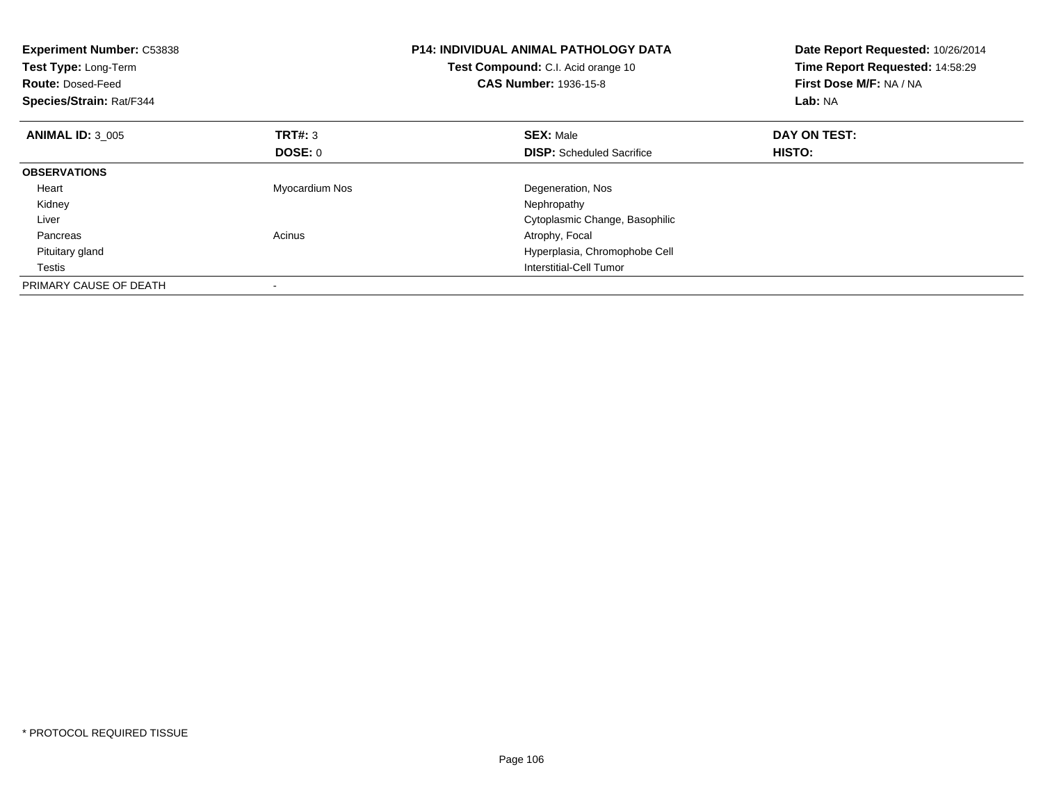**Experiment Number:** C53838
**Test Type:** Long-Term
**Route:** Dosed-Feed
**Species/Strain:** Rat/F344

**P14: INDIVIDUAL ANIMAL PATHOLOGY DATA**
**Test Compound:** C.I. Acid orange 10
**CAS Number:** 1936-15-8

**Date Report Requested:** 10/26/2014
**Time Report Requested:** 14:58:29
**First Dose M/F:** NA / NA
**Lab:** NA

| **ANIMAL ID:** 3_005 | **TRT#:** 3 | **SEX:** Male | **DAY ON TEST:** |
|---|---|---|---|
| | **DOSE:** 0 | **DISP:** Scheduled Sacrifice | **HISTO:** |
| **OBSERVATIONS** | | | |
| Heart | Myocardium Nos | Degeneration, Nos | |
| Kidney | | Nephropathy | |
| Liver | | Cytoplasmic Change, Basophilic | |
| Pancreas | Acinus | Atrophy, Focal | |
| Pituitary gland | | Hyperplasia, Chromophobe Cell | |
| Testis | | Interstitial-Cell Tumor | |
| PRIMARY CAUSE OF DEATH | - | | |

* PROTOCOL REQUIRED TISSUE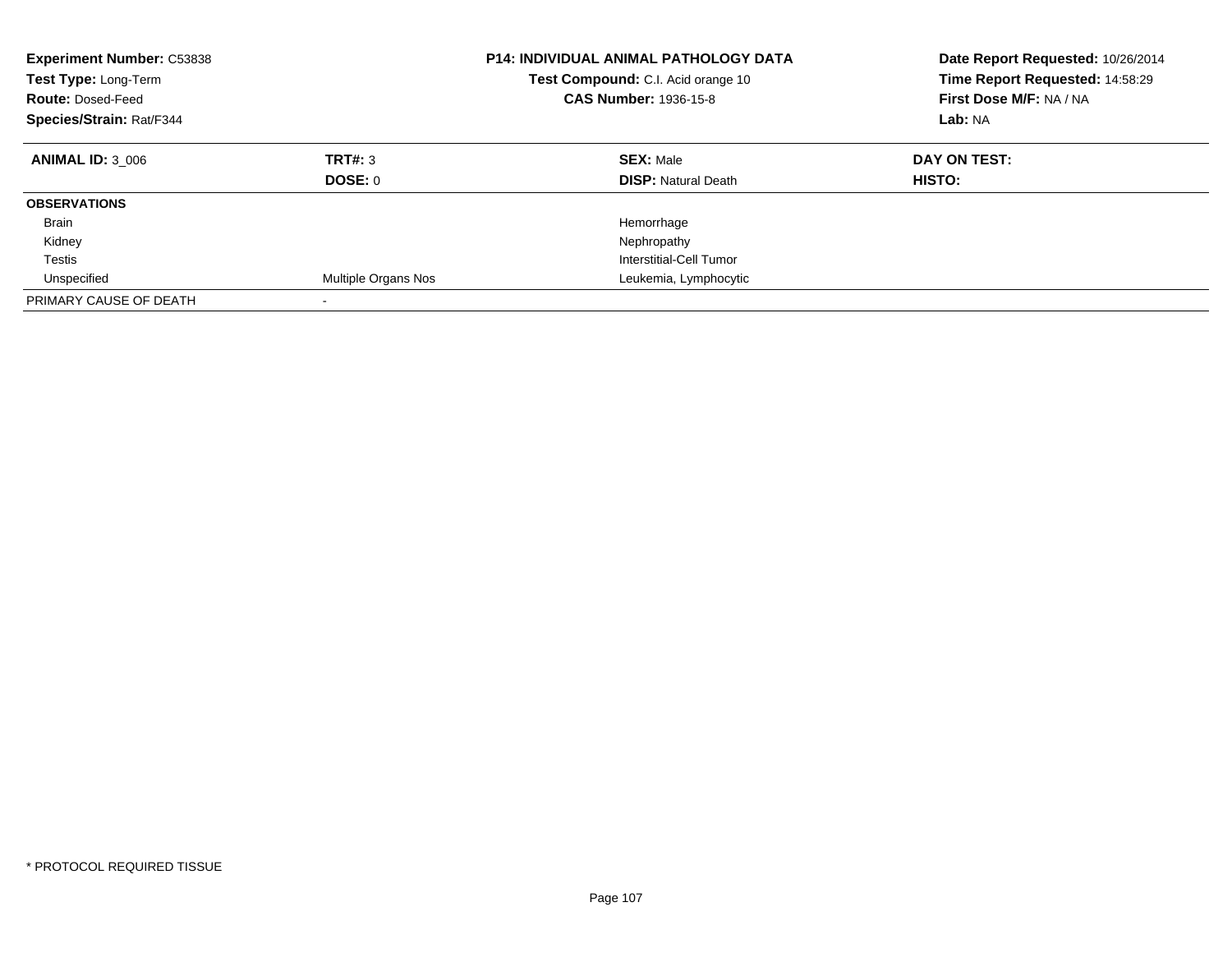**Experiment Number:** C53838
**Test Type:** Long-Term
**Route:** Dosed-Feed
**Species/Strain:** Rat/F344

**P14: INDIVIDUAL ANIMAL PATHOLOGY DATA**
**Test Compound:** C.I. Acid orange 10
**CAS Number:** 1936-15-8

**Date Report Requested:** 10/26/2014
**Time Report Requested:** 14:58:29
**First Dose M/F:** NA / NA
**Lab:** NA

| **ANIMAL ID:** 3_006 | **TRT#:** 3 | **SEX:** Male | **DAY ON TEST:** |
|---|---|---|---|
| | **DOSE:** 0 | **DISP:** Natural Death | **HISTO:** |
| **OBSERVATIONS** | | | |
| Brain | | Hemorrhage | |
| Kidney | | Nephropathy | |
| Testis | | Interstitial-Cell Tumor | |
| Unspecified | Multiple Organs Nos | Leukemia, Lymphocytic | |
| PRIMARY CAUSE OF DEATH | - | | |

\* PROTOCOL REQUIRED TISSUE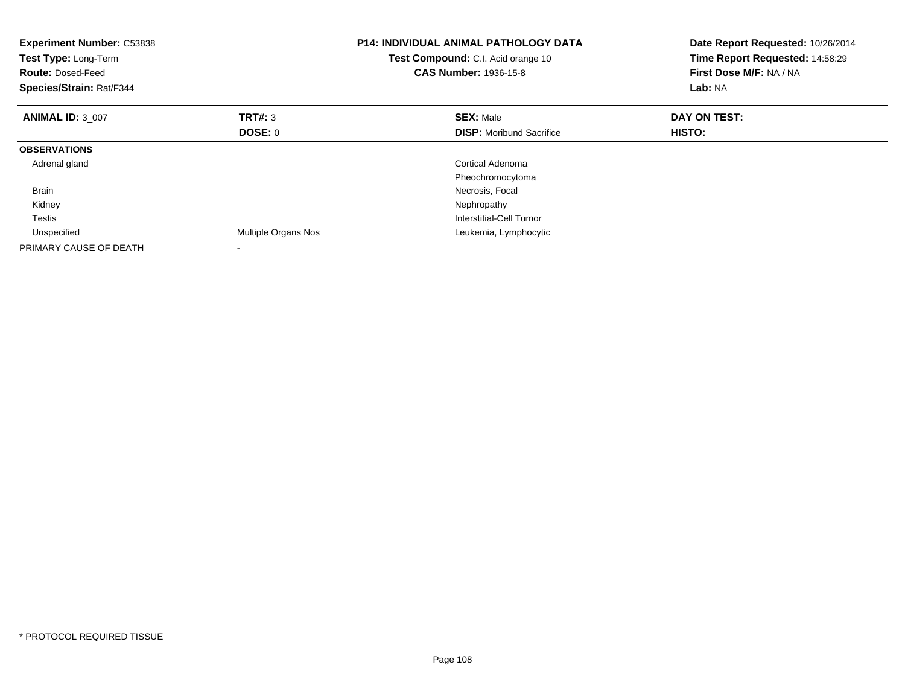**Experiment Number:** C53838
**Test Type:** Long-Term
**Route:** Dosed-Feed
**Species/Strain:** Rat/F344

**P14: INDIVIDUAL ANIMAL PATHOLOGY DATA**
**Test Compound:** C.I. Acid orange 10
**CAS Number:** 1936-15-8

**Date Report Requested:** 10/26/2014
**Time Report Requested:** 14:58:29
**First Dose M/F:** NA / NA
**Lab:** NA

| **ANIMAL ID:** 3_007 | **TRT#:** 3 | **SEX:** Male | **DAY ON TEST:** |
|---|---|---|---|
| | **DOSE:** 0 | **DISP:** Moribund Sacrifice | **HISTO:** |
| **OBSERVATIONS** | | | |
| Adrenal gland | | Cortical Adenoma | |
| | | Pheochromocytoma | |
| Brain | | Necrosis, Focal | |
| Kidney | | Nephropathy | |
| Testis | | Interstitial-Cell Tumor | |
| Unspecified | Multiple Organs Nos | Leukemia, Lymphocytic | |
| PRIMARY CAUSE OF DEATH | - | | |

* PROTOCOL REQUIRED TISSUE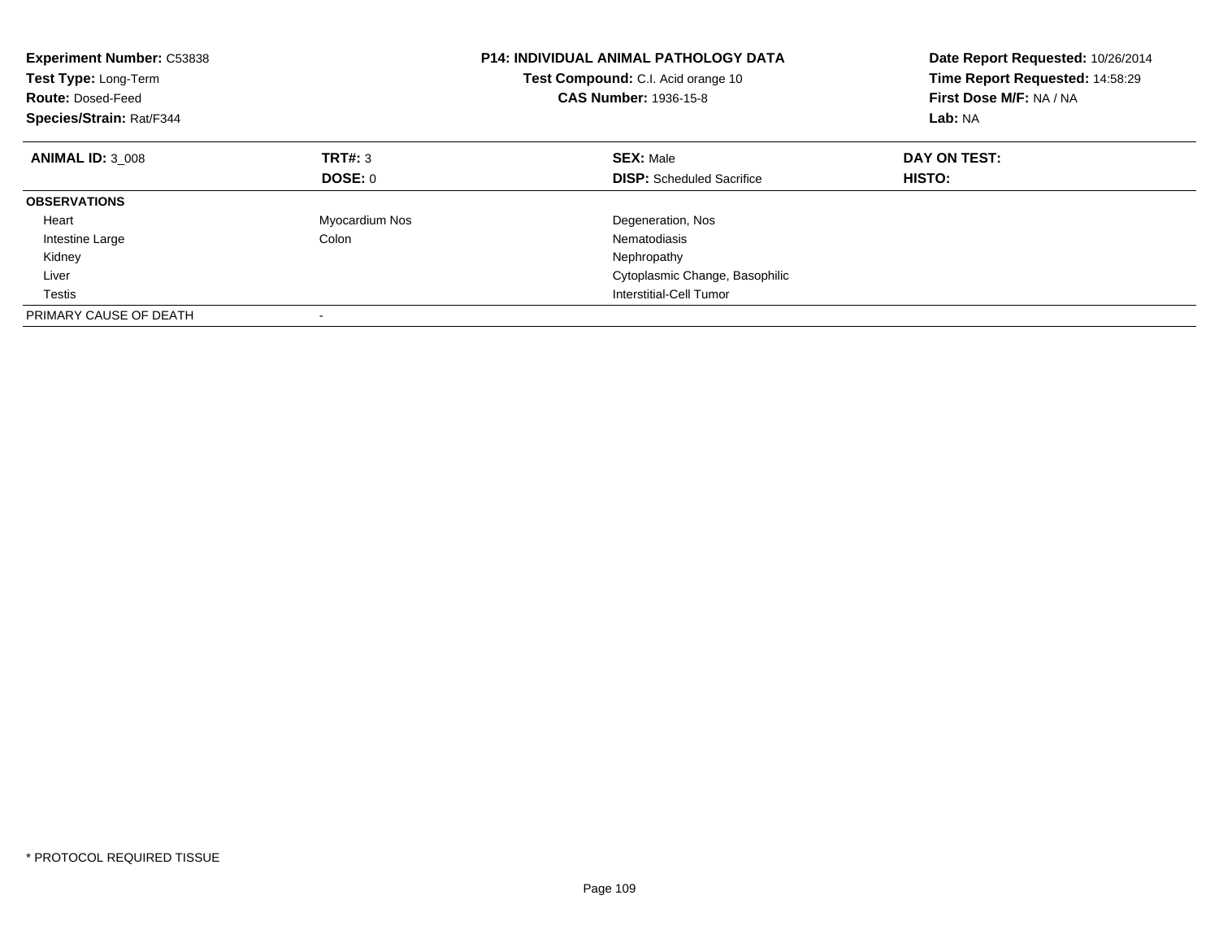**Experiment Number:** C53838
**Test Type:** Long-Term
**Route:** Dosed-Feed
**Species/Strain:** Rat/F344

**P14: INDIVIDUAL ANIMAL PATHOLOGY DATA**
**Test Compound:** C.I. Acid orange 10
**CAS Number:** 1936-15-8

**Date Report Requested:** 10/26/2014
**Time Report Requested:** 14:58:29
**First Dose M/F:** NA / NA
**Lab:** NA

| **ANIMAL ID:** 3_008 | **TRT#:** 3 | **SEX:** Male | **DAY ON TEST:** |
|---|---|---|---|
| | **DOSE:** 0 | **DISP:** Scheduled Sacrifice | **HISTO:** |
| **OBSERVATIONS** | | | |
| Heart | Myocardium Nos | Degeneration, Nos | |
| Intestine Large | Colon | Nematodiasis | |
| Kidney | | Nephropathy | |
| Liver | | Cytoplasmic Change, Basophilic | |
| Testis | | Interstitial-Cell Tumor | |
| PRIMARY CAUSE OF DEATH | - | | |

* PROTOCOL REQUIRED TISSUE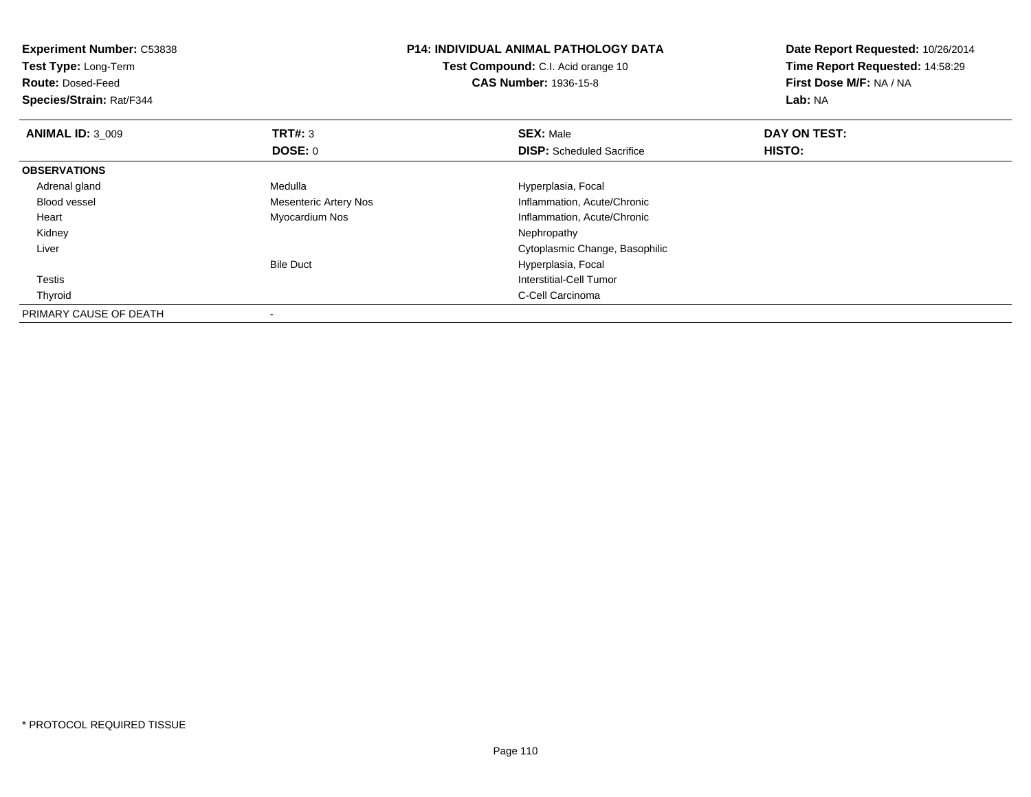**Experiment Number:** C53838
**Test Type:** Long-Term
**Route:** Dosed-Feed
**Species/Strain:** Rat/F344

**P14: INDIVIDUAL ANIMAL PATHOLOGY DATA**
**Test Compound:** C.I. Acid orange 10
**CAS Number:** 1936-15-8

**Date Report Requested:** 10/26/2014
**Time Report Requested:** 14:58:29
**First Dose M/F:** NA / NA
**Lab:** NA

| **ANIMAL ID:** 3_009 | **TRT#:** 3 | **SEX:** Male | **DAY ON TEST:** |
|---|---|---|---|
| | **DOSE:** 0 | **DISP:** Scheduled Sacrifice | **HISTO:** |
| **OBSERVATIONS** | | | |
| Adrenal gland | Medulla | Hyperplasia, Focal | |
| Blood vessel | Mesenteric Artery Nos | Inflammation, Acute/Chronic | |
| Heart | Myocardium Nos | Inflammation, Acute/Chronic | |
| Kidney | | Nephropathy | |
| Liver | | Cytoplasmic Change, Basophilic | |
| | Bile Duct | Hyperplasia, Focal | |
| Testis | | Interstitial-Cell Tumor | |
| Thyroid | | C-Cell Carcinoma | |
| PRIMARY CAUSE OF DEATH | - | | |

* PROTOCOL REQUIRED TISSUE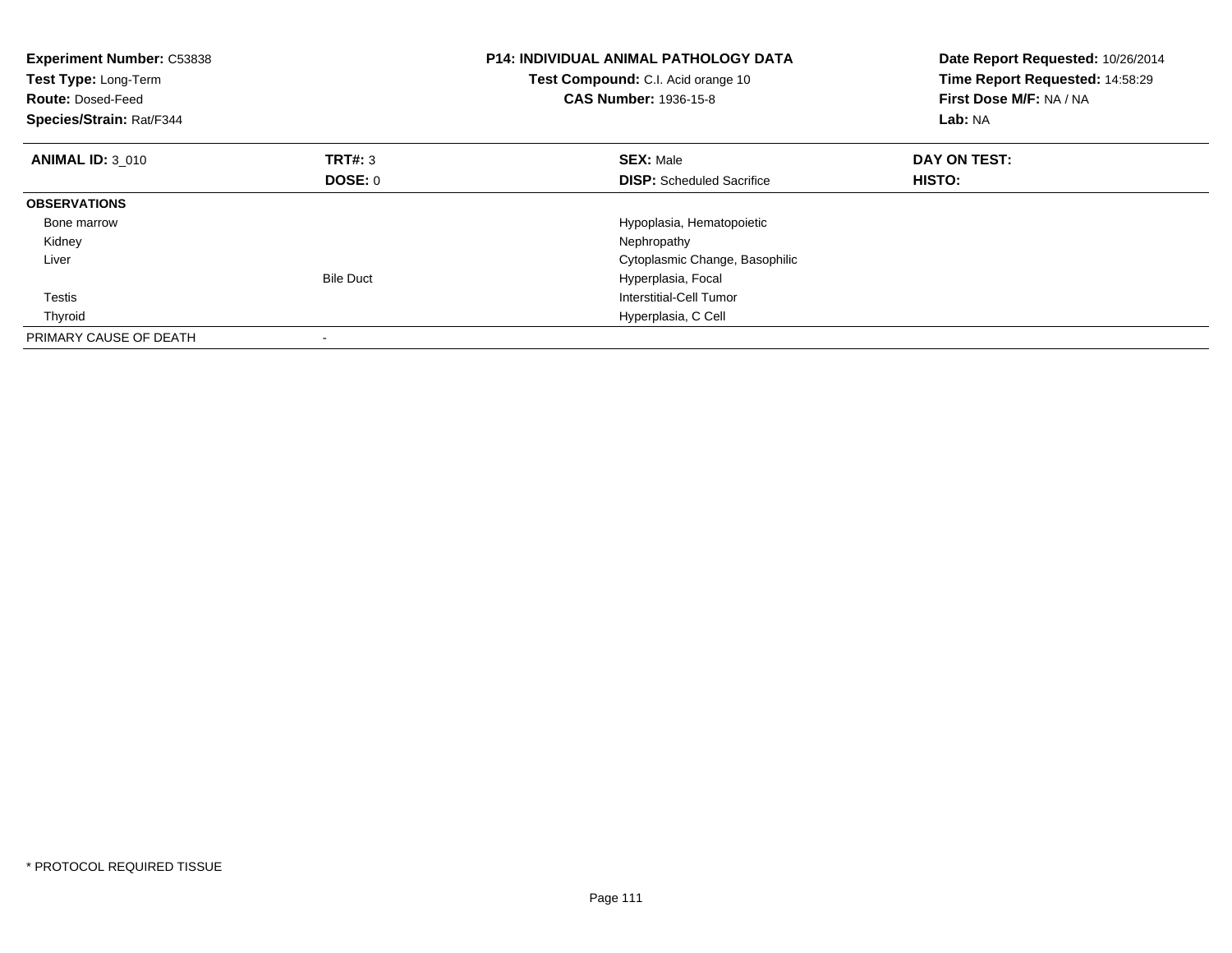**Experiment Number:** C53838
**Test Type:** Long-Term
**Route:** Dosed-Feed
**Species/Strain:** Rat/F344

**P14: INDIVIDUAL ANIMAL PATHOLOGY DATA**
**Test Compound:** C.I. Acid orange 10
**CAS Number:** 1936-15-8

**Date Report Requested:** 10/26/2014
**Time Report Requested:** 14:58:29
**First Dose M/F:** NA / NA
**Lab:** NA

| **ANIMAL ID:** 3_010 | **TRT#:** 3 | **SEX:** Male | **DAY ON TEST:** |
|---|---|---|---|
| | **DOSE:** 0 | **DISP:** Scheduled Sacrifice | **HISTO:** |
| **OBSERVATIONS** | | | |
| Bone marrow | | Hypoplasia, Hematopoietic | |
| Kidney | | Nephropathy | |
| Liver | | Cytoplasmic Change, Basophilic | |
| | Bile Duct | Hyperplasia, Focal | |
| Testis | | Interstitial-Cell Tumor | |
| Thyroid | | Hyperplasia, C Cell | |
| PRIMARY CAUSE OF DEATH | - | | |

* PROTOCOL REQUIRED TISSUE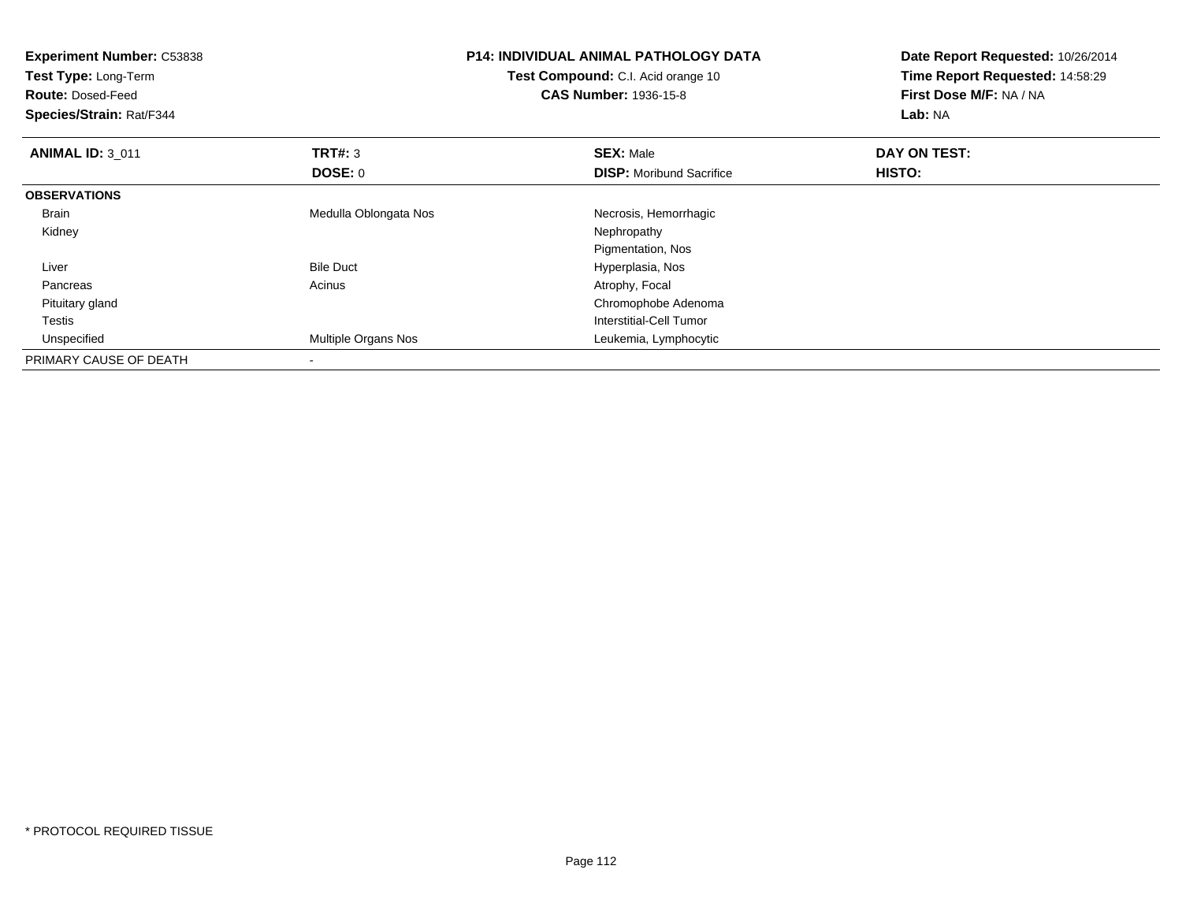**Experiment Number:** C53838
**Test Type:** Long-Term
**Route:** Dosed-Feed
**Species/Strain:** Rat/F344

**P14: INDIVIDUAL ANIMAL PATHOLOGY DATA**
**Test Compound:** C.I. Acid orange 10
**CAS Number:** 1936-15-8

**Date Report Requested:** 10/26/2014
**Time Report Requested:** 14:58:29
**First Dose M/F:** NA / NA
**Lab:** NA

| **ANIMAL ID:** 3_011 | **TRT#:** 3 | **SEX:** Male | **DAY ON TEST:** |
|---|---|---|---|
| | **DOSE:** 0 | **DISP:** Moribund Sacrifice | **HISTO:** |
| **OBSERVATIONS** | | | |
| Brain | Medulla Oblongata Nos | Necrosis, Hemorrhagic | |
| Kidney | | Nephropathy | |
| | | Pigmentation, Nos | |
| Liver | Bile Duct | Hyperplasia, Nos | |
| Pancreas | Acinus | Atrophy, Focal | |
| Pituitary gland | | Chromophobe Adenoma | |
| Testis | | Interstitial-Cell Tumor | |
| Unspecified | Multiple Organs Nos | Leukemia, Lymphocytic | |
| PRIMARY CAUSE OF DEATH | - | | |

* PROTOCOL REQUIRED TISSUE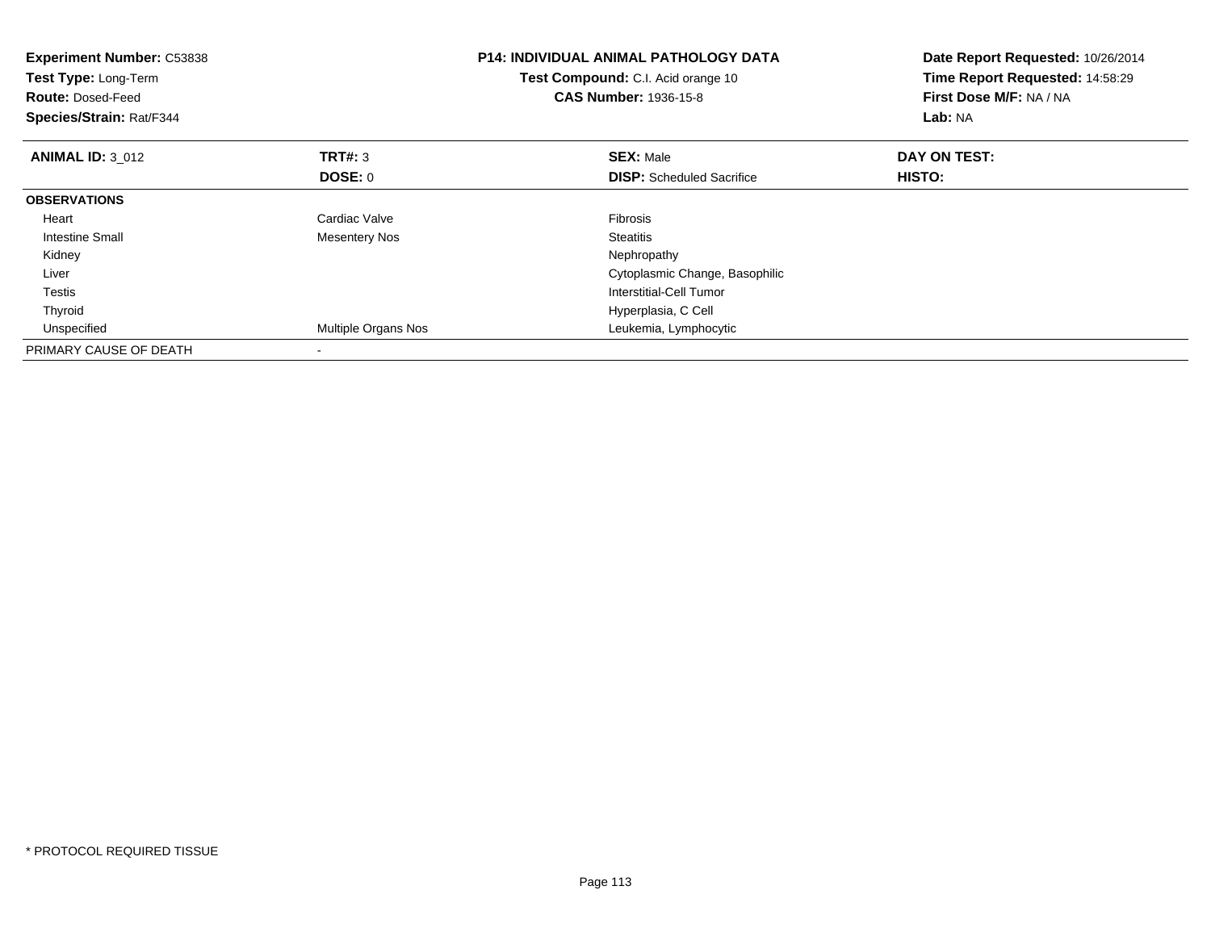**Experiment Number:** C53838
**Test Type:** Long-Term
**Route:** Dosed-Feed
**Species/Strain:** Rat/F344

**P14: INDIVIDUAL ANIMAL PATHOLOGY DATA**
**Test Compound:** C.I. Acid orange 10
**CAS Number:** 1936-15-8

**Date Report Requested:** 10/26/2014
**Time Report Requested:** 14:58:29
**First Dose M/F:** NA / NA
**Lab:** NA

| **ANIMAL ID:** 3_012 | **TRT#:** 3 | **SEX:** Male | **DAY ON TEST:** |
|---|---|---|---|
| | **DOSE:** 0 | **DISP:** Scheduled Sacrifice | **HISTO:** |
| **OBSERVATIONS** | | | |
| Heart | Cardiac Valve | Fibrosis | |
| Intestine Small | Mesentery Nos | Steatitis | |
| Kidney | | Nephropathy | |
| Liver | | Cytoplasmic Change, Basophilic | |
| Testis | | Interstitial-Cell Tumor | |
| Thyroid | | Hyperplasia, C Cell | |
| Unspecified | Multiple Organs Nos | Leukemia, Lymphocytic | |
| PRIMARY CAUSE OF DEATH | - | | |

* PROTOCOL REQUIRED TISSUE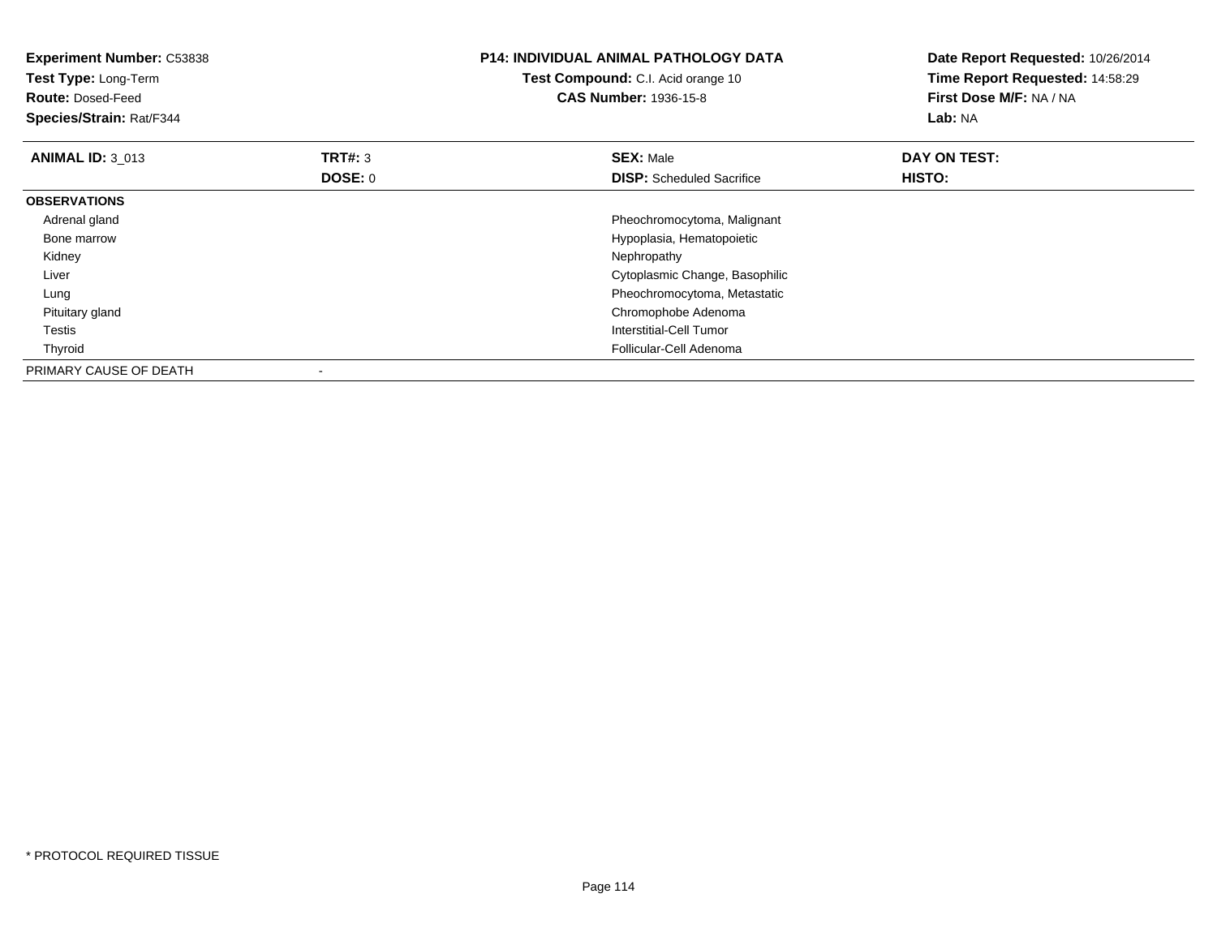**Experiment Number:** C53838
**Test Type:** Long-Term
**Route:** Dosed-Feed
**Species/Strain:** Rat/F344

**P14: INDIVIDUAL ANIMAL PATHOLOGY DATA**
**Test Compound:** C.I. Acid orange 10
**CAS Number:** 1936-15-8

**Date Report Requested:** 10/26/2014
**Time Report Requested:** 14:58:29
**First Dose M/F:** NA / NA
**Lab:** NA

| **ANIMAL ID:** 3_013 | **TRT#:** 3 | **SEX:** Male | **DAY ON TEST:** |
|---|---|---|---|
| | **DOSE:** 0 | **DISP:** Scheduled Sacrifice | **HISTO:** |

| **OBSERVATIONS** | |
|---|---|
| Adrenal gland | Pheochromocytoma, Malignant |
| Bone marrow | Hypoplasia, Hematopoietic |
| Kidney | Nephropathy |
| Liver | Cytoplasmic Change, Basophilic |
| Lung | Pheochromocytoma, Metastatic |
| Pituitary gland | Chromophobe Adenoma |
| Testis | Interstitial-Cell Tumor |
| Thyroid | Follicular-Cell Adenoma |
| PRIMARY CAUSE OF DEATH | - |

* PROTOCOL REQUIRED TISSUE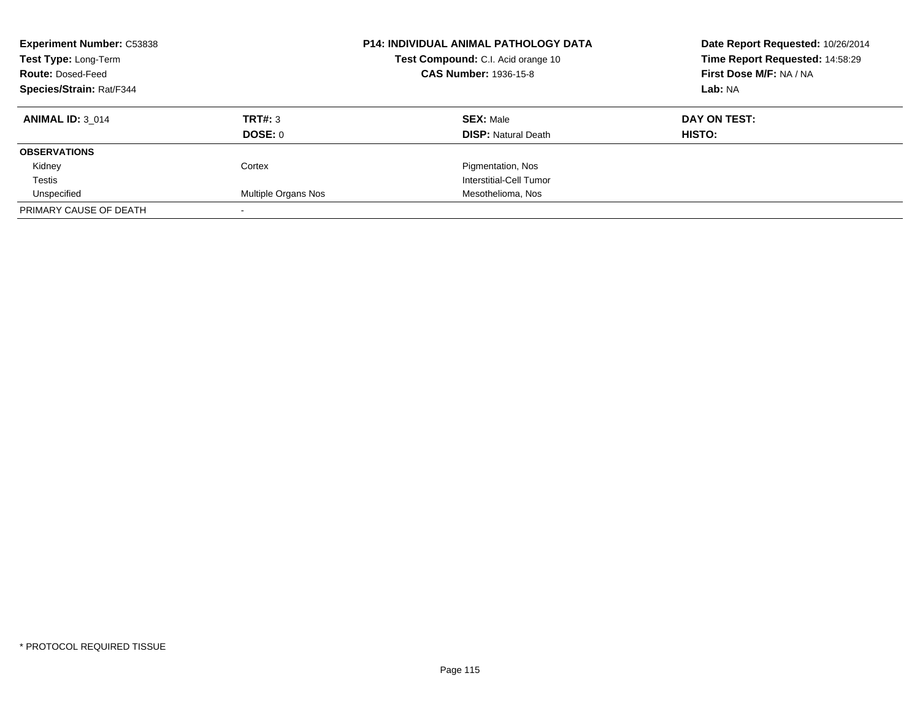**Experiment Number:** C53838
**Test Type:** Long-Term
**Route:** Dosed-Feed
**Species/Strain:** Rat/F344

**P14: INDIVIDUAL ANIMAL PATHOLOGY DATA**
**Test Compound:** C.I. Acid orange 10
**CAS Number:** 1936-15-8

**Date Report Requested:** 10/26/2014
**Time Report Requested:** 14:58:29
**First Dose M/F:** NA / NA
**Lab:** NA

| **ANIMAL ID:** 3_014 | **TRT#:** 3 | **SEX:** Male | **DAY ON TEST:** |
|---|---|---|---|
| | **DOSE:** 0 | **DISP:** Natural Death | **HISTO:** |
| **OBSERVATIONS** | | | |
| Kidney | Cortex | Pigmentation, Nos | |
| Testis | | Interstitial-Cell Tumor | |
| Unspecified | Multiple Organs Nos | Mesothelioma, Nos | |
| PRIMARY CAUSE OF DEATH | - | | |

\* PROTOCOL REQUIRED TISSUE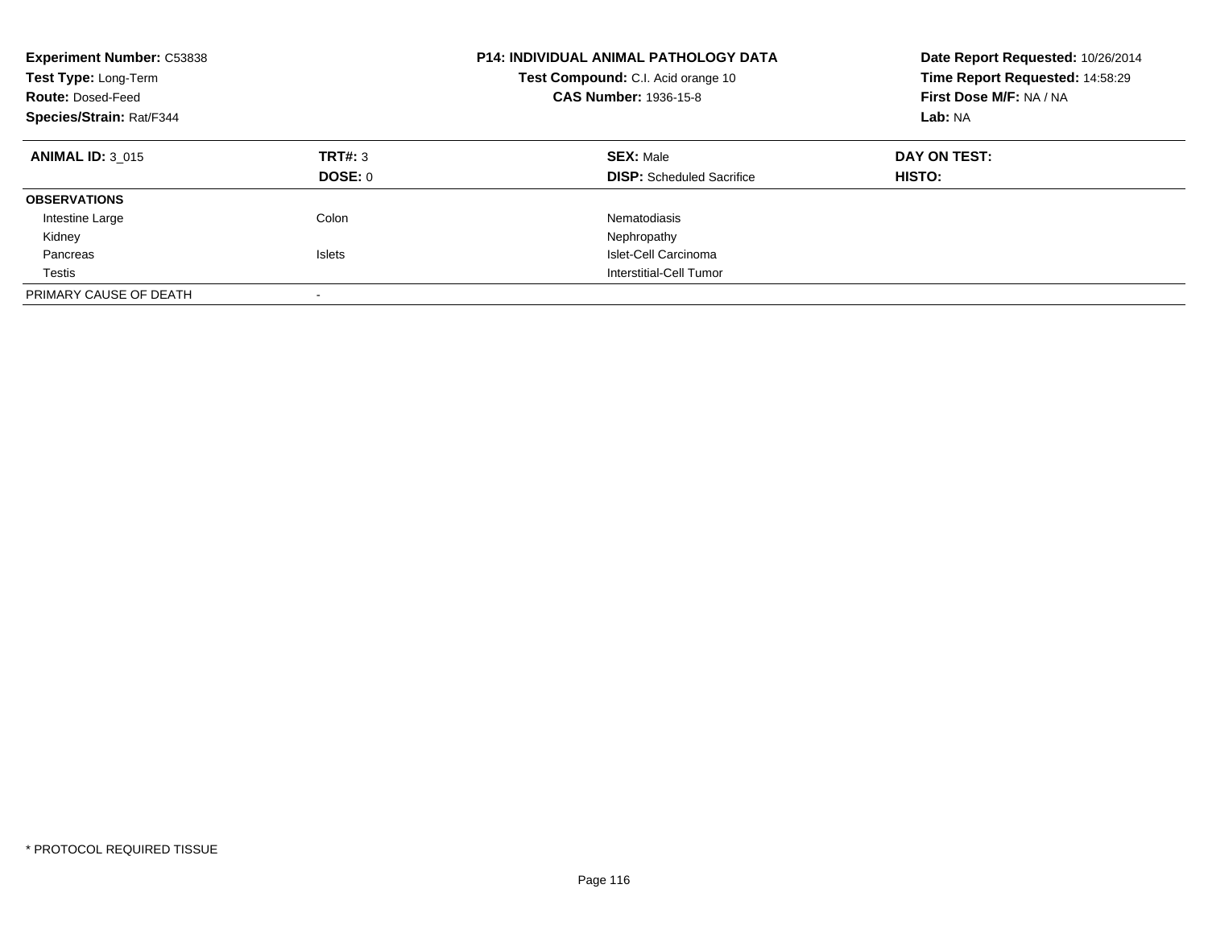**Experiment Number:** C53838
**Test Type:** Long-Term
**Route:** Dosed-Feed
**Species/Strain:** Rat/F344

**P14: INDIVIDUAL ANIMAL PATHOLOGY DATA**
**Test Compound:** C.I. Acid orange 10
**CAS Number:** 1936-15-8

**Date Report Requested:** 10/26/2014
**Time Report Requested:** 14:58:29
**First Dose M/F:** NA / NA
**Lab:** NA

| **ANIMAL ID:** 3_015 | **TRT#:** 3 | **SEX:** Male | **DAY ON TEST:** |
|---|---|---|---|
| | **DOSE:** 0 | **DISP:** Scheduled Sacrifice | **HISTO:** |
| **OBSERVATIONS** | | | |
| Intestine Large | Colon | Nematodiasis | |
| Kidney | | Nephropathy | |
| Pancreas | Islets | Islet-Cell Carcinoma | |
| Testis | | Interstitial-Cell Tumor | |
| PRIMARY CAUSE OF DEATH | - | | |

* PROTOCOL REQUIRED TISSUE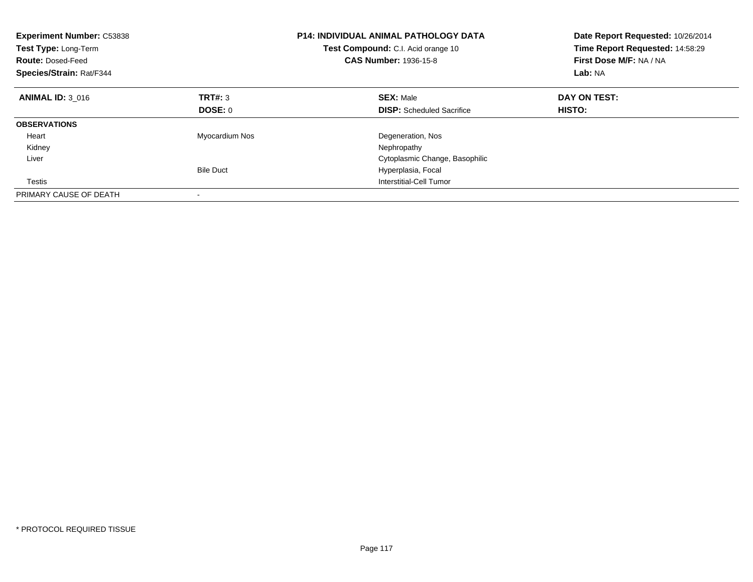**Experiment Number:** C53838
**Test Type:** Long-Term
**Route:** Dosed-Feed
**Species/Strain:** Rat/F344

**P14: INDIVIDUAL ANIMAL PATHOLOGY DATA**
**Test Compound:** C.I. Acid orange 10
**CAS Number:** 1936-15-8

**Date Report Requested:** 10/26/2014
**Time Report Requested:** 14:58:29
**First Dose M/F:** NA / NA
**Lab:** NA

| **ANIMAL ID:** 3_016 | **TRT#:** 3 | **SEX:** Male | **DAY ON TEST:** |
|---|---|---|---|
| | **DOSE:** 0 | **DISP:** Scheduled Sacrifice | **HISTO:** |
| **OBSERVATIONS** | | | |
| Heart | Myocardium Nos | Degeneration, Nos | |
| Kidney | | Nephropathy | |
| Liver | | Cytoplasmic Change, Basophilic | |
| | Bile Duct | Hyperplasia, Focal | |
| Testis | | Interstitial-Cell Tumor | |
| PRIMARY CAUSE OF DEATH | - | | |

* PROTOCOL REQUIRED TISSUE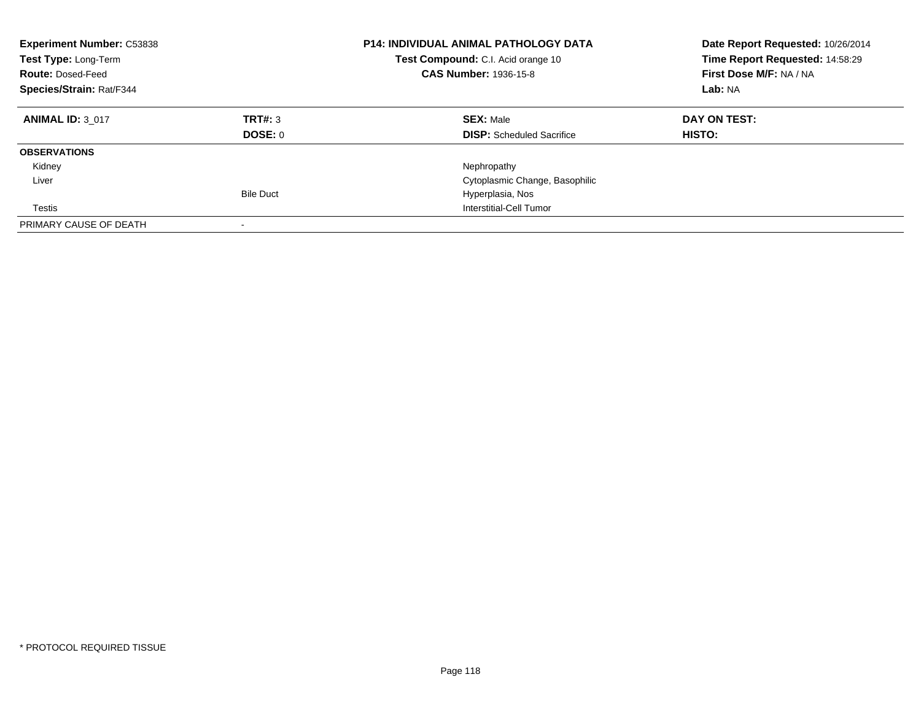**Experiment Number:** C53838
**Test Type:** Long-Term
**Route:** Dosed-Feed
**Species/Strain:** Rat/F344

**P14: INDIVIDUAL ANIMAL PATHOLOGY DATA**
**Test Compound:** C.I. Acid orange 10
**CAS Number:** 1936-15-8

**Date Report Requested:** 10/26/2014
**Time Report Requested:** 14:58:29
**First Dose M/F:** NA / NA
**Lab:** NA

| **ANIMAL ID:** 3_017 | **TRT#:** 3 | **SEX:** Male | **DAY ON TEST:** |
|---|---|---|---|
| | **DOSE:** 0 | **DISP:** Scheduled Sacrifice | **HISTO:** |
| **OBSERVATIONS** | | | |
| Kidney | | Nephropathy | |
| Liver | | Cytoplasmic Change, Basophilic | |
| | Bile Duct | Hyperplasia, Nos | |
| Testis | | Interstitial-Cell Tumor | |
| PRIMARY CAUSE OF DEATH | - | | |

* PROTOCOL REQUIRED TISSUE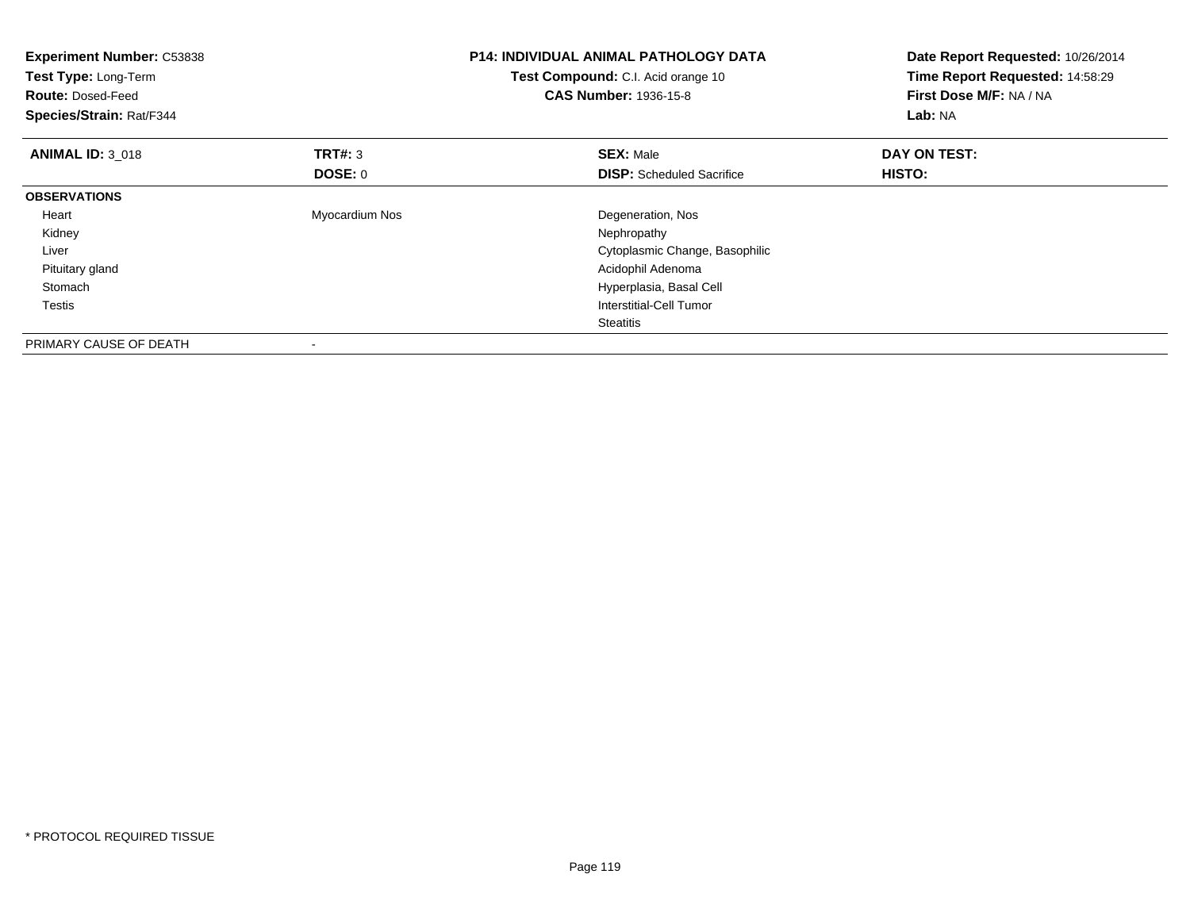**Experiment Number:** C53838
**Test Type:** Long-Term
**Route:** Dosed-Feed
**Species/Strain:** Rat/F344

**P14: INDIVIDUAL ANIMAL PATHOLOGY DATA**
**Test Compound:** C.I. Acid orange 10
**CAS Number:** 1936-15-8

**Date Report Requested:** 10/26/2014
**Time Report Requested:** 14:58:29
**First Dose M/F:** NA / NA
**Lab:** NA

| **ANIMAL ID:** 3_018 | **TRT#:** 3 | **SEX:** Male | **DAY ON TEST:** |
|---|---|---|---|
| | **DOSE:** 0 | **DISP:** Scheduled Sacrifice | **HISTO:** |
| **OBSERVATIONS** | | | |
| Heart | Myocardium Nos | Degeneration, Nos | |
| Kidney | | Nephropathy | |
| Liver | | Cytoplasmic Change, Basophilic | |
| Pituitary gland | | Acidophil Adenoma | |
| Stomach | | Hyperplasia, Basal Cell | |
| Testis | | Interstitial-Cell Tumor | |
| | | Steatitis | |
| PRIMARY CAUSE OF DEATH | - | | |

* PROTOCOL REQUIRED TISSUE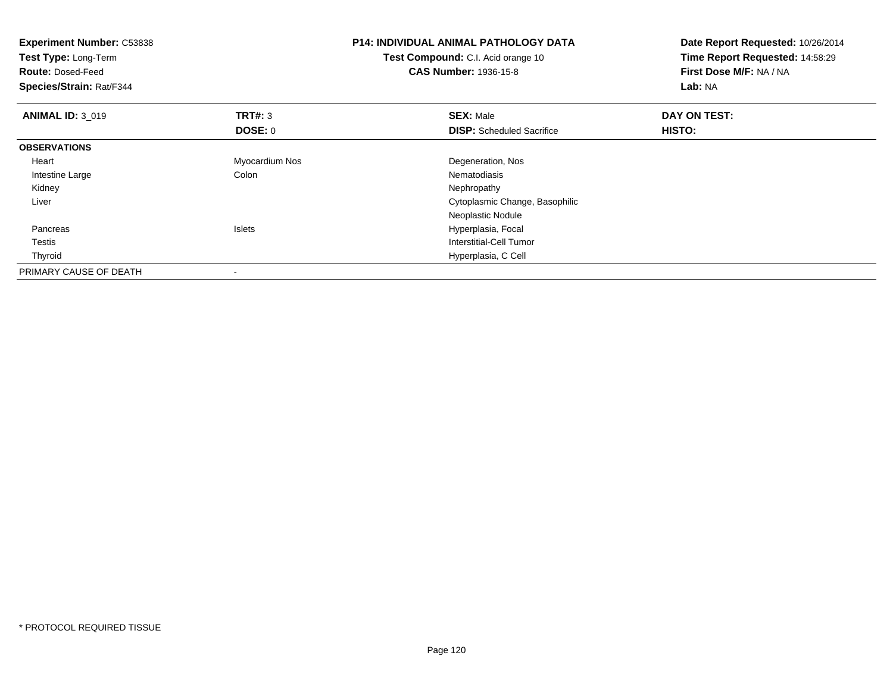**Experiment Number:** C53838
**Test Type:** Long-Term
**Route:** Dosed-Feed
**Species/Strain:** Rat/F344

**P14: INDIVIDUAL ANIMAL PATHOLOGY DATA**
**Test Compound:** C.I. Acid orange 10
**CAS Number:** 1936-15-8

**Date Report Requested:** 10/26/2014
**Time Report Requested:** 14:58:29
**First Dose M/F:** NA / NA
**Lab:** NA

| **ANIMAL ID:** 3_019 | **TRT#:** 3 | **SEX:** Male | **DAY ON TEST:** |
|---|---|---|---|
| | **DOSE:** 0 | **DISP:** Scheduled Sacrifice | **HISTO:** |
| **OBSERVATIONS** | | | |
| Heart | Myocardium Nos | Degeneration, Nos | |
| Intestine Large | Colon | Nematodiasis | |
| Kidney | | Nephropathy | |
| Liver | | Cytoplasmic Change, Basophilic | |
| | | Neoplastic Nodule | |
| Pancreas | Islets | Hyperplasia, Focal | |
| Testis | | Interstitial-Cell Tumor | |
| Thyroid | | Hyperplasia, C Cell | |
| PRIMARY CAUSE OF DEATH | - | | |

* PROTOCOL REQUIRED TISSUE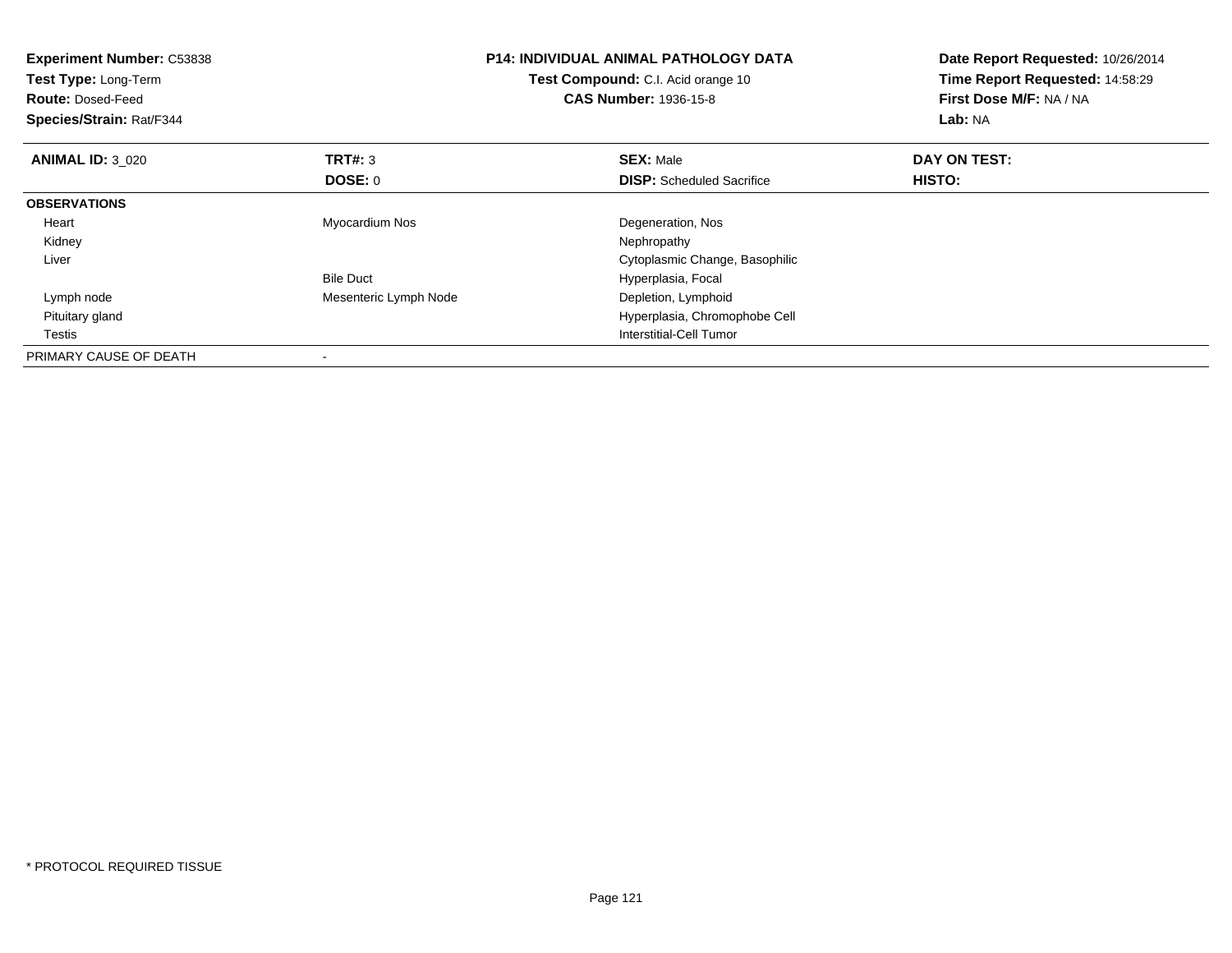**Experiment Number:** C53838
**Test Type:** Long-Term
**Route:** Dosed-Feed
**Species/Strain:** Rat/F344

**P14: INDIVIDUAL ANIMAL PATHOLOGY DATA**
**Test Compound:** C.I. Acid orange 10
**CAS Number:** 1936-15-8

**Date Report Requested:** 10/26/2014
**Time Report Requested:** 14:58:29
**First Dose M/F:** NA / NA
**Lab:** NA

| **ANIMAL ID:** 3_020 | **TRT#:** 3 | **SEX:** Male | **DAY ON TEST:** |
|---|---|---|---|
| | **DOSE:** 0 | **DISP:** Scheduled Sacrifice | **HISTO:** |
| **OBSERVATIONS** | | | |
| Heart | Myocardium Nos | Degeneration, Nos | |
| Kidney | | Nephropathy | |
| Liver | | Cytoplasmic Change, Basophilic | |
| | Bile Duct | Hyperplasia, Focal | |
| Lymph node | Mesenteric Lymph Node | Depletion, Lymphoid | |
| Pituitary gland | | Hyperplasia, Chromophobe Cell | |
| Testis | | Interstitial-Cell Tumor | |
| PRIMARY CAUSE OF DEATH | - | | |

* PROTOCOL REQUIRED TISSUE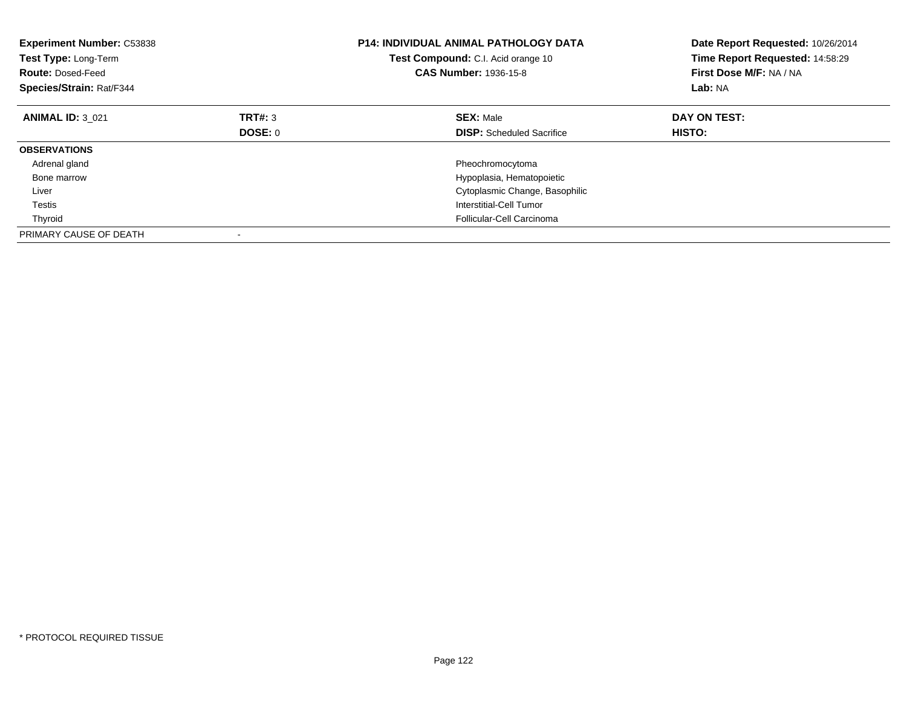**Experiment Number:** C53838
**Test Type:** Long-Term
**Route:** Dosed-Feed
**Species/Strain:** Rat/F344

**P14: INDIVIDUAL ANIMAL PATHOLOGY DATA**
**Test Compound:** C.I. Acid orange 10
**CAS Number:** 1936-15-8

**Date Report Requested:** 10/26/2014
**Time Report Requested:** 14:58:29
**First Dose M/F:** NA / NA
**Lab:** NA

| **ANIMAL ID:** 3_021 | **TRT#:** 3 | **SEX:** Male | **DAY ON TEST:** |
|---|---|---|---|
| | **DOSE:** 0 | **DISP:** Scheduled Sacrifice | **HISTO:** |
| **OBSERVATIONS** | | | |
| Adrenal gland | | Pheochromocytoma | |
| Bone marrow | | Hypoplasia, Hematopoietic | |
| Liver | | Cytoplasmic Change, Basophilic | |
| Testis | | Interstitial-Cell Tumor | |
| Thyroid | | Follicular-Cell Carcinoma | |
| PRIMARY CAUSE OF DEATH | - | | |

* PROTOCOL REQUIRED TISSUE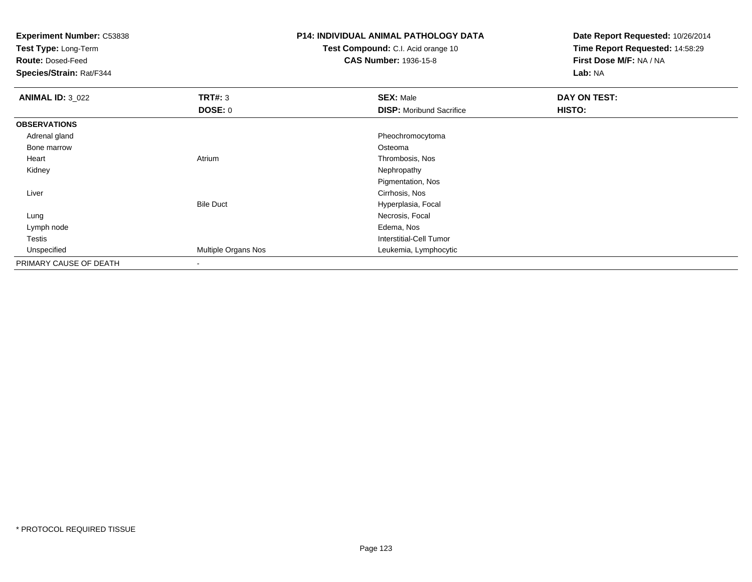**Experiment Number:** C53838
**Test Type:** Long-Term
**Route:** Dosed-Feed
**Species/Strain:** Rat/F344

**P14: INDIVIDUAL ANIMAL PATHOLOGY DATA**
**Test Compound:** C.I. Acid orange 10
**CAS Number:** 1936-15-8

**Date Report Requested:** 10/26/2014
**Time Report Requested:** 14:58:29
**First Dose M/F:** NA / NA
**Lab:** NA

| **ANIMAL ID:** 3_022 | **TRT#:** 3 | **SEX:** Male | **DAY ON TEST:** |
|---|---|---|---|
| | **DOSE:** 0 | **DISP:** Moribund Sacrifice | **HISTO:** |
| **OBSERVATIONS** | | | |
| Adrenal gland | | Pheochromocytoma | |
| Bone marrow | | Osteoma | |
| Heart | Atrium | Thrombosis, Nos | |
| Kidney | | Nephropathy | |
| | | Pigmentation, Nos | |
| Liver | | Cirrhosis, Nos | |
| | Bile Duct | Hyperplasia, Focal | |
| Lung | | Necrosis, Focal | |
| Lymph node | | Edema, Nos | |
| Testis | | Interstitial-Cell Tumor | |
| Unspecified | Multiple Organs Nos | Leukemia, Lymphocytic | |
| PRIMARY CAUSE OF DEATH | - | | |

* PROTOCOL REQUIRED TISSUE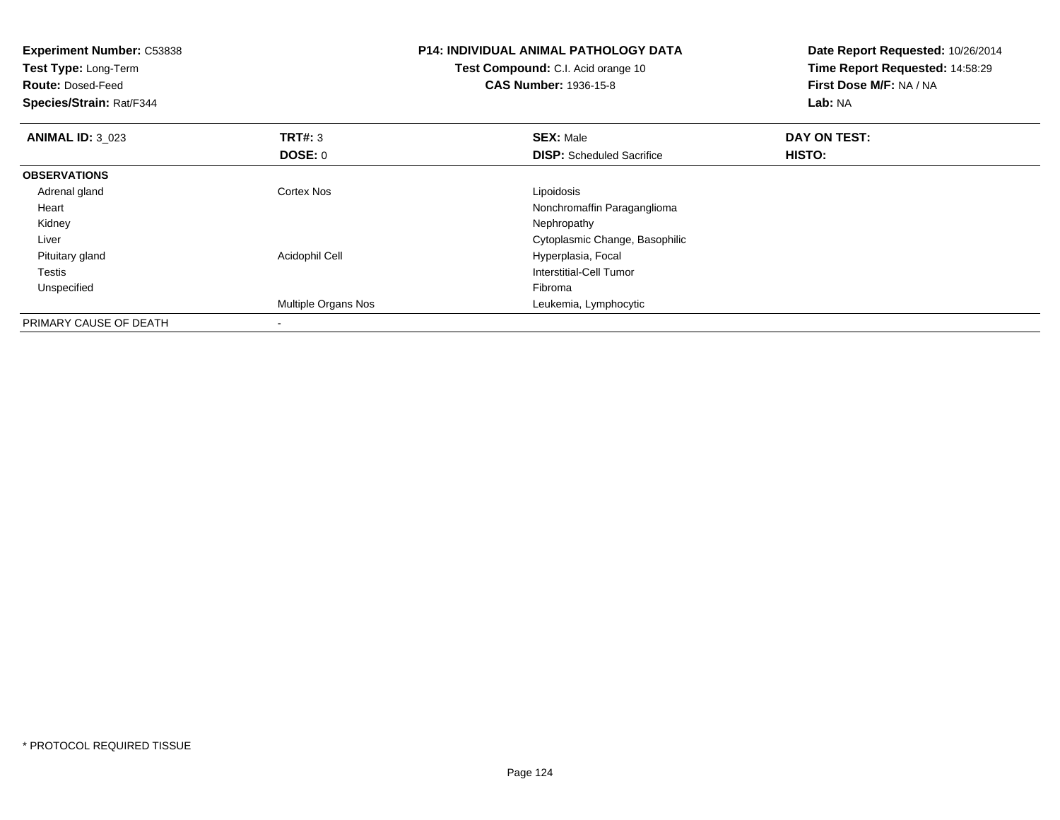**Experiment Number:** C53838
**Test Type:** Long-Term
**Route:** Dosed-Feed
**Species/Strain:** Rat/F344

**P14: INDIVIDUAL ANIMAL PATHOLOGY DATA**
**Test Compound:** C.I. Acid orange 10
**CAS Number:** 1936-15-8

**Date Report Requested:** 10/26/2014
**Time Report Requested:** 14:58:29
**First Dose M/F:** NA / NA
**Lab:** NA

| **ANIMAL ID:** 3_023 | **TRT#:** 3 | **SEX:** Male | **DAY ON TEST:** |
|---|---|---|---|
| | **DOSE:** 0 | **DISP:** Scheduled Sacrifice | **HISTO:** |
| **OBSERVATIONS** | | | |
| Adrenal gland | Cortex Nos | Lipoidosis | |
| Heart | | Nonchromaffin Paraganglioma | |
| Kidney | | Nephropathy | |
| Liver | | Cytoplasmic Change, Basophilic | |
| Pituitary gland | Acidophil Cell | Hyperplasia, Focal | |
| Testis | | Interstitial-Cell Tumor | |
| Unspecified | | Fibroma | |
| | Multiple Organs Nos | Leukemia, Lymphocytic | |
| PRIMARY CAUSE OF DEATH | - | | |

* PROTOCOL REQUIRED TISSUE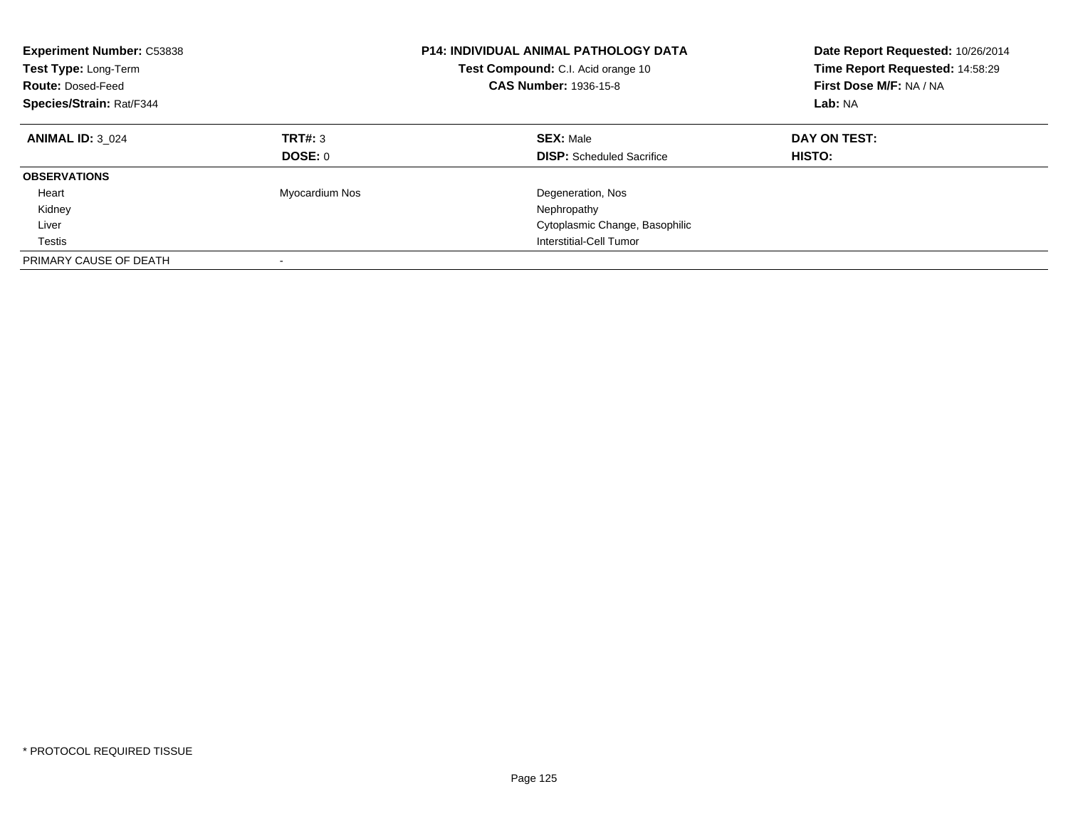**Experiment Number:** C53838
**Test Type:** Long-Term
**Route:** Dosed-Feed
**Species/Strain:** Rat/F344

**P14: INDIVIDUAL ANIMAL PATHOLOGY DATA**
**Test Compound:** C.I. Acid orange 10
**CAS Number:** 1936-15-8

**Date Report Requested:** 10/26/2014
**Time Report Requested:** 14:58:29
**First Dose M/F:** NA / NA
**Lab:** NA

| **ANIMAL ID:** 3_024 | **TRT#:** 3 | **SEX:** Male | **DAY ON TEST:** |
|---|---|---|---|
| | **DOSE:** 0 | **DISP:** Scheduled Sacrifice | **HISTO:** |
| **OBSERVATIONS** | | | |
| Heart | Myocardium Nos | Degeneration, Nos | |
| Kidney | | Nephropathy | |
| Liver | | Cytoplasmic Change, Basophilic | |
| Testis | | Interstitial-Cell Tumor | |
| PRIMARY CAUSE OF DEATH | - | | |

* PROTOCOL REQUIRED TISSUE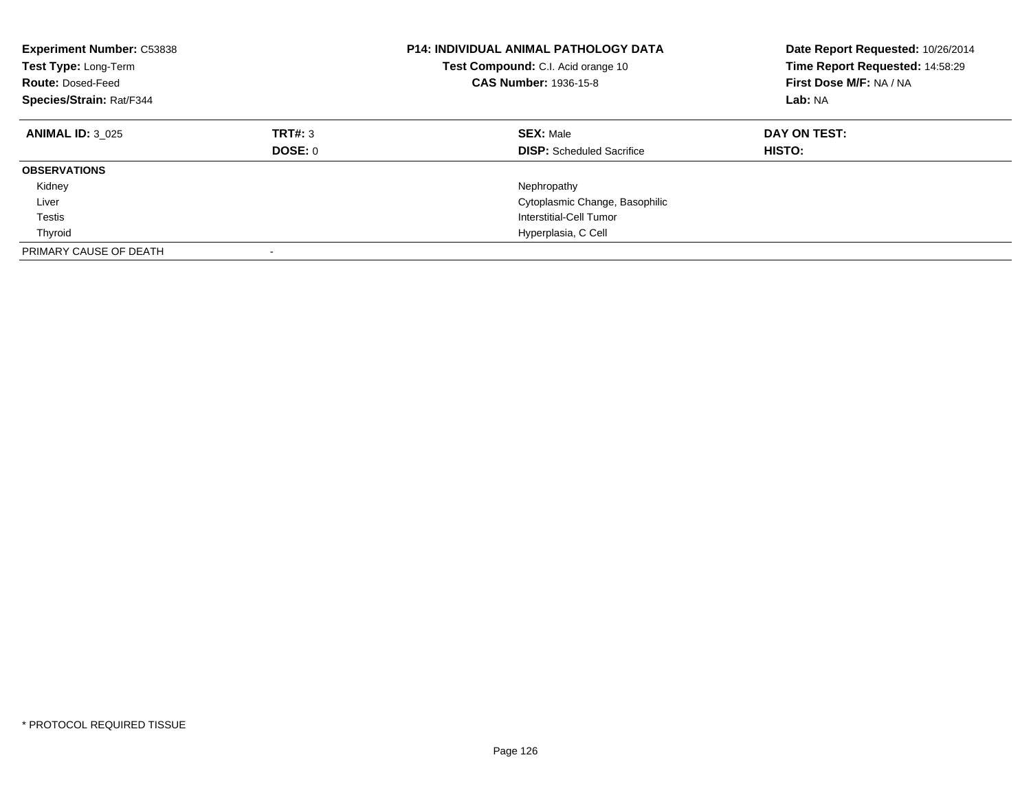**Experiment Number:** C53838
**Test Type:** Long-Term
**Route:** Dosed-Feed
**Species/Strain:** Rat/F344

**P14: INDIVIDUAL ANIMAL PATHOLOGY DATA**
**Test Compound:** C.I. Acid orange 10
**CAS Number:** 1936-15-8

**Date Report Requested:** 10/26/2014
**Time Report Requested:** 14:58:29
**First Dose M/F:** NA / NA
**Lab:** NA

| **ANIMAL ID:** 3_025 | **TRT#:** 3 | **SEX:** Male | **DAY ON TEST:** |
|---|---|---|---|
| | **DOSE:** 0 | **DISP:** Scheduled Sacrifice | **HISTO:** |
| **OBSERVATIONS** | | | |
| Kidney | | Nephropathy | |
| Liver | | Cytoplasmic Change, Basophilic | |
| Testis | | Interstitial-Cell Tumor | |
| Thyroid | | Hyperplasia, C Cell | |
| PRIMARY CAUSE OF DEATH | - | | |

* PROTOCOL REQUIRED TISSUE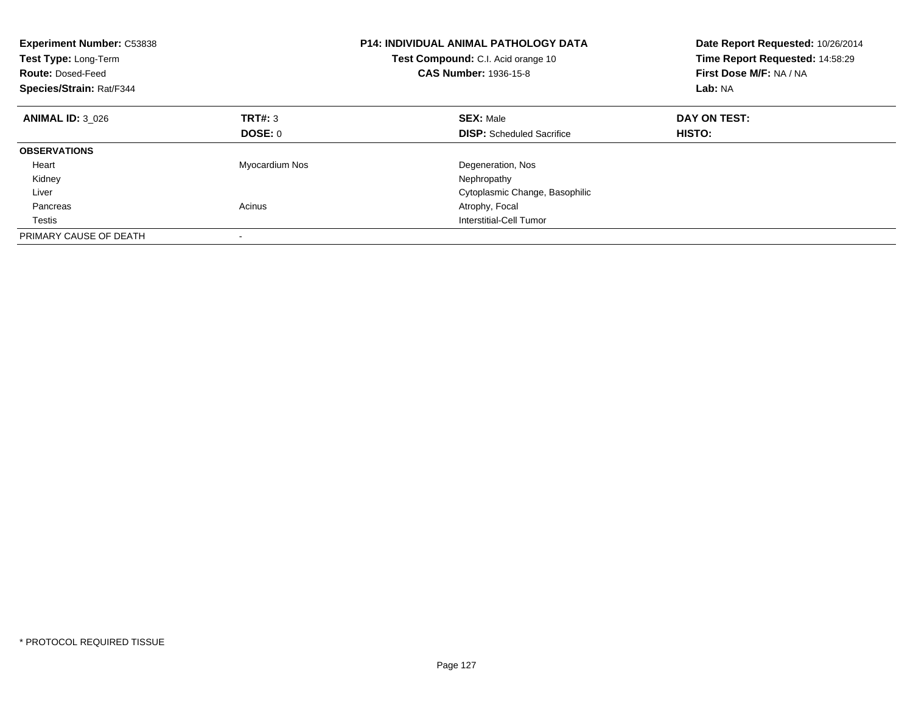**Experiment Number:** C53838
**Test Type:** Long-Term
**Route:** Dosed-Feed
**Species/Strain:** Rat/F344

**P14: INDIVIDUAL ANIMAL PATHOLOGY DATA**
**Test Compound:** C.I. Acid orange 10
**CAS Number:** 1936-15-8

**Date Report Requested:** 10/26/2014
**Time Report Requested:** 14:58:29
**First Dose M/F:** NA / NA
**Lab:** NA

| **ANIMAL ID:** 3_026 | **TRT#:** 3 | **SEX:** Male | **DAY ON TEST:** |
|---|---|---|---|
| | **DOSE:** 0 | **DISP:** Scheduled Sacrifice | **HISTO:** |
| **OBSERVATIONS** | | | |
| Heart | Myocardium Nos | Degeneration, Nos | |
| Kidney | | Nephropathy | |
| Liver | | Cytoplasmic Change, Basophilic | |
| Pancreas | Acinus | Atrophy, Focal | |
| Testis | | Interstitial-Cell Tumor | |
| PRIMARY CAUSE OF DEATH | - | | |

* PROTOCOL REQUIRED TISSUE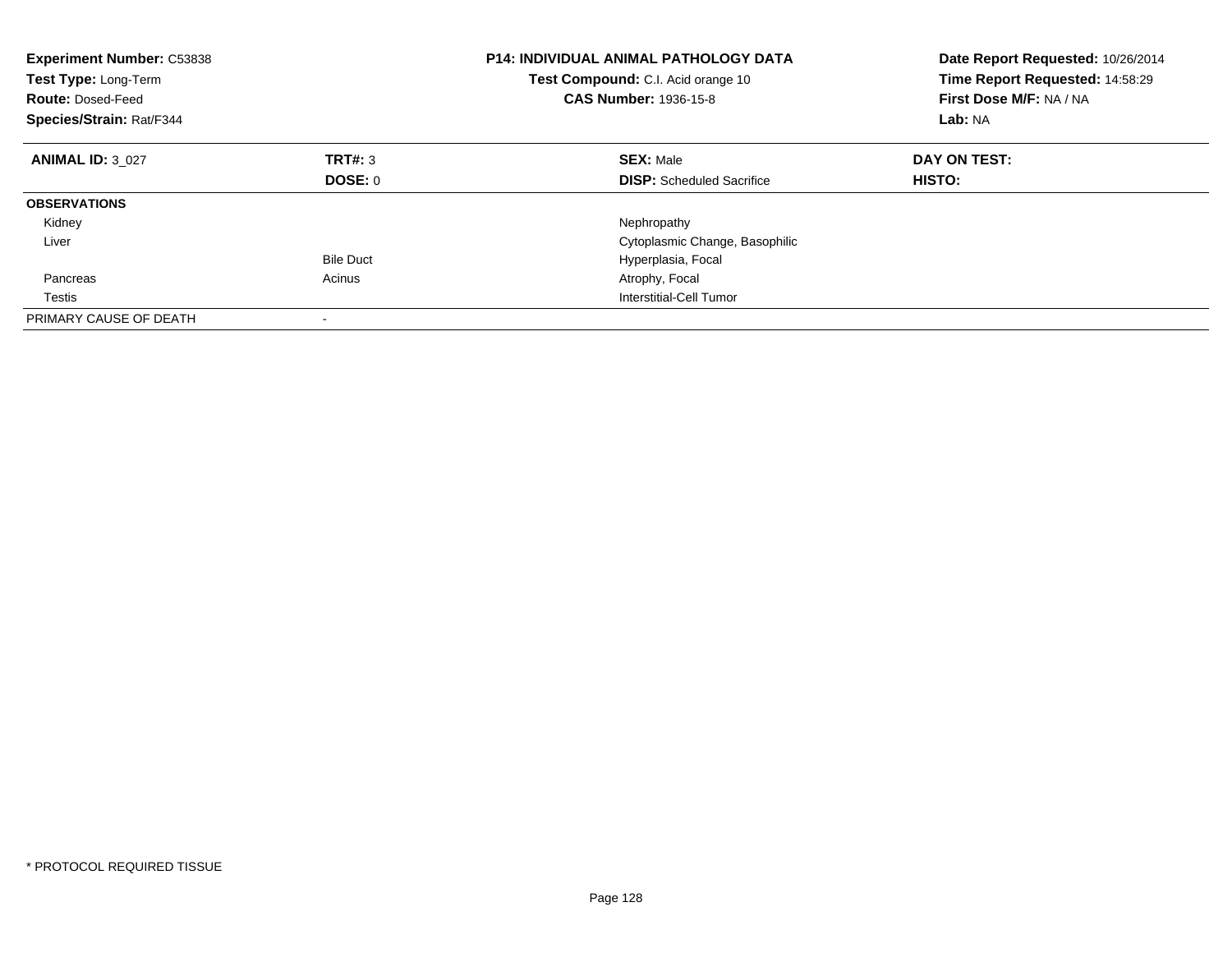**Experiment Number:** C53838
**Test Type:** Long-Term
**Route:** Dosed-Feed
**Species/Strain:** Rat/F344

**P14: INDIVIDUAL ANIMAL PATHOLOGY DATA**
**Test Compound:** C.I. Acid orange 10
**CAS Number:** 1936-15-8

**Date Report Requested:** 10/26/2014
**Time Report Requested:** 14:58:29
**First Dose M/F:** NA / NA
**Lab:** NA

| **ANIMAL ID:** 3_027 | **TRT#:** 3 | **SEX:** Male | **DAY ON TEST:** |
|---|---|---|---|
| | **DOSE:** 0 | **DISP:** Scheduled Sacrifice | **HISTO:** |
| **OBSERVATIONS** | | | |
| Kidney | | Nephropathy | |
| Liver | | Cytoplasmic Change, Basophilic | |
| | Bile Duct | Hyperplasia, Focal | |
| Pancreas | Acinus | Atrophy, Focal | |
| Testis | | Interstitial-Cell Tumor | |
| PRIMARY CAUSE OF DEATH | - | | |

* PROTOCOL REQUIRED TISSUE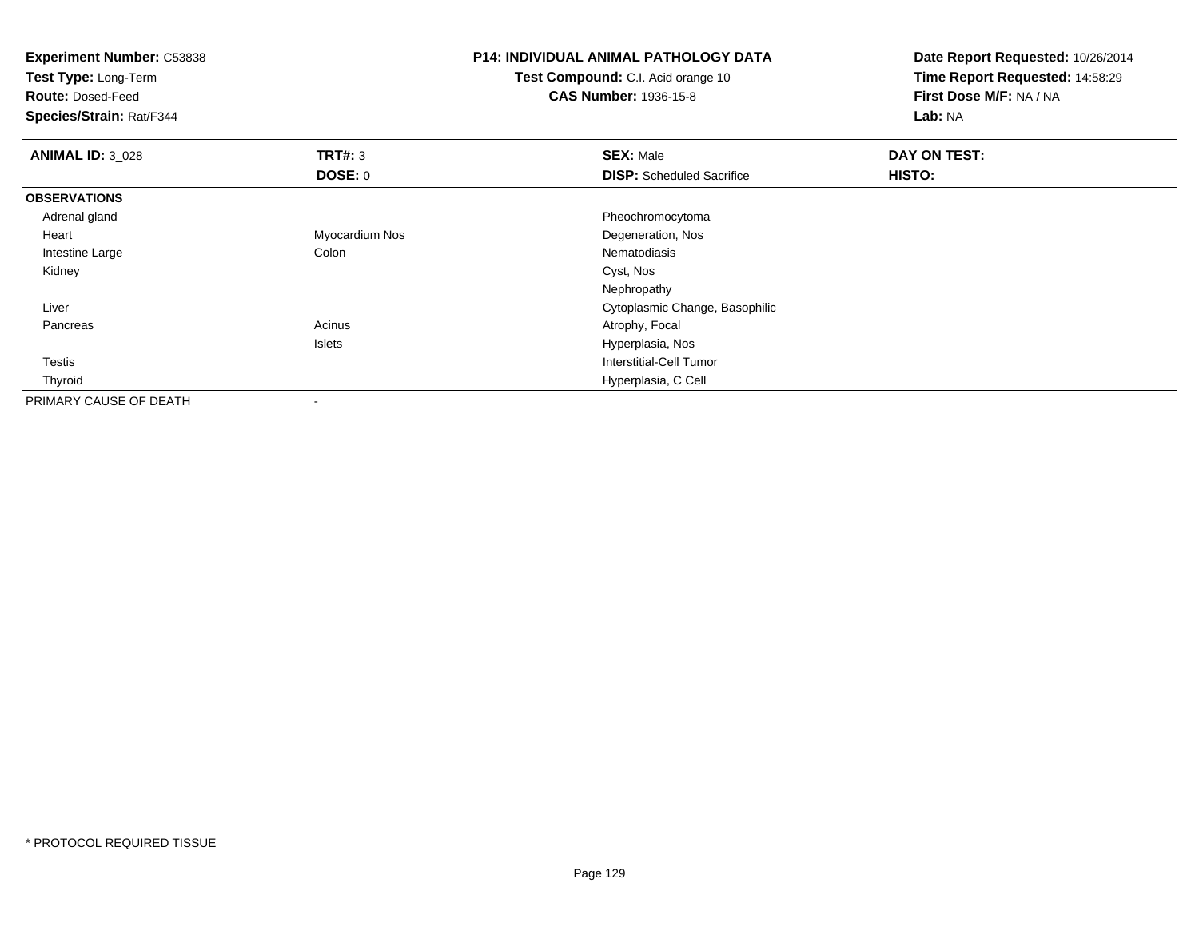**Experiment Number:** C53838
**Test Type:** Long-Term
**Route:** Dosed-Feed
**Species/Strain:** Rat/F344

**P14: INDIVIDUAL ANIMAL PATHOLOGY DATA**
**Test Compound:** C.I. Acid orange 10
**CAS Number:** 1936-15-8

**Date Report Requested:** 10/26/2014
**Time Report Requested:** 14:58:29
**First Dose M/F:** NA / NA
**Lab:** NA

| **ANIMAL ID:** 3_028 | **TRT#:** 3 | **SEX:** Male | **DAY ON TEST:** |
|---|---|---|---|
| | **DOSE:** 0 | **DISP:** Scheduled Sacrifice | **HISTO:** |
| **OBSERVATIONS** | | | |
| Adrenal gland | | Pheochromocytoma | |
| Heart | Myocardium Nos | Degeneration, Nos | |
| Intestine Large | Colon | Nematodiasis | |
| Kidney | | Cyst, Nos | |
| | | Nephropathy | |
| Liver | | Cytoplasmic Change, Basophilic | |
| Pancreas | Acinus | Atrophy, Focal | |
| | Islets | Hyperplasia, Nos | |
| Testis | | Interstitial-Cell Tumor | |
| Thyroid | | Hyperplasia, C Cell | |
| PRIMARY CAUSE OF DEATH | - | | |

* PROTOCOL REQUIRED TISSUE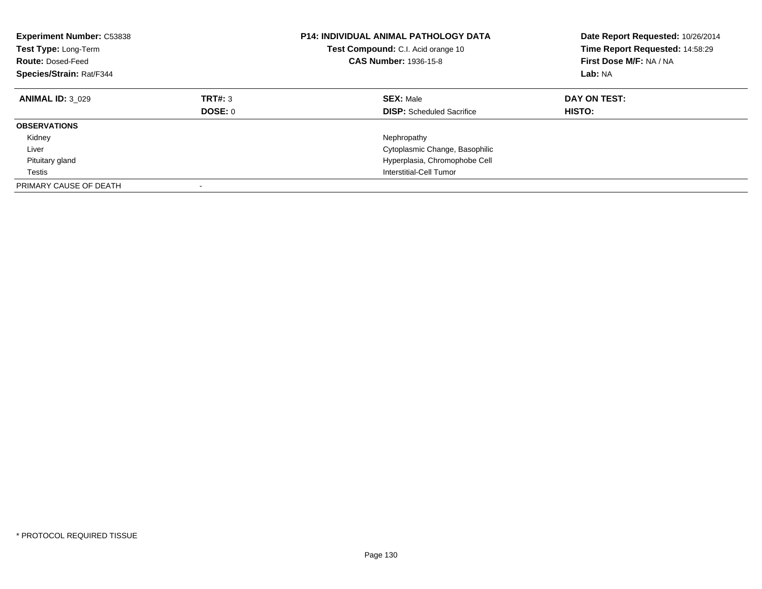**Experiment Number:** C53838
**Test Type:** Long-Term
**Route:** Dosed-Feed
**Species/Strain:** Rat/F344

**P14: INDIVIDUAL ANIMAL PATHOLOGY DATA**
**Test Compound:** C.I. Acid orange 10
**CAS Number:** 1936-15-8

**Date Report Requested:** 10/26/2014
**Time Report Requested:** 14:58:29
**First Dose M/F:** NA / NA
**Lab:** NA

| **ANIMAL ID:** 3_029 | **TRT#:** 3 | **SEX:** Male | **DAY ON TEST:** |
|---|---|---|---|
| | **DOSE:** 0 | **DISP:** Scheduled Sacrifice | **HISTO:** |
| **OBSERVATIONS** | | | |
| Kidney | | Nephropathy | |
| Liver | | Cytoplasmic Change, Basophilic | |
| Pituitary gland | | Hyperplasia, Chromophobe Cell | |
| Testis | | Interstitial-Cell Tumor | |
| PRIMARY CAUSE OF DEATH | - | | |

* PROTOCOL REQUIRED TISSUE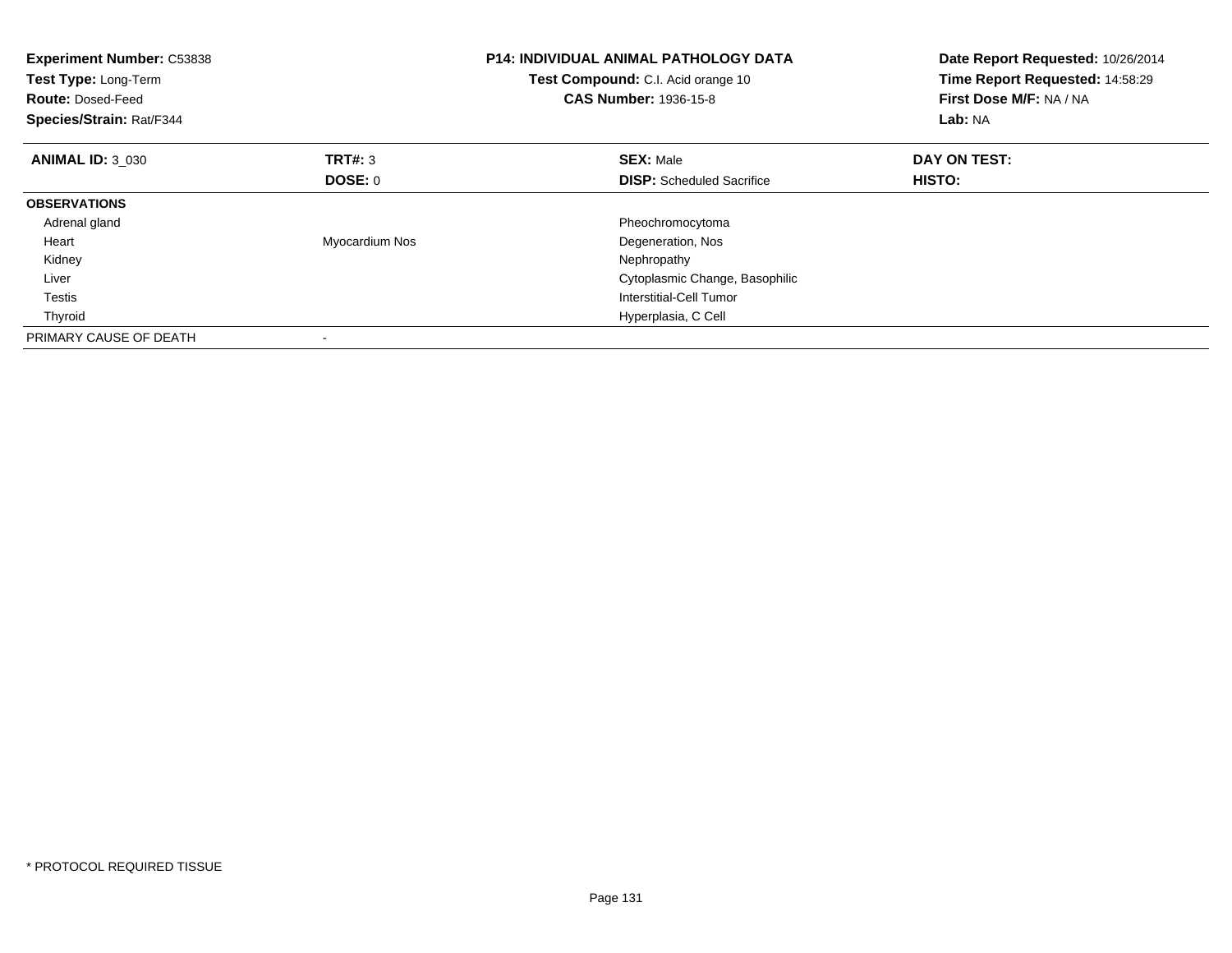**Experiment Number:** C53838
**Test Type:** Long-Term
**Route:** Dosed-Feed
**Species/Strain:** Rat/F344

**P14: INDIVIDUAL ANIMAL PATHOLOGY DATA**
**Test Compound:** C.I. Acid orange 10
**CAS Number:** 1936-15-8

**Date Report Requested:** 10/26/2014
**Time Report Requested:** 14:58:29
**First Dose M/F:** NA / NA
**Lab:** NA

| **ANIMAL ID:** 3_030 | **TRT#:** 3 | **SEX:** Male | **DAY ON TEST:** |
|---|---|---|---|
| | **DOSE:** 0 | **DISP:** Scheduled Sacrifice | **HISTO:** |
| **OBSERVATIONS** | | | |
| Adrenal gland | | Pheochromocytoma | |
| Heart | Myocardium Nos | Degeneration, Nos | |
| Kidney | | Nephropathy | |
| Liver | | Cytoplasmic Change, Basophilic | |
| Testis | | Interstitial-Cell Tumor | |
| Thyroid | | Hyperplasia, C Cell | |
| PRIMARY CAUSE OF DEATH | - | | |

* PROTOCOL REQUIRED TISSUE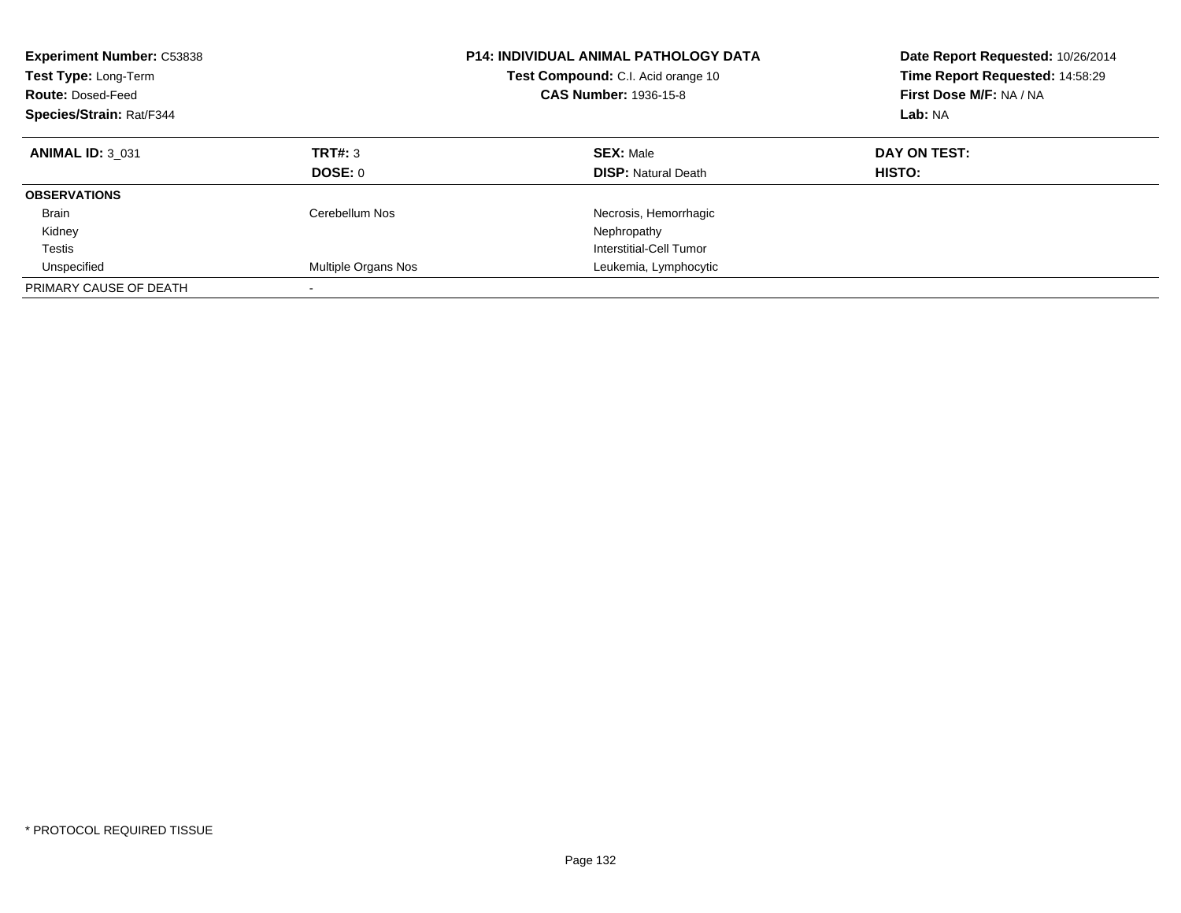**Experiment Number:** C53838
**Test Type:** Long-Term
**Route:** Dosed-Feed
**Species/Strain:** Rat/F344

**P14: INDIVIDUAL ANIMAL PATHOLOGY DATA**
**Test Compound:** C.I. Acid orange 10
**CAS Number:** 1936-15-8

**Date Report Requested:** 10/26/2014
**Time Report Requested:** 14:58:29
**First Dose M/F:** NA / NA
**Lab:** NA

| **ANIMAL ID:** 3_031 | **TRT#:** 3 | **SEX:** Male | **DAY ON TEST:** |
|---|---|---|---|
| | **DOSE:** 0 | **DISP:** Natural Death | **HISTO:** |
| **OBSERVATIONS** | | | |
| Brain | Cerebellum Nos | Necrosis, Hemorrhagic | |
| Kidney | | Nephropathy | |
| Testis | | Interstitial-Cell Tumor | |
| Unspecified | Multiple Organs Nos | Leukemia, Lymphocytic | |
| PRIMARY CAUSE OF DEATH | - | | |

\* PROTOCOL REQUIRED TISSUE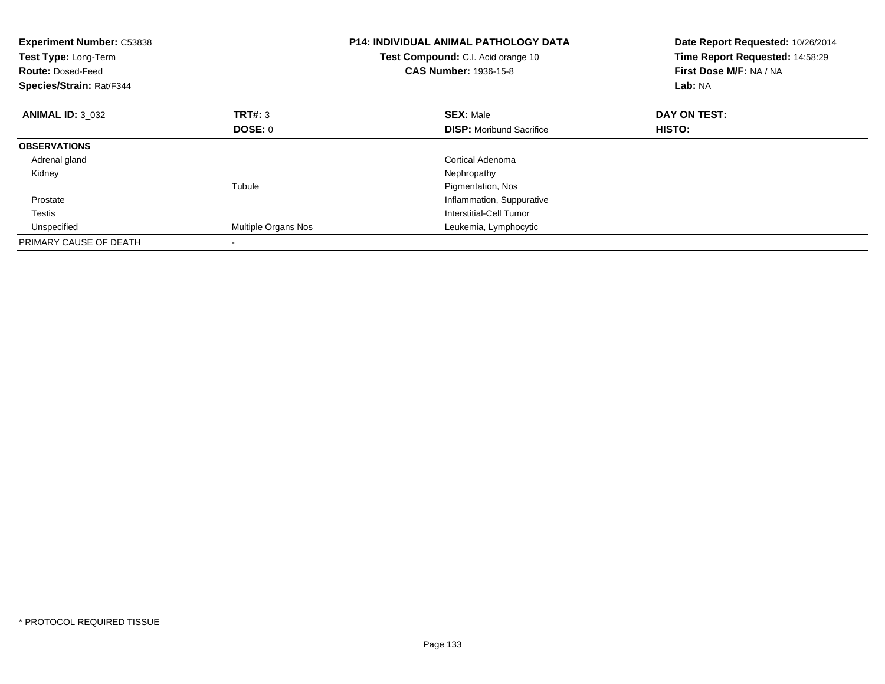**Experiment Number:** C53838
**Test Type:** Long-Term
**Route:** Dosed-Feed
**Species/Strain:** Rat/F344

**P14: INDIVIDUAL ANIMAL PATHOLOGY DATA**
**Test Compound:** C.I. Acid orange 10
**CAS Number:** 1936-15-8

**Date Report Requested:** 10/26/2014
**Time Report Requested:** 14:58:29
**First Dose M/F:** NA / NA
**Lab:** NA

| **ANIMAL ID:** 3_032 | **TRT#:** 3 | **SEX:** Male | **DAY ON TEST:** |
|---|---|---|---|
| | **DOSE:** 0 | **DISP:** Moribund Sacrifice | **HISTO:** |
| **OBSERVATIONS** | | | |
| Adrenal gland | | Cortical Adenoma | |
| Kidney | | Nephropathy | |
| | Tubule | Pigmentation, Nos | |
| Prostate | | Inflammation, Suppurative | |
| Testis | | Interstitial-Cell Tumor | |
| Unspecified | Multiple Organs Nos | Leukemia, Lymphocytic | |
| PRIMARY CAUSE OF DEATH | - | | |

* PROTOCOL REQUIRED TISSUE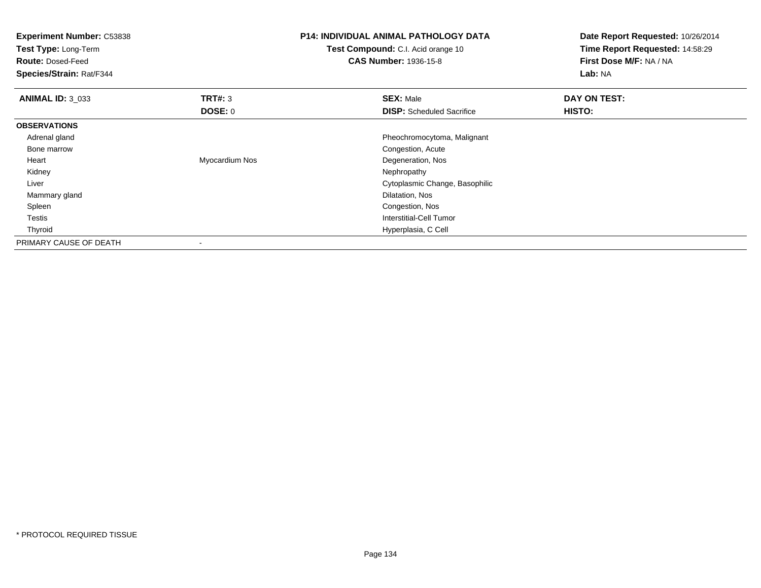**Experiment Number:** C53838
**Test Type:** Long-Term
**Route:** Dosed-Feed
**Species/Strain:** Rat/F344

**P14: INDIVIDUAL ANIMAL PATHOLOGY DATA**
**Test Compound:** C.I. Acid orange 10
**CAS Number:** 1936-15-8

**Date Report Requested:** 10/26/2014
**Time Report Requested:** 14:58:29
**First Dose M/F:** NA / NA
**Lab:** NA

| **ANIMAL ID:** 3_033 | **TRT#:** 3 | **SEX:** Male | **DAY ON TEST:** |
|---|---|---|---|
| | **DOSE:** 0 | **DISP:** Scheduled Sacrifice | **HISTO:** |
| **OBSERVATIONS** | | | |
| Adrenal gland | | Pheochromocytoma, Malignant | |
| Bone marrow | | Congestion, Acute | |
| Heart | Myocardium Nos | Degeneration, Nos | |
| Kidney | | Nephropathy | |
| Liver | | Cytoplasmic Change, Basophilic | |
| Mammary gland | | Dilatation, Nos | |
| Spleen | | Congestion, Nos | |
| Testis | | Interstitial-Cell Tumor | |
| Thyroid | | Hyperplasia, C Cell | |
| PRIMARY CAUSE OF DEATH | - | | |

* PROTOCOL REQUIRED TISSUE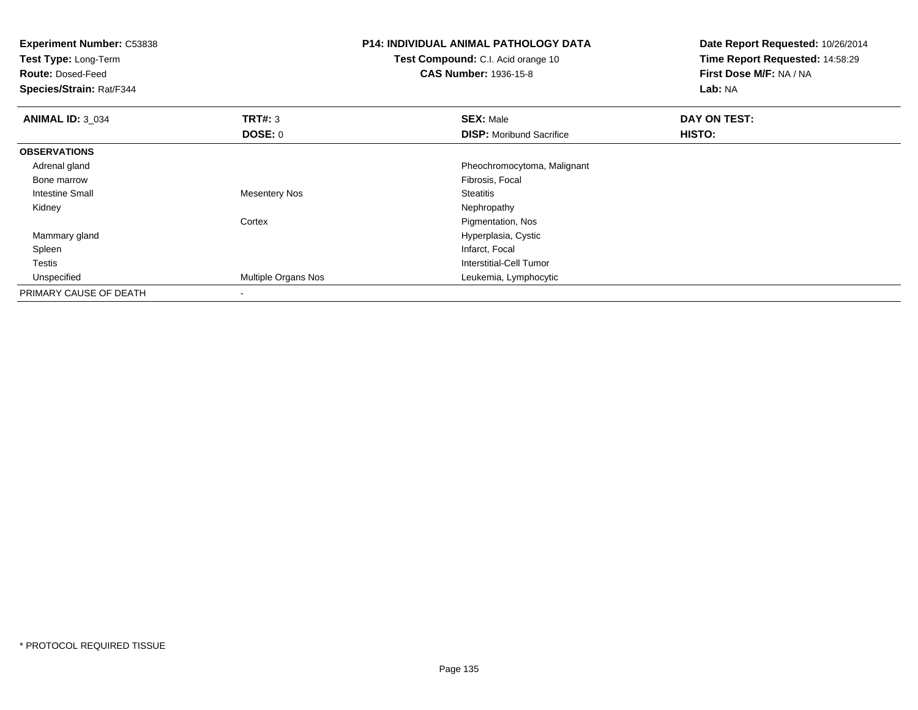**Experiment Number:** C53838
**Test Type:** Long-Term
**Route:** Dosed-Feed
**Species/Strain:** Rat/F344

**P14: INDIVIDUAL ANIMAL PATHOLOGY DATA**
**Test Compound:** C.I. Acid orange 10
**CAS Number:** 1936-15-8

**Date Report Requested:** 10/26/2014
**Time Report Requested:** 14:58:29
**First Dose M/F:** NA / NA
**Lab:** NA

| **ANIMAL ID:** 3_034 | **TRT#:** 3 | **SEX:** Male | **DAY ON TEST:** |
|---|---|---|---|
| | **DOSE:** 0 | **DISP:** Moribund Sacrifice | **HISTO:** |
| **OBSERVATIONS** | | | |
| Adrenal gland | | Pheochromocytoma, Malignant | |
| Bone marrow | | Fibrosis, Focal | |
| Intestine Small | Mesentery Nos | Steatitis | |
| Kidney | | Nephropathy | |
| | Cortex | Pigmentation, Nos | |
| Mammary gland | | Hyperplasia, Cystic | |
| Spleen | | Infarct, Focal | |
| Testis | | Interstitial-Cell Tumor | |
| Unspecified | Multiple Organs Nos | Leukemia, Lymphocytic | |
| PRIMARY CAUSE OF DEATH | - | | |

* PROTOCOL REQUIRED TISSUE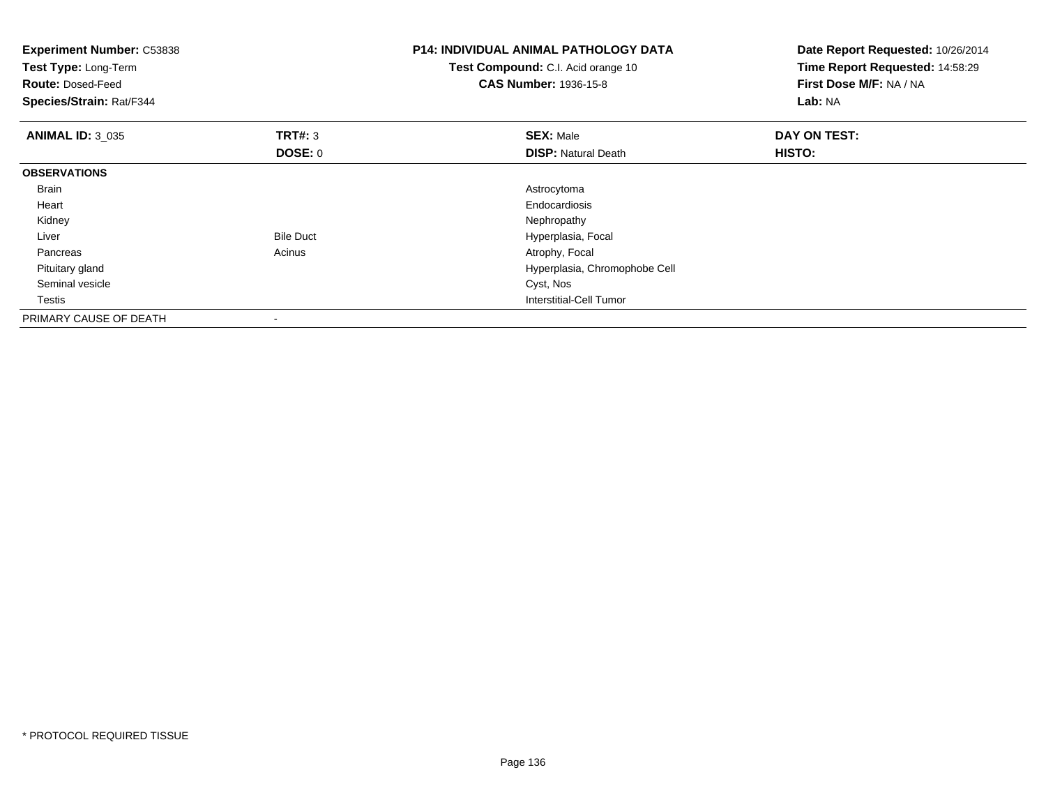**Experiment Number:** C53838
**Test Type:** Long-Term
**Route:** Dosed-Feed
**Species/Strain:** Rat/F344

**P14: INDIVIDUAL ANIMAL PATHOLOGY DATA**
**Test Compound:** C.I. Acid orange 10
**CAS Number:** 1936-15-8

**Date Report Requested:** 10/26/2014
**Time Report Requested:** 14:58:29
**First Dose M/F:** NA / NA
**Lab:** NA

| **ANIMAL ID:** 3_035 | **TRT#:** 3 | **SEX:** Male | **DAY ON TEST:** |
|---|---|---|---|
| | **DOSE:** 0 | **DISP:** Natural Death | **HISTO:** |
| **OBSERVATIONS** | | | |
| Brain | | Astrocytoma | |
| Heart | | Endocardiosis | |
| Kidney | | Nephropathy | |
| Liver | Bile Duct | Hyperplasia, Focal | |
| Pancreas | Acinus | Atrophy, Focal | |
| Pituitary gland | | Hyperplasia, Chromophobe Cell | |
| Seminal vesicle | | Cyst, Nos | |
| Testis | | Interstitial-Cell Tumor | |
| PRIMARY CAUSE OF DEATH | - | | |

* PROTOCOL REQUIRED TISSUE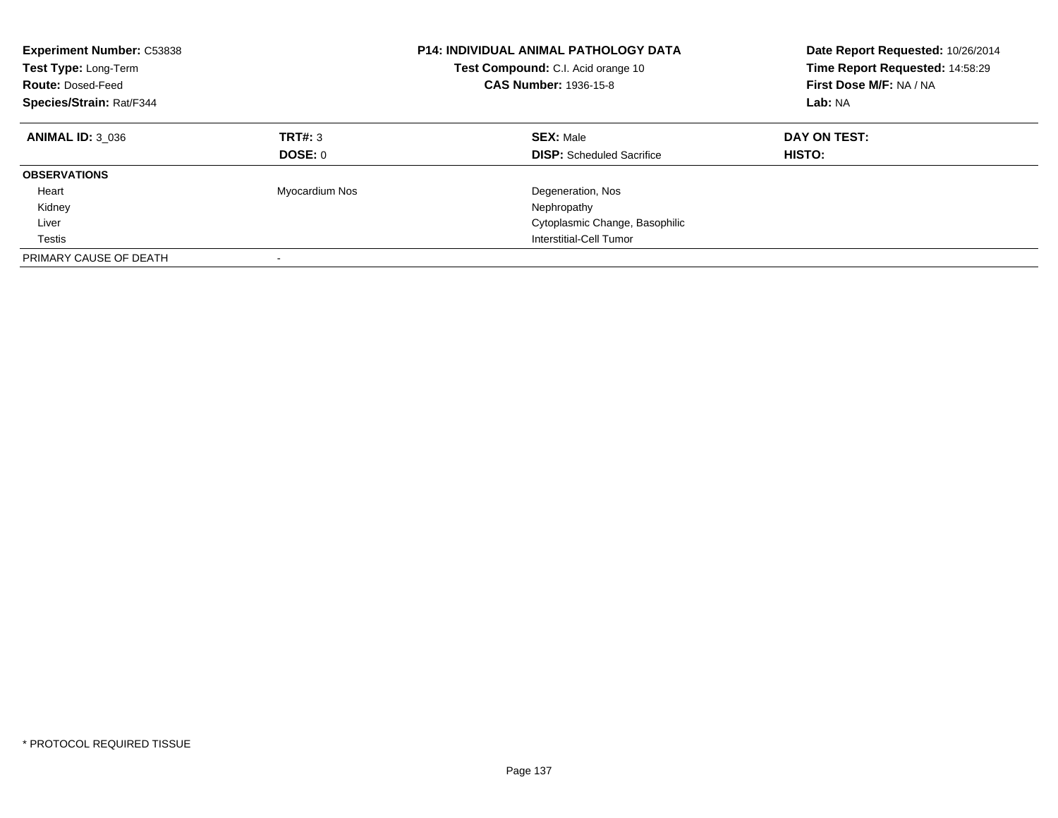**Experiment Number:** C53838
**Test Type:** Long-Term
**Route:** Dosed-Feed
**Species/Strain:** Rat/F344

**P14: INDIVIDUAL ANIMAL PATHOLOGY DATA**
**Test Compound:** C.I. Acid orange 10
**CAS Number:** 1936-15-8

**Date Report Requested:** 10/26/2014
**Time Report Requested:** 14:58:29
**First Dose M/F:** NA / NA
**Lab:** NA

| **ANIMAL ID:** 3_036 | **TRT#:** 3 | **SEX:** Male | **DAY ON TEST:** |
|---|---|---|---|
| | **DOSE:** 0 | **DISP:** Scheduled Sacrifice | **HISTO:** |
| **OBSERVATIONS** | | | |
| Heart | Myocardium Nos | Degeneration, Nos | |
| Kidney | | Nephropathy | |
| Liver | | Cytoplasmic Change, Basophilic | |
| Testis | | Interstitial-Cell Tumor | |
| PRIMARY CAUSE OF DEATH | - | | |

* PROTOCOL REQUIRED TISSUE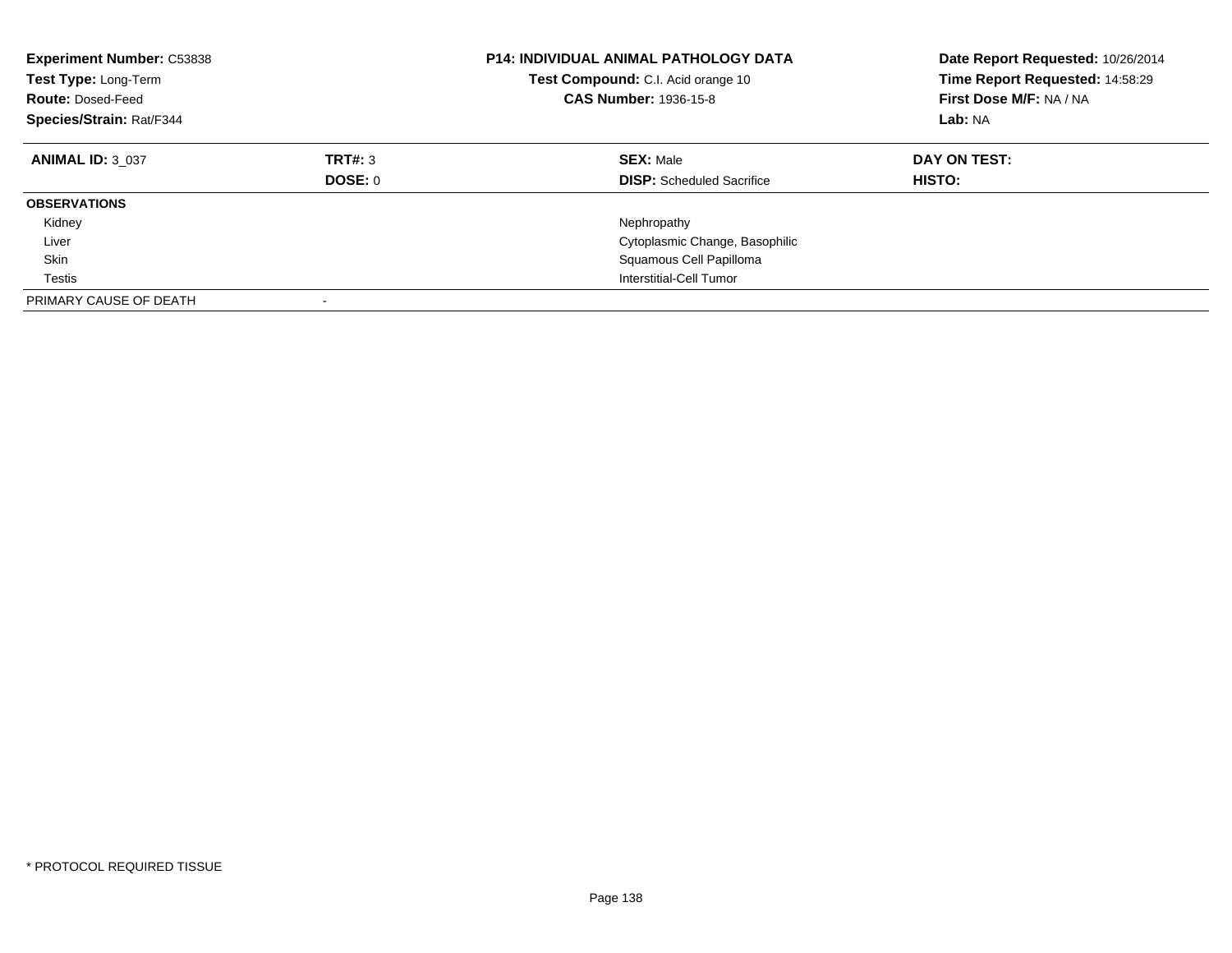**Experiment Number:** C53838
**Test Type:** Long-Term
**Route:** Dosed-Feed
**Species/Strain:** Rat/F344

**P14: INDIVIDUAL ANIMAL PATHOLOGY DATA**
**Test Compound:** C.I. Acid orange 10
**CAS Number:** 1936-15-8

**Date Report Requested:** 10/26/2014
**Time Report Requested:** 14:58:29
**First Dose M/F:** NA / NA
**Lab:** NA

| **ANIMAL ID:** 3_037 | **TRT#:** 3 | **SEX:** Male | **DAY ON TEST:** |
|---|---|---|---|
| | **DOSE:** 0 | **DISP:** Scheduled Sacrifice | **HISTO:** |
| **OBSERVATIONS** | | | |
| Kidney | | Nephropathy | |
| Liver | | Cytoplasmic Change, Basophilic | |
| Skin | | Squamous Cell Papilloma | |
| Testis | | Interstitial-Cell Tumor | |
| PRIMARY CAUSE OF DEATH | - | | |

* PROTOCOL REQUIRED TISSUE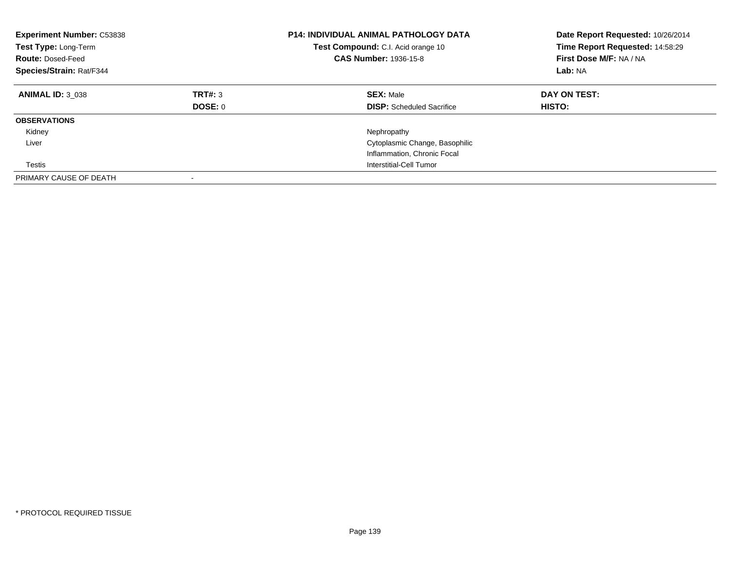**Experiment Number:** C53838
**Test Type:** Long-Term
**Route:** Dosed-Feed
**Species/Strain:** Rat/F344

**P14: INDIVIDUAL ANIMAL PATHOLOGY DATA**
**Test Compound:** C.I. Acid orange 10
**CAS Number:** 1936-15-8

**Date Report Requested:** 10/26/2014
**Time Report Requested:** 14:58:29
**First Dose M/F:** NA / NA
**Lab:** NA

| **ANIMAL ID:** 3_038 | **TRT#:** 3 | **SEX:** Male | **DAY ON TEST:** |
|---|---|---|---|
| | **DOSE:** 0 | **DISP:** Scheduled Sacrifice | **HISTO:** |
| **OBSERVATIONS** | | | |
| Kidney | | Nephropathy | |
| Liver | | Cytoplasmic Change, Basophilic | |
| | | Inflammation, Chronic Focal | |
| Testis | | Interstitial-Cell Tumor | |
| PRIMARY CAUSE OF DEATH | - | | |

* PROTOCOL REQUIRED TISSUE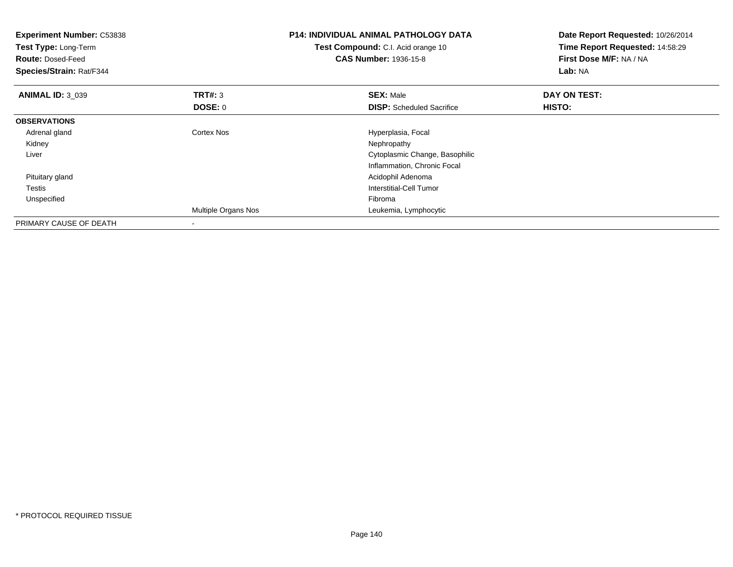**Experiment Number:** C53838
**Test Type:** Long-Term
**Route:** Dosed-Feed
**Species/Strain:** Rat/F344

**P14: INDIVIDUAL ANIMAL PATHOLOGY DATA**
**Test Compound:** C.I. Acid orange 10
**CAS Number:** 1936-15-8

**Date Report Requested:** 10/26/2014
**Time Report Requested:** 14:58:29
**First Dose M/F:** NA / NA
**Lab:** NA

| **ANIMAL ID:** 3_039 | **TRT#:** 3 | **SEX:** Male | **DAY ON TEST:** |
|---|---|---|---|
| | **DOSE:** 0 | **DISP:** Scheduled Sacrifice | **HISTO:** |
| **OBSERVATIONS** | | | |
| Adrenal gland | Cortex Nos | Hyperplasia, Focal | |
| Kidney | | Nephropathy | |
| Liver | | Cytoplasmic Change, Basophilic | |
| | | Inflammation, Chronic Focal | |
| Pituitary gland | | Acidophil Adenoma | |
| Testis | | Interstitial-Cell Tumor | |
| Unspecified | | Fibroma | |
| | Multiple Organs Nos | Leukemia, Lymphocytic | |
| PRIMARY CAUSE OF DEATH | - | | |

* PROTOCOL REQUIRED TISSUE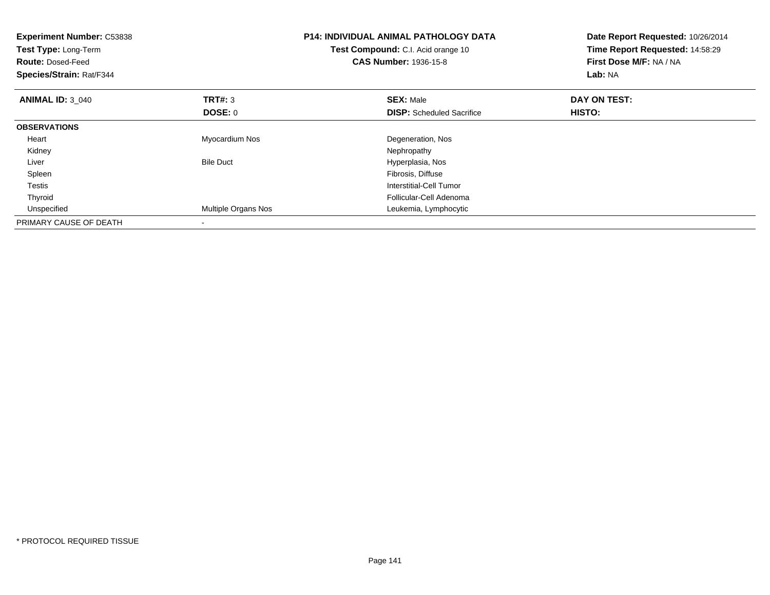**Experiment Number:** C53838
**Test Type:** Long-Term
**Route:** Dosed-Feed
**Species/Strain:** Rat/F344

**P14: INDIVIDUAL ANIMAL PATHOLOGY DATA**
**Test Compound:** C.I. Acid orange 10
**CAS Number:** 1936-15-8

**Date Report Requested:** 10/26/2014
**Time Report Requested:** 14:58:29
**First Dose M/F:** NA / NA
**Lab:** NA

| **ANIMAL ID:** 3_040 | **TRT#:** 3 | **SEX:** Male | **DAY ON TEST:** |
|---|---|---|---|
| | **DOSE:** 0 | **DISP:** Scheduled Sacrifice | **HISTO:** |
| **OBSERVATIONS** | | | |
| Heart | Myocardium Nos | Degeneration, Nos | |
| Kidney | | Nephropathy | |
| Liver | Bile Duct | Hyperplasia, Nos | |
| Spleen | | Fibrosis, Diffuse | |
| Testis | | Interstitial-Cell Tumor | |
| Thyroid | | Follicular-Cell Adenoma | |
| Unspecified | Multiple Organs Nos | Leukemia, Lymphocytic | |
| PRIMARY CAUSE OF DEATH | - | | |

* PROTOCOL REQUIRED TISSUE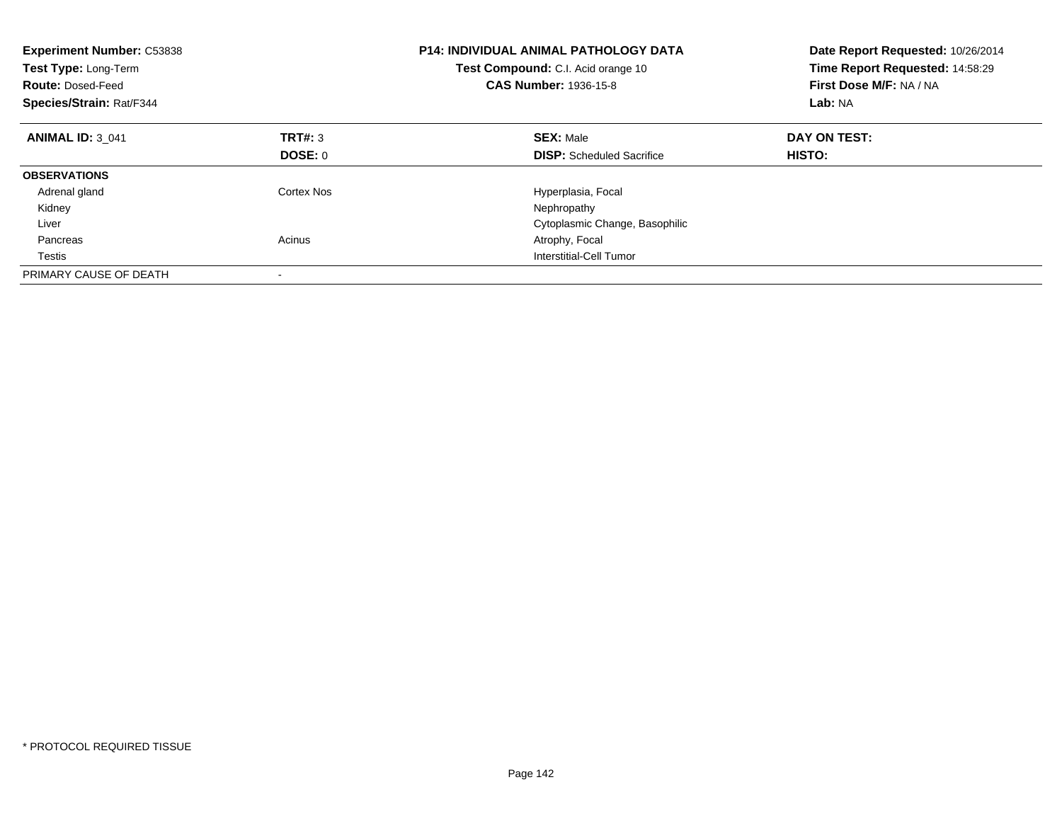**Experiment Number:** C53838
**Test Type:** Long-Term
**Route:** Dosed-Feed
**Species/Strain:** Rat/F344

**P14: INDIVIDUAL ANIMAL PATHOLOGY DATA**
**Test Compound:** C.I. Acid orange 10
**CAS Number:** 1936-15-8

**Date Report Requested:** 10/26/2014
**Time Report Requested:** 14:58:29
**First Dose M/F:** NA / NA
**Lab:** NA

| **ANIMAL ID:** 3_041 | **TRT#:** 3 | **SEX:** Male | **DAY ON TEST:** |
|---|---|---|---|
| | **DOSE:** 0 | **DISP:** Scheduled Sacrifice | **HISTO:** |
| **OBSERVATIONS** | | | |
| Adrenal gland | Cortex Nos | Hyperplasia, Focal | |
| Kidney | | Nephropathy | |
| Liver | | Cytoplasmic Change, Basophilic | |
| Pancreas | Acinus | Atrophy, Focal | |
| Testis | | Interstitial-Cell Tumor | |
| PRIMARY CAUSE OF DEATH | - | | |

* PROTOCOL REQUIRED TISSUE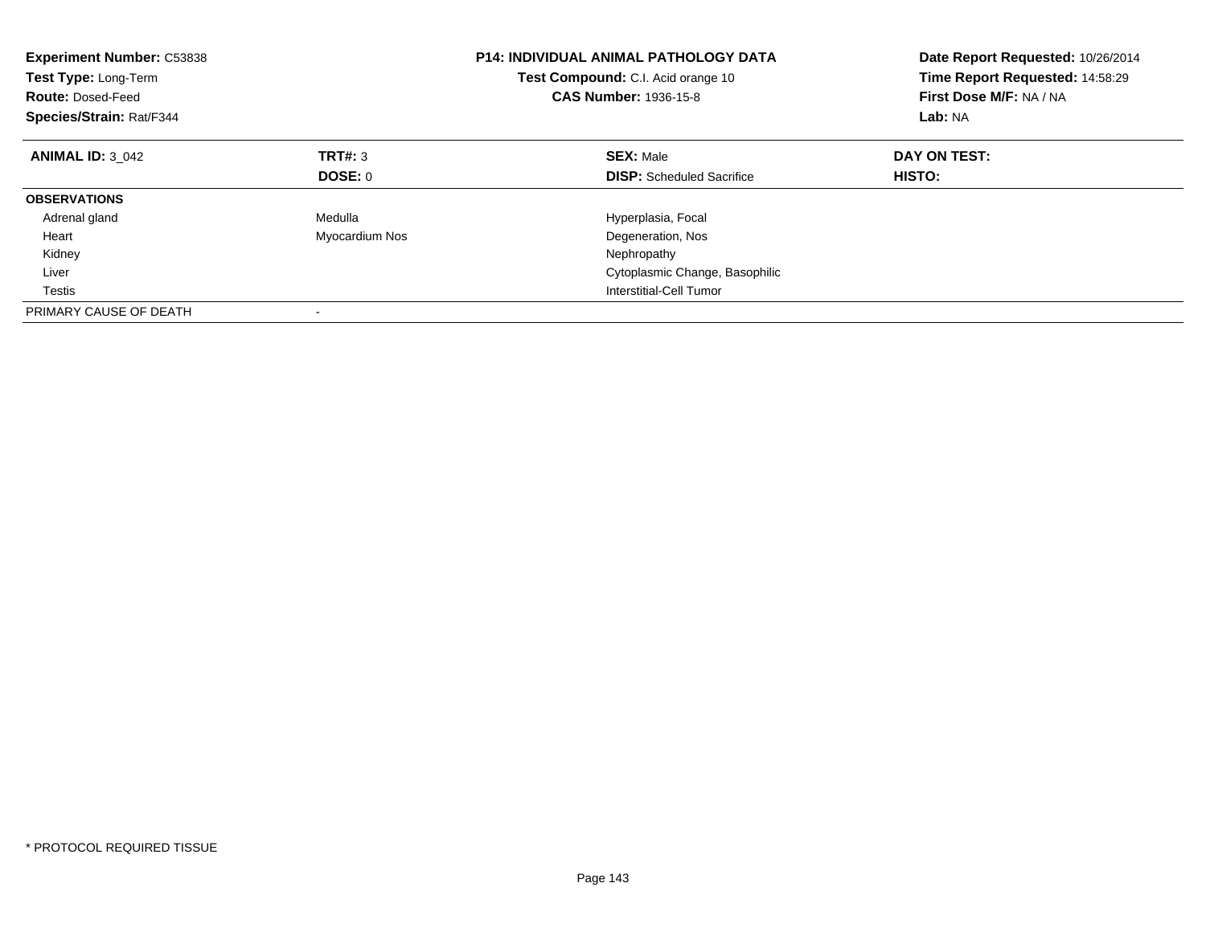**Experiment Number:** C53838
**Test Type:** Long-Term
**Route:** Dosed-Feed
**Species/Strain:** Rat/F344

**P14: INDIVIDUAL ANIMAL PATHOLOGY DATA**
**Test Compound:** C.I. Acid orange 10
**CAS Number:** 1936-15-8

**Date Report Requested:** 10/26/2014
**Time Report Requested:** 14:58:29
**First Dose M/F:** NA / NA
**Lab:** NA

| **ANIMAL ID:** 3_042 | **TRT#:** 3 | **SEX:** Male | **DAY ON TEST:** |
|---|---|---|---|
| | **DOSE:** 0 | **DISP:** Scheduled Sacrifice | **HISTO:** |
| **OBSERVATIONS** | | | |
| Adrenal gland | Medulla | Hyperplasia, Focal | |
| Heart | Myocardium Nos | Degeneration, Nos | |
| Kidney | | Nephropathy | |
| Liver | | Cytoplasmic Change, Basophilic | |
| Testis | | Interstitial-Cell Tumor | |
| PRIMARY CAUSE OF DEATH | - | | |

* PROTOCOL REQUIRED TISSUE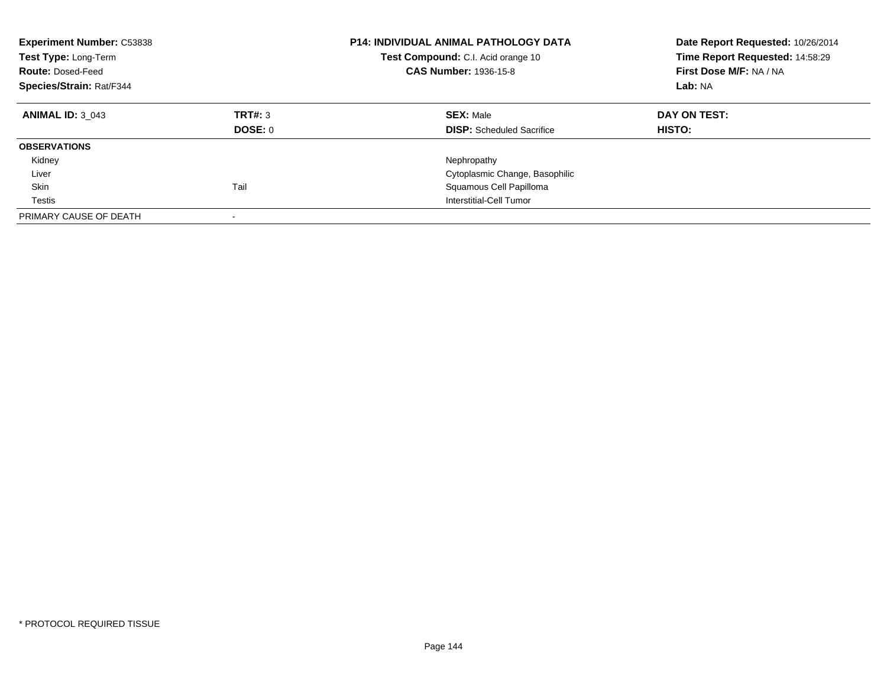**Experiment Number:** C53838
**Test Type:** Long-Term
**Route:** Dosed-Feed
**Species/Strain:** Rat/F344

**P14: INDIVIDUAL ANIMAL PATHOLOGY DATA**
**Test Compound:** C.I. Acid orange 10
**CAS Number:** 1936-15-8

**Date Report Requested:** 10/26/2014
**Time Report Requested:** 14:58:29
**First Dose M/F:** NA / NA
**Lab:** NA

| **ANIMAL ID:** 3_043 | **TRT#:** 3 | **SEX:** Male | **DAY ON TEST:** |
|---|---|---|---|
| | **DOSE:** 0 | **DISP:** Scheduled Sacrifice | **HISTO:** |
| **OBSERVATIONS** | | | |
| Kidney | | Nephropathy | |
| Liver | | Cytoplasmic Change, Basophilic | |
| Skin | Tail | Squamous Cell Papilloma | |
| Testis | | Interstitial-Cell Tumor | |
| PRIMARY CAUSE OF DEATH | - | | |

* PROTOCOL REQUIRED TISSUE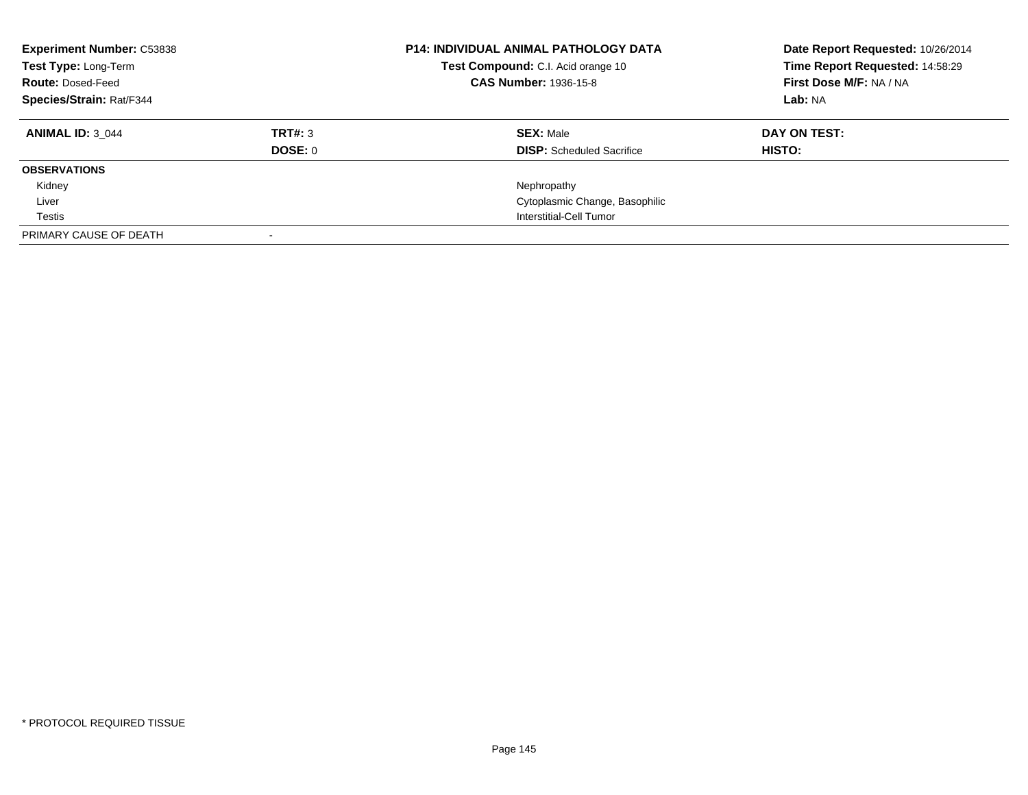| **Experiment Number:** C53838 | | **P14: INDIVIDUAL ANIMAL PATHOLOGY DATA** | **Date Report Requested:** 10/26/2014 |
|---|---|---|---|
| **Test Type:** Long-Term | | **Test Compound:** C.I. Acid orange 10 | **Time Report Requested:** 14:58:29 |
| **Route:** Dosed-Feed | | **CAS Number:** 1936-15-8 | **First Dose M/F:** NA / NA |
| **Species/Strain:** Rat/F344 | | | **Lab:** NA |

| **ANIMAL ID:** 3_044 | **TRT#:** 3 | **SEX:** Male | **DAY ON TEST:** |
|---|---|---|---|
| | **DOSE:** 0 | **DISP:** Scheduled Sacrifice | **HISTO:** |
| **OBSERVATIONS** | | | |
| Kidney | | Nephropathy | |
| Liver | | Cytoplasmic Change, Basophilic | |
| Testis | | Interstitial-Cell Tumor | |
| PRIMARY CAUSE OF DEATH | - | | |

* PROTOCOL REQUIRED TISSUE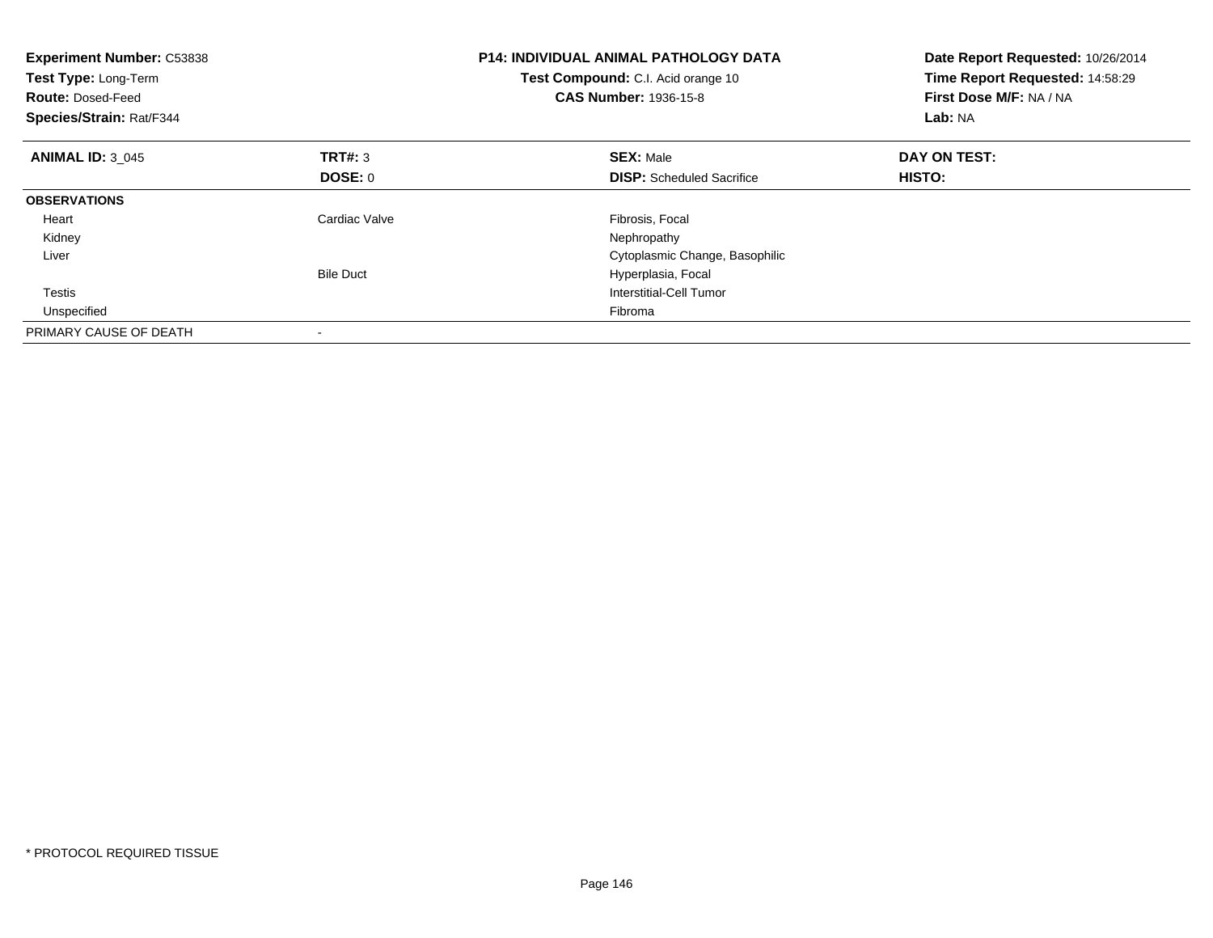**Experiment Number:** C53838
**Test Type:** Long-Term
**Route:** Dosed-Feed
**Species/Strain:** Rat/F344

**P14: INDIVIDUAL ANIMAL PATHOLOGY DATA**
**Test Compound:** C.I. Acid orange 10
**CAS Number:** 1936-15-8

**Date Report Requested:** 10/26/2014
**Time Report Requested:** 14:58:29
**First Dose M/F:** NA / NA
**Lab:** NA

| **ANIMAL ID:** 3_045 | **TRT#:** 3 | **SEX:** Male | **DAY ON TEST:** |
|---|---|---|---|
| | **DOSE:** 0 | **DISP:** Scheduled Sacrifice | **HISTO:** |
| **OBSERVATIONS** | | | |
| Heart | Cardiac Valve | Fibrosis, Focal | |
| Kidney | | Nephropathy | |
| Liver | | Cytoplasmic Change, Basophilic | |
| | Bile Duct | Hyperplasia, Focal | |
| Testis | | Interstitial-Cell Tumor | |
| Unspecified | | Fibroma | |
| PRIMARY CAUSE OF DEATH | - | | |

* PROTOCOL REQUIRED TISSUE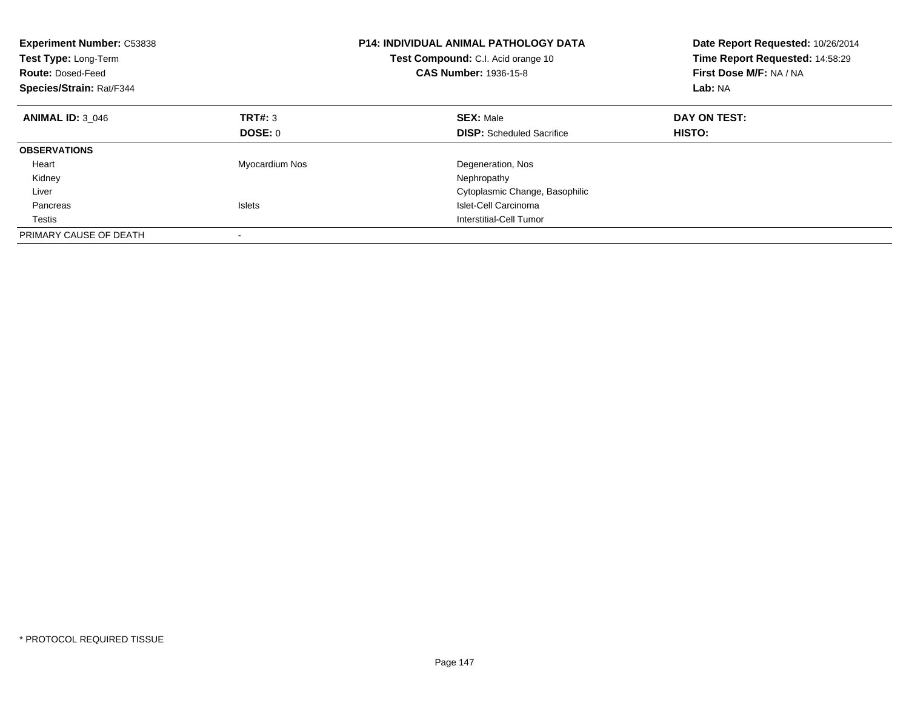| **Experiment Number:** C53838 | **P14: INDIVIDUAL ANIMAL PATHOLOGY DATA** | **Date Report Requested:** 10/26/2014 |
|---|---|---|
| **Test Type:** Long-Term | **Test Compound:** C.I. Acid orange 10 | **Time Report Requested:** 14:58:29 |
| **Route:** Dosed-Feed | **CAS Number:** 1936-15-8 | **First Dose M/F:** NA / NA |
| **Species/Strain:** Rat/F344 | | **Lab:** NA |

| **ANIMAL ID:** 3_046 | **TRT#:** 3 | **SEX:** Male | **DAY ON TEST:** |
|---|---|---|---|
| | **DOSE:** 0 | **DISP:** Scheduled Sacrifice | **HISTO:** |
| **OBSERVATIONS** | | | |
| Heart | Myocardium Nos | Degeneration, Nos | |
| Kidney | | Nephropathy | |
| Liver | | Cytoplasmic Change, Basophilic | |
| Pancreas | Islets | Islet-Cell Carcinoma | |
| Testis | | Interstitial-Cell Tumor | |
| PRIMARY CAUSE OF DEATH | - | | |

* PROTOCOL REQUIRED TISSUE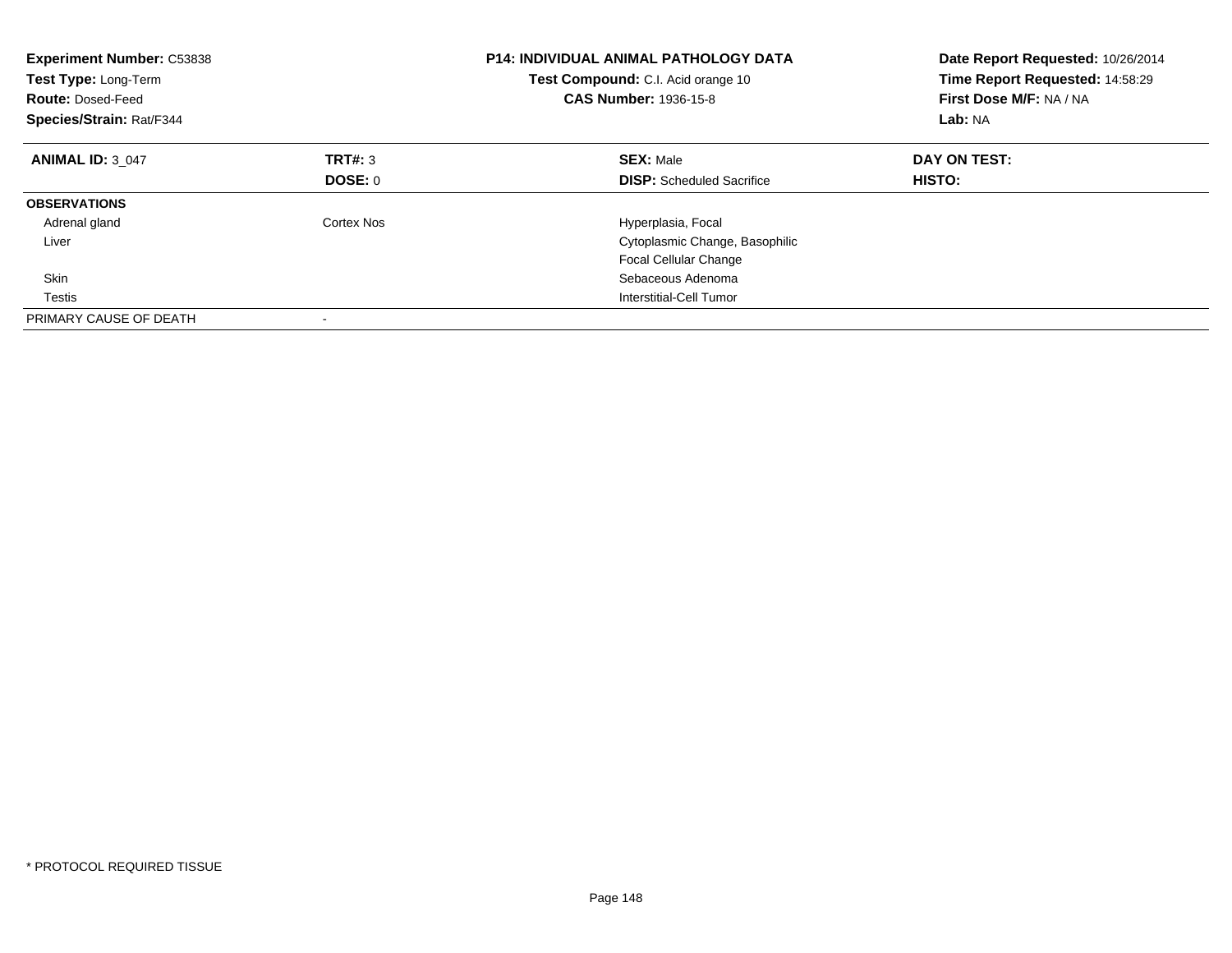**Experiment Number:** C53838
**Test Type:** Long-Term
**Route:** Dosed-Feed
**Species/Strain:** Rat/F344

**P14: INDIVIDUAL ANIMAL PATHOLOGY DATA**
**Test Compound:** C.I. Acid orange 10
**CAS Number:** 1936-15-8

**Date Report Requested:** 10/26/2014
**Time Report Requested:** 14:58:29
**First Dose M/F:** NA / NA
**Lab:** NA

| **ANIMAL ID:** 3_047 | **TRT#:** 3 | **SEX:** Male | **DAY ON TEST:** |
|---|---|---|---|
| | **DOSE:** 0 | **DISP:** Scheduled Sacrifice | **HISTO:** |
| **OBSERVATIONS** | | | |
| Adrenal gland | Cortex Nos | Hyperplasia, Focal | |
| Liver | | Cytoplasmic Change, Basophilic | |
| | | Focal Cellular Change | |
| Skin | | Sebaceous Adenoma | |
| Testis | | Interstitial-Cell Tumor | |
| PRIMARY CAUSE OF DEATH | - | | |

* PROTOCOL REQUIRED TISSUE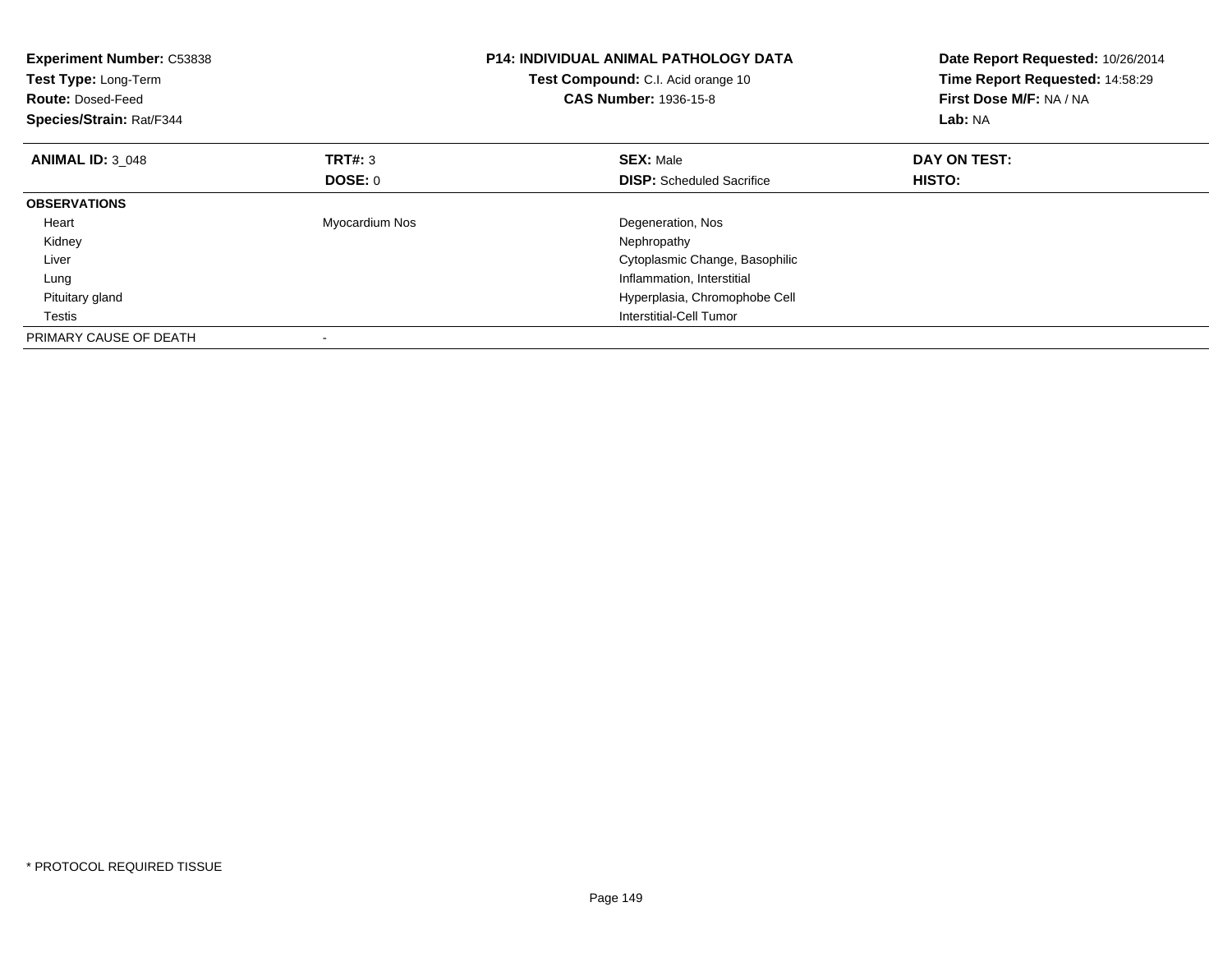**Experiment Number:** C53838
**Test Type:** Long-Term
**Route:** Dosed-Feed
**Species/Strain:** Rat/F344

**P14: INDIVIDUAL ANIMAL PATHOLOGY DATA**
**Test Compound:** C.I. Acid orange 10
**CAS Number:** 1936-15-8

**Date Report Requested:** 10/26/2014
**Time Report Requested:** 14:58:29
**First Dose M/F:** NA / NA
**Lab:** NA

| **ANIMAL ID:** 3_048 | **TRT#:** 3 | **SEX:** Male | **DAY ON TEST:** |
|---|---|---|---|
| | **DOSE:** 0 | **DISP:** Scheduled Sacrifice | **HISTO:** |
| **OBSERVATIONS** | | | |
| Heart | Myocardium Nos | Degeneration, Nos | |
| Kidney | | Nephropathy | |
| Liver | | Cytoplasmic Change, Basophilic | |
| Lung | | Inflammation, Interstitial | |
| Pituitary gland | | Hyperplasia, Chromophobe Cell | |
| Testis | | Interstitial-Cell Tumor | |
| PRIMARY CAUSE OF DEATH | - | | |

* PROTOCOL REQUIRED TISSUE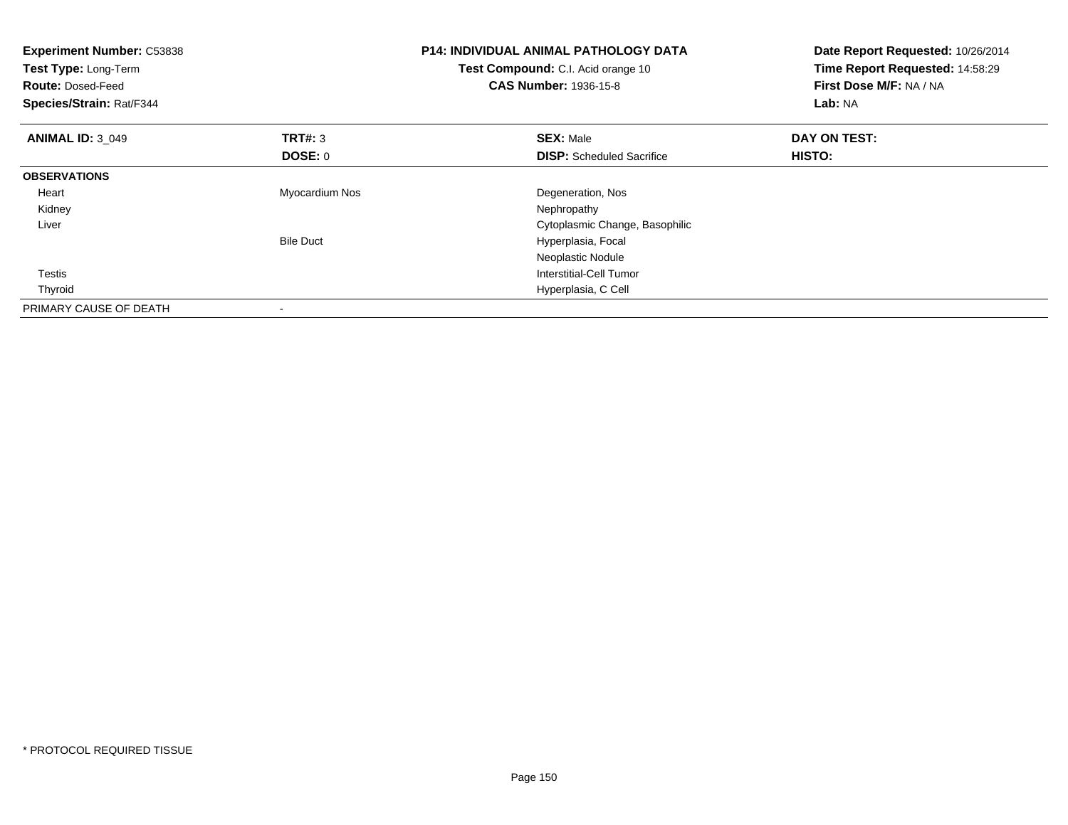**Experiment Number:** C53838
**Test Type:** Long-Term
**Route:** Dosed-Feed
**Species/Strain:** Rat/F344

**P14: INDIVIDUAL ANIMAL PATHOLOGY DATA**
**Test Compound:** C.I. Acid orange 10
**CAS Number:** 1936-15-8

**Date Report Requested:** 10/26/2014
**Time Report Requested:** 14:58:29
**First Dose M/F:** NA / NA
**Lab:** NA

| **ANIMAL ID:** 3_049 | **TRT#:** 3 | **SEX:** Male | **DAY ON TEST:** |
|---|---|---|---|
| | **DOSE:** 0 | **DISP:** Scheduled Sacrifice | **HISTO:** |
| **OBSERVATIONS** | | | |
| Heart | Myocardium Nos | Degeneration, Nos | |
| Kidney | | Nephropathy | |
| Liver | | Cytoplasmic Change, Basophilic | |
| | Bile Duct | Hyperplasia, Focal | |
| | | Neoplastic Nodule | |
| Testis | | Interstitial-Cell Tumor | |
| Thyroid | | Hyperplasia, C Cell | |
| PRIMARY CAUSE OF DEATH | - | | |

* PROTOCOL REQUIRED TISSUE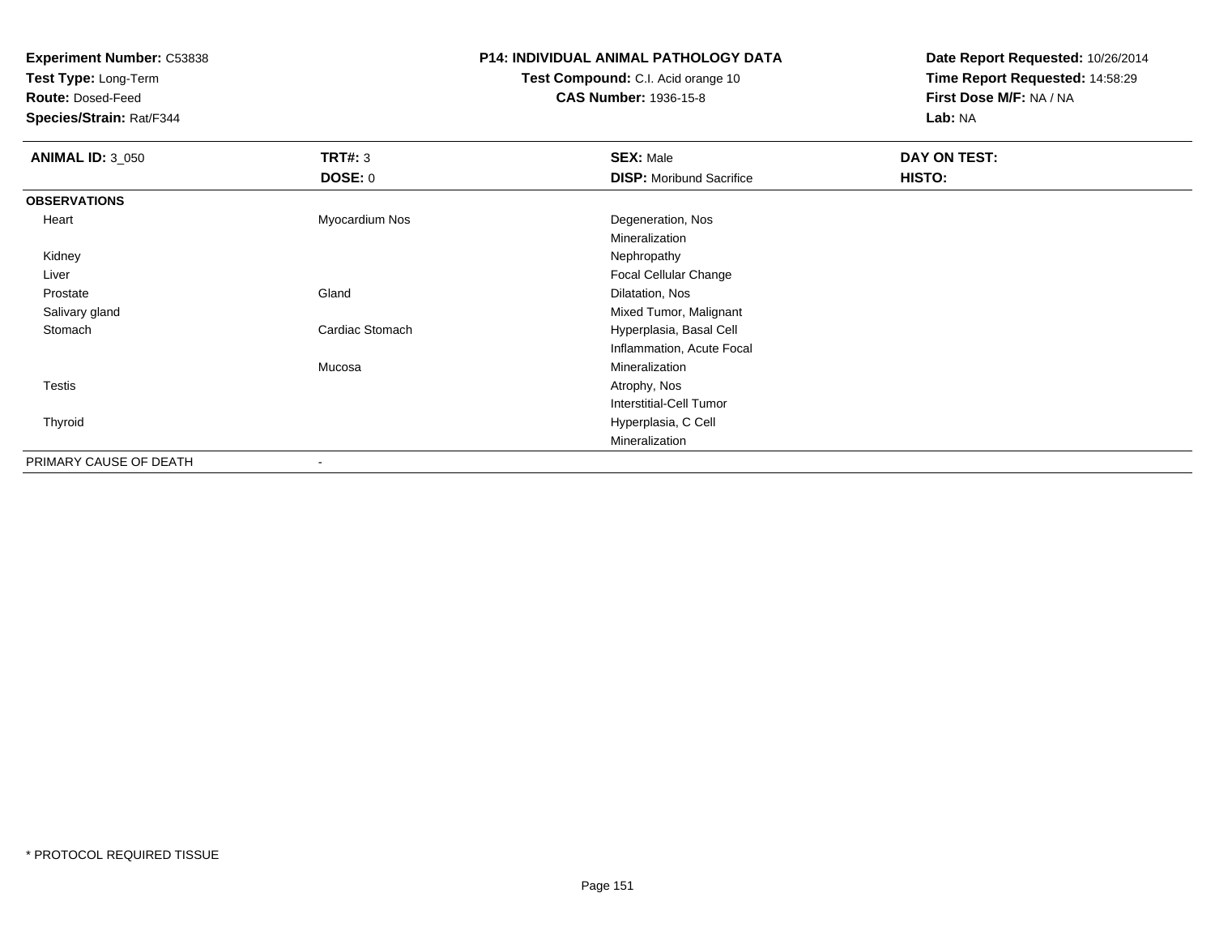**Experiment Number:** C53838
**Test Type:** Long-Term
**Route:** Dosed-Feed
**Species/Strain:** Rat/F344

**P14: INDIVIDUAL ANIMAL PATHOLOGY DATA**
**Test Compound:** C.I. Acid orange 10
**CAS Number:** 1936-15-8

**Date Report Requested:** 10/26/2014
**Time Report Requested:** 14:58:29
**First Dose M/F:** NA / NA
**Lab:** NA

| **ANIMAL ID:** 3_050 | **TRT#:** 3 | **SEX:** Male | **DAY ON TEST:** |
|---|---|---|---|
| | **DOSE:** 0 | **DISP:** Moribund Sacrifice | **HISTO:** |
| **OBSERVATIONS** | | | |
| Heart | Myocardium Nos | Degeneration, Nos | |
| | | Mineralization | |
| Kidney | | Nephropathy | |
| Liver | | Focal Cellular Change | |
| Prostate | Gland | Dilatation, Nos | |
| Salivary gland | | Mixed Tumor, Malignant | |
| Stomach | Cardiac Stomach | Hyperplasia, Basal Cell | |
| | | Inflammation, Acute Focal | |
| | Mucosa | Mineralization | |
| Testis | | Atrophy, Nos | |
| | | Interstitial-Cell Tumor | |
| Thyroid | | Hyperplasia, C Cell | |
| | | Mineralization | |
| PRIMARY CAUSE OF DEATH | - | | |

* PROTOCOL REQUIRED TISSUE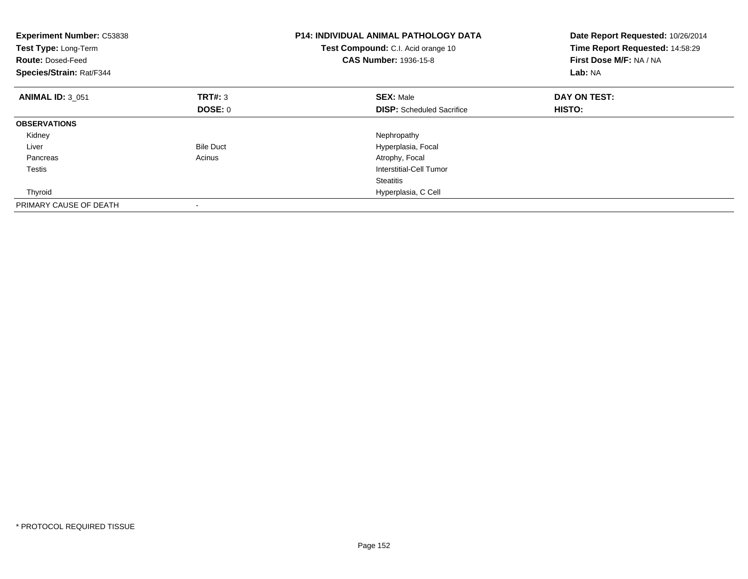**Experiment Number:** C53838
**Test Type:** Long-Term
**Route:** Dosed-Feed
**Species/Strain:** Rat/F344

**P14: INDIVIDUAL ANIMAL PATHOLOGY DATA**
**Test Compound:** C.I. Acid orange 10
**CAS Number:** 1936-15-8

**Date Report Requested:** 10/26/2014
**Time Report Requested:** 14:58:29
**First Dose M/F:** NA / NA
**Lab:** NA

| **ANIMAL ID:** 3_051 | **TRT#:** 3 | **SEX:** Male | **DAY ON TEST:** |
|---|---|---|---|
| | **DOSE:** 0 | **DISP:** Scheduled Sacrifice | **HISTO:** |
| **OBSERVATIONS** | | | |
| Kidney | | Nephropathy | |
| Liver | Bile Duct | Hyperplasia, Focal | |
| Pancreas | Acinus | Atrophy, Focal | |
| Testis | | Interstitial-Cell Tumor | |
| | | Steatitis | |
| Thyroid | | Hyperplasia, C Cell | |
| PRIMARY CAUSE OF DEATH | - | | |

* PROTOCOL REQUIRED TISSUE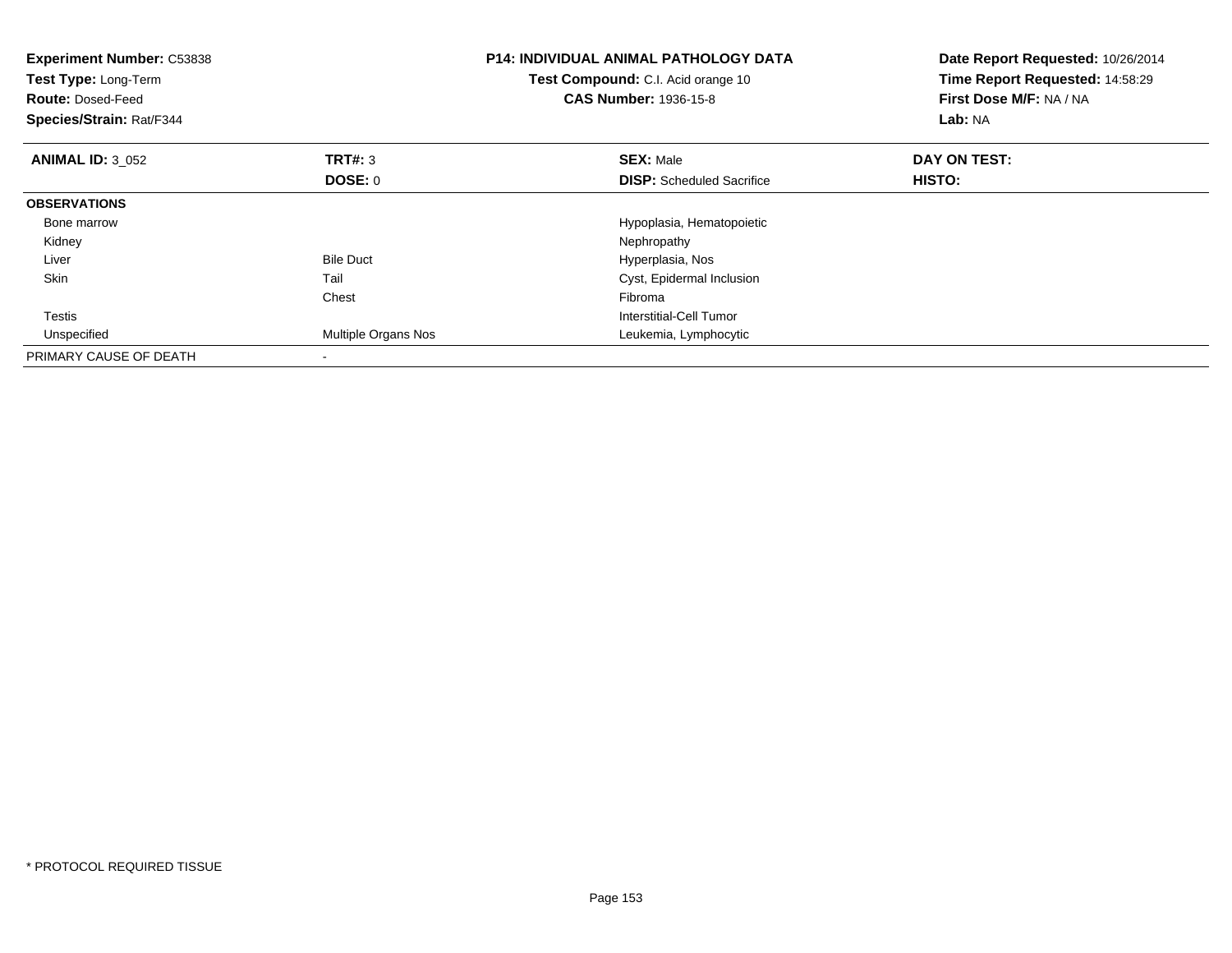**Experiment Number:** C53838
**Test Type:** Long-Term
**Route:** Dosed-Feed
**Species/Strain:** Rat/F344

**P14: INDIVIDUAL ANIMAL PATHOLOGY DATA**
**Test Compound:** C.I. Acid orange 10
**CAS Number:** 1936-15-8

**Date Report Requested:** 10/26/2014
**Time Report Requested:** 14:58:29
**First Dose M/F:** NA / NA
**Lab:** NA

| **ANIMAL ID:** 3_052 | **TRT#:** 3 | **SEX:** Male | **DAY ON TEST:** |
|---|---|---|---|
| | **DOSE:** 0 | **DISP:** Scheduled Sacrifice | **HISTO:** |
| **OBSERVATIONS** | | | |
| Bone marrow | | Hypoplasia, Hematopoietic | |
| Kidney | | Nephropathy | |
| Liver | Bile Duct | Hyperplasia, Nos | |
| Skin | Tail | Cyst, Epidermal Inclusion | |
| | Chest | Fibroma | |
| Testis | | Interstitial-Cell Tumor | |
| Unspecified | Multiple Organs Nos | Leukemia, Lymphocytic | |
| PRIMARY CAUSE OF DEATH | - | | |

* PROTOCOL REQUIRED TISSUE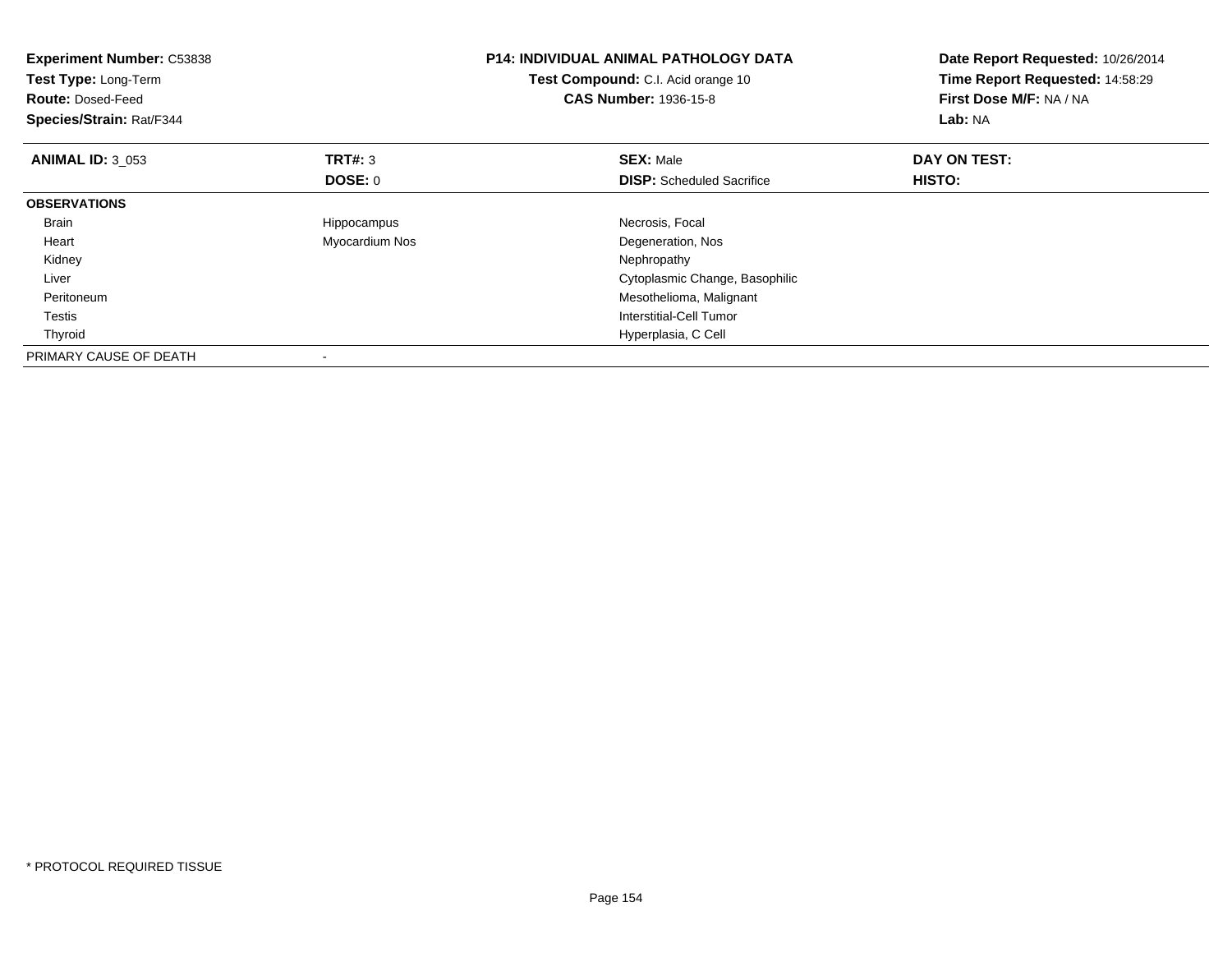**Experiment Number:** C53838
**Test Type:** Long-Term
**Route:** Dosed-Feed
**Species/Strain:** Rat/F344

**P14: INDIVIDUAL ANIMAL PATHOLOGY DATA**
**Test Compound:** C.I. Acid orange 10
**CAS Number:** 1936-15-8

**Date Report Requested:** 10/26/2014
**Time Report Requested:** 14:58:29
**First Dose M/F:** NA / NA
**Lab:** NA

| **ANIMAL ID:** 3_053 | **TRT#:** 3 | **SEX:** Male | **DAY ON TEST:** |
|---|---|---|---|
| | **DOSE:** 0 | **DISP:** Scheduled Sacrifice | **HISTO:** |
| **OBSERVATIONS** | | | |
| Brain | Hippocampus | Necrosis, Focal | |
| Heart | Myocardium Nos | Degeneration, Nos | |
| Kidney | | Nephropathy | |
| Liver | | Cytoplasmic Change, Basophilic | |
| Peritoneum | | Mesothelioma, Malignant | |
| Testis | | Interstitial-Cell Tumor | |
| Thyroid | | Hyperplasia, C Cell | |
| PRIMARY CAUSE OF DEATH | - | | |

* PROTOCOL REQUIRED TISSUE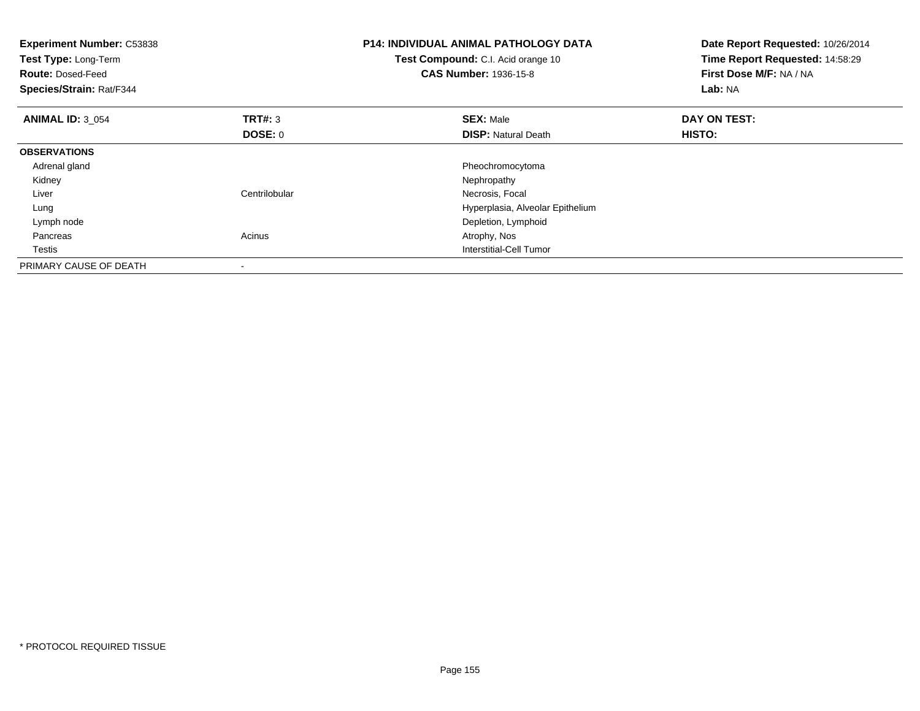**Experiment Number:** C53838
**Test Type:** Long-Term
**Route:** Dosed-Feed
**Species/Strain:** Rat/F344

**P14: INDIVIDUAL ANIMAL PATHOLOGY DATA**
**Test Compound:** C.I. Acid orange 10
**CAS Number:** 1936-15-8

**Date Report Requested:** 10/26/2014
**Time Report Requested:** 14:58:29
**First Dose M/F:** NA / NA
**Lab:** NA

| **ANIMAL ID:** 3_054 | **TRT#:** 3 | **SEX:** Male | **DAY ON TEST:** |
|---|---|---|---|
| | **DOSE:** 0 | **DISP:** Natural Death | **HISTO:** |
| **OBSERVATIONS** | | | |
| Adrenal gland | | Pheochromocytoma | |
| Kidney | | Nephropathy | |
| Liver | Centrilobular | Necrosis, Focal | |
| Lung | | Hyperplasia, Alveolar Epithelium | |
| Lymph node | | Depletion, Lymphoid | |
| Pancreas | Acinus | Atrophy, Nos | |
| Testis | | Interstitial-Cell Tumor | |
| PRIMARY CAUSE OF DEATH | - | | |

* PROTOCOL REQUIRED TISSUE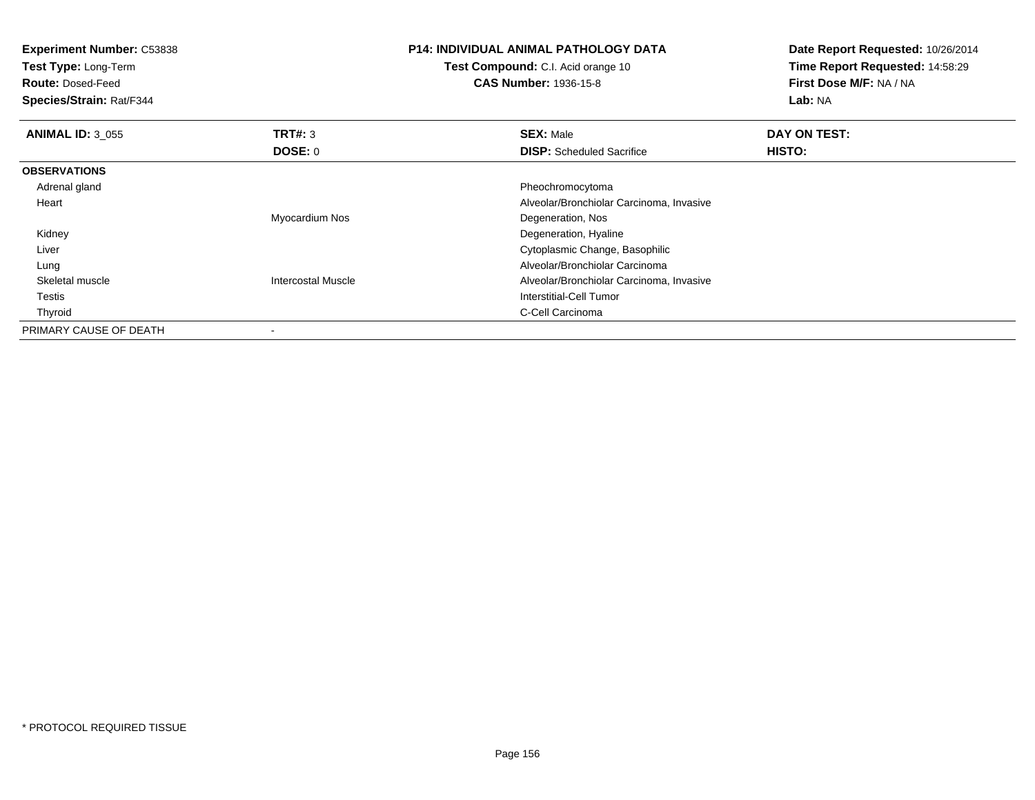**Experiment Number:** C53838
**Test Type:** Long-Term
**Route:** Dosed-Feed
**Species/Strain:** Rat/F344

**P14: INDIVIDUAL ANIMAL PATHOLOGY DATA**
**Test Compound:** C.I. Acid orange 10
**CAS Number:** 1936-15-8

**Date Report Requested:** 10/26/2014
**Time Report Requested:** 14:58:29
**First Dose M/F:** NA / NA
**Lab:** NA

| **ANIMAL ID:** 3_055 | **TRT#:** 3 | **SEX:** Male | **DAY ON TEST:** |
|---|---|---|---|
| | **DOSE:** 0 | **DISP:** Scheduled Sacrifice | **HISTO:** |
| **OBSERVATIONS** | | | |
| Adrenal gland | | Pheochromocytoma | |
| Heart | | Alveolar/Bronchiolar Carcinoma, Invasive | |
| | Myocardium Nos | Degeneration, Nos | |
| Kidney | | Degeneration, Hyaline | |
| Liver | | Cytoplasmic Change, Basophilic | |
| Lung | | Alveolar/Bronchiolar Carcinoma | |
| Skeletal muscle | Intercostal Muscle | Alveolar/Bronchiolar Carcinoma, Invasive | |
| Testis | | Interstitial-Cell Tumor | |
| Thyroid | | C-Cell Carcinoma | |
| PRIMARY CAUSE OF DEATH | - | | |

* PROTOCOL REQUIRED TISSUE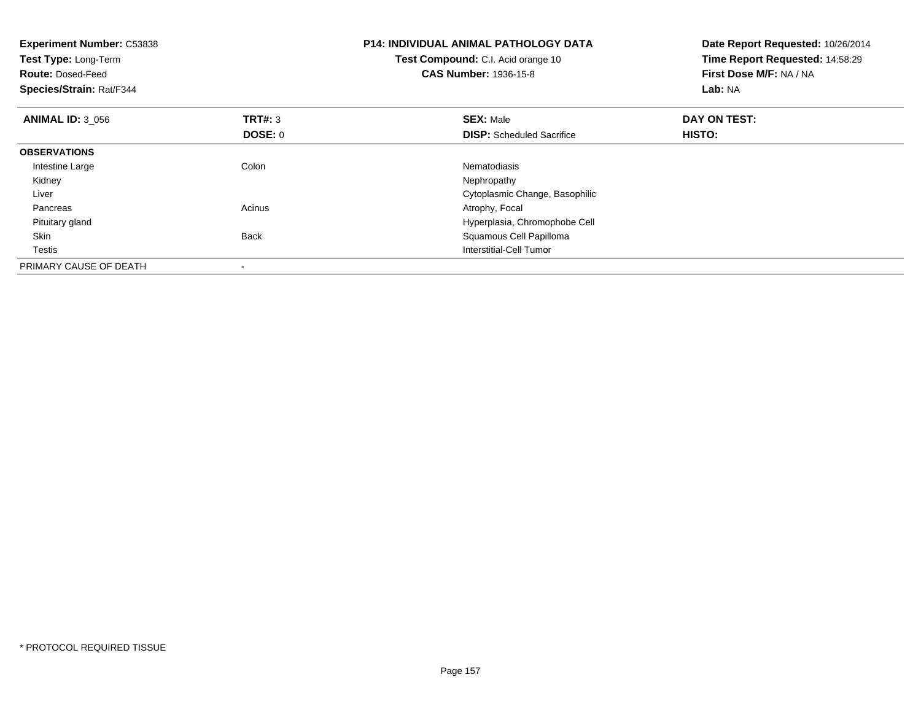**Experiment Number:** C53838
**Test Type:** Long-Term
**Route:** Dosed-Feed
**Species/Strain:** Rat/F344

**P14: INDIVIDUAL ANIMAL PATHOLOGY DATA**
**Test Compound:** C.I. Acid orange 10
**CAS Number:** 1936-15-8

**Date Report Requested:** 10/26/2014
**Time Report Requested:** 14:58:29
**First Dose M/F:** NA / NA
**Lab:** NA

| **ANIMAL ID:** 3_056 | **TRT#:** 3 | **SEX:** Male | **DAY ON TEST:** |
|---|---|---|---|
| | **DOSE:** 0 | **DISP:** Scheduled Sacrifice | **HISTO:** |
| **OBSERVATIONS** | | | |
| Intestine Large | Colon | Nematodiasis | |
| Kidney | | Nephropathy | |
| Liver | | Cytoplasmic Change, Basophilic | |
| Pancreas | Acinus | Atrophy, Focal | |
| Pituitary gland | | Hyperplasia, Chromophobe Cell | |
| Skin | Back | Squamous Cell Papilloma | |
| Testis | | Interstitial-Cell Tumor | |
| PRIMARY CAUSE OF DEATH | - | | |

* PROTOCOL REQUIRED TISSUE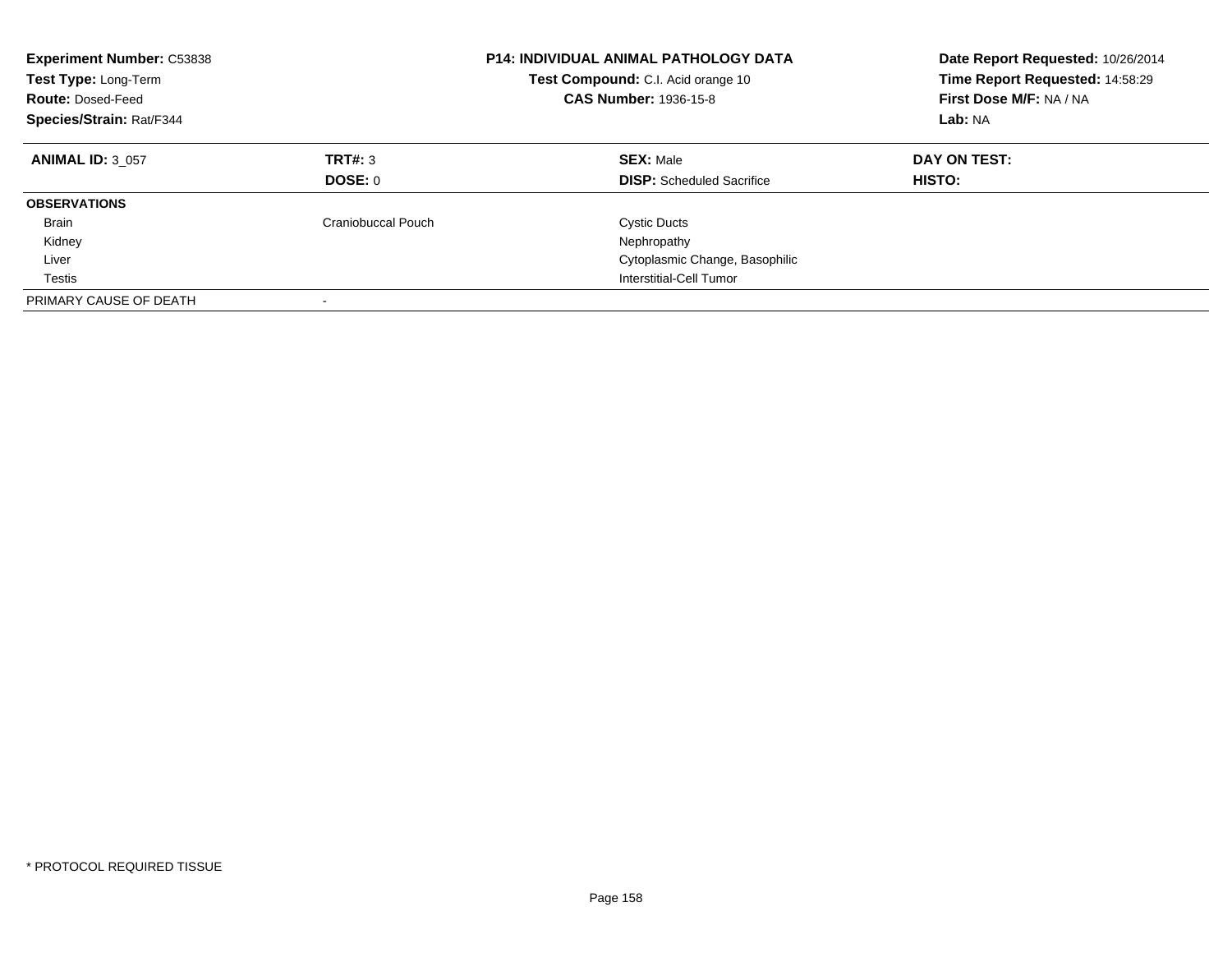**Experiment Number:** C53838
**Test Type:** Long-Term
**Route:** Dosed-Feed
**Species/Strain:** Rat/F344

**P14: INDIVIDUAL ANIMAL PATHOLOGY DATA**
**Test Compound:** C.I. Acid orange 10
**CAS Number:** 1936-15-8

**Date Report Requested:** 10/26/2014
**Time Report Requested:** 14:58:29
**First Dose M/F:** NA / NA
**Lab:** NA

| **ANIMAL ID:** 3_057 | **TRT#:** 3 | **SEX:** Male | **DAY ON TEST:** |
|---|---|---|---|
| | **DOSE:** 0 | **DISP:** Scheduled Sacrifice | **HISTO:** |
| **OBSERVATIONS** | | | |
| Brain | Craniobuccal Pouch | Cystic Ducts | |
| Kidney | | Nephropathy | |
| Liver | | Cytoplasmic Change, Basophilic | |
| Testis | | Interstitial-Cell Tumor | |
| PRIMARY CAUSE OF DEATH | - | | |

* PROTOCOL REQUIRED TISSUE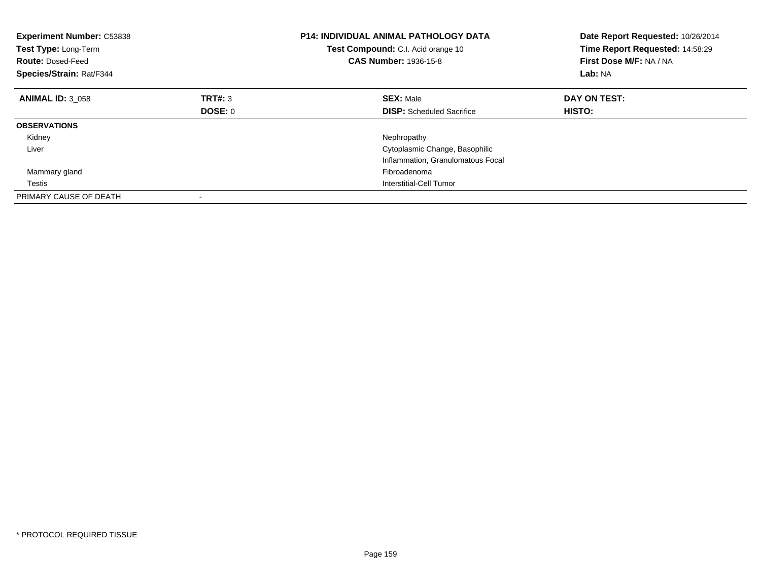**Experiment Number:** C53838
**Test Type:** Long-Term
**Route:** Dosed-Feed
**Species/Strain:** Rat/F344

**P14: INDIVIDUAL ANIMAL PATHOLOGY DATA**
**Test Compound:** C.I. Acid orange 10
**CAS Number:** 1936-15-8

**Date Report Requested:** 10/26/2014
**Time Report Requested:** 14:58:29
**First Dose M/F:** NA / NA
**Lab:** NA

| **ANIMAL ID:** 3_058 | **TRT#:** 3 | **SEX:** Male | **DAY ON TEST:** |
|---|---|---|---|
| | **DOSE:** 0 | **DISP:** Scheduled Sacrifice | **HISTO:** |
| **OBSERVATIONS** | | | |
| Kidney | | Nephropathy | |
| Liver | | Cytoplasmic Change, Basophilic | |
| | | Inflammation, Granulomatous Focal | |
| Mammary gland | | Fibroadenoma | |
| Testis | | Interstitial-Cell Tumor | |
| PRIMARY CAUSE OF DEATH | - | | |

* PROTOCOL REQUIRED TISSUE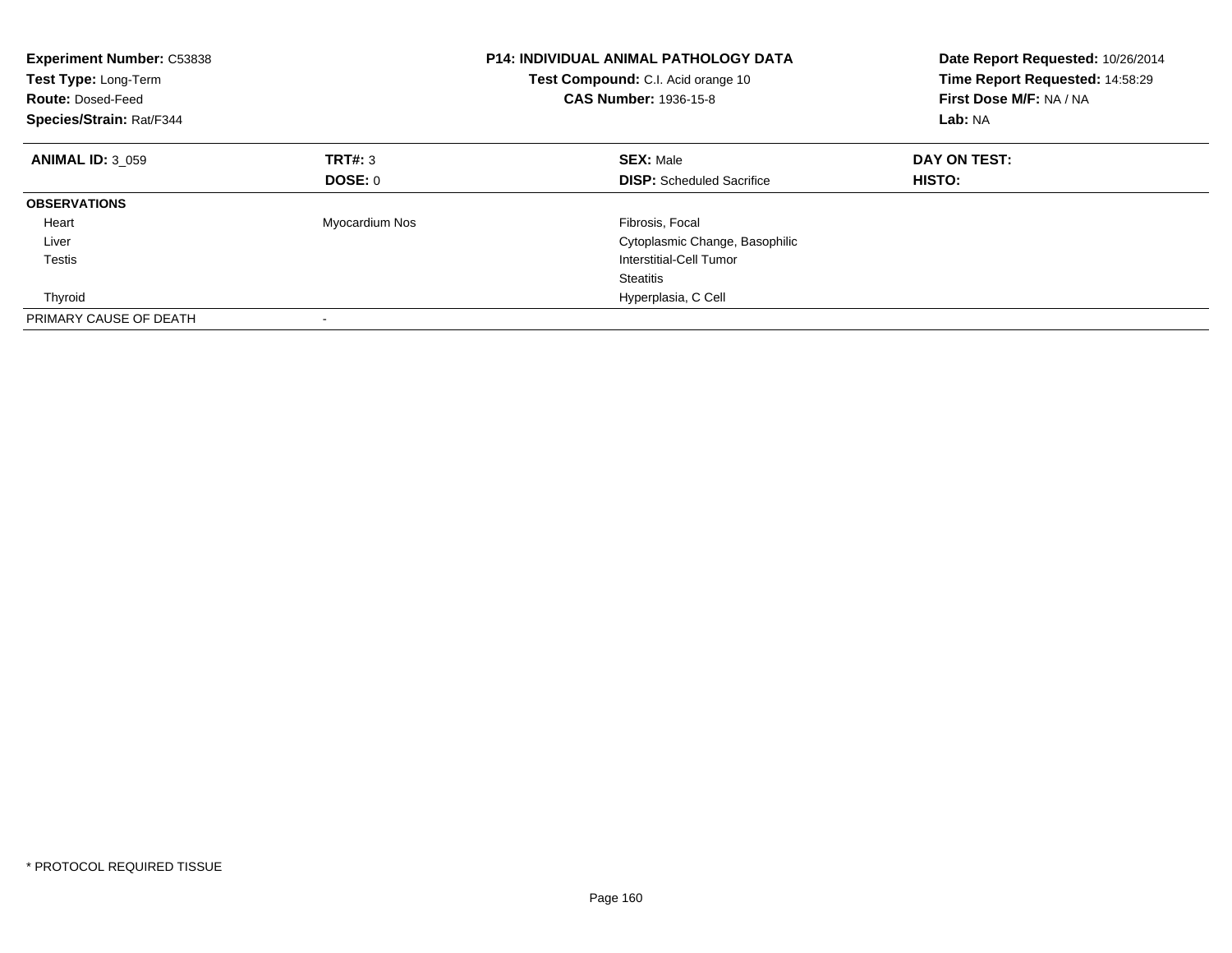**Experiment Number:** C53838
**Test Type:** Long-Term
**Route:** Dosed-Feed
**Species/Strain:** Rat/F344

**P14: INDIVIDUAL ANIMAL PATHOLOGY DATA**
**Test Compound:** C.I. Acid orange 10
**CAS Number:** 1936-15-8

**Date Report Requested:** 10/26/2014
**Time Report Requested:** 14:58:29
**First Dose M/F:** NA / NA
**Lab:** NA

| **ANIMAL ID:** 3_059 | **TRT#:** 3 | **SEX:** Male | **DAY ON TEST:** |
|---|---|---|---|
| | **DOSE:** 0 | **DISP:** Scheduled Sacrifice | **HISTO:** |
| **OBSERVATIONS** | | | |
| Heart | Myocardium Nos | Fibrosis, Focal | |
| Liver | | Cytoplasmic Change, Basophilic | |
| Testis | | Interstitial-Cell Tumor | |
| | | Steatitis | |
| Thyroid | | Hyperplasia, C Cell | |
| PRIMARY CAUSE OF DEATH | - | | |

* PROTOCOL REQUIRED TISSUE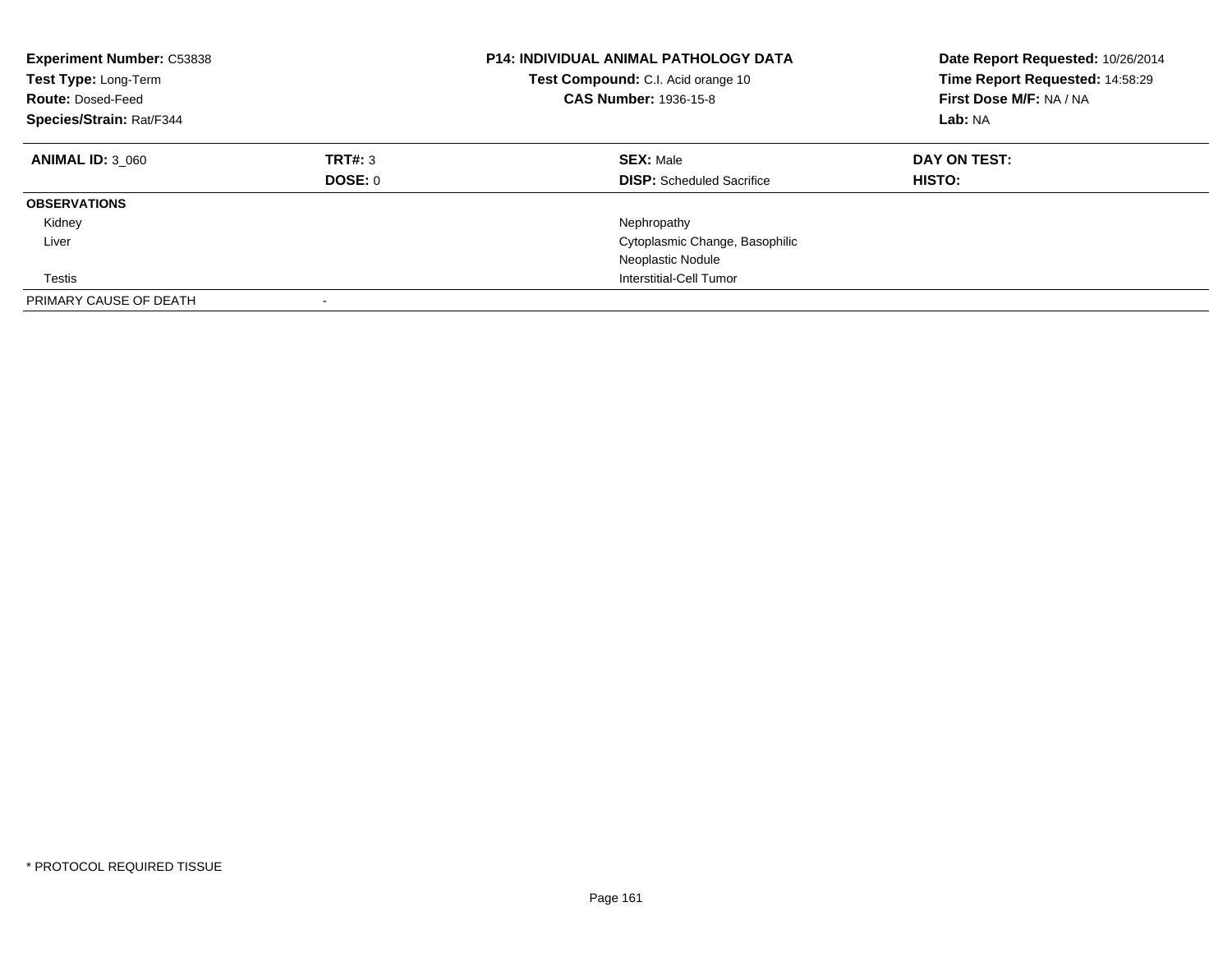| **Experiment Number:** C53838 | **P14: INDIVIDUAL ANIMAL PATHOLOGY DATA** | **Date Report Requested:** 10/26/2014 |
|---|---|---|
| **Test Type:** Long-Term | **Test Compound:** C.I. Acid orange 10 | **Time Report Requested:** 14:58:29 |
| **Route:** Dosed-Feed | **CAS Number:** 1936-15-8 | **First Dose M/F:** NA / NA |
| **Species/Strain:** Rat/F344 | | **Lab:** NA |

| **ANIMAL ID:** 3_060 | **TRT#:** 3 | **SEX:** Male | **DAY ON TEST:** |
|---|---|---|---|
| | **DOSE:** 0 | **DISP:** Scheduled Sacrifice | **HISTO:** |
| **OBSERVATIONS** | | | |
| Kidney | | Nephropathy | |
| Liver | | Cytoplasmic Change, Basophilic | |
| | | Neoplastic Nodule | |
| Testis | | Interstitial-Cell Tumor | |
| PRIMARY CAUSE OF DEATH | - | | |

* PROTOCOL REQUIRED TISSUE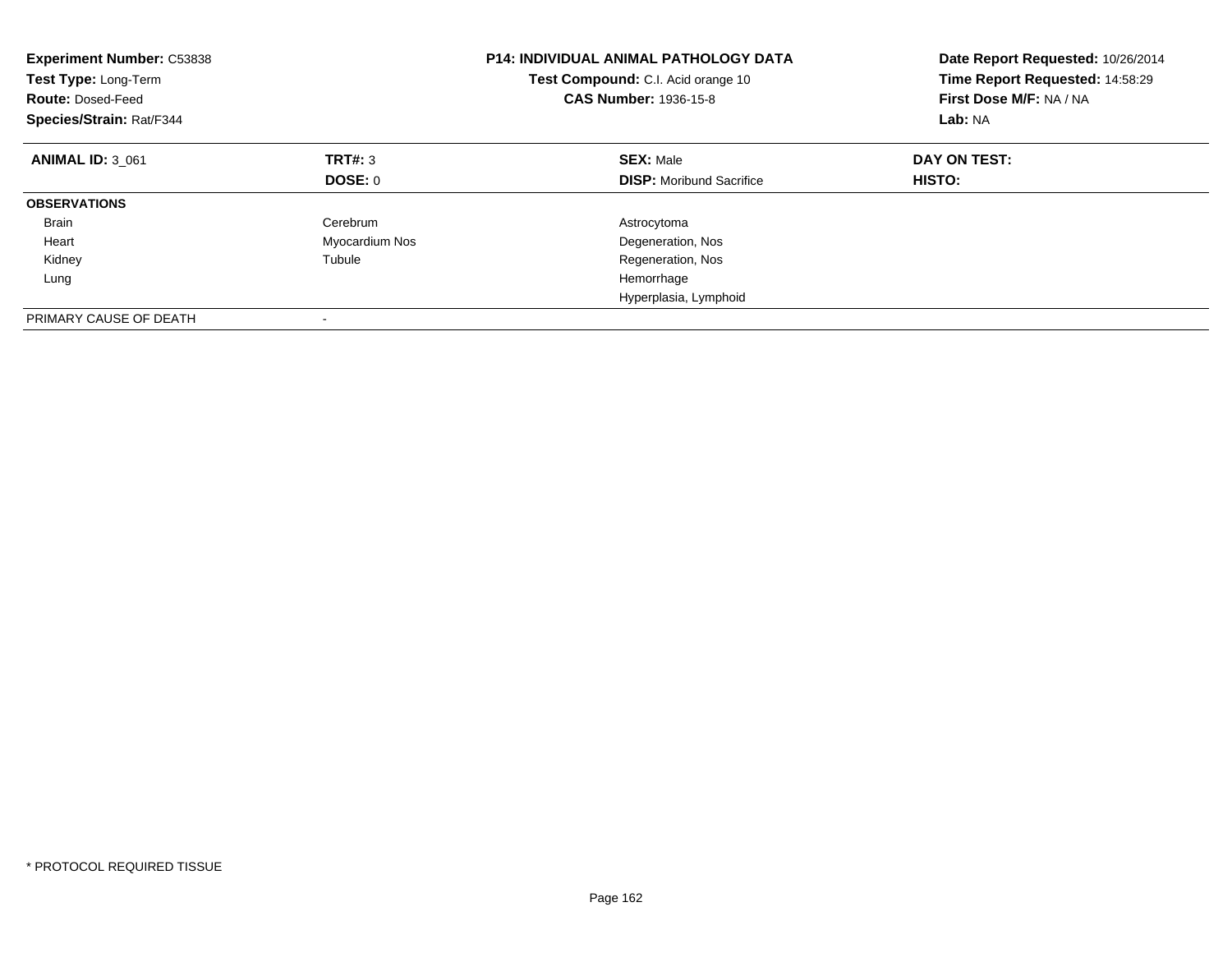**Experiment Number:** C53838
**Test Type:** Long-Term
**Route:** Dosed-Feed
**Species/Strain:** Rat/F344

**P14: INDIVIDUAL ANIMAL PATHOLOGY DATA**
**Test Compound:** C.I. Acid orange 10
**CAS Number:** 1936-15-8

**Date Report Requested:** 10/26/2014
**Time Report Requested:** 14:58:29
**First Dose M/F:** NA / NA
**Lab:** NA

| **ANIMAL ID:** 3_061 | **TRT#:** 3 | **SEX:** Male | **DAY ON TEST:** |
|---|---|---|---|
| | **DOSE:** 0 | **DISP:** Moribund Sacrifice | **HISTO:** |
| **OBSERVATIONS** | | | |
| Brain | Cerebrum | Astrocytoma | |
| Heart | Myocardium Nos | Degeneration, Nos | |
| Kidney | Tubule | Regeneration, Nos | |
| Lung | | Hemorrhage | |
| | | Hyperplasia, Lymphoid | |
| PRIMARY CAUSE OF DEATH | - | | |

* PROTOCOL REQUIRED TISSUE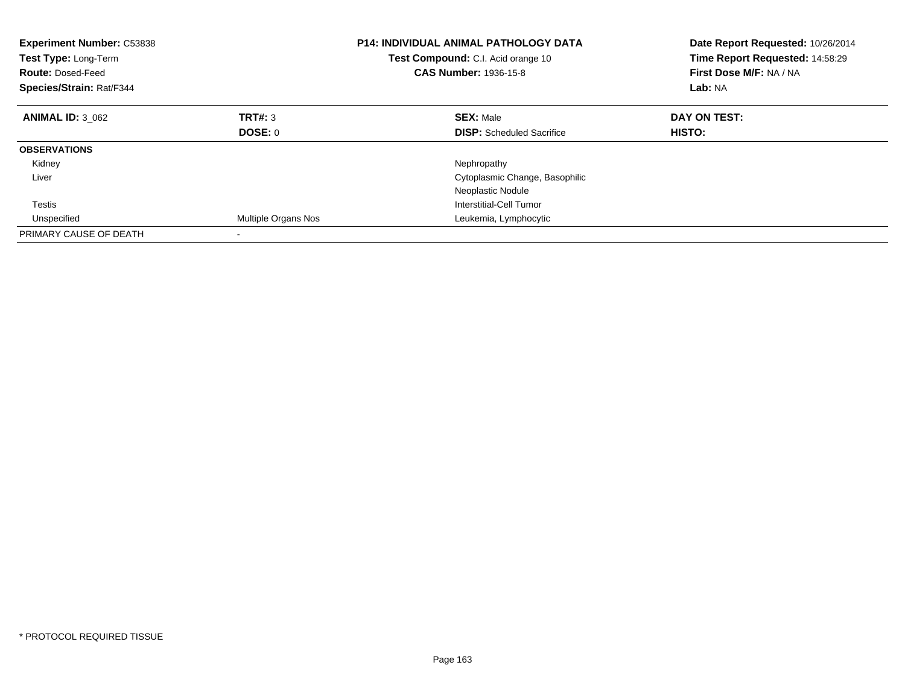**Experiment Number:** C53838
**Test Type:** Long-Term
**Route:** Dosed-Feed
**Species/Strain:** Rat/F344

**P14: INDIVIDUAL ANIMAL PATHOLOGY DATA**
**Test Compound:** C.I. Acid orange 10
**CAS Number:** 1936-15-8

**Date Report Requested:** 10/26/2014
**Time Report Requested:** 14:58:29
**First Dose M/F:** NA / NA
**Lab:** NA

| **ANIMAL ID:** 3_062 | **TRT#:** 3 | **SEX:** Male | **DAY ON TEST:** |
|---|---|---|---|
| | **DOSE:** 0 | **DISP:** Scheduled Sacrifice | **HISTO:** |
| **OBSERVATIONS** | | | |
| Kidney | | Nephropathy | |
| Liver | | Cytoplasmic Change, Basophilic | |
| | | Neoplastic Nodule | |
| Testis | | Interstitial-Cell Tumor | |
| Unspecified | Multiple Organs Nos | Leukemia, Lymphocytic | |
| PRIMARY CAUSE OF DEATH | - | | |

* PROTOCOL REQUIRED TISSUE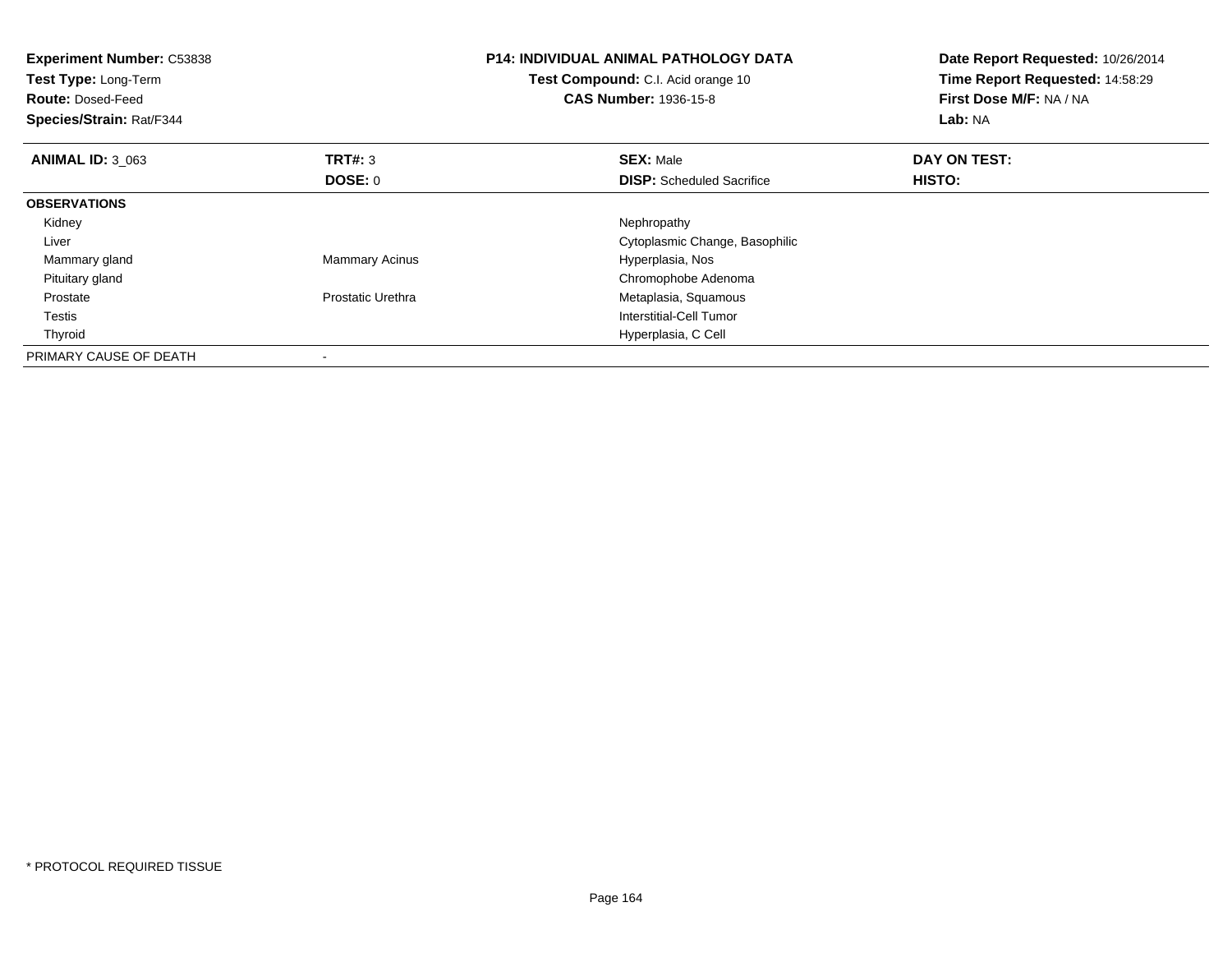**Experiment Number:** C53838
**Test Type:** Long-Term
**Route:** Dosed-Feed
**Species/Strain:** Rat/F344

**P14: INDIVIDUAL ANIMAL PATHOLOGY DATA**
**Test Compound:** C.I. Acid orange 10
**CAS Number:** 1936-15-8

**Date Report Requested:** 10/26/2014
**Time Report Requested:** 14:58:29
**First Dose M/F:** NA / NA
**Lab:** NA

| **ANIMAL ID:** 3_063 | **TRT#:** 3 | **SEX:** Male | **DAY ON TEST:** |
|---|---|---|---|
| | **DOSE:** 0 | **DISP:** Scheduled Sacrifice | **HISTO:** |
| **OBSERVATIONS** | | | |
| Kidney | | Nephropathy | |
| Liver | | Cytoplasmic Change, Basophilic | |
| Mammary gland | Mammary Acinus | Hyperplasia, Nos | |
| Pituitary gland | | Chromophobe Adenoma | |
| Prostate | Prostatic Urethra | Metaplasia, Squamous | |
| Testis | | Interstitial-Cell Tumor | |
| Thyroid | | Hyperplasia, C Cell | |
| PRIMARY CAUSE OF DEATH | - | | |

* PROTOCOL REQUIRED TISSUE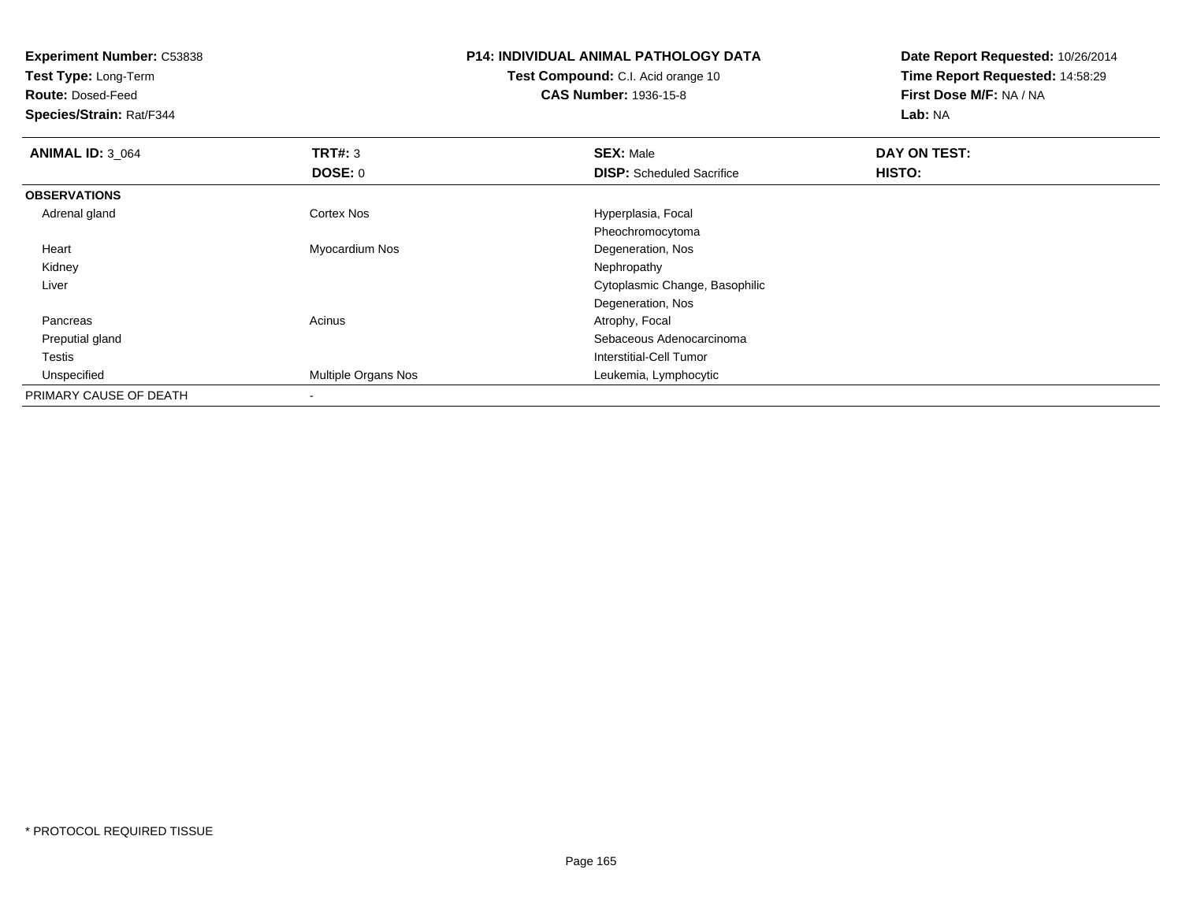**Experiment Number:** C53838
**Test Type:** Long-Term
**Route:** Dosed-Feed
**Species/Strain:** Rat/F344

**P14: INDIVIDUAL ANIMAL PATHOLOGY DATA**
**Test Compound:** C.I. Acid orange 10
**CAS Number:** 1936-15-8

**Date Report Requested:** 10/26/2014
**Time Report Requested:** 14:58:29
**First Dose M/F:** NA / NA
**Lab:** NA

| **ANIMAL ID:** 3_064 | **TRT#:** 3 | **SEX:** Male | **DAY ON TEST:** |
|---|---|---|---|
| | **DOSE:** 0 | **DISP:** Scheduled Sacrifice | **HISTO:** |
| **OBSERVATIONS** | | | |
| Adrenal gland | Cortex Nos | Hyperplasia, Focal | |
| | | Pheochromocytoma | |
| Heart | Myocardium Nos | Degeneration, Nos | |
| Kidney | | Nephropathy | |
| Liver | | Cytoplasmic Change, Basophilic | |
| | | Degeneration, Nos | |
| Pancreas | Acinus | Atrophy, Focal | |
| Preputial gland | | Sebaceous Adenocarcinoma | |
| Testis | | Interstitial-Cell Tumor | |
| Unspecified | Multiple Organs Nos | Leukemia, Lymphocytic | |
| PRIMARY CAUSE OF DEATH | - | | |

* PROTOCOL REQUIRED TISSUE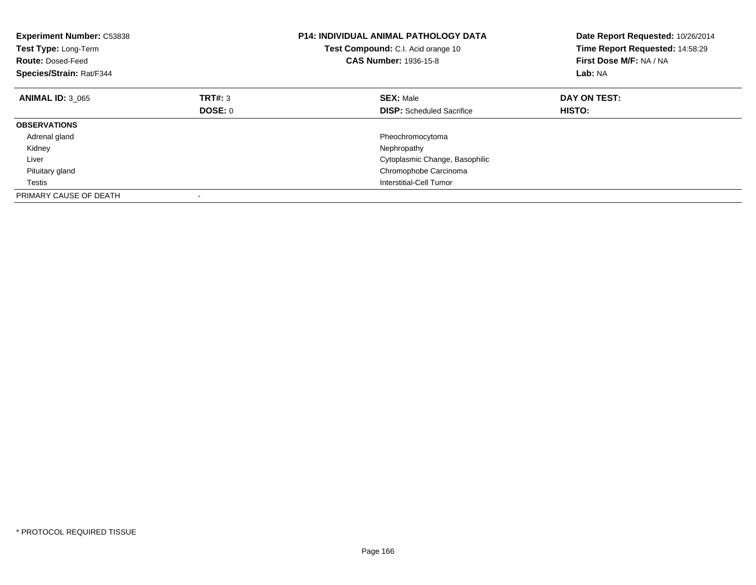**Experiment Number:** C53838
**Test Type:** Long-Term
**Route:** Dosed-Feed
**Species/Strain:** Rat/F344

**P14: INDIVIDUAL ANIMAL PATHOLOGY DATA**
**Test Compound:** C.I. Acid orange 10
**CAS Number:** 1936-15-8

**Date Report Requested:** 10/26/2014
**Time Report Requested:** 14:58:29
**First Dose M/F:** NA / NA
**Lab:** NA

| **ANIMAL ID:** 3_065 | **TRT#:** 3 | **SEX:** Male | **DAY ON TEST:** |
|---|---|---|---|
| | **DOSE:** 0 | **DISP:** Scheduled Sacrifice | **HISTO:** |
| **OBSERVATIONS** | | | |
| Adrenal gland | | Pheochromocytoma | |
| Kidney | | Nephropathy | |
| Liver | | Cytoplasmic Change, Basophilic | |
| Pituitary gland | | Chromophobe Carcinoma | |
| Testis | | Interstitial-Cell Tumor | |
| PRIMARY CAUSE OF DEATH | - | | |

* PROTOCOL REQUIRED TISSUE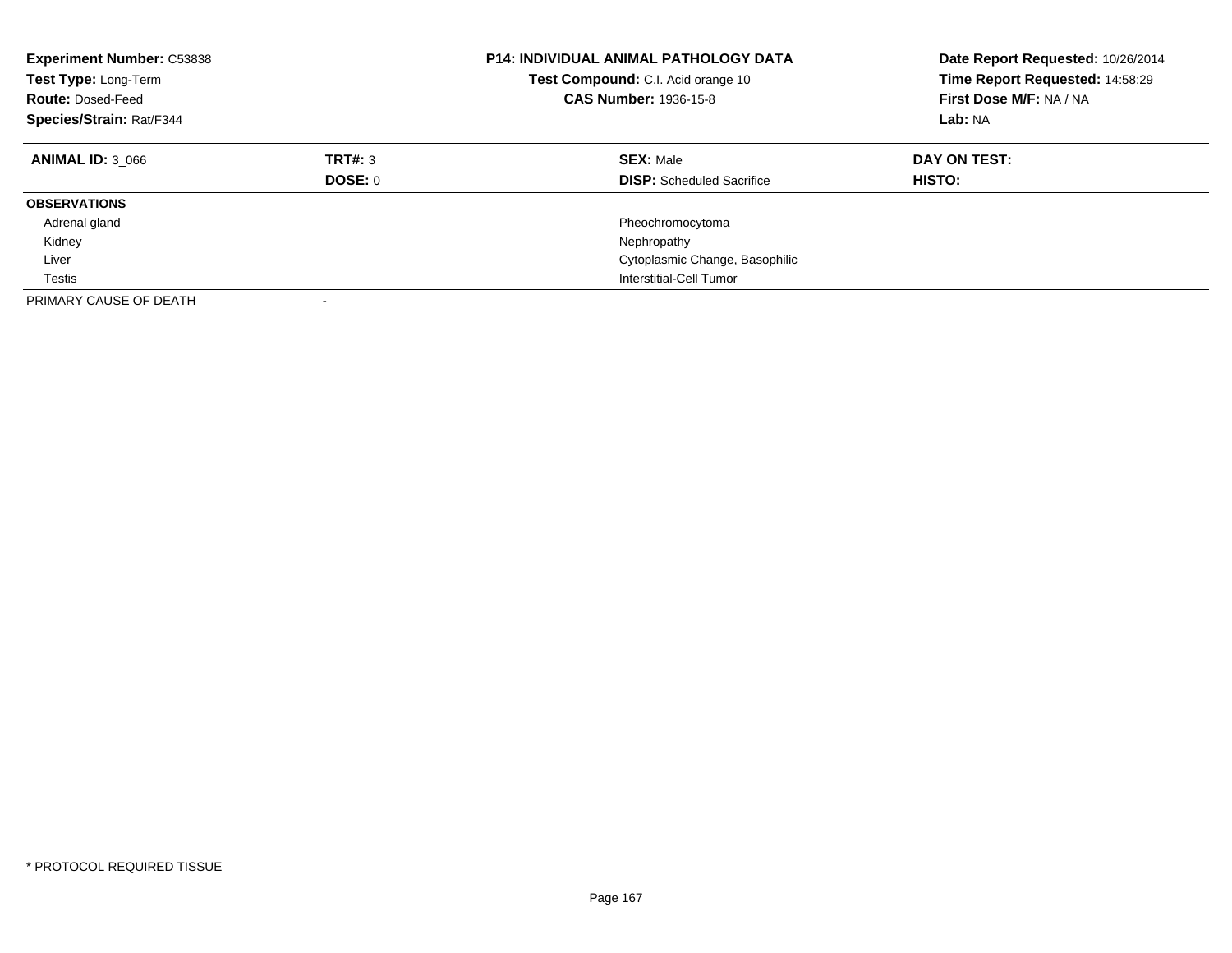| **Experiment Number:** C53838 | **P14: INDIVIDUAL ANIMAL PATHOLOGY DATA** | **Date Report Requested:** 10/26/2014 |
|---|---|---|
| **Test Type:** Long-Term | **Test Compound:** C.I. Acid orange 10 | **Time Report Requested:** 14:58:29 |
| **Route:** Dosed-Feed | **CAS Number:** 1936-15-8 | **First Dose M/F:** NA / NA |
| **Species/Strain:** Rat/F344 | | **Lab:** NA |

| **ANIMAL ID:** 3_066 | **TRT#:** 3 | **SEX:** Male | **DAY ON TEST:** |
|---|---|---|---|
| | **DOSE:** 0 | **DISP:** Scheduled Sacrifice | **HISTO:** |
| **OBSERVATIONS** | | | |
| Adrenal gland | | Pheochromocytoma | |
| Kidney | | Nephropathy | |
| Liver | | Cytoplasmic Change, Basophilic | |
| Testis | | Interstitial-Cell Tumor | |
| PRIMARY CAUSE OF DEATH | - | | |

* PROTOCOL REQUIRED TISSUE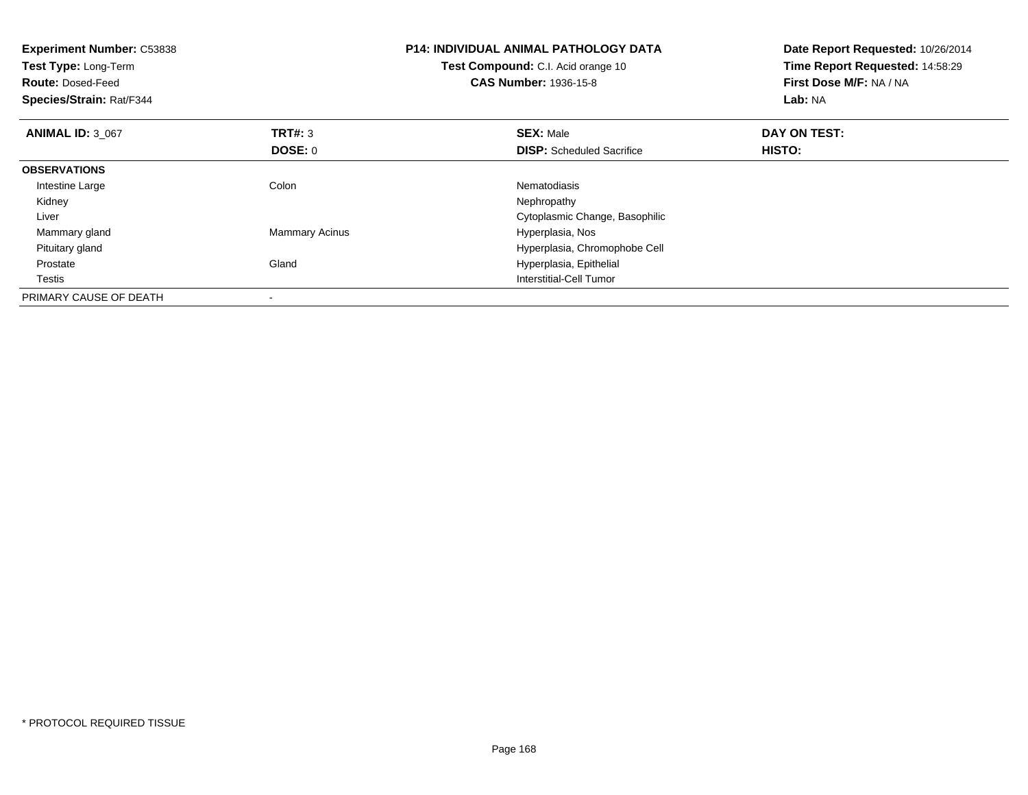**Experiment Number:** C53838
**Test Type:** Long-Term
**Route:** Dosed-Feed
**Species/Strain:** Rat/F344

**P14: INDIVIDUAL ANIMAL PATHOLOGY DATA**
**Test Compound:** C.I. Acid orange 10
**CAS Number:** 1936-15-8

**Date Report Requested:** 10/26/2014
**Time Report Requested:** 14:58:29
**First Dose M/F:** NA / NA
**Lab:** NA

| **ANIMAL ID:** 3_067 | **TRT#:** 3 | **SEX:** Male | **DAY ON TEST:** |
|---|---|---|---|
| | **DOSE:** 0 | **DISP:** Scheduled Sacrifice | **HISTO:** |
| **OBSERVATIONS** | | | |
| Intestine Large | Colon | Nematodiasis | |
| Kidney | | Nephropathy | |
| Liver | | Cytoplasmic Change, Basophilic | |
| Mammary gland | Mammary Acinus | Hyperplasia, Nos | |
| Pituitary gland | | Hyperplasia, Chromophobe Cell | |
| Prostate | Gland | Hyperplasia, Epithelial | |
| Testis | | Interstitial-Cell Tumor | |
| PRIMARY CAUSE OF DEATH | - | | |

* PROTOCOL REQUIRED TISSUE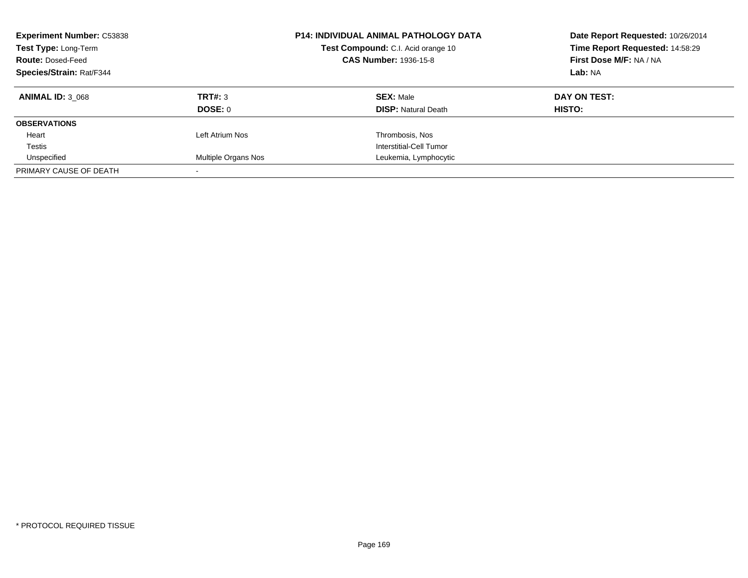**Experiment Number:** C53838
**Test Type:** Long-Term
**Route:** Dosed-Feed
**Species/Strain:** Rat/F344

**P14: INDIVIDUAL ANIMAL PATHOLOGY DATA**
**Test Compound:** C.I. Acid orange 10
**CAS Number:** 1936-15-8

**Date Report Requested:** 10/26/2014
**Time Report Requested:** 14:58:29
**First Dose M/F:** NA / NA
**Lab:** NA

| **ANIMAL ID:** 3_068 | **TRT#:** 3 | **SEX:** Male | **DAY ON TEST:** |
|---|---|---|---|
| | **DOSE:** 0 | **DISP:** Natural Death | **HISTO:** |
| **OBSERVATIONS** | | | |
| Heart | Left Atrium Nos | Thrombosis, Nos | |
| Testis | | Interstitial-Cell Tumor | |
| Unspecified | Multiple Organs Nos | Leukemia, Lymphocytic | |
| PRIMARY CAUSE OF DEATH | - | | |

* PROTOCOL REQUIRED TISSUE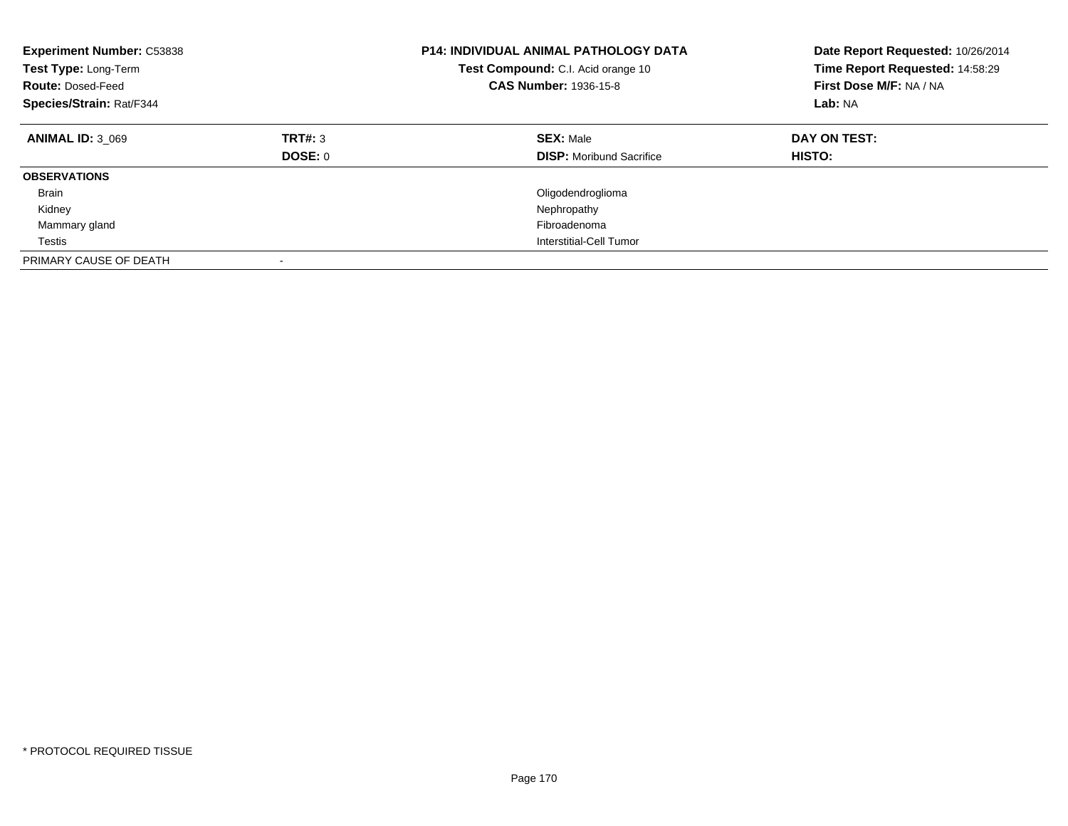**Experiment Number:** C53838
**Test Type:** Long-Term
**Route:** Dosed-Feed
**Species/Strain:** Rat/F344

**P14: INDIVIDUAL ANIMAL PATHOLOGY DATA**
**Test Compound:** C.I. Acid orange 10
**CAS Number:** 1936-15-8

**Date Report Requested:** 10/26/2014
**Time Report Requested:** 14:58:29
**First Dose M/F:** NA / NA
**Lab:** NA

| **ANIMAL ID:** 3_069 | **TRT#:** 3 | **SEX:** Male | **DAY ON TEST:** |
|---|---|---|---|
| | **DOSE:** 0 | **DISP:** Moribund Sacrifice | **HISTO:** |
| **OBSERVATIONS** | | | |
| Brain | | Oligodendroglioma | |
| Kidney | | Nephropathy | |
| Mammary gland | | Fibroadenoma | |
| Testis | | Interstitial-Cell Tumor | |
| PRIMARY CAUSE OF DEATH | - | | |

* PROTOCOL REQUIRED TISSUE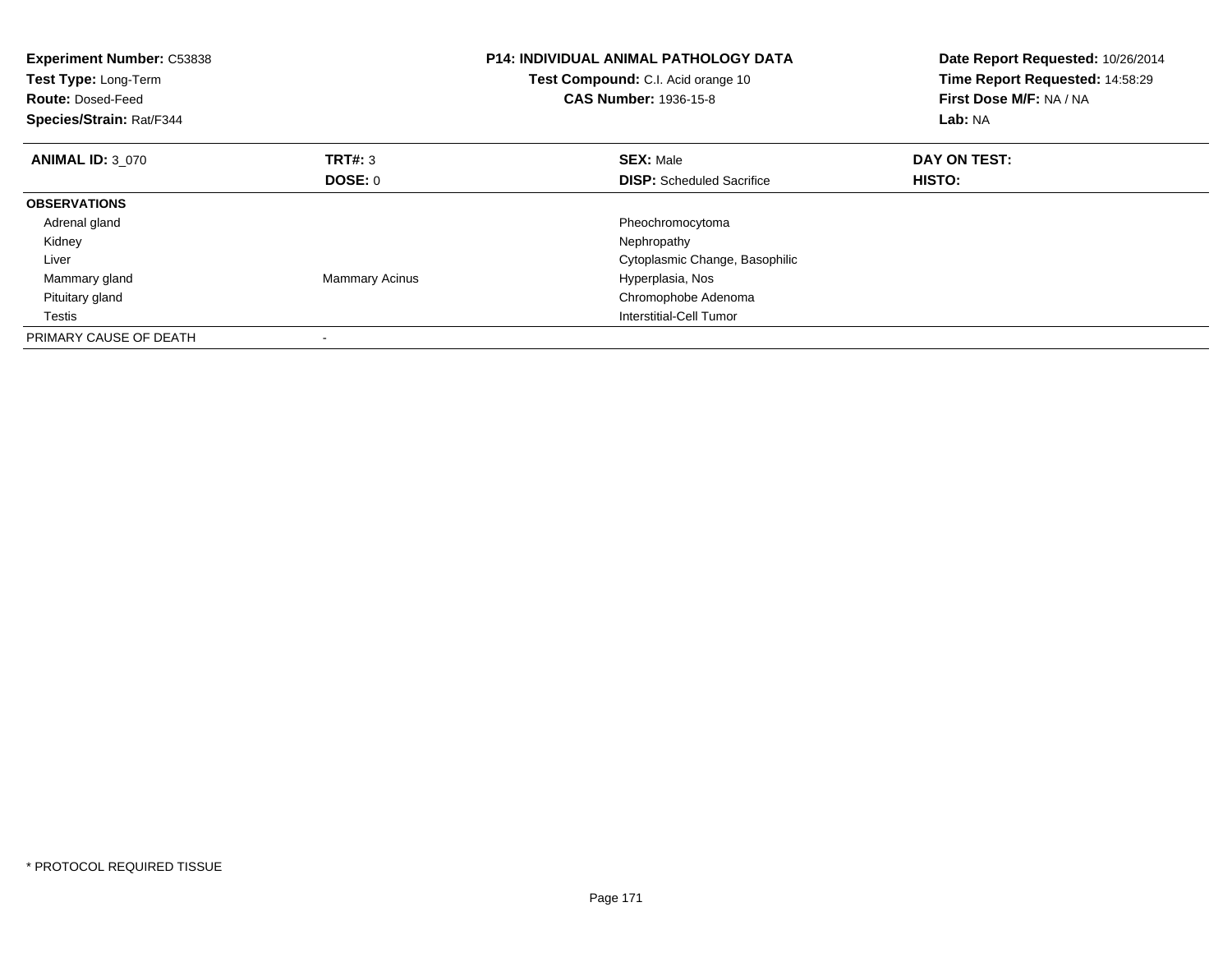**Experiment Number:** C53838
**Test Type:** Long-Term
**Route:** Dosed-Feed
**Species/Strain:** Rat/F344

**P14: INDIVIDUAL ANIMAL PATHOLOGY DATA**
**Test Compound:** C.I. Acid orange 10
**CAS Number:** 1936-15-8

**Date Report Requested:** 10/26/2014
**Time Report Requested:** 14:58:29
**First Dose M/F:** NA / NA
**Lab:** NA

| **ANIMAL ID:** 3_070 | **TRT#:** 3 | **SEX:** Male | **DAY ON TEST:** |
|---|---|---|---|
| | **DOSE:** 0 | **DISP:** Scheduled Sacrifice | **HISTO:** |
| **OBSERVATIONS** | | | |
| Adrenal gland | | Pheochromocytoma | |
| Kidney | | Nephropathy | |
| Liver | | Cytoplasmic Change, Basophilic | |
| Mammary gland | Mammary Acinus | Hyperplasia, Nos | |
| Pituitary gland | | Chromophobe Adenoma | |
| Testis | | Interstitial-Cell Tumor | |
| PRIMARY CAUSE OF DEATH | - | | |

* PROTOCOL REQUIRED TISSUE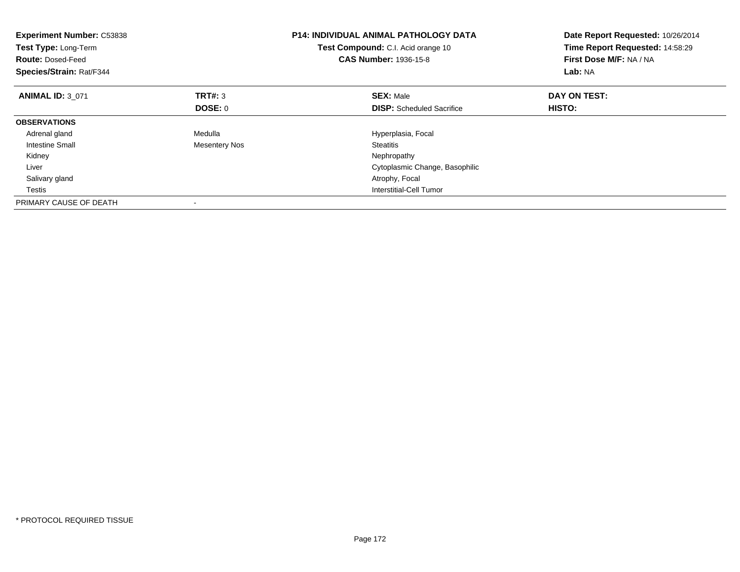**Experiment Number:** C53838
**Test Type:** Long-Term
**Route:** Dosed-Feed
**Species/Strain:** Rat/F344

**P14: INDIVIDUAL ANIMAL PATHOLOGY DATA**
**Test Compound:** C.I. Acid orange 10
**CAS Number:** 1936-15-8

**Date Report Requested:** 10/26/2014
**Time Report Requested:** 14:58:29
**First Dose M/F:** NA / NA
**Lab:** NA

| **ANIMAL ID:** 3_071 | **TRT#:** 3 | **SEX:** Male | **DAY ON TEST:** |
|---|---|---|---|
| | **DOSE:** 0 | **DISP:** Scheduled Sacrifice | **HISTO:** |
| **OBSERVATIONS** | | | |
| Adrenal gland | Medulla | Hyperplasia, Focal | |
| Intestine Small | Mesentery Nos | Steatitis | |
| Kidney | | Nephropathy | |
| Liver | | Cytoplasmic Change, Basophilic | |
| Salivary gland | | Atrophy, Focal | |
| Testis | | Interstitial-Cell Tumor | |
| PRIMARY CAUSE OF DEATH | - | | |

* PROTOCOL REQUIRED TISSUE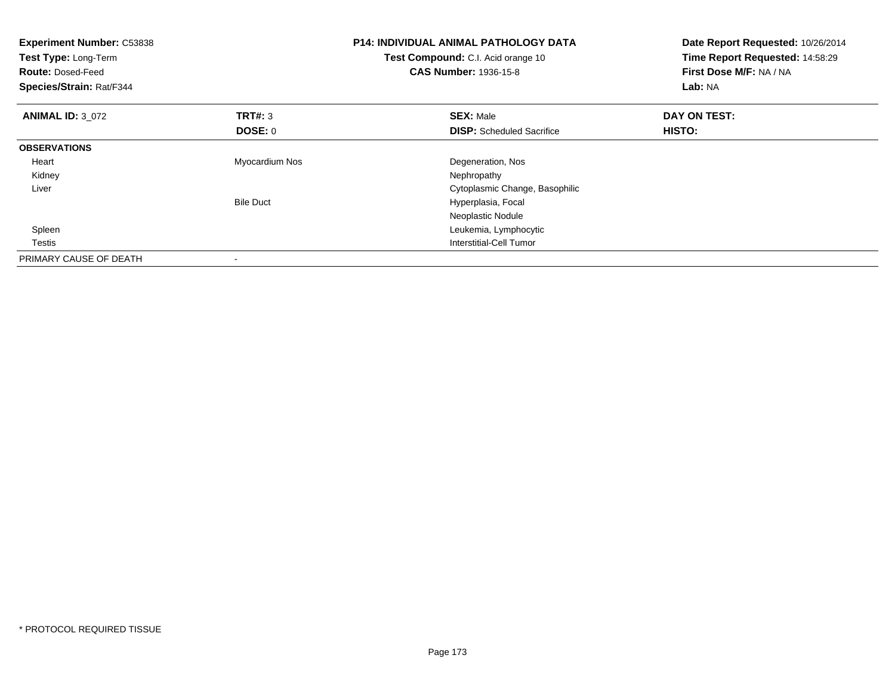**Experiment Number:** C53838
**Test Type:** Long-Term
**Route:** Dosed-Feed
**Species/Strain:** Rat/F344

**P14: INDIVIDUAL ANIMAL PATHOLOGY DATA**
**Test Compound:** C.I. Acid orange 10
**CAS Number:** 1936-15-8

**Date Report Requested:** 10/26/2014
**Time Report Requested:** 14:58:29
**First Dose M/F:** NA / NA
**Lab:** NA

| **ANIMAL ID:** 3_072 | **TRT#:** 3 | **SEX:** Male | **DAY ON TEST:** |
|---|---|---|---|
| | **DOSE:** 0 | **DISP:** Scheduled Sacrifice | **HISTO:** |
| **OBSERVATIONS** | | | |
| Heart | Myocardium Nos | Degeneration, Nos | |
| Kidney | | Nephropathy | |
| Liver | | Cytoplasmic Change, Basophilic | |
| | Bile Duct | Hyperplasia, Focal | |
| | | Neoplastic Nodule | |
| Spleen | | Leukemia, Lymphocytic | |
| Testis | | Interstitial-Cell Tumor | |
| PRIMARY CAUSE OF DEATH | - | | |

* PROTOCOL REQUIRED TISSUE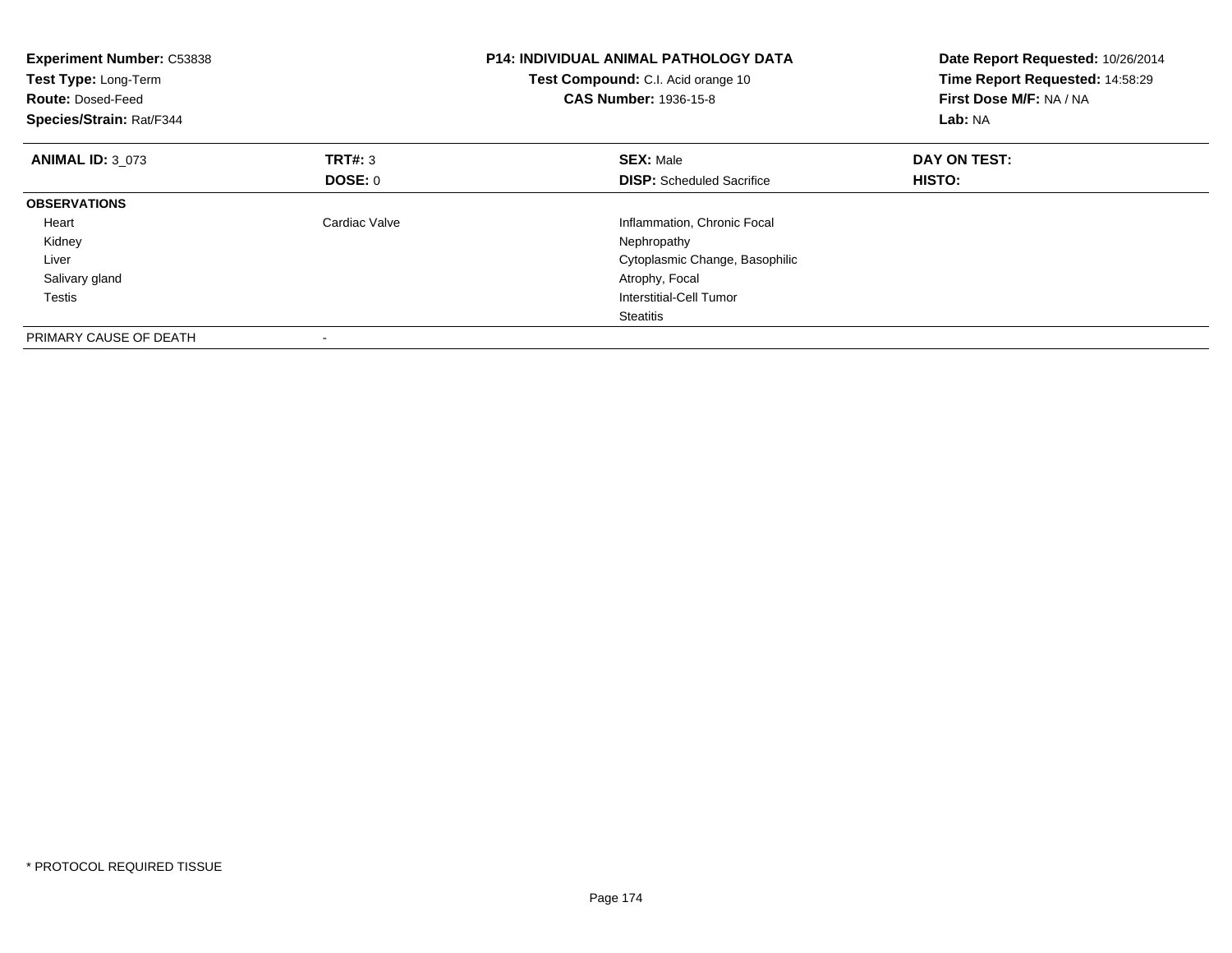**Experiment Number:** C53838
**Test Type:** Long-Term
**Route:** Dosed-Feed
**Species/Strain:** Rat/F344

**P14: INDIVIDUAL ANIMAL PATHOLOGY DATA**
**Test Compound:** C.I. Acid orange 10
**CAS Number:** 1936-15-8

**Date Report Requested:** 10/26/2014
**Time Report Requested:** 14:58:29
**First Dose M/F:** NA / NA
**Lab:** NA

| **ANIMAL ID:** 3_073 | **TRT#:** 3 | **SEX:** Male | **DAY ON TEST:** |
|---|---|---|---|
| | **DOSE:** 0 | **DISP:** Scheduled Sacrifice | **HISTO:** |
| **OBSERVATIONS** | | | |
| Heart | Cardiac Valve | Inflammation, Chronic Focal | |
| Kidney | | Nephropathy | |
| Liver | | Cytoplasmic Change, Basophilic | |
| Salivary gland | | Atrophy, Focal | |
| Testis | | Interstitial-Cell Tumor | |
| | | Steatitis | |
| PRIMARY CAUSE OF DEATH | - | | |

\* PROTOCOL REQUIRED TISSUE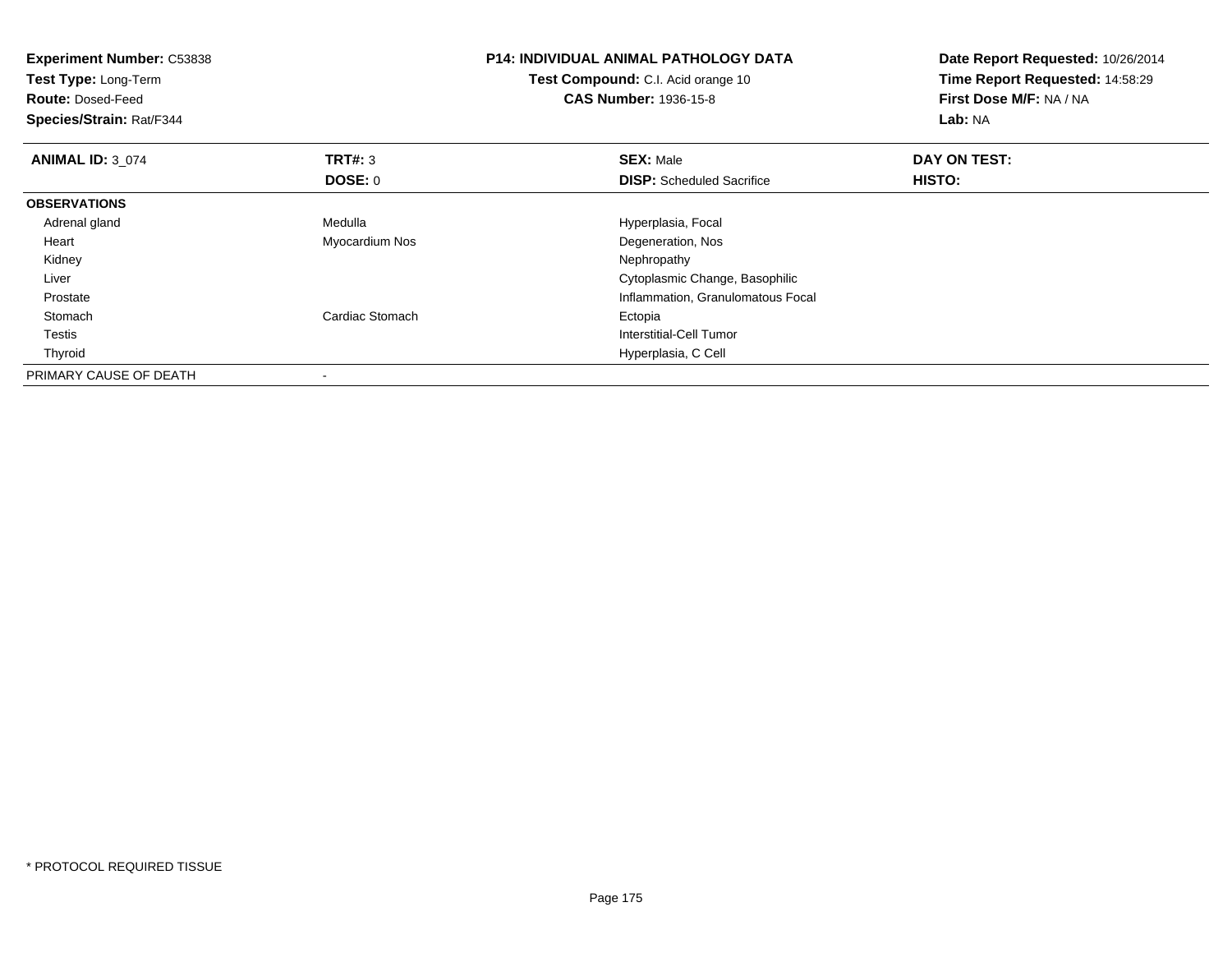**Experiment Number:** C53838
**Test Type:** Long-Term
**Route:** Dosed-Feed
**Species/Strain:** Rat/F344

**P14: INDIVIDUAL ANIMAL PATHOLOGY DATA**
**Test Compound:** C.I. Acid orange 10
**CAS Number:** 1936-15-8

**Date Report Requested:** 10/26/2014
**Time Report Requested:** 14:58:29
**First Dose M/F:** NA / NA
**Lab:** NA

| **ANIMAL ID:** 3_074 | **TRT#:** 3 | **SEX:** Male | **DAY ON TEST:** |
|---|---|---|---|
| | **DOSE:** 0 | **DISP:** Scheduled Sacrifice | **HISTO:** |
| **OBSERVATIONS** | | | |
| Adrenal gland | Medulla | Hyperplasia, Focal | |
| Heart | Myocardium Nos | Degeneration, Nos | |
| Kidney | | Nephropathy | |
| Liver | | Cytoplasmic Change, Basophilic | |
| Prostate | | Inflammation, Granulomatous Focal | |
| Stomach | Cardiac Stomach | Ectopia | |
| Testis | | Interstitial-Cell Tumor | |
| Thyroid | | Hyperplasia, C Cell | |
| PRIMARY CAUSE OF DEATH | - | | |

* PROTOCOL REQUIRED TISSUE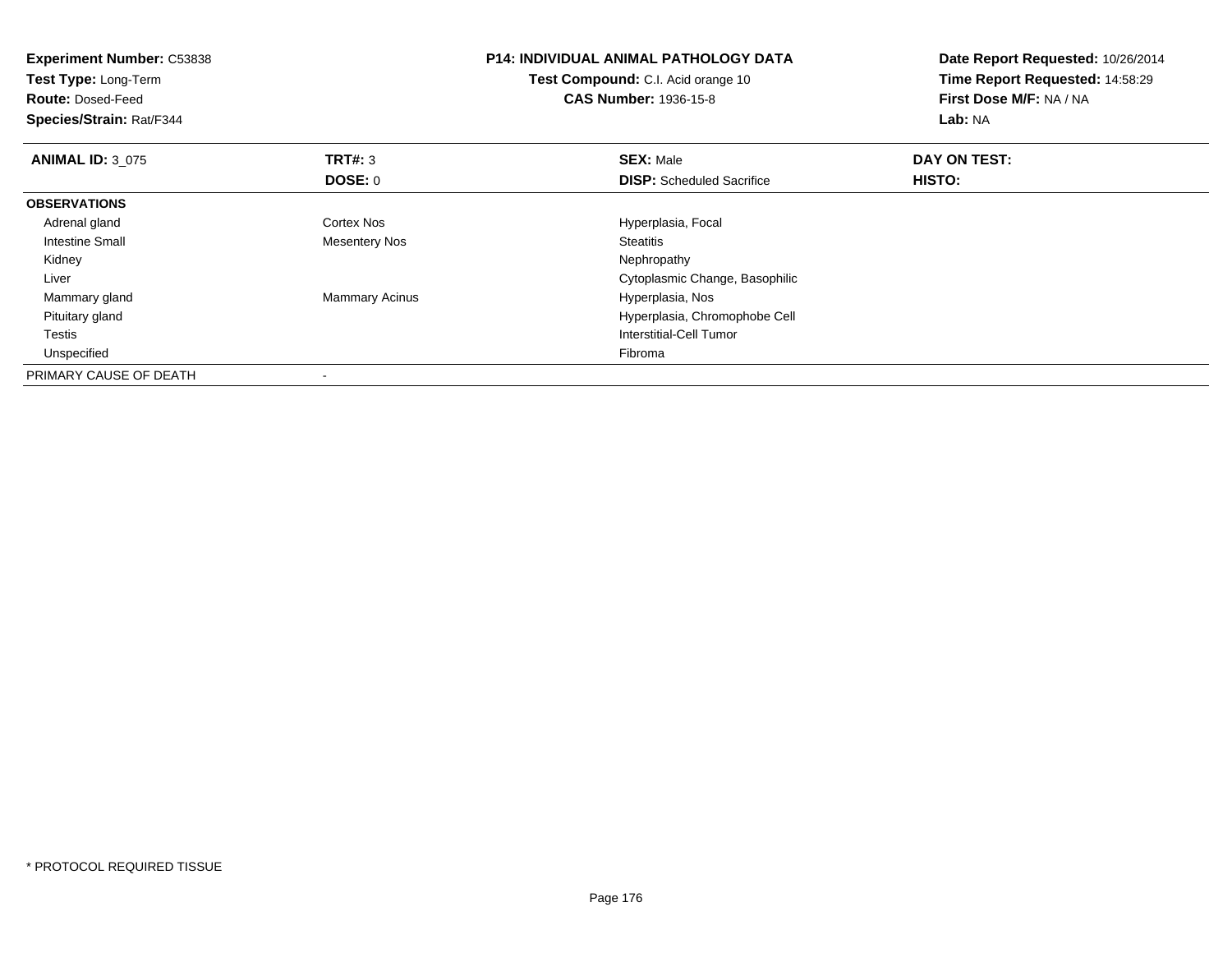**Experiment Number:** C53838
**Test Type:** Long-Term
**Route:** Dosed-Feed
**Species/Strain:** Rat/F344

**P14: INDIVIDUAL ANIMAL PATHOLOGY DATA**
**Test Compound:** C.I. Acid orange 10
**CAS Number:** 1936-15-8

**Date Report Requested:** 10/26/2014
**Time Report Requested:** 14:58:29
**First Dose M/F:** NA / NA
**Lab:** NA

| **ANIMAL ID:** 3_075 | **TRT#:** 3 | **SEX:** Male | **DAY ON TEST:** |
|---|---|---|---|
| | **DOSE:** 0 | **DISP:** Scheduled Sacrifice | **HISTO:** |
| **OBSERVATIONS** | | | |
| Adrenal gland | Cortex Nos | Hyperplasia, Focal | |
| Intestine Small | Mesentery Nos | Steatitis | |
| Kidney | | Nephropathy | |
| Liver | | Cytoplasmic Change, Basophilic | |
| Mammary gland | Mammary Acinus | Hyperplasia, Nos | |
| Pituitary gland | | Hyperplasia, Chromophobe Cell | |
| Testis | | Interstitial-Cell Tumor | |
| Unspecified | | Fibroma | |
| PRIMARY CAUSE OF DEATH | - | | |

* PROTOCOL REQUIRED TISSUE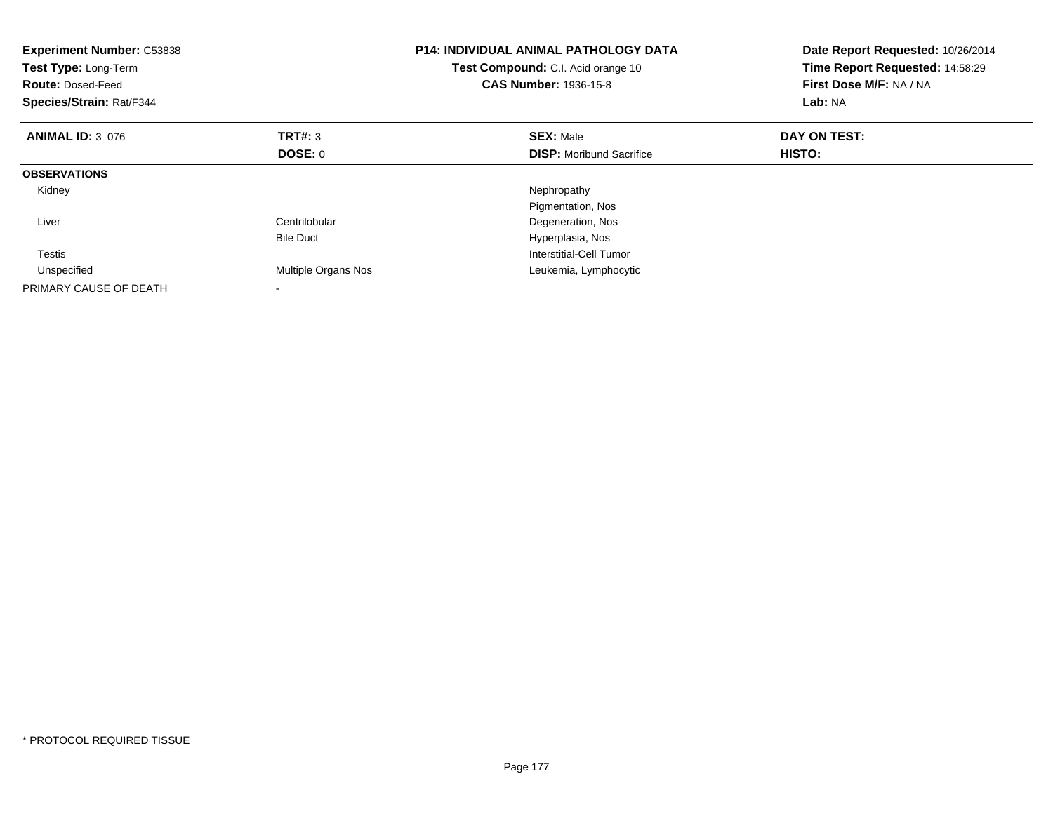**Experiment Number:** C53838
**Test Type:** Long-Term
**Route:** Dosed-Feed
**Species/Strain:** Rat/F344

**P14: INDIVIDUAL ANIMAL PATHOLOGY DATA**
**Test Compound:** C.I. Acid orange 10
**CAS Number:** 1936-15-8

**Date Report Requested:** 10/26/2014
**Time Report Requested:** 14:58:29
**First Dose M/F:** NA / NA
**Lab:** NA

| **ANIMAL ID:** 3_076 | **TRT#:** 3 | **SEX:** Male | **DAY ON TEST:** |
|---|---|---|---|
| | **DOSE:** 0 | **DISP:** Moribund Sacrifice | **HISTO:** |
| **OBSERVATIONS** | | | |
| Kidney | | Nephropathy | |
| | | Pigmentation, Nos | |
| Liver | Centrilobular | Degeneration, Nos | |
| | Bile Duct | Hyperplasia, Nos | |
| Testis | | Interstitial-Cell Tumor | |
| Unspecified | Multiple Organs Nos | Leukemia, Lymphocytic | |
| PRIMARY CAUSE OF DEATH | - | | |

* PROTOCOL REQUIRED TISSUE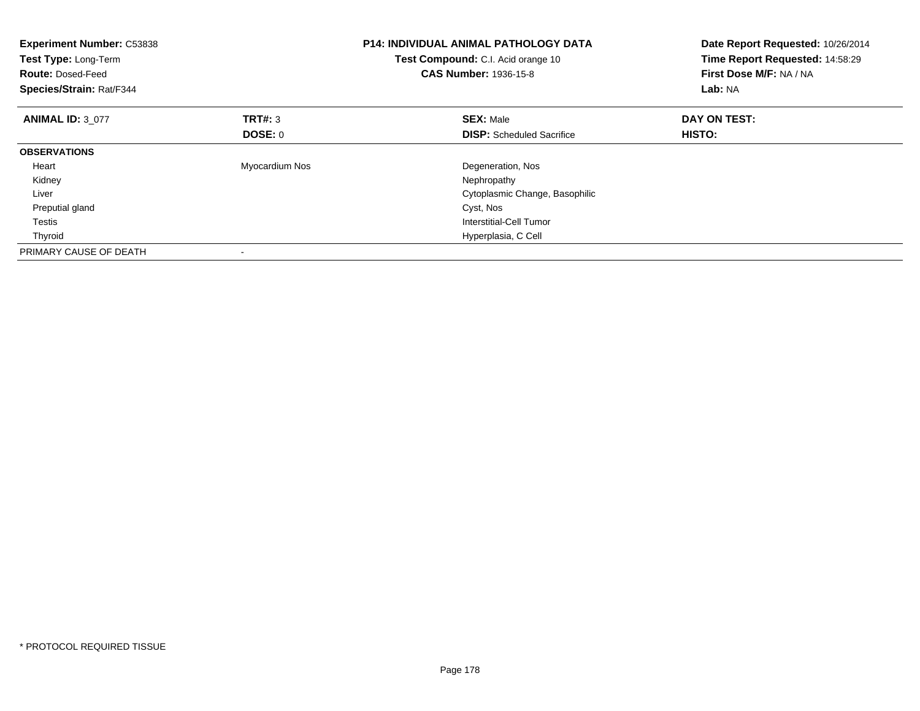**Experiment Number:** C53838
**Test Type:** Long-Term
**Route:** Dosed-Feed
**Species/Strain:** Rat/F344

**P14: INDIVIDUAL ANIMAL PATHOLOGY DATA**
**Test Compound:** C.I. Acid orange 10
**CAS Number:** 1936-15-8

**Date Report Requested:** 10/26/2014
**Time Report Requested:** 14:58:29
**First Dose M/F:** NA / NA
**Lab:** NA

| **ANIMAL ID:** 3_077 | **TRT#:** 3 | **SEX:** Male | **DAY ON TEST:** |
|---|---|---|---|
| | **DOSE:** 0 | **DISP:** Scheduled Sacrifice | **HISTO:** |
| **OBSERVATIONS** | | | |
| Heart | Myocardium Nos | Degeneration, Nos | |
| Kidney | | Nephropathy | |
| Liver | | Cytoplasmic Change, Basophilic | |
| Preputial gland | | Cyst, Nos | |
| Testis | | Interstitial-Cell Tumor | |
| Thyroid | | Hyperplasia, C Cell | |
| PRIMARY CAUSE OF DEATH | - | | |

* PROTOCOL REQUIRED TISSUE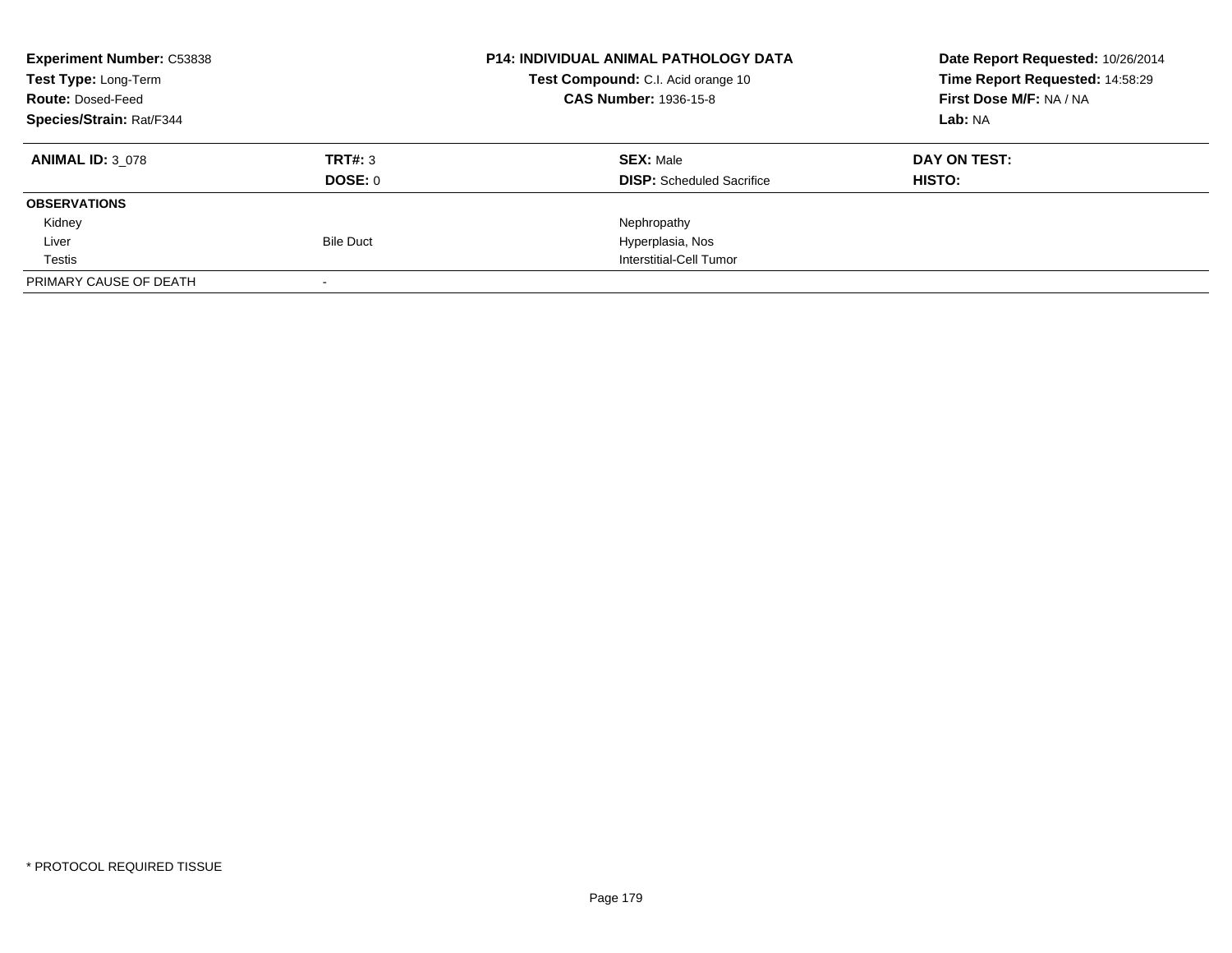**Experiment Number:** C53838
**Test Type:** Long-Term
**Route:** Dosed-Feed
**Species/Strain:** Rat/F344

**P14: INDIVIDUAL ANIMAL PATHOLOGY DATA**
**Test Compound:** C.I. Acid orange 10
**CAS Number:** 1936-15-8

**Date Report Requested:** 10/26/2014
**Time Report Requested:** 14:58:29
**First Dose M/F:** NA / NA
**Lab:** NA

| **ANIMAL ID:** 3_078 | **TRT#:** 3 | **SEX:** Male | **DAY ON TEST:** |
|---|---|---|---|
| | **DOSE:** 0 | **DISP:** Scheduled Sacrifice | **HISTO:** |
| **OBSERVATIONS** | | | |
| Kidney | | Nephropathy | |
| Liver | Bile Duct | Hyperplasia, Nos | |
| Testis | | Interstitial-Cell Tumor | |
| PRIMARY CAUSE OF DEATH | - | | |

\* PROTOCOL REQUIRED TISSUE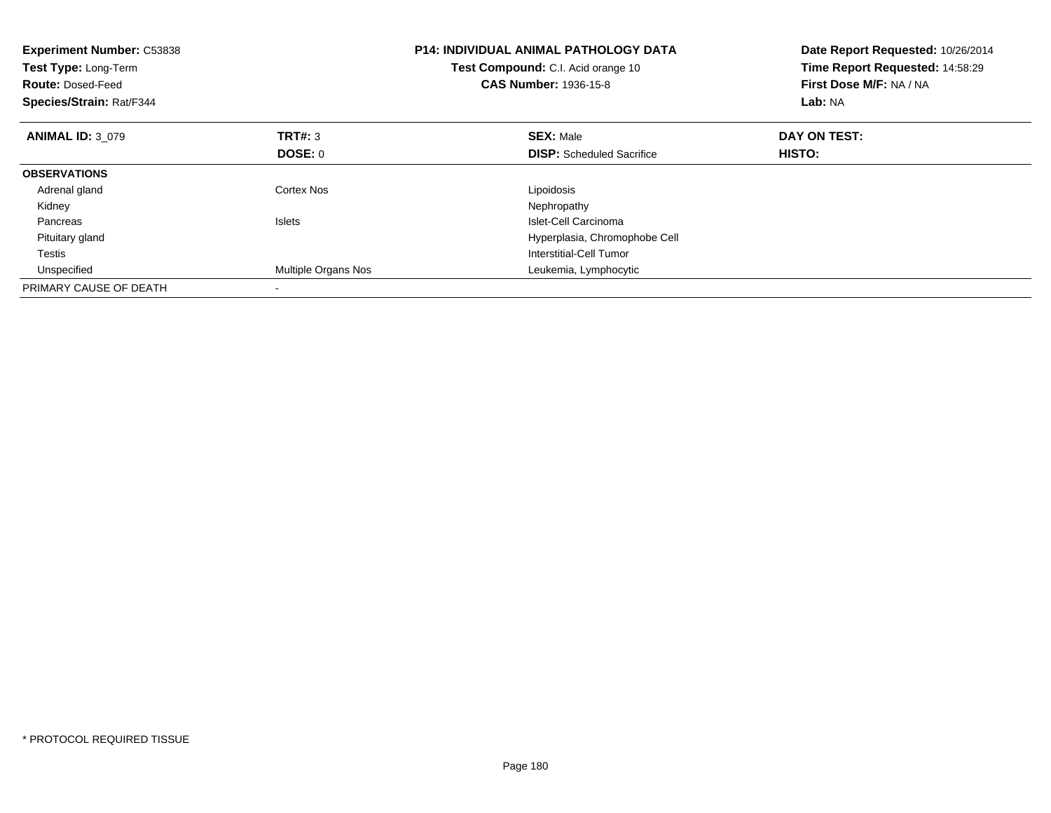**Experiment Number:** C53838
**Test Type:** Long-Term
**Route:** Dosed-Feed
**Species/Strain:** Rat/F344

**P14: INDIVIDUAL ANIMAL PATHOLOGY DATA**
**Test Compound:** C.I. Acid orange 10
**CAS Number:** 1936-15-8

**Date Report Requested:** 10/26/2014
**Time Report Requested:** 14:58:29
**First Dose M/F:** NA / NA
**Lab:** NA

| **ANIMAL ID:** 3_079 | **TRT#:** 3 | **SEX:** Male | **DAY ON TEST:** |
|---|---|---|---|
| | **DOSE:** 0 | **DISP:** Scheduled Sacrifice | **HISTO:** |
| **OBSERVATIONS** | | | |
| Adrenal gland | Cortex Nos | Lipoidosis | |
| Kidney | | Nephropathy | |
| Pancreas | Islets | Islet-Cell Carcinoma | |
| Pituitary gland | | Hyperplasia, Chromophobe Cell | |
| Testis | | Interstitial-Cell Tumor | |
| Unspecified | Multiple Organs Nos | Leukemia, Lymphocytic | |
| PRIMARY CAUSE OF DEATH | - | | |

* PROTOCOL REQUIRED TISSUE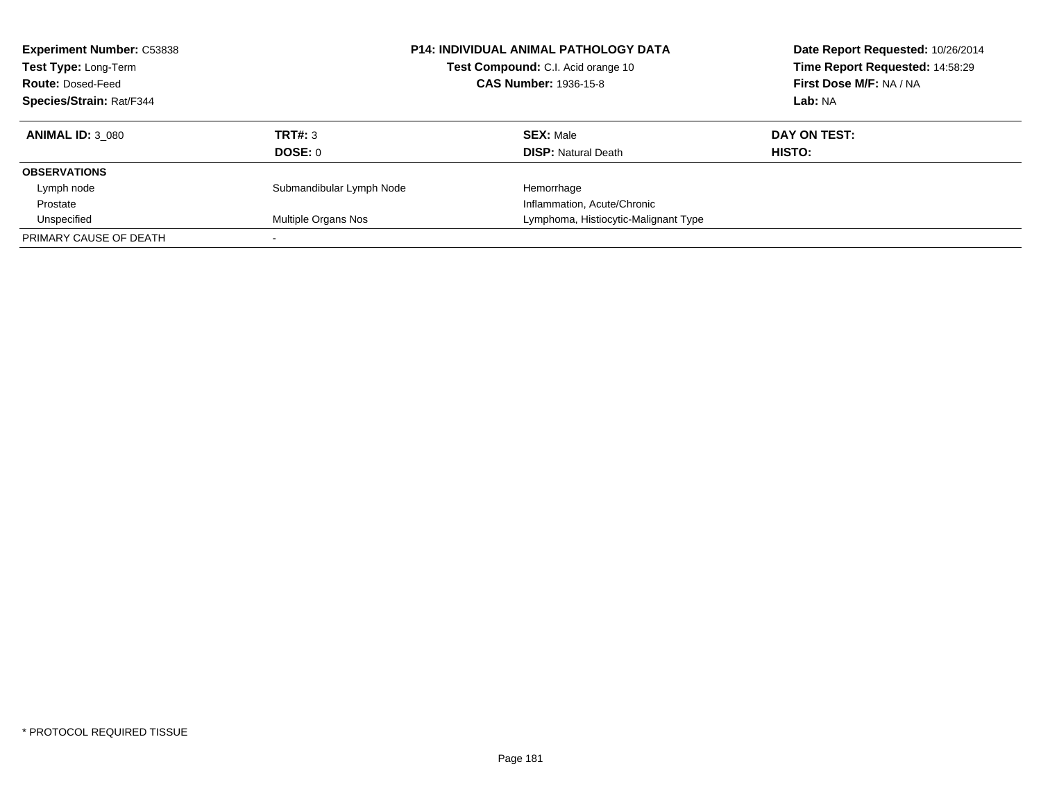**Experiment Number:** C53838
**Test Type:** Long-Term
**Route:** Dosed-Feed
**Species/Strain:** Rat/F344

**P14: INDIVIDUAL ANIMAL PATHOLOGY DATA**
**Test Compound:** C.I. Acid orange 10
**CAS Number:** 1936-15-8

**Date Report Requested:** 10/26/2014
**Time Report Requested:** 14:58:29
**First Dose M/F:** NA / NA
**Lab:** NA

| **ANIMAL ID:** 3_080 | **TRT#:** 3 | **SEX:** Male | **DAY ON TEST:** |
|---|---|---|---|
| | **DOSE:** 0 | **DISP:** Natural Death | **HISTO:** |
| **OBSERVATIONS** | | | |
| Lymph node | Submandibular Lymph Node | Hemorrhage | |
| Prostate | | Inflammation, Acute/Chronic | |
| Unspecified | Multiple Organs Nos | Lymphoma, Histiocytic-Malignant Type | |
| PRIMARY CAUSE OF DEATH | - | | |

* PROTOCOL REQUIRED TISSUE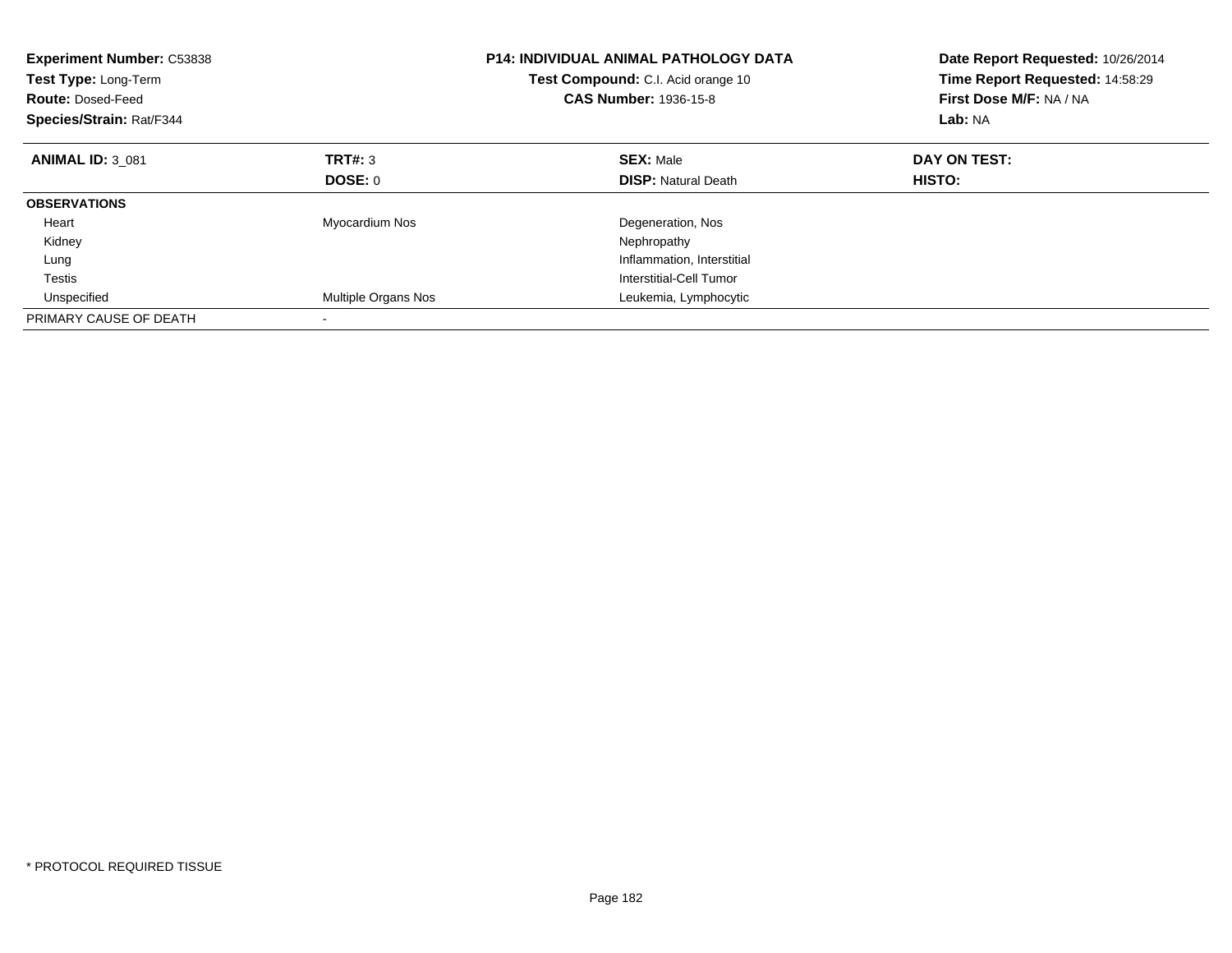**Experiment Number:** C53838
**Test Type:** Long-Term
**Route:** Dosed-Feed
**Species/Strain:** Rat/F344

**P14: INDIVIDUAL ANIMAL PATHOLOGY DATA**
**Test Compound:** C.I. Acid orange 10
**CAS Number:** 1936-15-8

**Date Report Requested:** 10/26/2014
**Time Report Requested:** 14:58:29
**First Dose M/F:** NA / NA
**Lab:** NA

| **ANIMAL ID:** 3_081 | **TRT#:** 3 | **SEX:** Male | **DAY ON TEST:** |
|---|---|---|---|
| | **DOSE:** 0 | **DISP:** Natural Death | **HISTO:** |
| **OBSERVATIONS** | | | |
| Heart | Myocardium Nos | Degeneration, Nos | |
| Kidney | | Nephropathy | |
| Lung | | Inflammation, Interstitial | |
| Testis | | Interstitial-Cell Tumor | |
| Unspecified | Multiple Organs Nos | Leukemia, Lymphocytic | |
| PRIMARY CAUSE OF DEATH | - | | |

* PROTOCOL REQUIRED TISSUE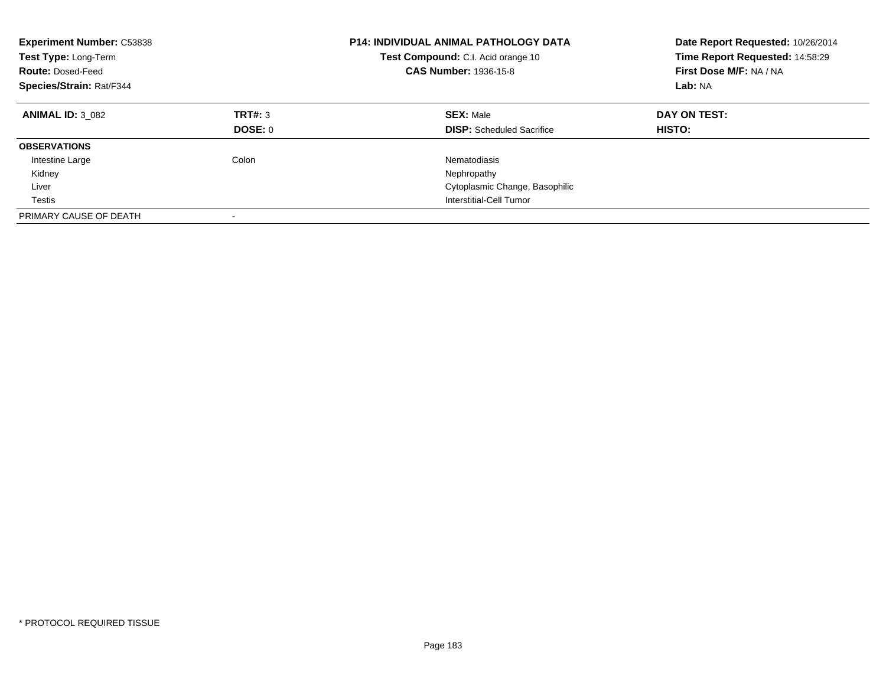**Experiment Number:** C53838
**Test Type:** Long-Term
**Route:** Dosed-Feed
**Species/Strain:** Rat/F344

**P14: INDIVIDUAL ANIMAL PATHOLOGY DATA**
**Test Compound:** C.I. Acid orange 10
**CAS Number:** 1936-15-8

**Date Report Requested:** 10/26/2014
**Time Report Requested:** 14:58:29
**First Dose M/F:** NA / NA
**Lab:** NA

| **ANIMAL ID:** 3_082 | **TRT#:** 3 | **SEX:** Male | **DAY ON TEST:** |
|---|---|---|---|
| | **DOSE:** 0 | **DISP:** Scheduled Sacrifice | **HISTO:** |
| **OBSERVATIONS** | | | |
| Intestine Large | Colon | Nematodiasis | |
| Kidney | | Nephropathy | |
| Liver | | Cytoplasmic Change, Basophilic | |
| Testis | | Interstitial-Cell Tumor | |
| PRIMARY CAUSE OF DEATH | - | | |

* PROTOCOL REQUIRED TISSUE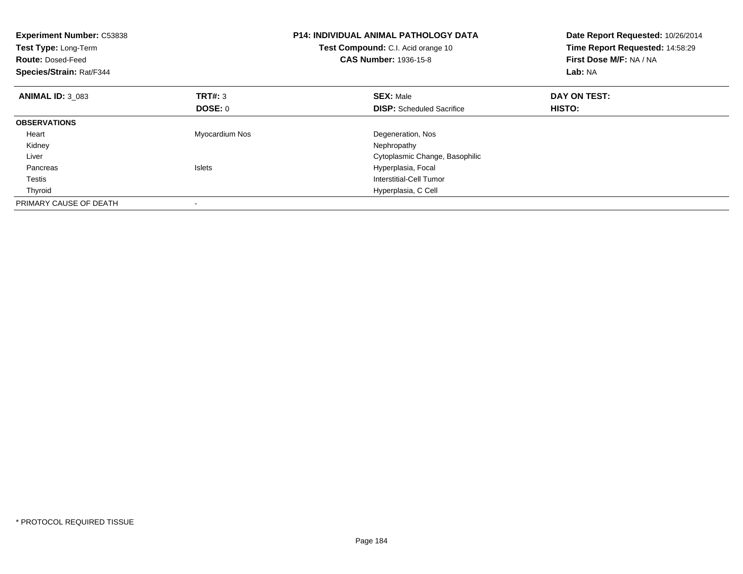**Experiment Number:** C53838
**Test Type:** Long-Term
**Route:** Dosed-Feed
**Species/Strain:** Rat/F344

**P14: INDIVIDUAL ANIMAL PATHOLOGY DATA**
**Test Compound:** C.I. Acid orange 10
**CAS Number:** 1936-15-8

**Date Report Requested:** 10/26/2014
**Time Report Requested:** 14:58:29
**First Dose M/F:** NA / NA
**Lab:** NA

| **ANIMAL ID:** 3_083 | **TRT#:** 3 | **SEX:** Male | **DAY ON TEST:** |
|---|---|---|---|
| | **DOSE:** 0 | **DISP:** Scheduled Sacrifice | **HISTO:** |
| **OBSERVATIONS** | | | |
| Heart | Myocardium Nos | Degeneration, Nos | |
| Kidney | | Nephropathy | |
| Liver | | Cytoplasmic Change, Basophilic | |
| Pancreas | Islets | Hyperplasia, Focal | |
| Testis | | Interstitial-Cell Tumor | |
| Thyroid | | Hyperplasia, C Cell | |
| PRIMARY CAUSE OF DEATH | - | | |

* PROTOCOL REQUIRED TISSUE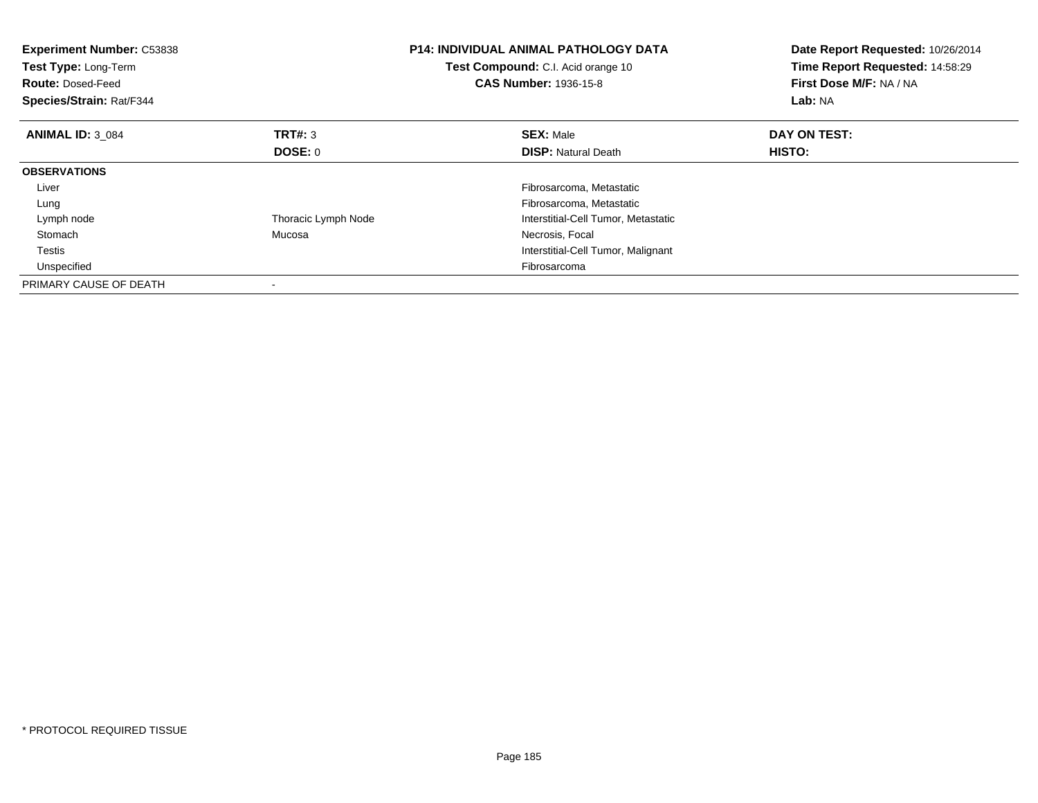**Experiment Number:** C53838
**Test Type:** Long-Term
**Route:** Dosed-Feed
**Species/Strain:** Rat/F344

**P14: INDIVIDUAL ANIMAL PATHOLOGY DATA**
**Test Compound:** C.I. Acid orange 10
**CAS Number:** 1936-15-8

**Date Report Requested:** 10/26/2014
**Time Report Requested:** 14:58:29
**First Dose M/F:** NA / NA
**Lab:** NA

| **ANIMAL ID:** 3_084 | **TRT#:** 3 | **SEX:** Male | **DAY ON TEST:** |
|---|---|---|---|
| | **DOSE:** 0 | **DISP:** Natural Death | **HISTO:** |
| **OBSERVATIONS** | | | |
| Liver | | Fibrosarcoma, Metastatic | |
| Lung | | Fibrosarcoma, Metastatic | |
| Lymph node | Thoracic Lymph Node | Interstitial-Cell Tumor, Metastatic | |
| Stomach | Mucosa | Necrosis, Focal | |
| Testis | | Interstitial-Cell Tumor, Malignant | |
| Unspecified | | Fibrosarcoma | |
| PRIMARY CAUSE OF DEATH | - | | |

* PROTOCOL REQUIRED TISSUE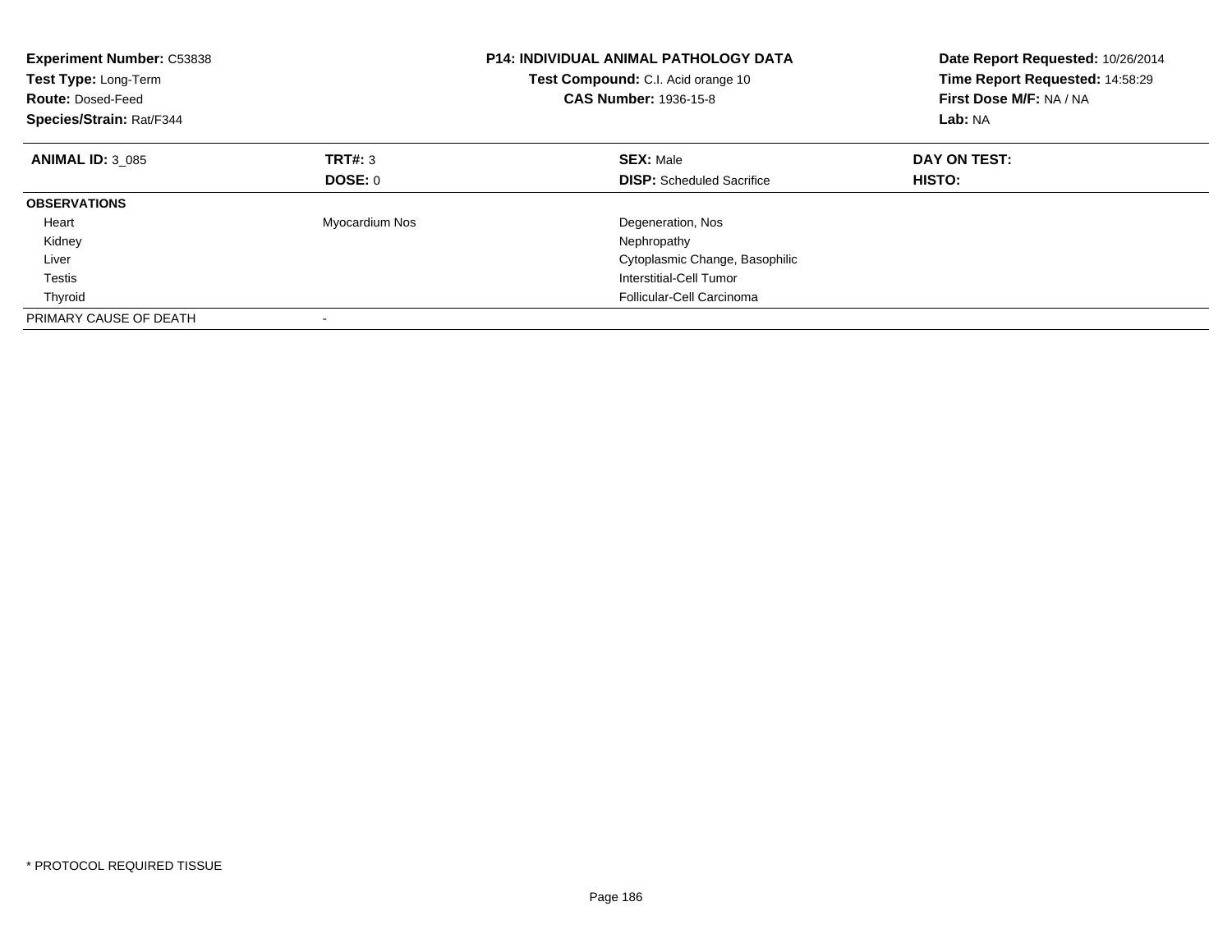**Experiment Number:** C53838
**Test Type:** Long-Term
**Route:** Dosed-Feed
**Species/Strain:** Rat/F344

**P14: INDIVIDUAL ANIMAL PATHOLOGY DATA**
**Test Compound:** C.I. Acid orange 10
**CAS Number:** 1936-15-8

**Date Report Requested:** 10/26/2014
**Time Report Requested:** 14:58:29
**First Dose M/F:** NA / NA
**Lab:** NA

| **ANIMAL ID:** 3_085 | **TRT#:** 3 | **SEX:** Male | **DAY ON TEST:** |
|---|---|---|---|
| | **DOSE:** 0 | **DISP:** Scheduled Sacrifice | **HISTO:** |
| **OBSERVATIONS** | | | |
| Heart | Myocardium Nos | Degeneration, Nos | |
| Kidney | | Nephropathy | |
| Liver | | Cytoplasmic Change, Basophilic | |
| Testis | | Interstitial-Cell Tumor | |
| Thyroid | | Follicular-Cell Carcinoma | |
| PRIMARY CAUSE OF DEATH | - | | |

* PROTOCOL REQUIRED TISSUE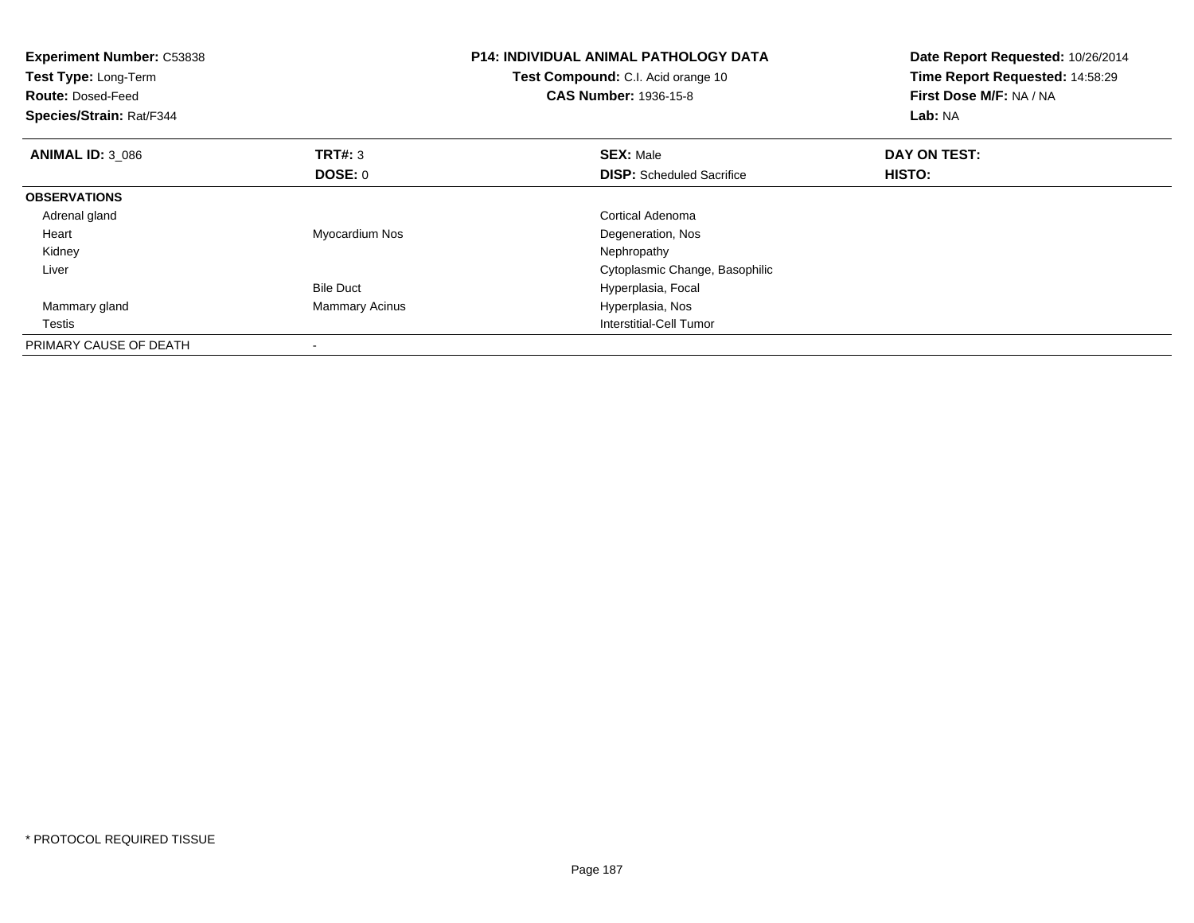**Experiment Number:** C53838
**Test Type:** Long-Term
**Route:** Dosed-Feed
**Species/Strain:** Rat/F344

**P14: INDIVIDUAL ANIMAL PATHOLOGY DATA**
**Test Compound:** C.I. Acid orange 10
**CAS Number:** 1936-15-8

**Date Report Requested:** 10/26/2014
**Time Report Requested:** 14:58:29
**First Dose M/F:** NA / NA
**Lab:** NA

| **ANIMAL ID:** 3_086 | **TRT#:** 3 | **SEX:** Male | **DAY ON TEST:** |
|---|---|---|---|
| | **DOSE:** 0 | **DISP:** Scheduled Sacrifice | **HISTO:** |
| **OBSERVATIONS** | | | |
| Adrenal gland | | Cortical Adenoma | |
| Heart | Myocardium Nos | Degeneration, Nos | |
| Kidney | | Nephropathy | |
| Liver | | Cytoplasmic Change, Basophilic | |
| | Bile Duct | Hyperplasia, Focal | |
| Mammary gland | Mammary Acinus | Hyperplasia, Nos | |
| Testis | | Interstitial-Cell Tumor | |
| PRIMARY CAUSE OF DEATH | - | | |

* PROTOCOL REQUIRED TISSUE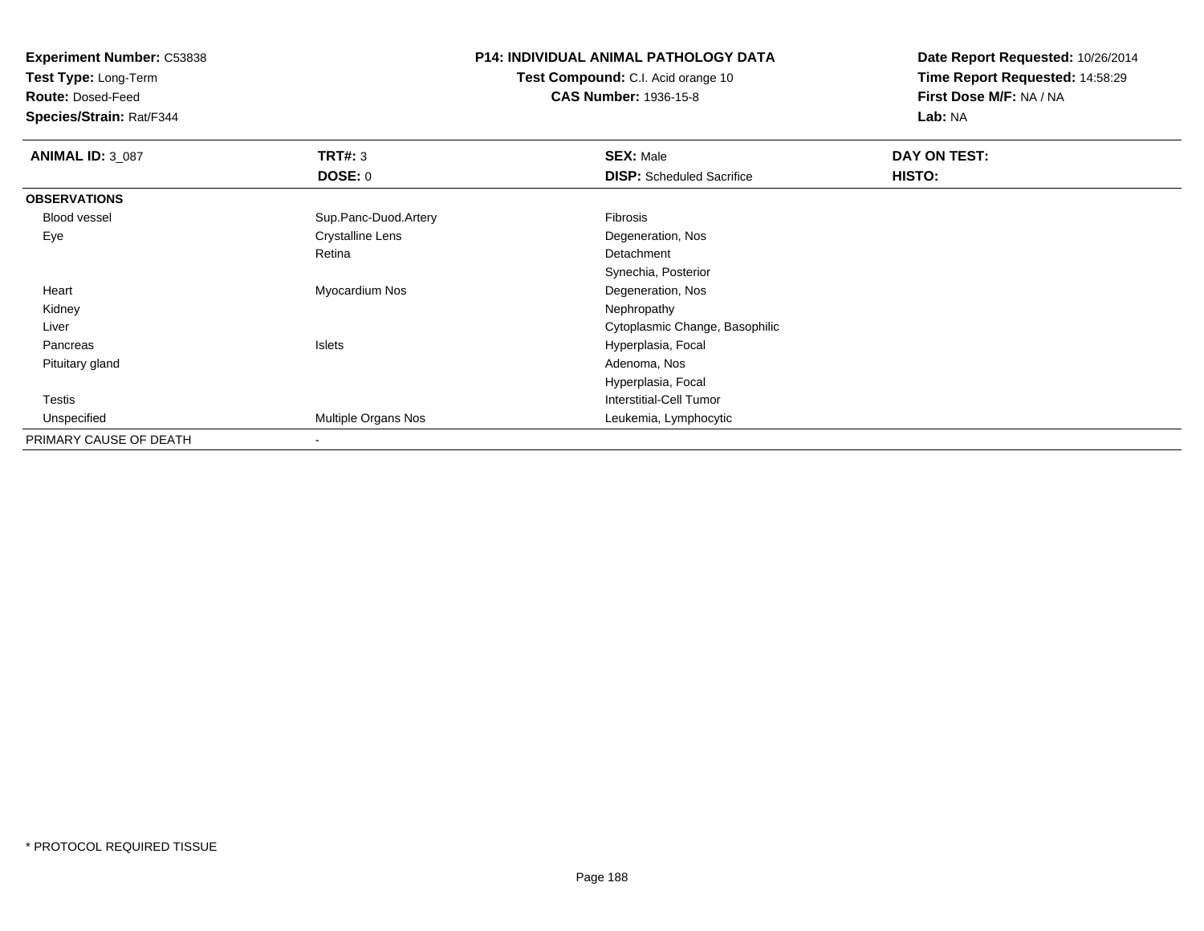**Experiment Number:** C53838
**Test Type:** Long-Term
**Route:** Dosed-Feed
**Species/Strain:** Rat/F344

**P14: INDIVIDUAL ANIMAL PATHOLOGY DATA**
**Test Compound:** C.I. Acid orange 10
**CAS Number:** 1936-15-8

**Date Report Requested:** 10/26/2014
**Time Report Requested:** 14:58:29
**First Dose M/F:** NA / NA
**Lab:** NA

| **ANIMAL ID:** 3_087 | **TRT#:** 3 | **SEX:** Male | **DAY ON TEST:** |
|---|---|---|---|
| | **DOSE:** 0 | **DISP:** Scheduled Sacrifice | **HISTO:** |
| **OBSERVATIONS** | | | |
| Blood vessel | Sup.Panc-Duod.Artery | Fibrosis | |
| Eye | Crystalline Lens | Degeneration, Nos | |
| | Retina | Detachment | |
| | | Synechia, Posterior | |
| Heart | Myocardium Nos | Degeneration, Nos | |
| Kidney | | Nephropathy | |
| Liver | | Cytoplasmic Change, Basophilic | |
| Pancreas | Islets | Hyperplasia, Focal | |
| Pituitary gland | | Adenoma, Nos | |
| | | Hyperplasia, Focal | |
| Testis | | Interstitial-Cell Tumor | |
| Unspecified | Multiple Organs Nos | Leukemia, Lymphocytic | |
| PRIMARY CAUSE OF DEATH | - | | |

* PROTOCOL REQUIRED TISSUE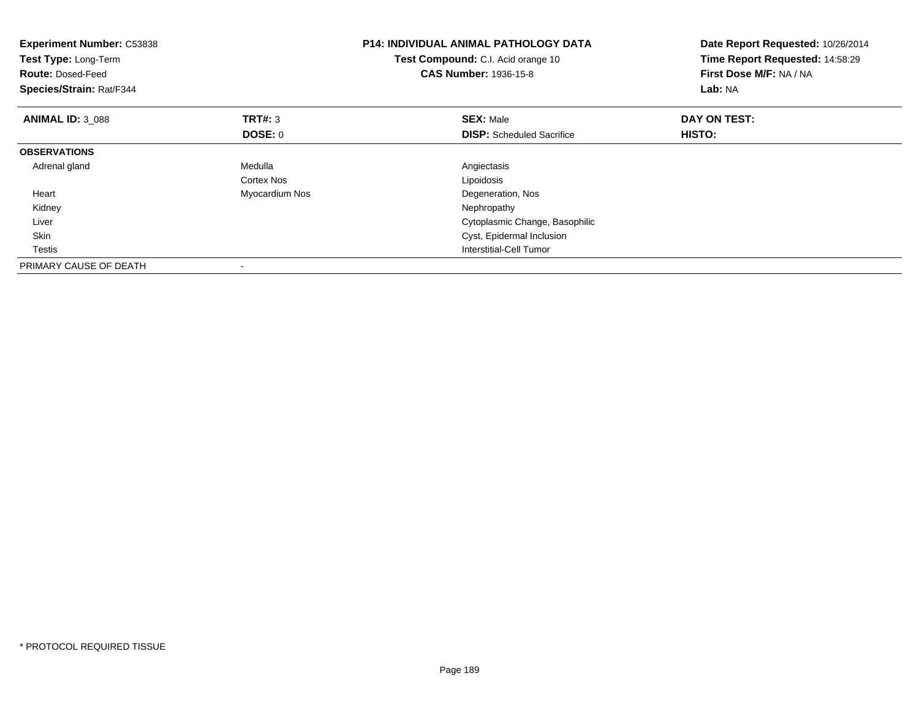| **Experiment Number:** C53838 | **P14: INDIVIDUAL ANIMAL PATHOLOGY DATA** | **Date Report Requested:** 10/26/2014 |
|---|---|---|
| **Test Type:** Long-Term | **Test Compound:** C.I. Acid orange 10 | **Time Report Requested:** 14:58:29 |
| **Route:** Dosed-Feed | **CAS Number:** 1936-15-8 | **First Dose M/F:** NA / NA |
| **Species/Strain:** Rat/F344 | | **Lab:** NA |

| **ANIMAL ID:** 3_088 | **TRT#:** 3 | **SEX:** Male | **DAY ON TEST:** |
|---|---|---|---|
| | **DOSE:** 0 | **DISP:** Scheduled Sacrifice | **HISTO:** |
| **OBSERVATIONS** | | | |
| Adrenal gland | Medulla | Angiectasis | |
| | Cortex Nos | Lipoidosis | |
| Heart | Myocardium Nos | Degeneration, Nos | |
| Kidney | | Nephropathy | |
| Liver | | Cytoplasmic Change, Basophilic | |
| Skin | | Cyst, Epidermal Inclusion | |
| Testis | | Interstitial-Cell Tumor | |
| PRIMARY CAUSE OF DEATH | - | | |

* PROTOCOL REQUIRED TISSUE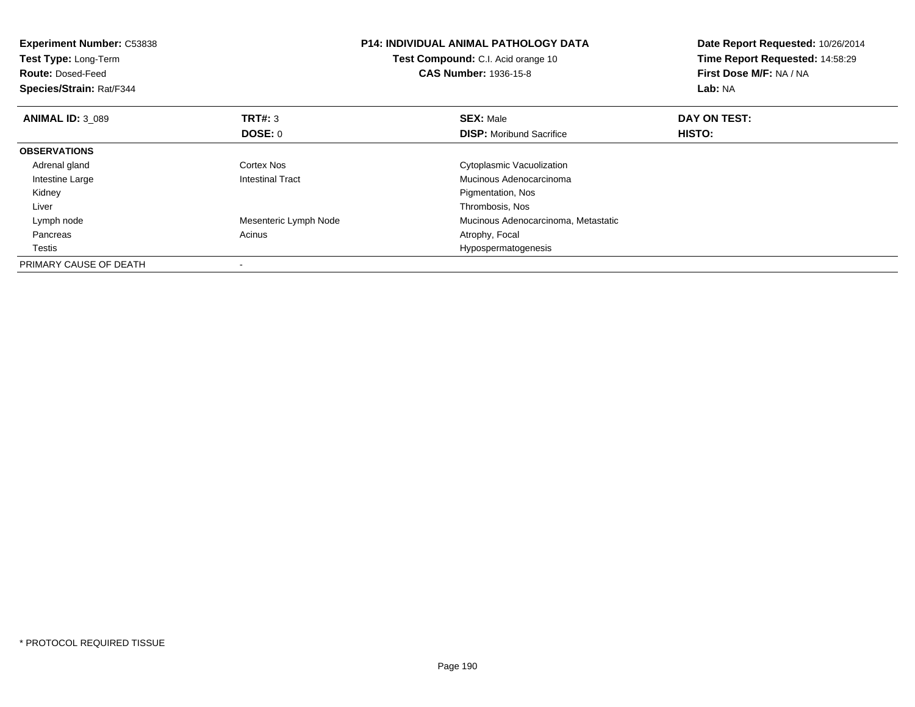**Experiment Number:** C53838
**Test Type:** Long-Term
**Route:** Dosed-Feed
**Species/Strain:** Rat/F344

**P14: INDIVIDUAL ANIMAL PATHOLOGY DATA**
**Test Compound:** C.I. Acid orange 10
**CAS Number:** 1936-15-8

**Date Report Requested:** 10/26/2014
**Time Report Requested:** 14:58:29
**First Dose M/F:** NA / NA
**Lab:** NA

| **ANIMAL ID:** 3_089 | **TRT#:** 3 | **SEX:** Male | **DAY ON TEST:** |
|---|---|---|---|
| | **DOSE:** 0 | **DISP:** Moribund Sacrifice | **HISTO:** |
| **OBSERVATIONS** | | | |
| Adrenal gland | Cortex Nos | Cytoplasmic Vacuolization | |
| Intestine Large | Intestinal Tract | Mucinous Adenocarcinoma | |
| Kidney | | Pigmentation, Nos | |
| Liver | | Thrombosis, Nos | |
| Lymph node | Mesenteric Lymph Node | Mucinous Adenocarcinoma, Metastatic | |
| Pancreas | Acinus | Atrophy, Focal | |
| Testis | | Hypospermatogenesis | |
| PRIMARY CAUSE OF DEATH | - | | |

* PROTOCOL REQUIRED TISSUE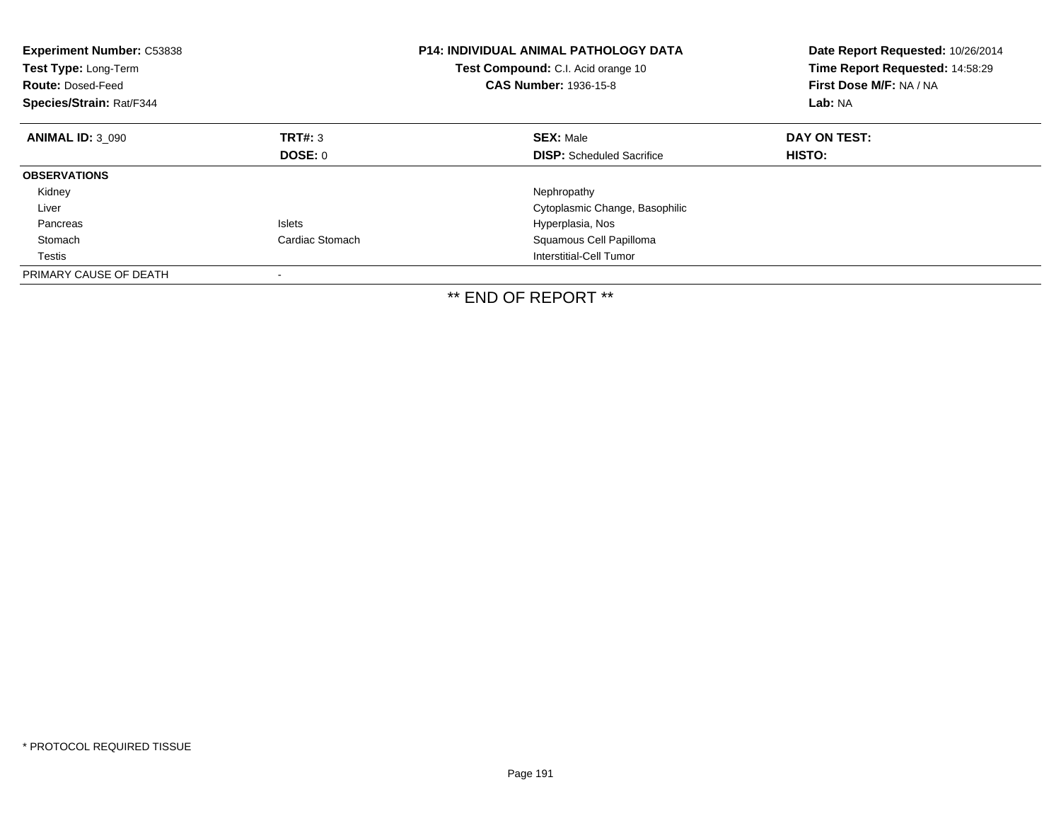**Experiment Number:** C53838
**Test Type:** Long-Term
**Route:** Dosed-Feed
**Species/Strain:** Rat/F344

**P14: INDIVIDUAL ANIMAL PATHOLOGY DATA**
**Test Compound:** C.I. Acid orange 10
**CAS Number:** 1936-15-8

**Date Report Requested:** 10/26/2014
**Time Report Requested:** 14:58:29
**First Dose M/F:** NA / NA
**Lab:** NA

| **ANIMAL ID:** 3_090 | **TRT#:** 3 | **SEX:** Male | **DAY ON TEST:** |
|---|---|---|---|
| | **DOSE:** 0 | **DISP:** Scheduled Sacrifice | **HISTO:** |
| **OBSERVATIONS** | | | |
| Kidney | | Nephropathy | |
| Liver | | Cytoplasmic Change, Basophilic | |
| Pancreas | Islets | Hyperplasia, Nos | |
| Stomach | Cardiac Stomach | Squamous Cell Papilloma | |
| Testis | | Interstitial-Cell Tumor | |
| PRIMARY CAUSE OF DEATH | - | | |

** END OF REPORT **

* PROTOCOL REQUIRED TISSUE